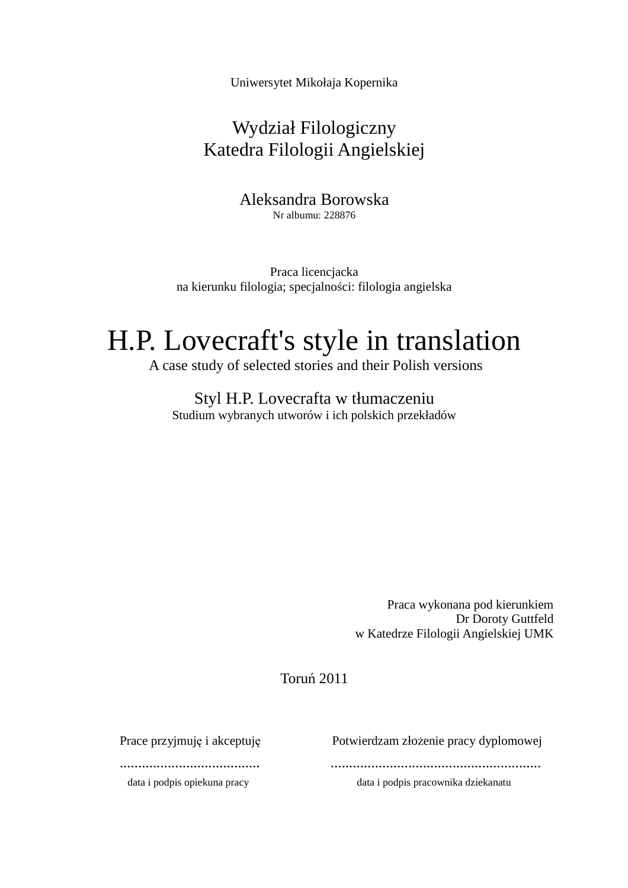Uniwersytet Mikołaja Kopernika

Wydział Filologiczny
Katedra Filologii Angielskiej

Aleksandra Borowska
Nr albumu: 228876

Praca licencjacka
na kierunku filologia; specjalności: filologia angielska

# H.P. Lovecraft's style in translation

A case study of selected stories and their Polish versions

## Styl H.P. Lovecrafta w tłumaczeniu

Studium wybranych utworów i ich polskich przekładów

Praca wykonana pod kierunkiem
Dr Doroty Guttfeld
w Katedrze Filologii Angielskiej UMK

Toruń 2011

| Prace przyjmuję i akceptuję | Potwierdzam złożenie pracy dyplomowej |
|---|---|
| ..................................... | ........................................................ |
| data i podpis opiekuna pracy | data i podpis pracownika dziekanatu |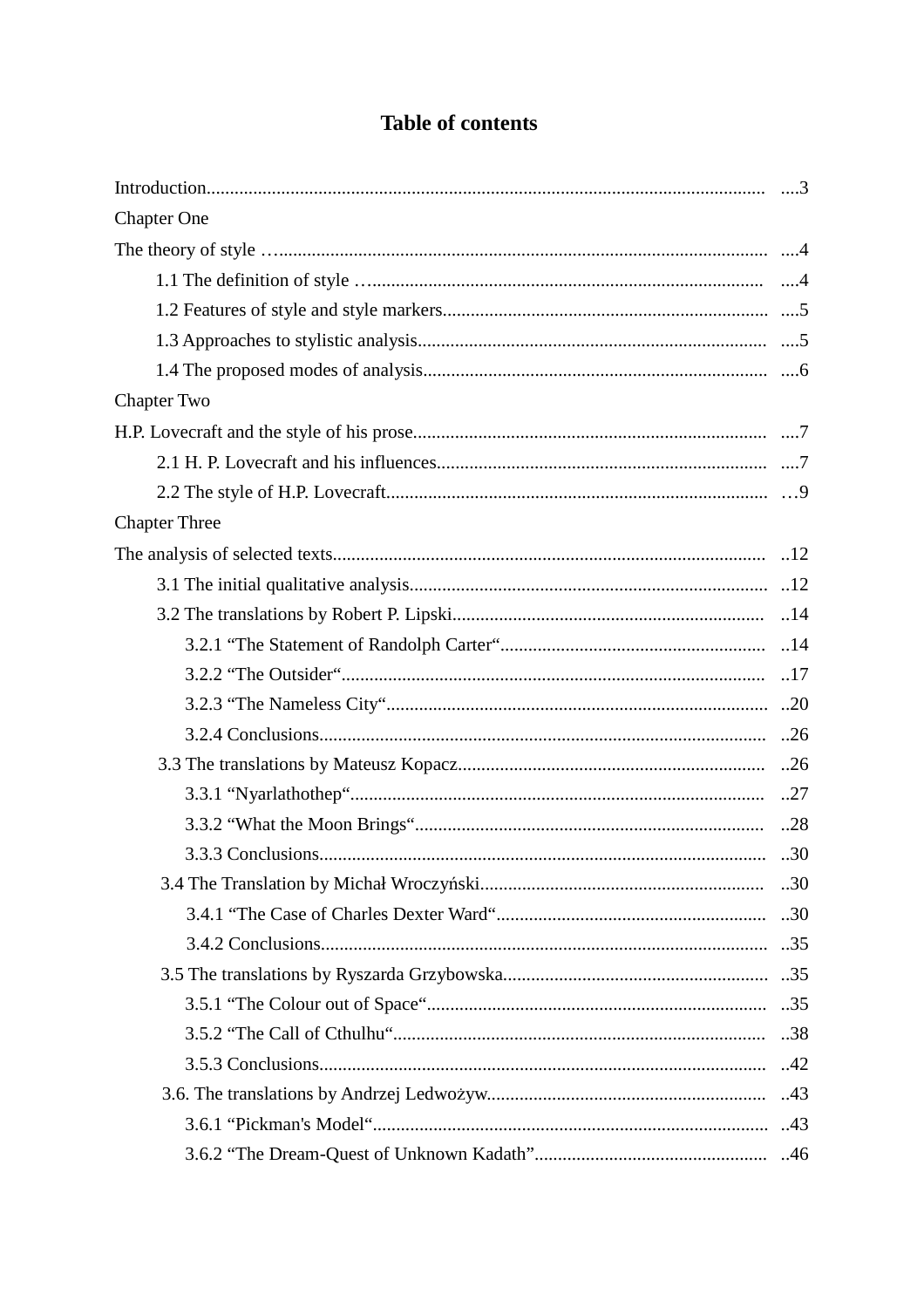# Table of contents

Introduction........................................................................................................................ ....3

Chapter One

The theory of style …........................................................................................................ ....4

- 1.1 The definition of style …................................................................................... ....4
- 1.2 Features of style and style markers.................................................................... ....5
- 1.3 Approaches to stylistic analysis......................................................................... ....5
- 1.4 The proposed modes of analysis........................................................................ ....6

Chapter Two

H.P. Lovecraft and the style of his prose........................................................................... ....7

- 2.1 H. P. Lovecraft and his influences...................................................................... ....7
- 2.2 The style of H.P. Lovecraft................................................................................. …9

Chapter Three

The analysis of selected texts............................................................................................ ..12

- 3.1 The initial qualitative analysis............................................................................ ..12
- 3.2 The translations by Robert P. Lipski.................................................................. ..14
  - 3.2.1 "The Statement of Randolph Carter"......................................................... ..14
  - 3.2.2 "The Outsider"........................................................................................... ..17
  - 3.2.3 "The Nameless City".................................................................................. ..20
  - 3.2.4 Conclusions................................................................................................ ..26
- 3.3 The translations by Mateusz Kopacz.................................................................. ..26
  - 3.3.1 "Nyarlathothep"......................................................................................... ..27
  - 3.3.2 "What the Moon Brings"........................................................................... ..28
  - 3.3.3 Conclusions................................................................................................ ..30
- 3.4 The Translation by Michał Wroczyński............................................................. ..30
  - 3.4.1 "The Case of Charles Dexter Ward".......................................................... ..30
  - 3.4.2 Conclusions................................................................................................ ..35
- 3.5 The translations by Ryszarda Grzybowska......................................................... ..35
  - 3.5.1 "The Colour out of Space"......................................................................... ..35
  - 3.5.2 "The Call of Cthulhu"................................................................................ ..38
  - 3.5.3 Conclusions................................................................................................ ..42
- 3.6. The translations by Andrzej Ledwożyw............................................................ ..43
  - 3.6.1 "Pickman's Model"..................................................................................... ..43
  - 3.6.2 "The Dream-Quest of Unknown Kadath"................................................... ..46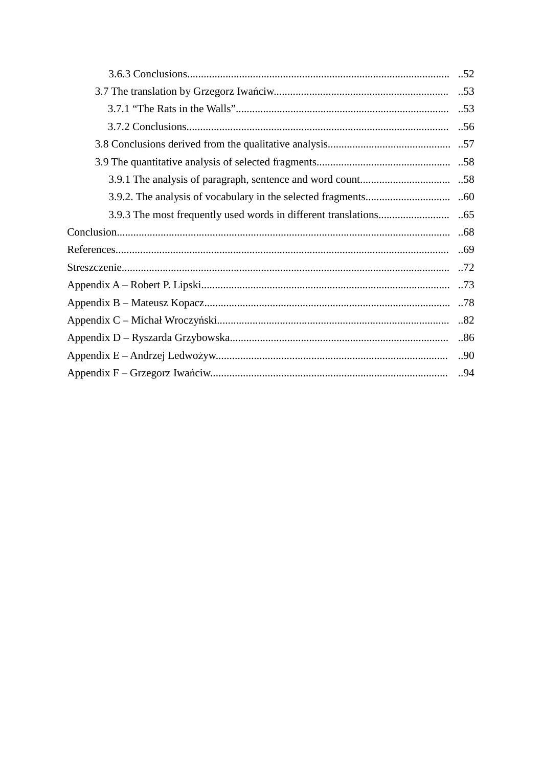3.6.3 Conclusions................................................................................................ ..52

3.7 The translation by Grzegorz Iwańciw................................................................ ..53

3.7.1 “The Rats in the Walls”.............................................................................. ..53

3.7.2 Conclusions................................................................................................ ..56

3.8 Conclusions derived from the qualitative analysis............................................. ..57

3.9 The quantitative analysis of selected fragments................................................. ..58

3.9.1 The analysis of paragraph, sentence and word count................................. ..58

3.9.2. The analysis of vocabulary in the selected fragments............................... ..60

3.9.3 The most frequently used words in different translations.......................... ..65

Conclusion.......................................................................................................................... ..68

References.......................................................................................................................... ..69

Streszczenie........................................................................................................................ ..72

Appendix A – Robert P. Lipski........................................................................................... ..73

Appendix B – Mateusz Kopacz.......................................................................................... ..78

Appendix C – Michał Wroczyński..................................................................................... ..82

Appendix D – Ryszarda Grzybowska................................................................................ ..86

Appendix E – Andrzej Ledwożyw..................................................................................... ..90

Appendix F – Grzegorz Iwańciw....................................................................................... ..94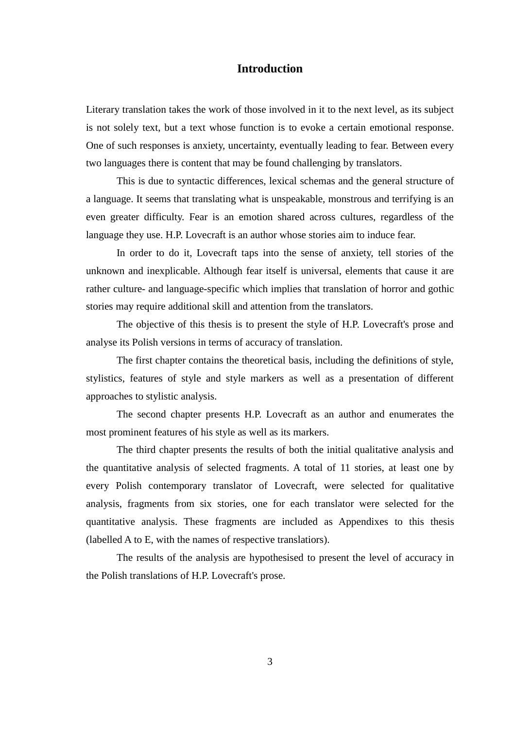# Introduction

Literary translation takes the work of those involved in it to the next level, as its subject is not solely text, but a text whose function is to evoke a certain emotional response. One of such responses is anxiety, uncertainty, eventually leading to fear. Between every two languages there is content that may be found challenging by translators.

This is due to syntactic differences, lexical schemas and the general structure of a language. It seems that translating what is unspeakable, monstrous and terrifying is an even greater difficulty. Fear is an emotion shared across cultures, regardless of the language they use. H.P. Lovecraft is an author whose stories aim to induce fear.

In order to do it, Lovecraft taps into the sense of anxiety, tell stories of the unknown and inexplicable. Although fear itself is universal, elements that cause it are rather culture- and language-specific which implies that translation of horror and gothic stories may require additional skill and attention from the translators.

The objective of this thesis is to present the style of H.P. Lovecraft's prose and analyse its Polish versions in terms of accuracy of translation.

The first chapter contains the theoretical basis, including the definitions of style, stylistics, features of style and style markers as well as a presentation of different approaches to stylistic analysis.

The second chapter presents H.P. Lovecraft as an author and enumerates the most prominent features of his style as well as its markers.

The third chapter presents the results of both the initial qualitative analysis and the quantitative analysis of selected fragments. A total of 11 stories, at least one by every Polish contemporary translator of Lovecraft, were selected for qualitative analysis, fragments from six stories, one for each translator were selected for the quantitative analysis. These fragments are included as Appendixes to this thesis (labelled A to E, with the names of respective translatiors).

The results of the analysis are hypothesised to present the level of accuracy in the Polish translations of H.P. Lovecraft's prose.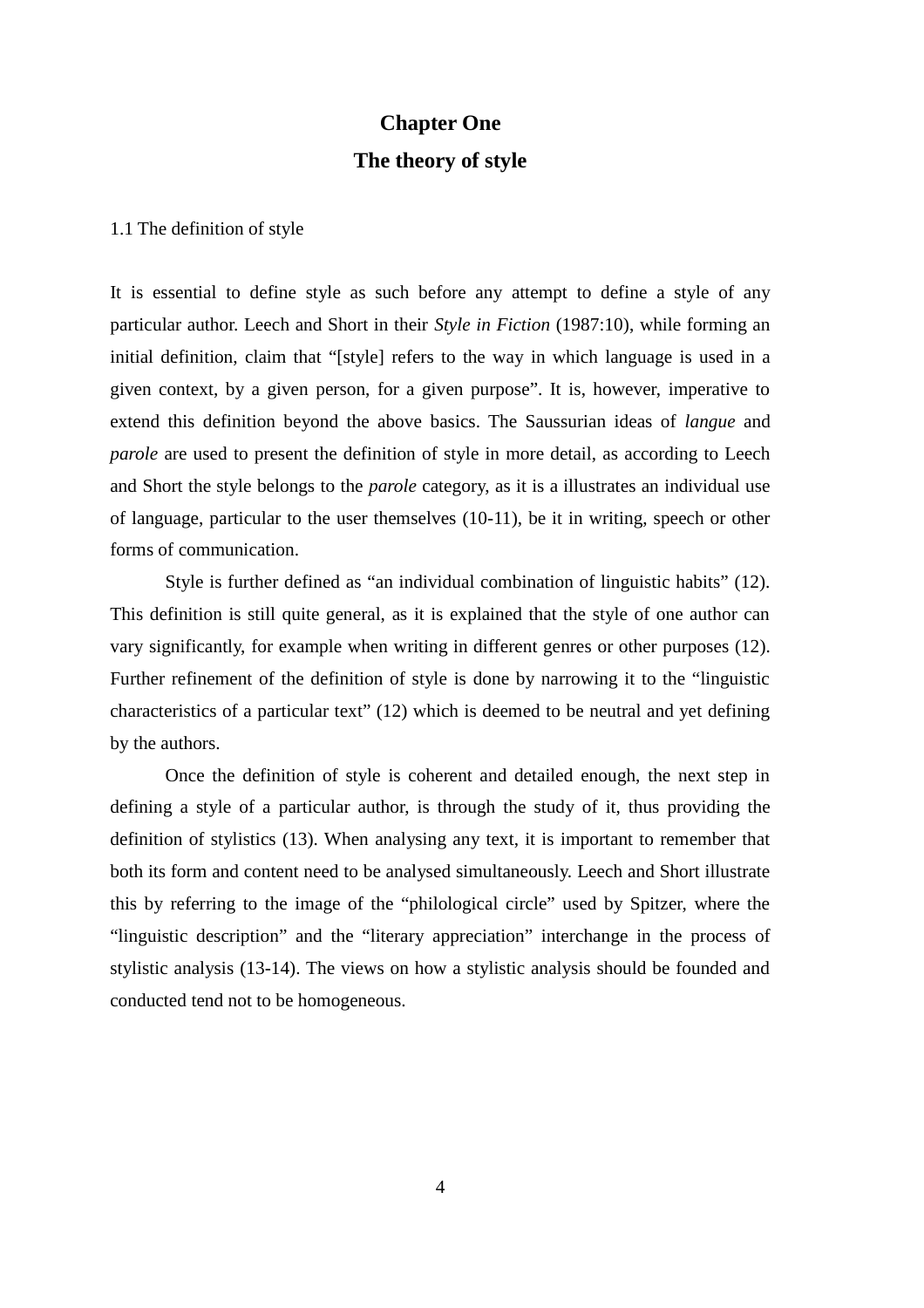# Chapter One

# The theory of style

## 1.1 The definition of style

It is essential to define style as such before any attempt to define a style of any particular author. Leech and Short in their *Style in Fiction* (1987:10), while forming an initial definition, claim that "[style] refers to the way in which language is used in a given context, by a given person, for a given purpose". It is, however, imperative to extend this definition beyond the above basics. The Saussurian ideas of *langue* and *parole* are used to present the definition of style in more detail, as according to Leech and Short the style belongs to the *parole* category, as it is a illustrates an individual use of language, particular to the user themselves (10-11), be it in writing, speech or other forms of communication.

Style is further defined as "an individual combination of linguistic habits" (12). This definition is still quite general, as it is explained that the style of one author can vary significantly, for example when writing in different genres or other purposes (12). Further refinement of the definition of style is done by narrowing it to the "linguistic characteristics of a particular text" (12) which is deemed to be neutral and yet defining by the authors.

Once the definition of style is coherent and detailed enough, the next step in defining a style of a particular author, is through the study of it, thus providing the definition of stylistics (13). When analysing any text, it is important to remember that both its form and content need to be analysed simultaneously. Leech and Short illustrate this by referring to the image of the "philological circle" used by Spitzer, where the "linguistic description" and the "literary appreciation" interchange in the process of stylistic analysis (13-14). The views on how a stylistic analysis should be founded and conducted tend not to be homogeneous.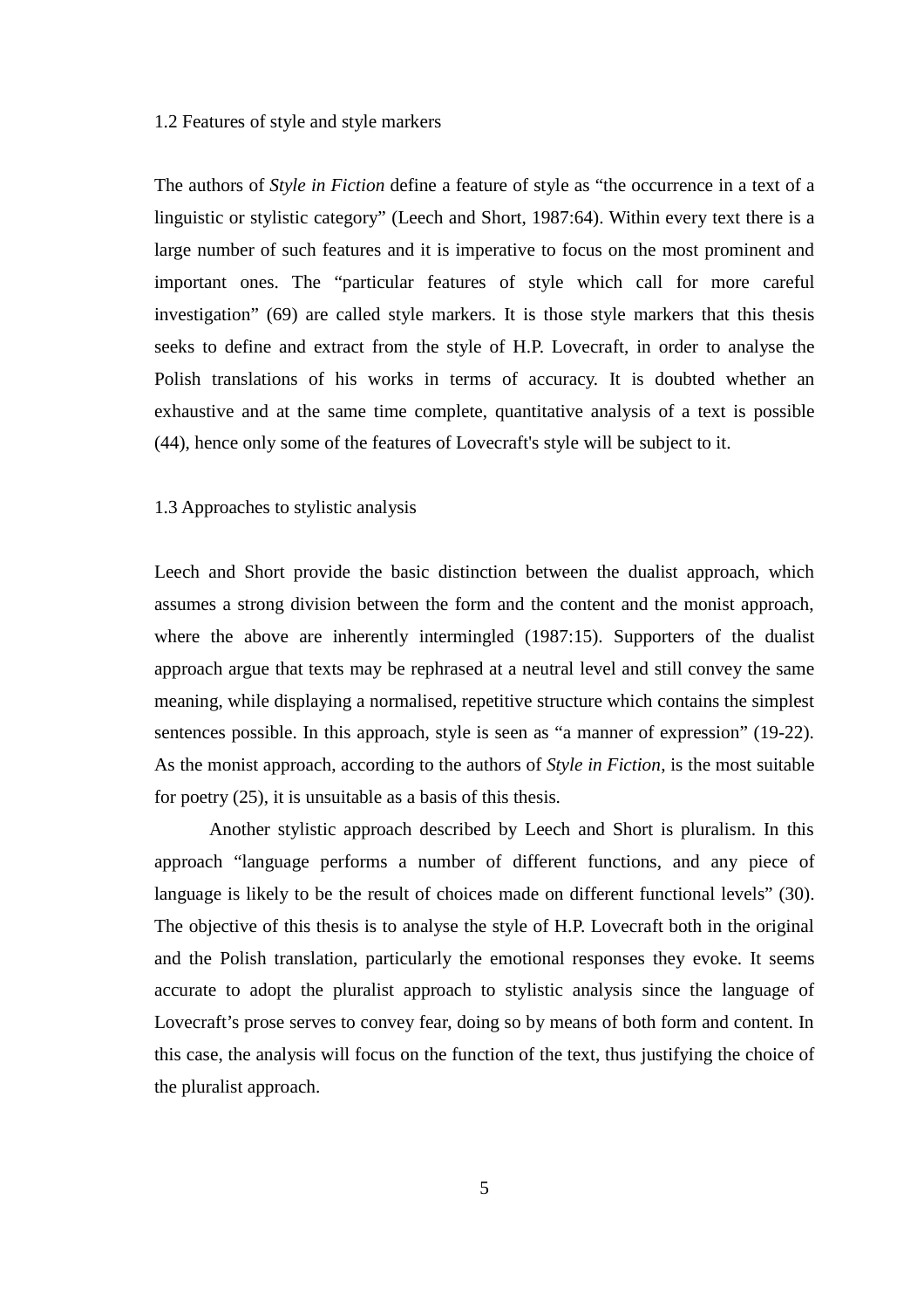## 1.2 Features of style and style markers

The authors of *Style in Fiction* define a feature of style as “the occurrence in a text of a linguistic or stylistic category” (Leech and Short, 1987:64). Within every text there is a large number of such features and it is imperative to focus on the most prominent and important ones. The “particular features of style which call for more careful investigation” (69) are called style markers. It is those style markers that this thesis seeks to define and extract from the style of H.P. Lovecraft, in order to analyse the Polish translations of his works in terms of accuracy. It is doubted whether an exhaustive and at the same time complete, quantitative analysis of a text is possible (44), hence only some of the features of Lovecraft's style will be subject to it.

## 1.3 Approaches to stylistic analysis

Leech and Short provide the basic distinction between the dualist approach, which assumes a strong division between the form and the content and the monist approach, where the above are inherently intermingled (1987:15). Supporters of the dualist approach argue that texts may be rephrased at a neutral level and still convey the same meaning, while displaying a normalised, repetitive structure which contains the simplest sentences possible. In this approach, style is seen as “a manner of expression” (19-22). As the monist approach, according to the authors of *Style in Fiction*, is the most suitable for poetry (25), it is unsuitable as a basis of this thesis.

Another stylistic approach described by Leech and Short is pluralism. In this approach “language performs a number of different functions, and any piece of language is likely to be the result of choices made on different functional levels” (30). The objective of this thesis is to analyse the style of H.P. Lovecraft both in the original and the Polish translation, particularly the emotional responses they evoke. It seems accurate to adopt the pluralist approach to stylistic analysis since the language of Lovecraft’s prose serves to convey fear, doing so by means of both form and content. In this case, the analysis will focus on the function of the text, thus justifying the choice of the pluralist approach.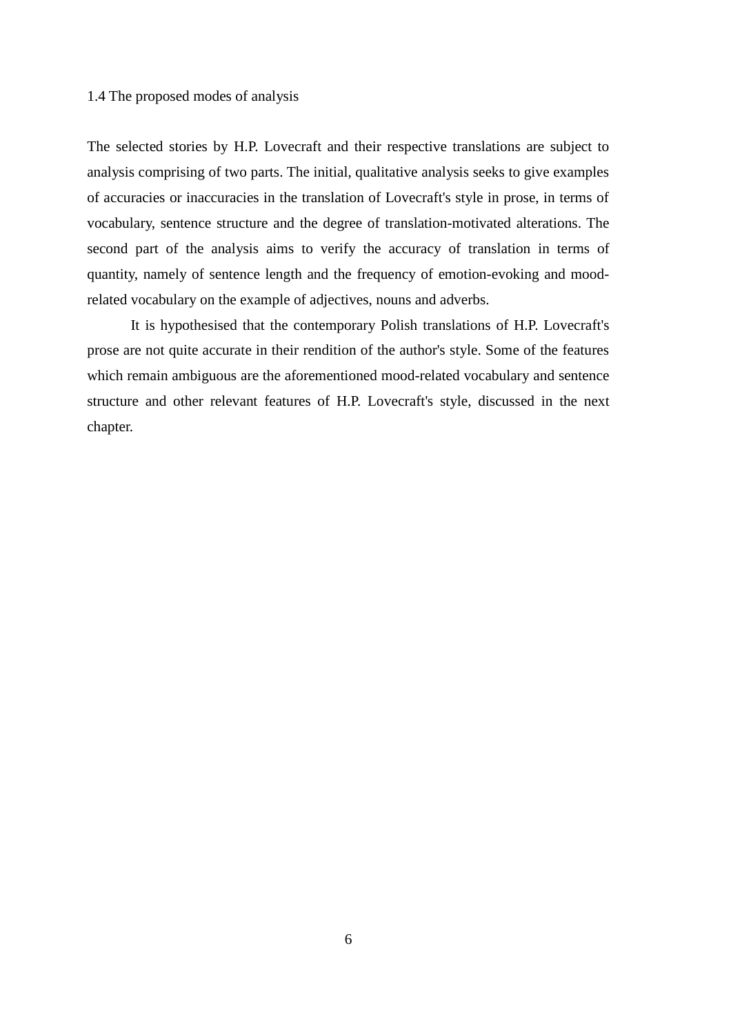### 1.4 The proposed modes of analysis

The selected stories by H.P. Lovecraft and their respective translations are subject to analysis comprising of two parts. The initial, qualitative analysis seeks to give examples of accuracies or inaccuracies in the translation of Lovecraft's style in prose, in terms of vocabulary, sentence structure and the degree of translation-motivated alterations. The second part of the analysis aims to verify the accuracy of translation in terms of quantity, namely of sentence length and the frequency of emotion-evoking and mood-related vocabulary on the example of adjectives, nouns and adverbs.

It is hypothesised that the contemporary Polish translations of H.P. Lovecraft's prose are not quite accurate in their rendition of the author's style. Some of the features which remain ambiguous are the aforementioned mood-related vocabulary and sentence structure and other relevant features of H.P. Lovecraft's style, discussed in the next chapter.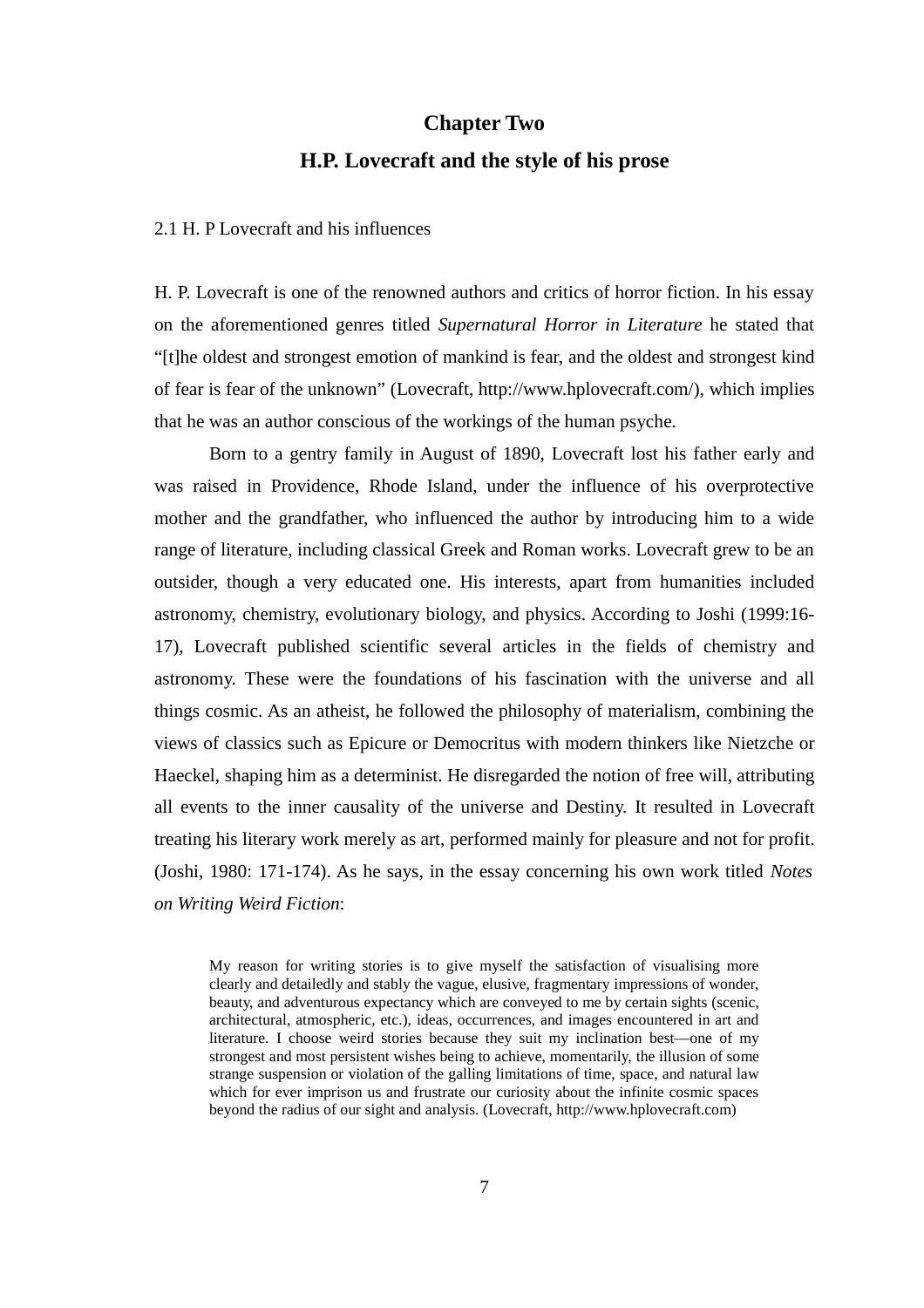# Chapter Two

# H.P. Lovecraft and the style of his prose

## 2.1 H. P Lovecraft and his influences

H. P. Lovecraft is one of the renowned authors and critics of horror fiction. In his essay on the aforementioned genres titled *Supernatural Horror in Literature* he stated that "[t]he oldest and strongest emotion of mankind is fear, and the oldest and strongest kind of fear is fear of the unknown" (Lovecraft, http://www.hplovecraft.com/), which implies that he was an author conscious of the workings of the human psyche.

Born to a gentry family in August of 1890, Lovecraft lost his father early and was raised in Providence, Rhode Island, under the influence of his overprotective mother and the grandfather, who influenced the author by introducing him to a wide range of literature, including classical Greek and Roman works. Lovecraft grew to be an outsider, though a very educated one. His interests, apart from humanities included astronomy, chemistry, evolutionary biology, and physics. According to Joshi (1999:16-17), Lovecraft published scientific several articles in the fields of chemistry and astronomy. These were the foundations of his fascination with the universe and all things cosmic. As an atheist, he followed the philosophy of materialism, combining the views of classics such as Epicure or Democritus with modern thinkers like Nietzche or Haeckel, shaping him as a determinist. He disregarded the notion of free will, attributing all events to the inner causality of the universe and Destiny. It resulted in Lovecraft treating his literary work merely as art, performed mainly for pleasure and not for profit. (Joshi, 1980: 171-174). As he says, in the essay concerning his own work titled *Notes on Writing Weird Fiction*:

> My reason for writing stories is to give myself the satisfaction of visualising more clearly and detailedly and stably the vague, elusive, fragmentary impressions of wonder, beauty, and adventurous expectancy which are conveyed to me by certain sights (scenic, architectural, atmospheric, etc.), ideas, occurrences, and images encountered in art and literature. I choose weird stories because they suit my inclination best—one of my strongest and most persistent wishes being to achieve, momentarily, the illusion of some strange suspension or violation of the galling limitations of time, space, and natural law which for ever imprison us and frustrate our curiosity about the infinite cosmic spaces beyond the radius of our sight and analysis. (Lovecraft, http://www.hplovecraft.com)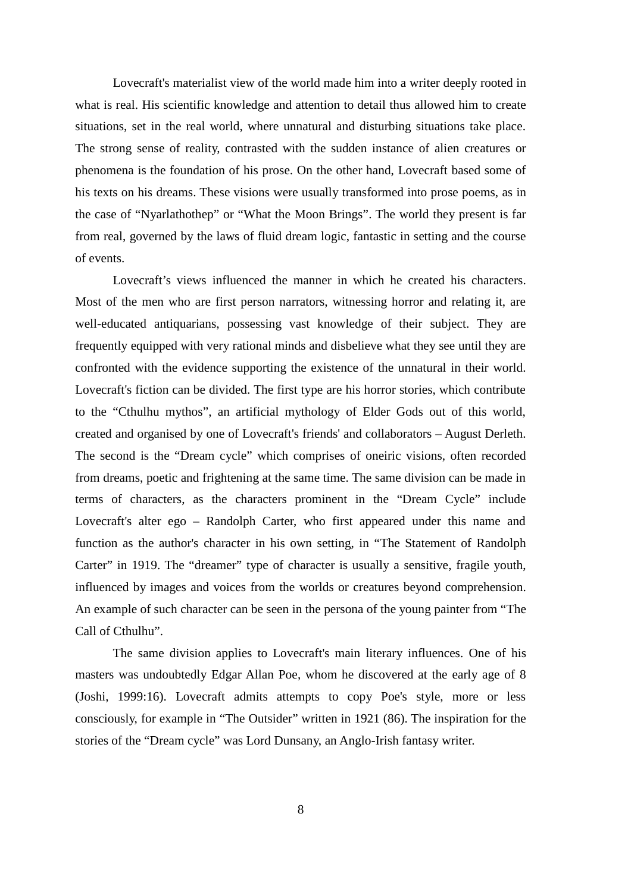Lovecraft's materialist view of the world made him into a writer deeply rooted in what is real. His scientific knowledge and attention to detail thus allowed him to create situations, set in the real world, where unnatural and disturbing situations take place. The strong sense of reality, contrasted with the sudden instance of alien creatures or phenomena is the foundation of his prose. On the other hand, Lovecraft based some of his texts on his dreams. These visions were usually transformed into prose poems, as in the case of "Nyarlathothep" or "What the Moon Brings". The world they present is far from real, governed by the laws of fluid dream logic, fantastic in setting and the course of events.

Lovecraft's views influenced the manner in which he created his characters. Most of the men who are first person narrators, witnessing horror and relating it, are well-educated antiquarians, possessing vast knowledge of their subject. They are frequently equipped with very rational minds and disbelieve what they see until they are confronted with the evidence supporting the existence of the unnatural in their world. Lovecraft's fiction can be divided. The first type are his horror stories, which contribute to the "Cthulhu mythos", an artificial mythology of Elder Gods out of this world, created and organised by one of Lovecraft's friends' and collaborators – August Derleth. The second is the "Dream cycle" which comprises of oneiric visions, often recorded from dreams, poetic and frightening at the same time. The same division can be made in terms of characters, as the characters prominent in the "Dream Cycle" include Lovecraft's alter ego – Randolph Carter, who first appeared under this name and function as the author's character in his own setting, in "The Statement of Randolph Carter" in 1919. The "dreamer" type of character is usually a sensitive, fragile youth, influenced by images and voices from the worlds or creatures beyond comprehension. An example of such character can be seen in the persona of the young painter from "The Call of Cthulhu".

The same division applies to Lovecraft's main literary influences. One of his masters was undoubtedly Edgar Allan Poe, whom he discovered at the early age of 8 (Joshi, 1999:16). Lovecraft admits attempts to copy Poe's style, more or less consciously, for example in "The Outsider" written in 1921 (86). The inspiration for the stories of the "Dream cycle" was Lord Dunsany, an Anglo-Irish fantasy writer.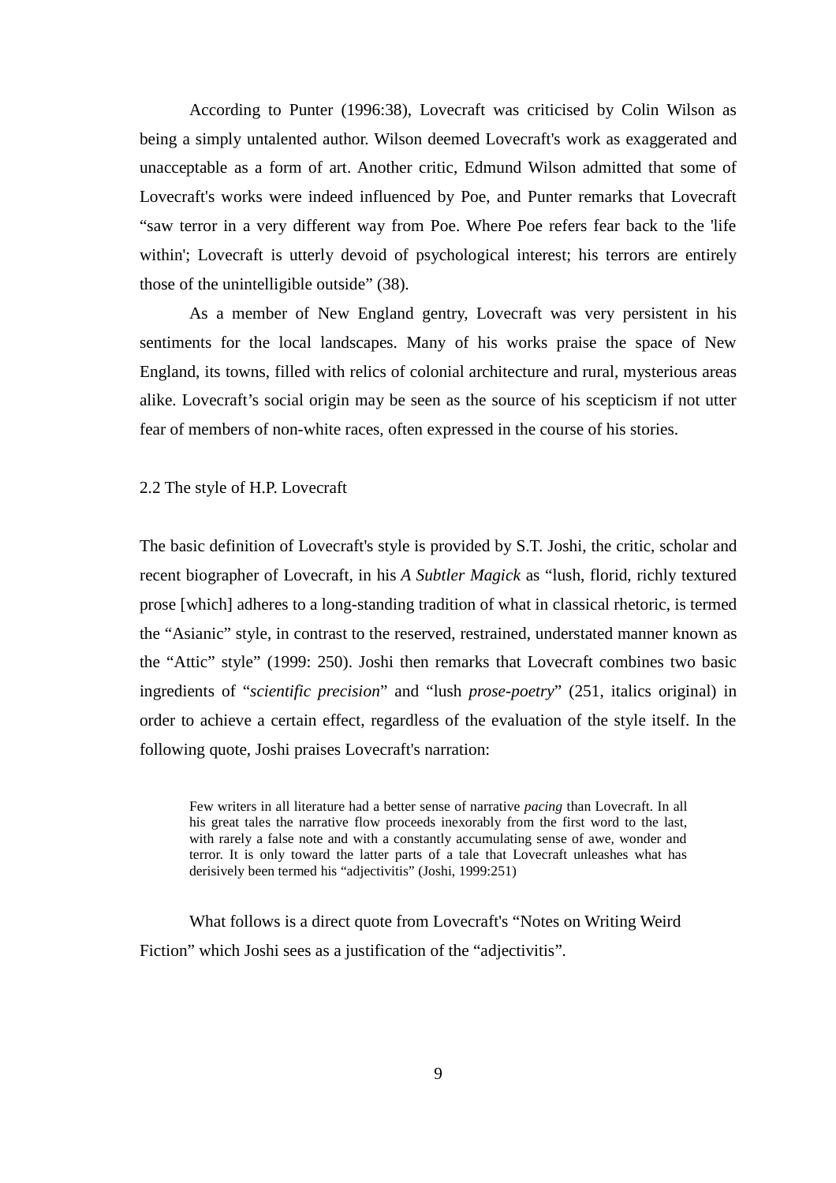According to Punter (1996:38), Lovecraft was criticised by Colin Wilson as being a simply untalented author. Wilson deemed Lovecraft's work as exaggerated and unacceptable as a form of art. Another critic, Edmund Wilson admitted that some of Lovecraft's works were indeed influenced by Poe, and Punter remarks that Lovecraft "saw terror in a very different way from Poe. Where Poe refers fear back to the 'life within'; Lovecraft is utterly devoid of psychological interest; his terrors are entirely those of the unintelligible outside" (38).

As a member of New England gentry, Lovecraft was very persistent in his sentiments for the local landscapes. Many of his works praise the space of New England, its towns, filled with relics of colonial architecture and rural, mysterious areas alike. Lovecraft's social origin may be seen as the source of his scepticism if not utter fear of members of non-white races, often expressed in the course of his stories.

## 2.2 The style of H.P. Lovecraft

The basic definition of Lovecraft's style is provided by S.T. Joshi, the critic, scholar and recent biographer of Lovecraft, in his *A Subtler Magick* as "lush, florid, richly textured prose [which] adheres to a long-standing tradition of what in classical rhetoric, is termed the "Asianic" style, in contrast to the reserved, restrained, understated manner known as the "Attic" style" (1999: 250). Joshi then remarks that Lovecraft combines two basic ingredients of "*scientific precision*" and "lush *prose-poetry*" (251, italics original) in order to achieve a certain effect, regardless of the evaluation of the style itself. In the following quote, Joshi praises Lovecraft's narration:

> Few writers in all literature had a better sense of narrative *pacing* than Lovecraft. In all his great tales the narrative flow proceeds inexorably from the first word to the last, with rarely a false note and with a constantly accumulating sense of awe, wonder and terror. It is only toward the latter parts of a tale that Lovecraft unleashes what has derisively been termed his "adjectivitis" (Joshi, 1999:251)

What follows is a direct quote from Lovecraft's "Notes on Writing Weird Fiction" which Joshi sees as a justification of the "adjectivitis".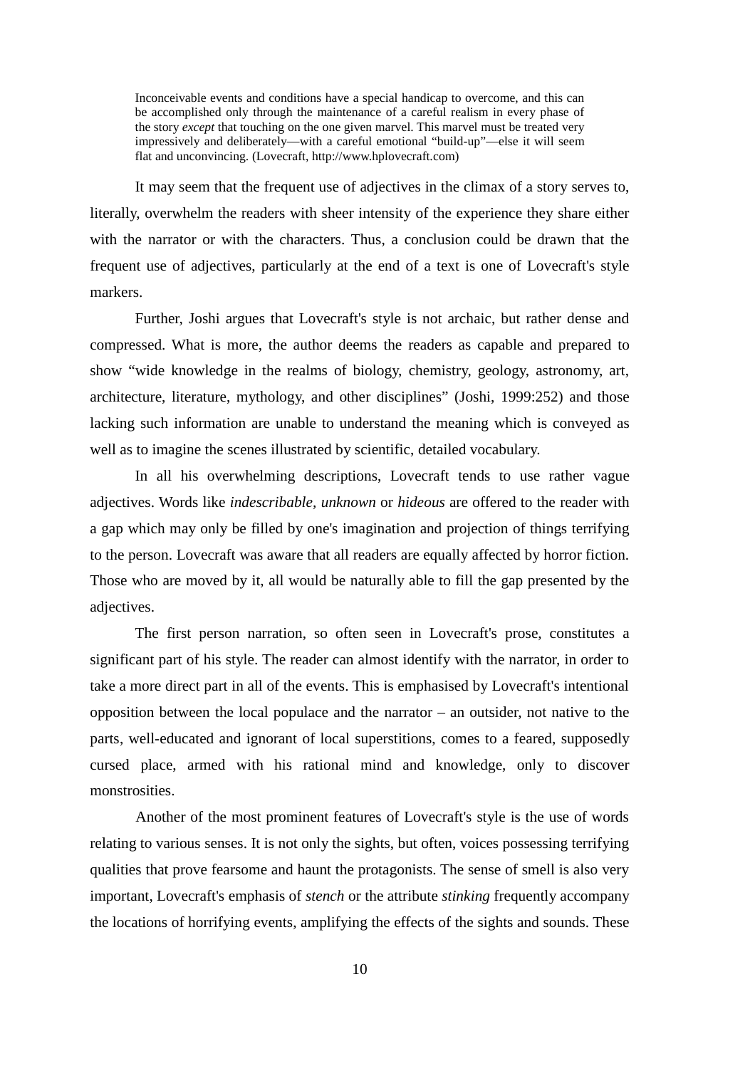> Inconceivable events and conditions have a special handicap to overcome, and this can be accomplished only through the maintenance of a careful realism in every phase of the story *except* that touching on the one given marvel. This marvel must be treated very impressively and deliberately—with a careful emotional "build-up"—else it will seem flat and unconvincing. (Lovecraft, http://www.hplovecraft.com)

It may seem that the frequent use of adjectives in the climax of a story serves to, literally, overwhelm the readers with sheer intensity of the experience they share either with the narrator or with the characters. Thus, a conclusion could be drawn that the frequent use of adjectives, particularly at the end of a text is one of Lovecraft's style markers.

Further, Joshi argues that Lovecraft's style is not archaic, but rather dense and compressed. What is more, the author deems the readers as capable and prepared to show "wide knowledge in the realms of biology, chemistry, geology, astronomy, art, architecture, literature, mythology, and other disciplines" (Joshi, 1999:252) and those lacking such information are unable to understand the meaning which is conveyed as well as to imagine the scenes illustrated by scientific, detailed vocabulary.

In all his overwhelming descriptions, Lovecraft tends to use rather vague adjectives. Words like *indescribable*, *unknown* or *hideous* are offered to the reader with a gap which may only be filled by one's imagination and projection of things terrifying to the person. Lovecraft was aware that all readers are equally affected by horror fiction. Those who are moved by it, all would be naturally able to fill the gap presented by the adjectives.

The first person narration, so often seen in Lovecraft's prose, constitutes a significant part of his style. The reader can almost identify with the narrator, in order to take a more direct part in all of the events. This is emphasised by Lovecraft's intentional opposition between the local populace and the narrator – an outsider, not native to the parts, well-educated and ignorant of local superstitions, comes to a feared, supposedly cursed place, armed with his rational mind and knowledge, only to discover monstrosities.

Another of the most prominent features of Lovecraft's style is the use of words relating to various senses. It is not only the sights, but often, voices possessing terrifying qualities that prove fearsome and haunt the protagonists. The sense of smell is also very important, Lovecraft's emphasis of *stench* or the attribute *stinking* frequently accompany the locations of horrifying events, amplifying the effects of the sights and sounds. These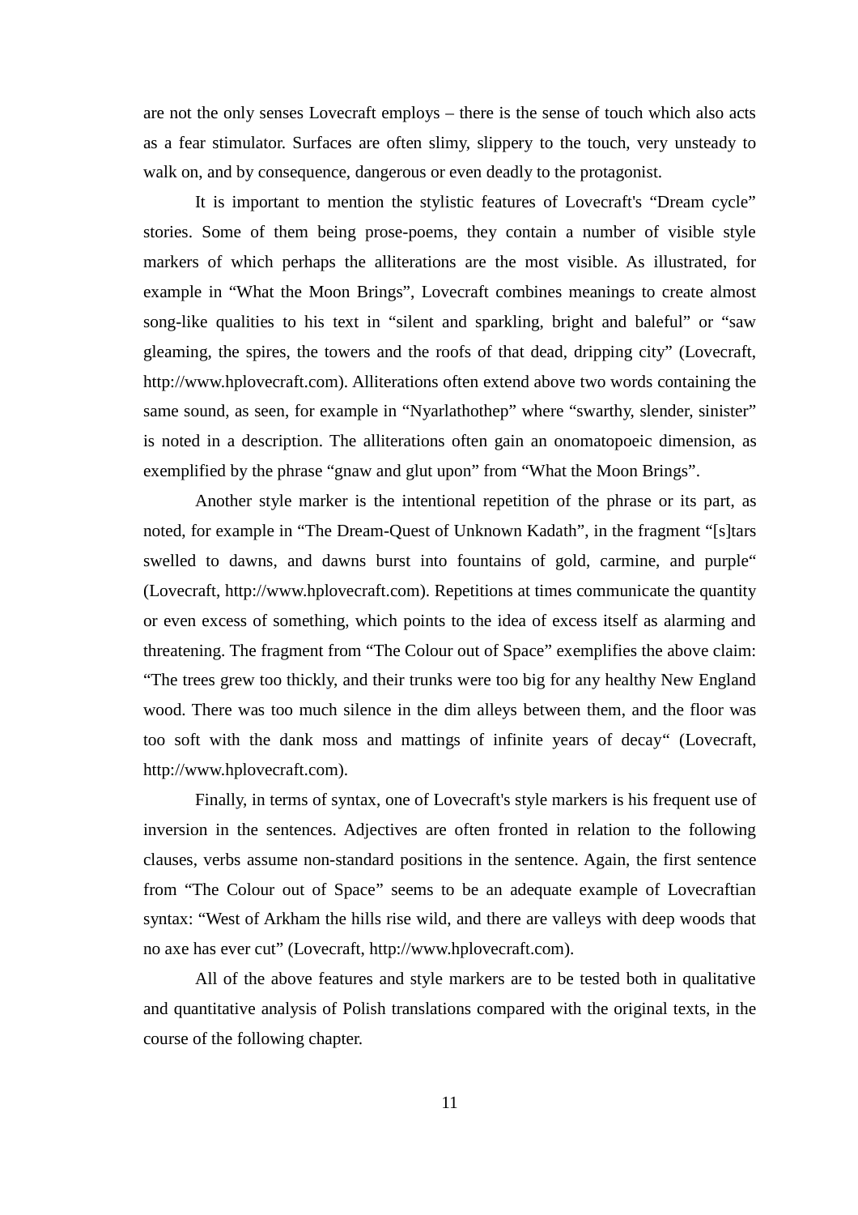are not the only senses Lovecraft employs – there is the sense of touch which also acts as a fear stimulator. Surfaces are often slimy, slippery to the touch, very unsteady to walk on, and by consequence, dangerous or even deadly to the protagonist.

It is important to mention the stylistic features of Lovecraft's "Dream cycle" stories. Some of them being prose-poems, they contain a number of visible style markers of which perhaps the alliterations are the most visible. As illustrated, for example in "What the Moon Brings", Lovecraft combines meanings to create almost song-like qualities to his text in "silent and sparkling, bright and baleful" or "saw gleaming, the spires, the towers and the roofs of that dead, dripping city" (Lovecraft, http://www.hplovecraft.com). Alliterations often extend above two words containing the same sound, as seen, for example in "Nyarlathothep" where "swarthy, slender, sinister" is noted in a description. The alliterations often gain an onomatopoeic dimension, as exemplified by the phrase "gnaw and glut upon" from "What the Moon Brings".

Another style marker is the intentional repetition of the phrase or its part, as noted, for example in "The Dream-Quest of Unknown Kadath", in the fragment "[s]tars swelled to dawns, and dawns burst into fountains of gold, carmine, and purple" (Lovecraft, http://www.hplovecraft.com). Repetitions at times communicate the quantity or even excess of something, which points to the idea of excess itself as alarming and threatening. The fragment from "The Colour out of Space" exemplifies the above claim: "The trees grew too thickly, and their trunks were too big for any healthy New England wood. There was too much silence in the dim alleys between them, and the floor was too soft with the dank moss and mattings of infinite years of decay" (Lovecraft, http://www.hplovecraft.com).

Finally, in terms of syntax, one of Lovecraft's style markers is his frequent use of inversion in the sentences. Adjectives are often fronted in relation to the following clauses, verbs assume non-standard positions in the sentence. Again, the first sentence from "The Colour out of Space" seems to be an adequate example of Lovecraftian syntax: "West of Arkham the hills rise wild, and there are valleys with deep woods that no axe has ever cut" (Lovecraft, http://www.hplovecraft.com).

All of the above features and style markers are to be tested both in qualitative and quantitative analysis of Polish translations compared with the original texts, in the course of the following chapter.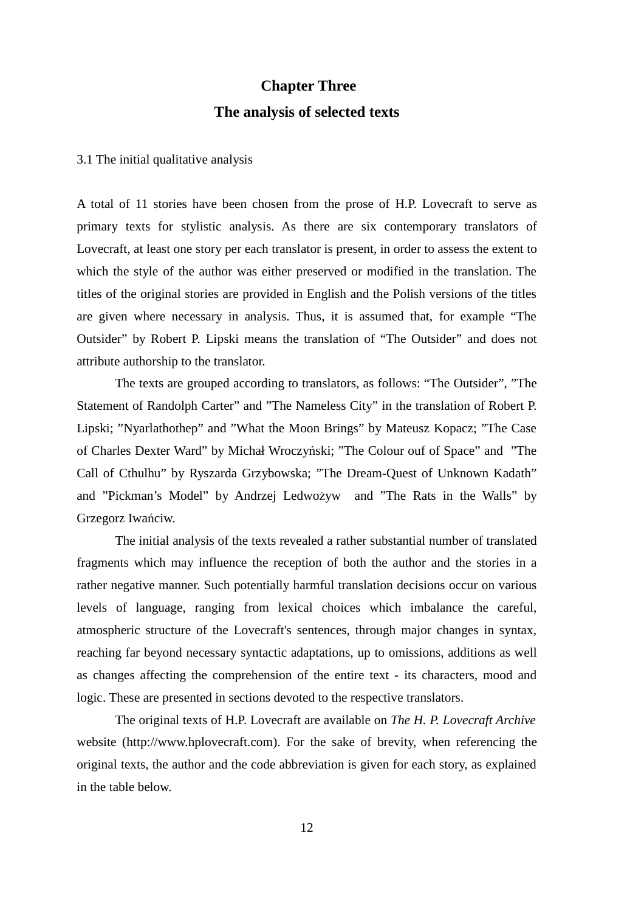# Chapter Three
# The analysis of selected texts

## 3.1 The initial qualitative analysis

A total of 11 stories have been chosen from the prose of H.P. Lovecraft to serve as primary texts for stylistic analysis. As there are six contemporary translators of Lovecraft, at least one story per each translator is present, in order to assess the extent to which the style of the author was either preserved or modified in the translation. The titles of the original stories are provided in English and the Polish versions of the titles are given where necessary in analysis. Thus, it is assumed that, for example "The Outsider" by Robert P. Lipski means the translation of "The Outsider" and does not attribute authorship to the translator.

The texts are grouped according to translators, as follows: "The Outsider", ”The Statement of Randolph Carter" and ”The Nameless City" in the translation of Robert P. Lipski; ”Nyarlathothep" and ”What the Moon Brings" by Mateusz Kopacz; ”The Case of Charles Dexter Ward" by Michał Wroczyński; ”The Colour ouf of Space" and ”The Call of Cthulhu" by Ryszarda Grzybowska; ”The Dream-Quest of Unknown Kadath" and ”Pickman's Model" by Andrzej Ledwożyw and ”The Rats in the Walls" by Grzegorz Iwańciw.

The initial analysis of the texts revealed a rather substantial number of translated fragments which may influence the reception of both the author and the stories in a rather negative manner. Such potentially harmful translation decisions occur on various levels of language, ranging from lexical choices which imbalance the careful, atmospheric structure of the Lovecraft's sentences, through major changes in syntax, reaching far beyond necessary syntactic adaptations, up to omissions, additions as well as changes affecting the comprehension of the entire text - its characters, mood and logic. These are presented in sections devoted to the respective translators.

The original texts of H.P. Lovecraft are available on *The H. P. Lovecraft Archive* website (http://www.hplovecraft.com). For the sake of brevity, when referencing the original texts, the author and the code abbreviation is given for each story, as explained in the table below.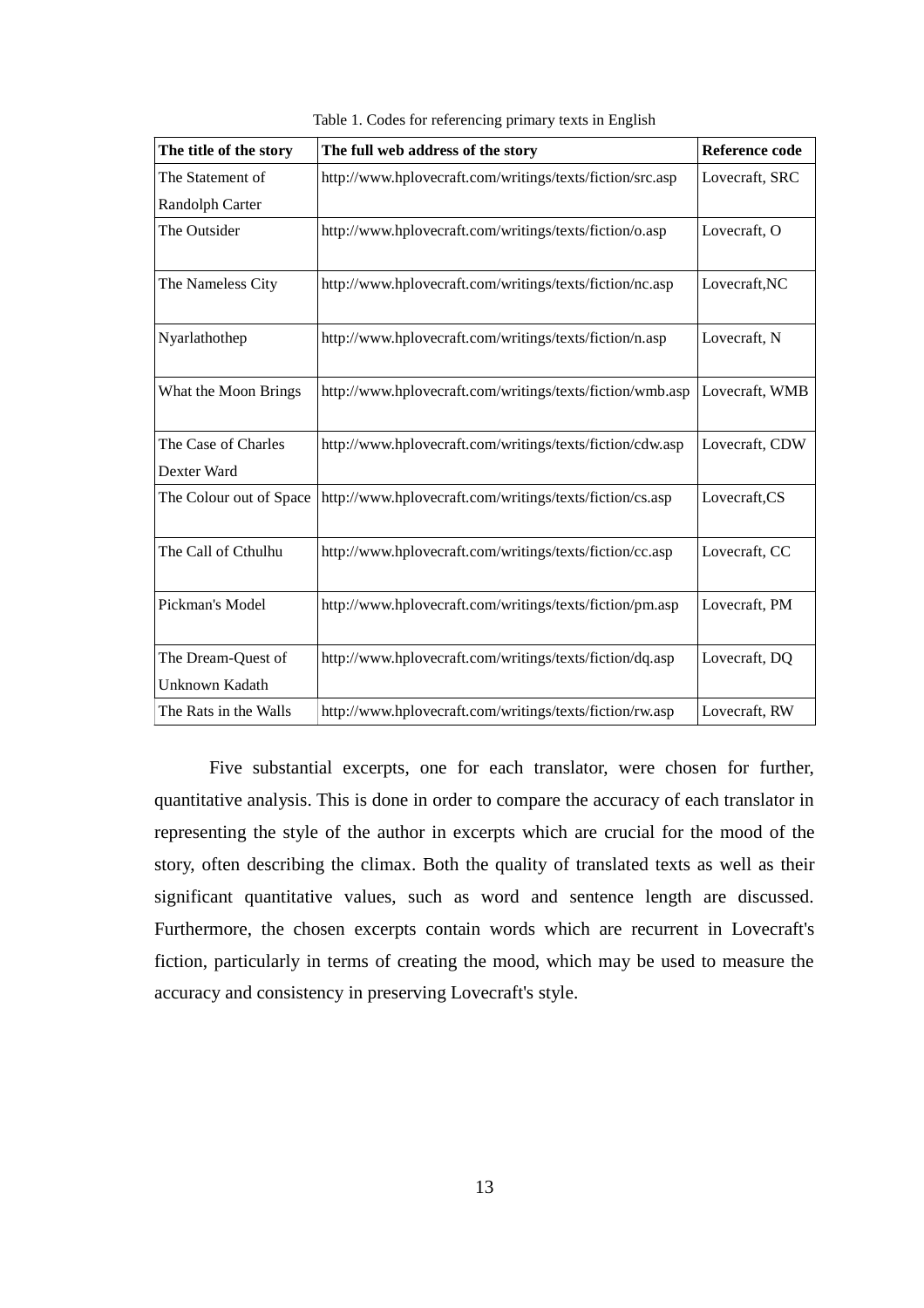Table 1. Codes for referencing primary texts in English

| The title of the story | The full web address of the story | Reference code |
|---|---|---|
| The Statement of Randolph Carter | http://www.hplovecraft.com/writings/texts/fiction/src.asp | Lovecraft, SRC |
| The Outsider | http://www.hplovecraft.com/writings/texts/fiction/o.asp | Lovecraft, O |
| The Nameless City | http://www.hplovecraft.com/writings/texts/fiction/nc.asp | Lovecraft,NC |
| Nyarlathothep | http://www.hplovecraft.com/writings/texts/fiction/n.asp | Lovecraft, N |
| What the Moon Brings | http://www.hplovecraft.com/writings/texts/fiction/wmb.asp | Lovecraft, WMB |
| The Case of Charles Dexter Ward | http://www.hplovecraft.com/writings/texts/fiction/cdw.asp | Lovecraft, CDW |
| The Colour out of Space | http://www.hplovecraft.com/writings/texts/fiction/cs.asp | Lovecraft,CS |
| The Call of Cthulhu | http://www.hplovecraft.com/writings/texts/fiction/cc.asp | Lovecraft, CC |
| Pickman's Model | http://www.hplovecraft.com/writings/texts/fiction/pm.asp | Lovecraft, PM |
| The Dream-Quest of Unknown Kadath | http://www.hplovecraft.com/writings/texts/fiction/dq.asp | Lovecraft, DQ |
| The Rats in the Walls | http://www.hplovecraft.com/writings/texts/fiction/rw.asp | Lovecraft, RW |

Five substantial excerpts, one for each translator, were chosen for further, quantitative analysis. This is done in order to compare the accuracy of each translator in representing the style of the author in excerpts which are crucial for the mood of the story, often describing the climax. Both the quality of translated texts as well as their significant quantitative values, such as word and sentence length are discussed. Furthermore, the chosen excerpts contain words which are recurrent in Lovecraft's fiction, particularly in terms of creating the mood, which may be used to measure the accuracy and consistency in preserving Lovecraft's style.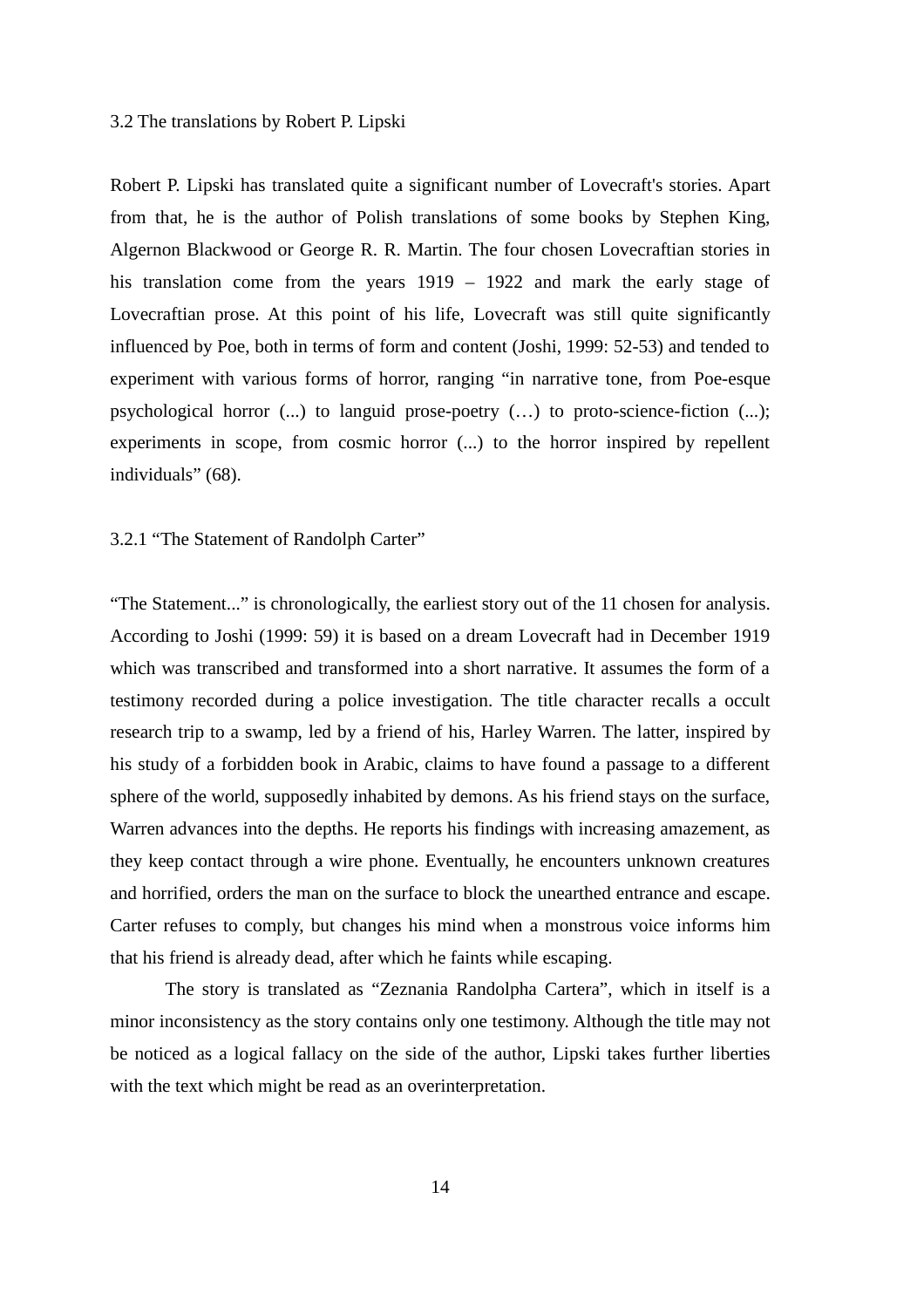### 3.2 The translations by Robert P. Lipski

Robert P. Lipski has translated quite a significant number of Lovecraft's stories. Apart from that, he is the author of Polish translations of some books by Stephen King, Algernon Blackwood or George R. R. Martin. The four chosen Lovecraftian stories in his translation come from the years 1919 – 1922 and mark the early stage of Lovecraftian prose. At this point of his life, Lovecraft was still quite significantly influenced by Poe, both in terms of form and content (Joshi, 1999: 52-53) and tended to experiment with various forms of horror, ranging "in narrative tone, from Poe-esque psychological horror (...) to languid prose-poetry (…) to proto-science-fiction (...); experiments in scope, from cosmic horror (...) to the horror inspired by repellent individuals" (68).

#### 3.2.1 "The Statement of Randolph Carter"

"The Statement..." is chronologically, the earliest story out of the 11 chosen for analysis. According to Joshi (1999: 59) it is based on a dream Lovecraft had in December 1919 which was transcribed and transformed into a short narrative. It assumes the form of a testimony recorded during a police investigation. The title character recalls a occult research trip to a swamp, led by a friend of his, Harley Warren. The latter, inspired by his study of a forbidden book in Arabic, claims to have found a passage to a different sphere of the world, supposedly inhabited by demons. As his friend stays on the surface, Warren advances into the depths. He reports his findings with increasing amazement, as they keep contact through a wire phone. Eventually, he encounters unknown creatures and horrified, orders the man on the surface to block the unearthed entrance and escape. Carter refuses to comply, but changes his mind when a monstrous voice informs him that his friend is already dead, after which he faints while escaping.

The story is translated as "Zeznania Randolpha Cartera", which in itself is a minor inconsistency as the story contains only one testimony. Although the title may not be noticed as a logical fallacy on the side of the author, Lipski takes further liberties with the text which might be read as an overinterpretation.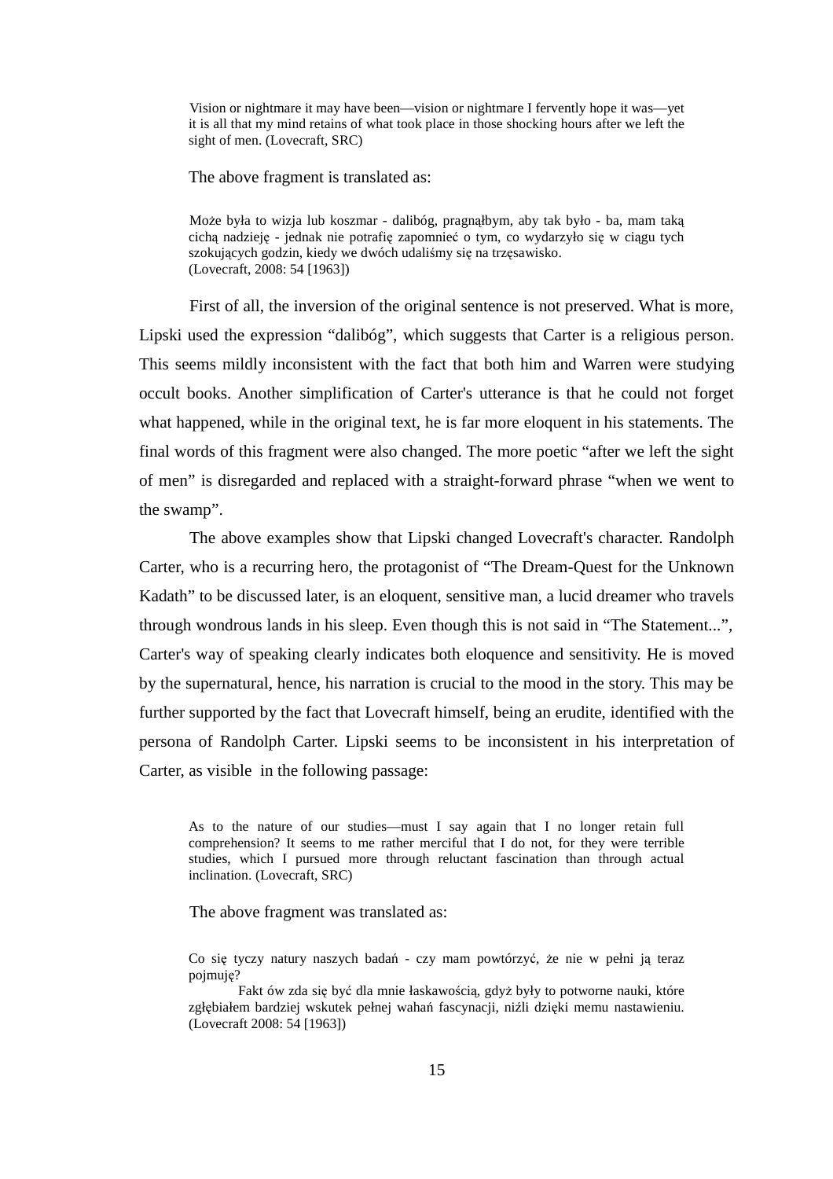> Vision or nightmare it may have been—vision or nightmare I fervently hope it was—yet it is all that my mind retains of what took place in those shocking hours after we left the sight of men. (Lovecraft, SRC)

The above fragment is translated as:

> Może była to wizja lub koszmar - dalibóg, pragnąłbym, aby tak było - ba, mam taką cichą nadzieję - jednak nie potrafię zapomnieć o tym, co wydarzyło się w ciągu tych szokujących godzin, kiedy we dwóch udaliśmy się na trzęsawisko.
> (Lovecraft, 2008: 54 [1963])

First of all, the inversion of the original sentence is not preserved. What is more, Lipski used the expression "dalibóg", which suggests that Carter is a religious person. This seems mildly inconsistent with the fact that both him and Warren were studying occult books. Another simplification of Carter's utterance is that he could not forget what happened, while in the original text, he is far more eloquent in his statements. The final words of this fragment were also changed. The more poetic "after we left the sight of men" is disregarded and replaced with a straight-forward phrase "when we went to the swamp".

The above examples show that Lipski changed Lovecraft's character. Randolph Carter, who is a recurring hero, the protagonist of "The Dream-Quest for the Unknown Kadath" to be discussed later, is an eloquent, sensitive man, a lucid dreamer who travels through wondrous lands in his sleep. Even though this is not said in "The Statement...", Carter's way of speaking clearly indicates both eloquence and sensitivity. He is moved by the supernatural, hence, his narration is crucial to the mood in the story. This may be further supported by the fact that Lovecraft himself, being an erudite, identified with the persona of Randolph Carter. Lipski seems to be inconsistent in his interpretation of Carter, as visible in the following passage:

> As to the nature of our studies—must I say again that I no longer retain full comprehension? It seems to me rather merciful that I do not, for they were terrible studies, which I pursued more through reluctant fascination than through actual inclination. (Lovecraft, SRC)

The above fragment was translated as:

> Co się tyczy natury naszych badań - czy mam powtórzyć, że nie w pełni ją teraz pojmuję?
>
> Fakt ów zda się być dla mnie łaskawością, gdyż były to potworne nauki, które zgłębiałem bardziej wskutek pełnej wahań fascynacji, niźli dzięki memu nastawieniu. (Lovecraft 2008: 54 [1963])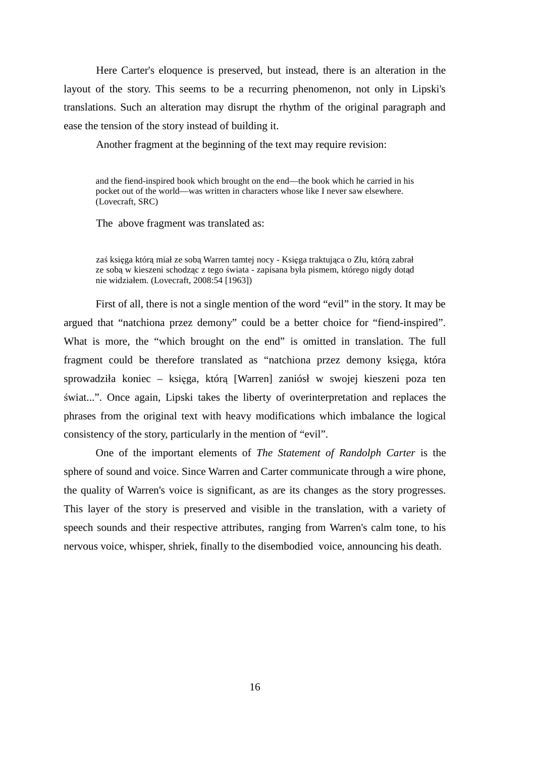Here Carter's eloquence is preserved, but instead, there is an alteration in the layout of the story. This seems to be a recurring phenomenon, not only in Lipski's translations. Such an alteration may disrupt the rhythm of the original paragraph and ease the tension of the story instead of building it.

Another fragment at the beginning of the text may require revision:

> and the fiend-inspired book which brought on the end—the book which he carried in his pocket out of the world—was written in characters whose like I never saw elsewhere. (Lovecraft, SRC)

The above fragment was translated as:

> zaś księga którą miał ze sobą Warren tamtej nocy - Księga traktująca o Złu, którą zabrał ze sobą w kieszeni schodząc z tego świata - zapisana była pismem, którego nigdy dotąd nie widziałem. (Lovecraft, 2008:54 [1963])

First of all, there is not a single mention of the word “evil” in the story. It may be argued that “natchiona przez demony” could be a better choice for “fiend-inspired”. What is more, the “which brought on the end” is omitted in translation. The full fragment could be therefore translated as “natchiona przez demony księga, która sprowadziła koniec – księga, którą [Warren] zaniósł w swojej kieszeni poza ten świat...”. Once again, Lipski takes the liberty of overinterpretation and replaces the phrases from the original text with heavy modifications which imbalance the logical consistency of the story, particularly in the mention of “evil”.

One of the important elements of *The Statement of Randolph Carter* is the sphere of sound and voice. Since Warren and Carter communicate through a wire phone, the quality of Warren's voice is significant, as are its changes as the story progresses. This layer of the story is preserved and visible in the translation, with a variety of speech sounds and their respective attributes, ranging from Warren's calm tone, to his nervous voice, whisper, shriek, finally to the disembodied voice, announcing his death.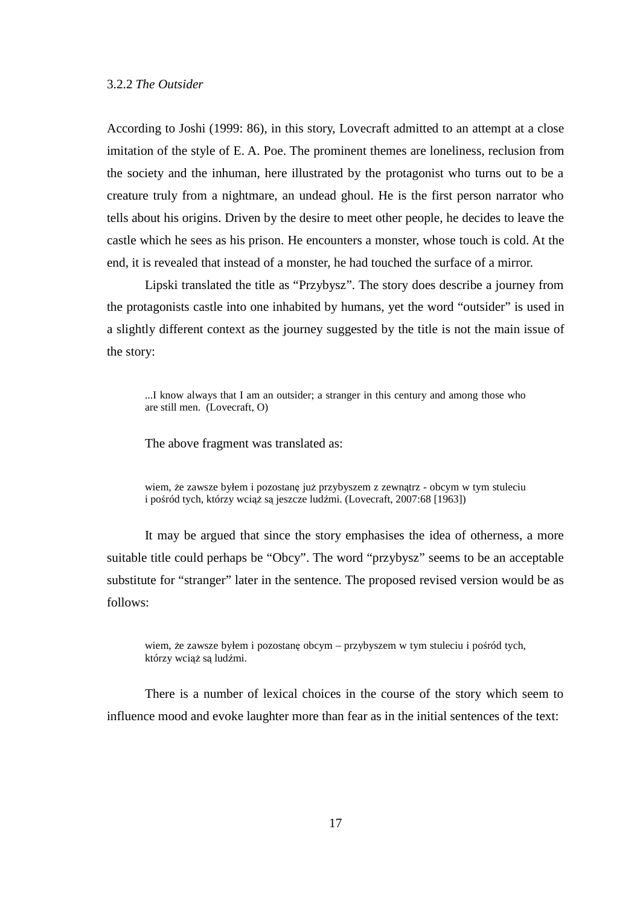### 3.2.2 *The Outsider*

According to Joshi (1999: 86), in this story, Lovecraft admitted to an attempt at a close imitation of the style of E. A. Poe. The prominent themes are loneliness, reclusion from the society and the inhuman, here illustrated by the protagonist who turns out to be a creature truly from a nightmare, an undead ghoul. He is the first person narrator who tells about his origins. Driven by the desire to meet other people, he decides to leave the castle which he sees as his prison. He encounters a monster, whose touch is cold. At the end, it is revealed that instead of a monster, he had touched the surface of a mirror.

Lipski translated the title as “Przybysz”. The story does describe a journey from the protagonists castle into one inhabited by humans, yet the word “outsider” is used in a slightly different context as the journey suggested by the title is not the main issue of the story:

> ...I know always that I am an outsider; a stranger in this century and among those who are still men. (Lovecraft, O)

The above fragment was translated as:

> wiem, że zawsze byłem i pozostanę już przybyszem z zewnątrz - obcym w tym stuleciu i pośród tych, którzy wciąż są jeszcze ludźmi. (Lovecraft, 2007:68 [1963])

It may be argued that since the story emphasises the idea of otherness, a more suitable title could perhaps be “Obcy”. The word “przybysz” seems to be an acceptable substitute for “stranger” later in the sentence. The proposed revised version would be as follows:

> wiem, że zawsze byłem i pozostanę obcym – przybyszem w tym stuleciu i pośród tych, którzy wciąż są ludźmi.

There is a number of lexical choices in the course of the story which seem to influence mood and evoke laughter more than fear as in the initial sentences of the text: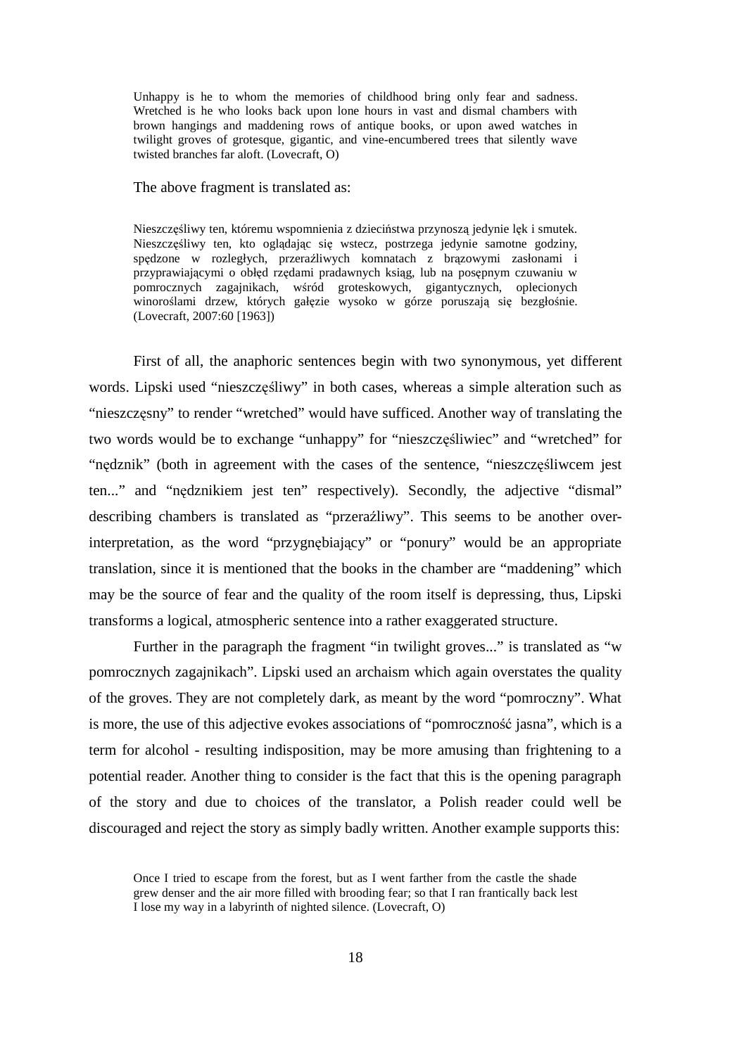> Unhappy is he to whom the memories of childhood bring only fear and sadness. Wretched is he who looks back upon lone hours in vast and dismal chambers with brown hangings and maddening rows of antique books, or upon awed watches in twilight groves of grotesque, gigantic, and vine-encumbered trees that silently wave twisted branches far aloft. (Lovecraft, O)

The above fragment is translated as:

> Nieszczęśliwy ten, któremu wspomnienia z dzieciństwa przynoszą jedynie lęk i smutek. Nieszczęśliwy ten, kto oglądając się wstecz, postrzega jedynie samotne godziny, spędzone w rozległych, przeraźliwych komnatach z brązowymi zasłonami i przyprawiającymi o obłęd rzędami pradawnych ksiąg, lub na posępnym czuwaniu w pomrocznych zagajnikach, wśród groteskowych, gigantycznych, oplecionych winoroślami drzew, których gałęzie wysoko w górze poruszają się bezgłośnie. (Lovecraft, 2007:60 [1963])

First of all, the anaphoric sentences begin with two synonymous, yet different words. Lipski used "nieszczęśliwy" in both cases, whereas a simple alteration such as "nieszczęsny" to render "wretched" would have sufficed. Another way of translating the two words would be to exchange "unhappy" for "nieszczęśliwiec" and "wretched" for "nędznik" (both in agreement with the cases of the sentence, "nieszczęśliwcem jest ten..." and "nędznikiem jest ten" respectively). Secondly, the adjective "dismal" describing chambers is translated as "przeraźliwy". This seems to be another over-interpretation, as the word "przygnębiający" or "ponury" would be an appropriate translation, since it is mentioned that the books in the chamber are "maddening" which may be the source of fear and the quality of the room itself is depressing, thus, Lipski transforms a logical, atmospheric sentence into a rather exaggerated structure.

Further in the paragraph the fragment "in twilight groves..." is translated as "w pomrocznych zagajnikach". Lipski used an archaism which again overstates the quality of the groves. They are not completely dark, as meant by the word "pomroczny". What is more, the use of this adjective evokes associations of "pomroczność jasna", which is a term for alcohol - resulting indisposition, may be more amusing than frightening to a potential reader. Another thing to consider is the fact that this is the opening paragraph of the story and due to choices of the translator, a Polish reader could well be discouraged and reject the story as simply badly written. Another example supports this:

> Once I tried to escape from the forest, but as I went farther from the castle the shade grew denser and the air more filled with brooding fear; so that I ran frantically back lest I lose my way in a labyrinth of nighted silence. (Lovecraft, O)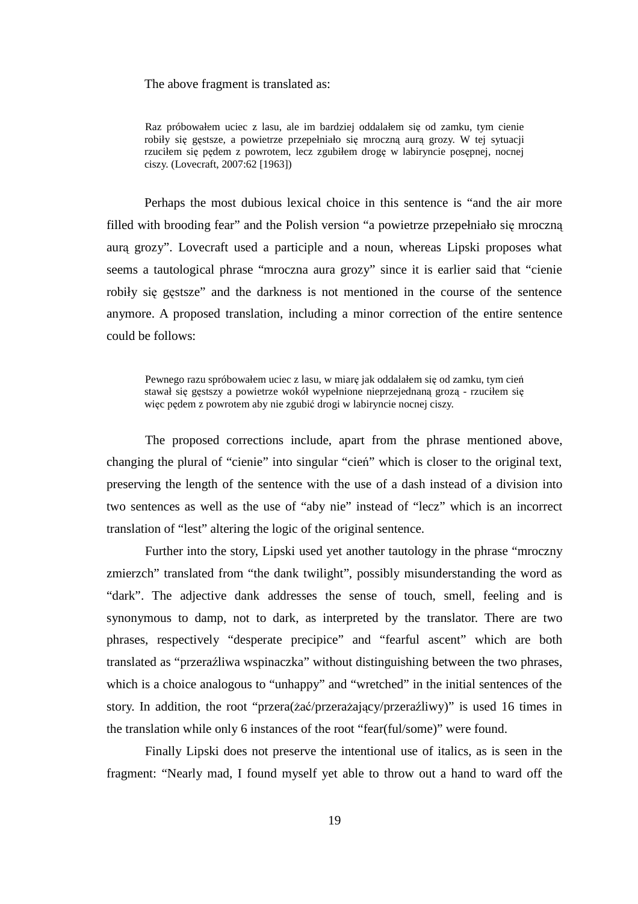The above fragment is translated as:

> Raz próbowałem uciec z lasu, ale im bardziej oddalałem się od zamku, tym cienie robiły się gęstsze, a powietrze przepełniało się mroczną aurą grozy. W tej sytuacji rzuciłem się pędem z powrotem, lecz zgubiłem drogę w labiryncie posępnej, nocnej ciszy. (Lovecraft, 2007:62 [1963])

Perhaps the most dubious lexical choice in this sentence is "and the air more filled with brooding fear" and the Polish version "a powietrze przepełniało się mroczną aurą grozy". Lovecraft used a participle and a noun, whereas Lipski proposes what seems a tautological phrase "mroczna aura grozy" since it is earlier said that "cienie robiły się gęstsze" and the darkness is not mentioned in the course of the sentence anymore. A proposed translation, including a minor correction of the entire sentence could be follows:

> Pewnego razu spróbowałem uciec z lasu, w miarę jak oddalałem się od zamku, tym cień stawał się gęstszy a powietrze wokół wypełnione nieprzejednaną grozą - rzuciłem się więc pędem z powrotem aby nie zgubić drogi w labiryncie nocnej ciszy.

The proposed corrections include, apart from the phrase mentioned above, changing the plural of "cienie" into singular "cień" which is closer to the original text, preserving the length of the sentence with the use of a dash instead of a division into two sentences as well as the use of "aby nie" instead of "lecz" which is an incorrect translation of "lest" altering the logic of the original sentence.

Further into the story, Lipski used yet another tautology in the phrase "mroczny zmierzch" translated from "the dank twilight", possibly misunderstanding the word as "dark". The adjective dank addresses the sense of touch, smell, feeling and is synonymous to damp, not to dark, as interpreted by the translator. There are two phrases, respectively "desperate precipice" and "fearful ascent" which are both translated as "przeraźliwa wspinaczka" without distinguishing between the two phrases, which is a choice analogous to "unhappy" and "wretched" in the initial sentences of the story. In addition, the root "przera(żać/przerażający/przeraźliwy)" is used 16 times in the translation while only 6 instances of the root "fear(ful/some)" were found.

Finally Lipski does not preserve the intentional use of italics, as is seen in the fragment: "Nearly mad, I found myself yet able to throw out a hand to ward off the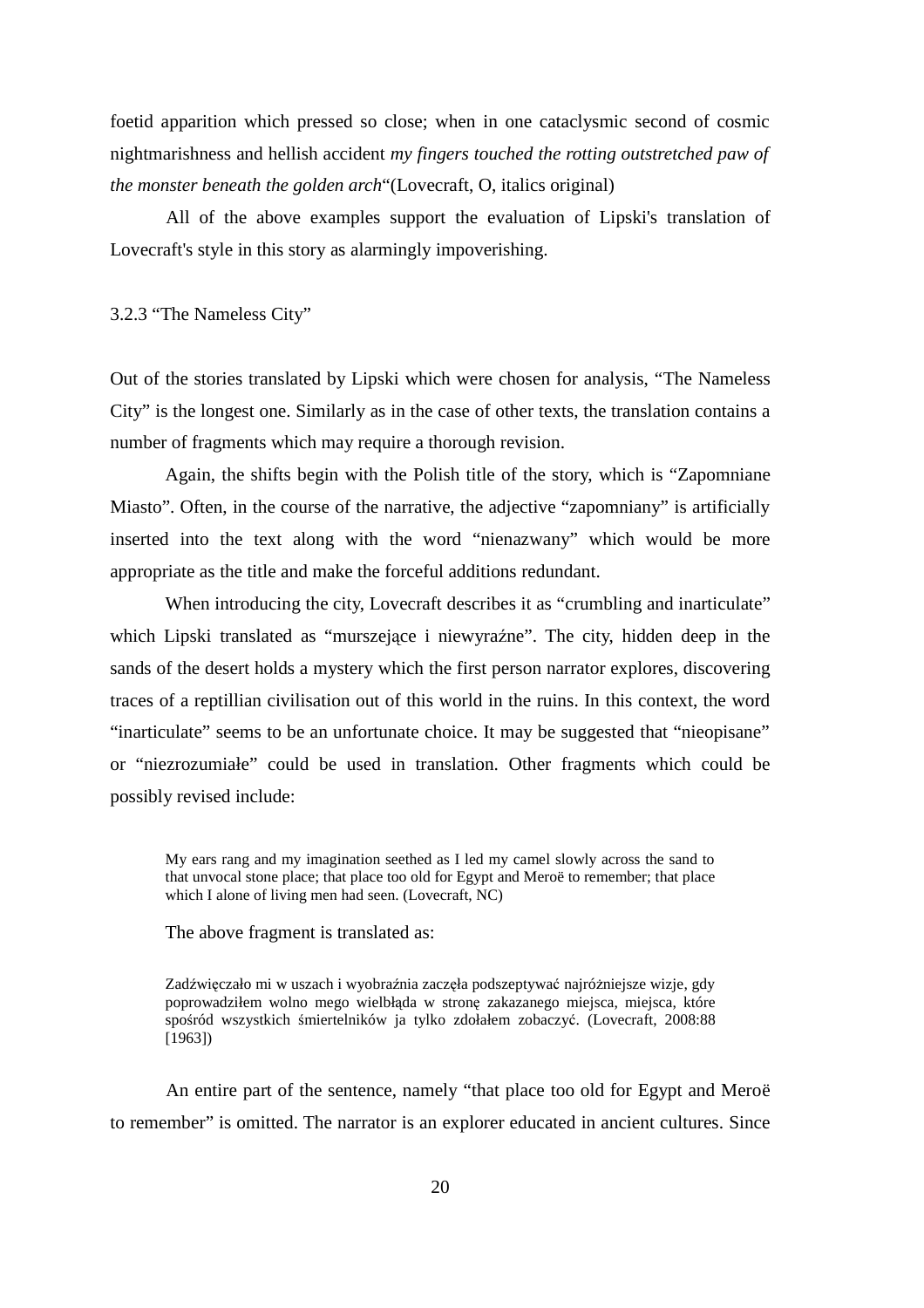foetid apparition which pressed so close; when in one cataclysmic second of cosmic nightmarishness and hellish accident *my fingers touched the rotting outstretched paw of the monster beneath the golden arch*"(Lovecraft, O, italics original)

All of the above examples support the evaluation of Lipski's translation of Lovecraft's style in this story as alarmingly impoverishing.

### 3.2.3 "The Nameless City"

Out of the stories translated by Lipski which were chosen for analysis, "The Nameless City" is the longest one. Similarly as in the case of other texts, the translation contains a number of fragments which may require a thorough revision.

Again, the shifts begin with the Polish title of the story, which is "Zapomniane Miasto". Often, in the course of the narrative, the adjective "zapomniany" is artificially inserted into the text along with the word "nienazwany" which would be more appropriate as the title and make the forceful additions redundant.

When introducing the city, Lovecraft describes it as "crumbling and inarticulate" which Lipski translated as "murszejące i niewyraźne". The city, hidden deep in the sands of the desert holds a mystery which the first person narrator explores, discovering traces of a reptillian civilisation out of this world in the ruins. In this context, the word "inarticulate" seems to be an unfortunate choice. It may be suggested that "nieopisane" or "niezrozumiałe" could be used in translation. Other fragments which could be possibly revised include:

> My ears rang and my imagination seethed as I led my camel slowly across the sand to that unvocal stone place; that place too old for Egypt and Meroë to remember; that place which I alone of living men had seen. (Lovecraft, NC)

The above fragment is translated as:

> Zadźwięczało mi w uszach i wyobraźnia zaczęła podszeptywać najróżniejsze wizje, gdy poprowadziłem wolno mego wielbłąda w stronę zakazanego miejsca, miejsca, które spośród wszystkich śmiertelników ja tylko zdołałem zobaczyć. (Lovecraft, 2008:88 [1963])

An entire part of the sentence, namely "that place too old for Egypt and Meroë to remember" is omitted. The narrator is an explorer educated in ancient cultures. Since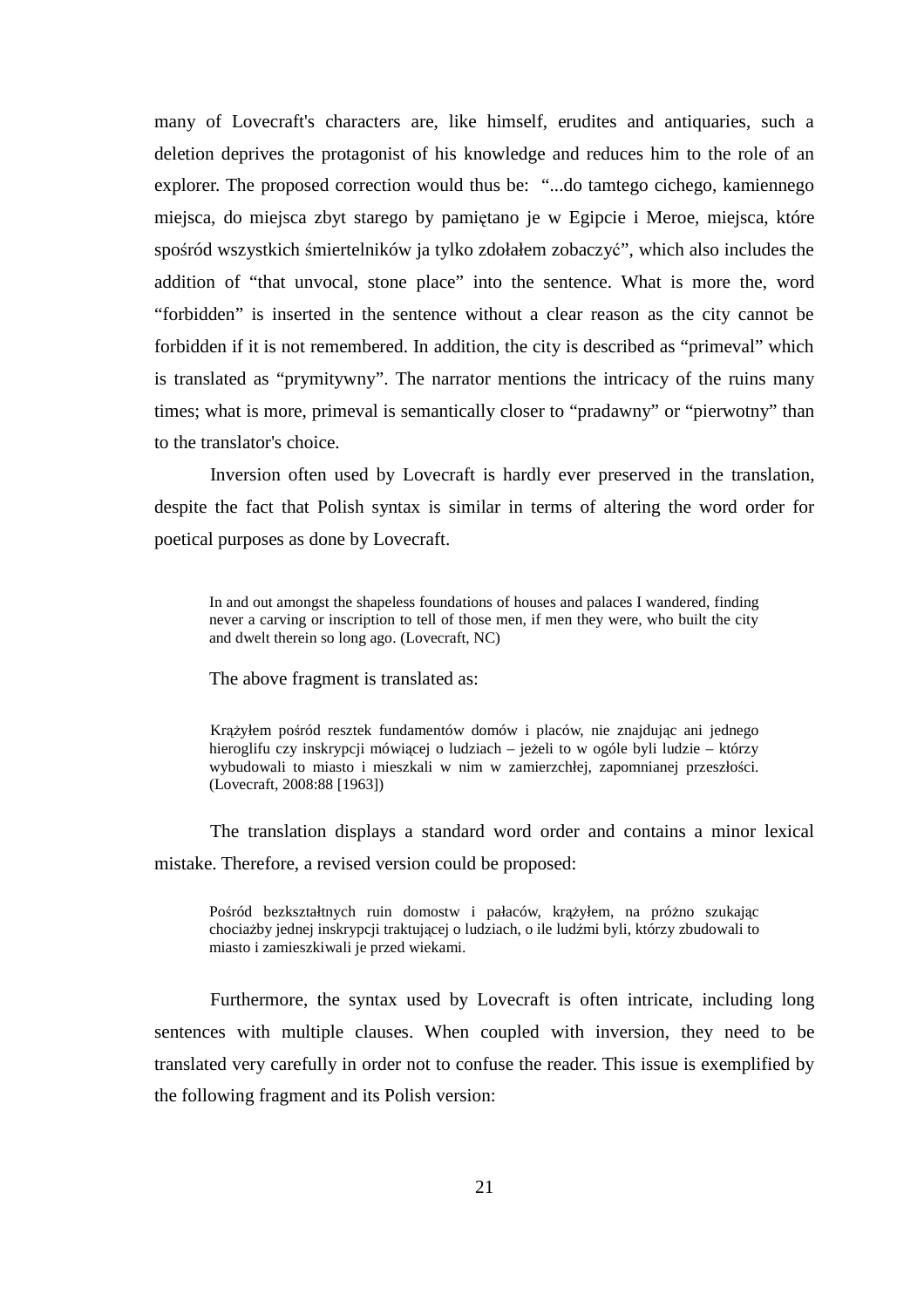many of Lovecraft's characters are, like himself, erudites and antiquaries, such a deletion deprives the protagonist of his knowledge and reduces him to the role of an explorer. The proposed correction would thus be: "...do tamtego cichego, kamiennego miejsca, do miejsca zbyt starego by pamiętano je w Egipcie i Meroe, miejsca, które spośród wszystkich śmiertelników ja tylko zdołałem zobaczyć", which also includes the addition of "that unvocal, stone place" into the sentence. What is more the, word "forbidden" is inserted in the sentence without a clear reason as the city cannot be forbidden if it is not remembered. In addition, the city is described as "primeval" which is translated as "prymitywny". The narrator mentions the intricacy of the ruins many times; what is more, primeval is semantically closer to "pradawny" or "pierwotny" than to the translator's choice.

Inversion often used by Lovecraft is hardly ever preserved in the translation, despite the fact that Polish syntax is similar in terms of altering the word order for poetical purposes as done by Lovecraft.

> In and out amongst the shapeless foundations of houses and palaces I wandered, finding never a carving or inscription to tell of those men, if men they were, who built the city and dwelt therein so long ago. (Lovecraft, NC)

The above fragment is translated as:

> Krążyłem pośród resztek fundamentów domów i placów, nie znajdując ani jednego hieroglifu czy inskrypcji mówiącej o ludziach – jeżeli to w ogóle byli ludzie – którzy wybudowali to miasto i mieszkali w nim w zamierzchłej, zapomnianej przeszłości. (Lovecraft, 2008:88 [1963])

The translation displays a standard word order and contains a minor lexical mistake. Therefore, a revised version could be proposed:

> Pośród bezkształtnych ruin domostw i pałaców, krążyłem, na próżno szukając chociażby jednej inskrypcji traktującej o ludziach, o ile ludźmi byli, którzy zbudowali to miasto i zamieszkiwali je przed wiekami.

Furthermore, the syntax used by Lovecraft is often intricate, including long sentences with multiple clauses. When coupled with inversion, they need to be translated very carefully in order not to confuse the reader. This issue is exemplified by the following fragment and its Polish version: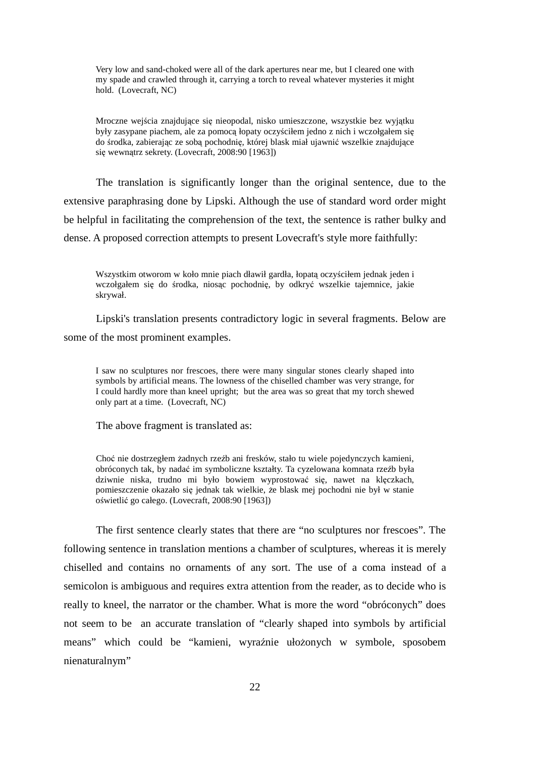> Very low and sand-choked were all of the dark apertures near me, but I cleared one with my spade and crawled through it, carrying a torch to reveal whatever mysteries it might hold. (Lovecraft, NC)

> Mroczne wejścia znajdujące się nieopodal, nisko umieszczone, wszystkie bez wyjątku były zasypane piachem, ale za pomocą łopaty oczyściłem jedno z nich i wczołgałem się do środka, zabierając ze sobą pochodnię, której blask miał ujawnić wszelkie znajdujące się wewnątrz sekrety. (Lovecraft, 2008:90 [1963])

The translation is significantly longer than the original sentence, due to the extensive paraphrasing done by Lipski. Although the use of standard word order might be helpful in facilitating the comprehension of the text, the sentence is rather bulky and dense. A proposed correction attempts to present Lovecraft's style more faithfully:

> Wszystkim otworom w koło mnie piach dławił gardła, łopatą oczyściłem jednak jeden i wczołgałem się do środka, niosąc pochodnię, by odkryć wszelkie tajemnice, jakie skrywał.

Lipski's translation presents contradictory logic in several fragments. Below are some of the most prominent examples.

> I saw no sculptures nor frescoes, there were many singular stones clearly shaped into symbols by artificial means. The lowness of the chiselled chamber was very strange, for I could hardly more than kneel upright; but the area was so great that my torch shewed only part at a time. (Lovecraft, NC)

The above fragment is translated as:

> Choć nie dostrzegłem żadnych rzeźb ani fresków, stało tu wiele pojedynczych kamieni, obróconych tak, by nadać im symboliczne kształty. Ta cyzelowana komnata rzeźb była dziwnie niska, trudno mi było bowiem wyprostować się, nawet na klęczkach, pomieszczenie okazało się jednak tak wielkie, że blask mej pochodni nie był w stanie oświetlić go całego. (Lovecraft, 2008:90 [1963])

The first sentence clearly states that there are "no sculptures nor frescoes". The following sentence in translation mentions a chamber of sculptures, whereas it is merely chiselled and contains no ornaments of any sort. The use of a coma instead of a semicolon is ambiguous and requires extra attention from the reader, as to decide who is really to kneel, the narrator or the chamber. What is more the word "obróconych" does not seem to be an accurate translation of "clearly shaped into symbols by artificial means" which could be "kamieni, wyraźnie ułożonych w symbole, sposobem nienaturalnym"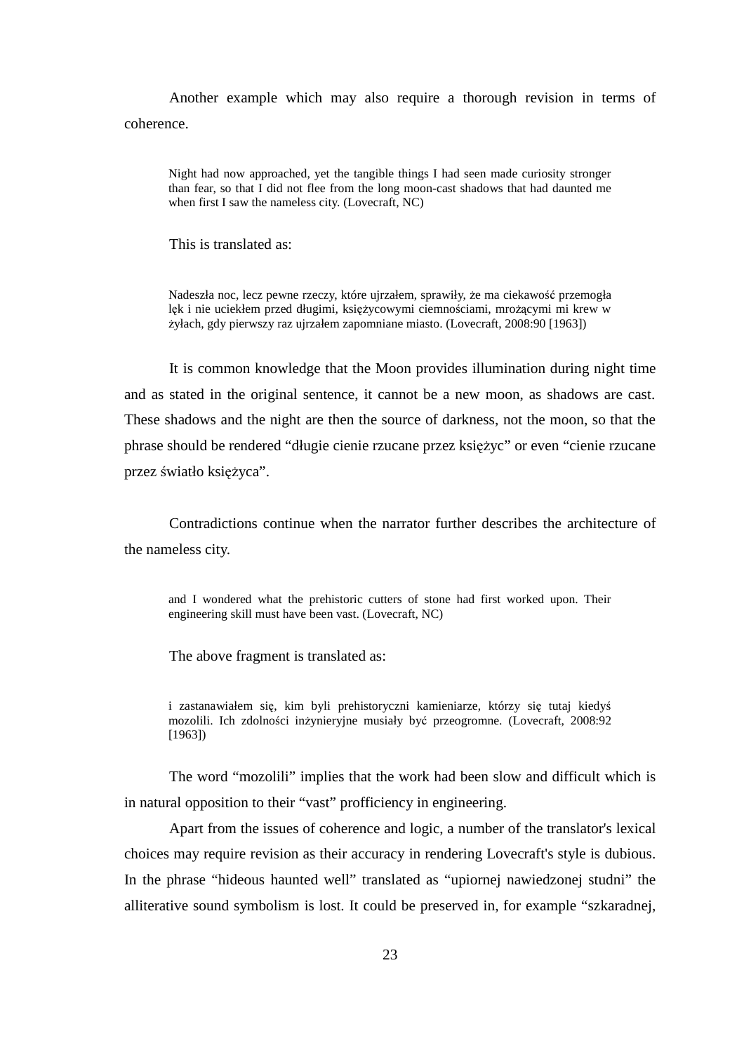Another example which may also require a thorough revision in terms of coherence.

> Night had now approached, yet the tangible things I had seen made curiosity stronger than fear, so that I did not flee from the long moon-cast shadows that had daunted me when first I saw the nameless city. (Lovecraft, NC)

This is translated as:

> Nadeszła noc, lecz pewne rzeczy, które ujrzałem, sprawiły, że ma ciekawość przemogła lęk i nie uciekłem przed długimi, księżycowymi ciemnościami, mrożącymi mi krew w żyłach, gdy pierwszy raz ujrzałem zapomniane miasto. (Lovecraft, 2008:90 [1963])

It is common knowledge that the Moon provides illumination during night time and as stated in the original sentence, it cannot be a new moon, as shadows are cast. These shadows and the night are then the source of darkness, not the moon, so that the phrase should be rendered "długie cienie rzucane przez księżyc" or even "cienie rzucane przez światło księżyca".

Contradictions continue when the narrator further describes the architecture of the nameless city.

> and I wondered what the prehistoric cutters of stone had first worked upon. Their engineering skill must have been vast. (Lovecraft, NC)

The above fragment is translated as:

> i zastanawiałem się, kim byli prehistoryczni kamieniarze, którzy się tutaj kiedyś mozolili. Ich zdolności inżynieryjne musiały być przeogromne. (Lovecraft, 2008:92 [1963])

The word "mozolili" implies that the work had been slow and difficult which is in natural opposition to their "vast" profficiency in engineering.

Apart from the issues of coherence and logic, a number of the translator's lexical choices may require revision as their accuracy in rendering Lovecraft's style is dubious. In the phrase "hideous haunted well" translated as "upiornej nawiedzonej studni" the alliterative sound symbolism is lost. It could be preserved in, for example "szkaradnej,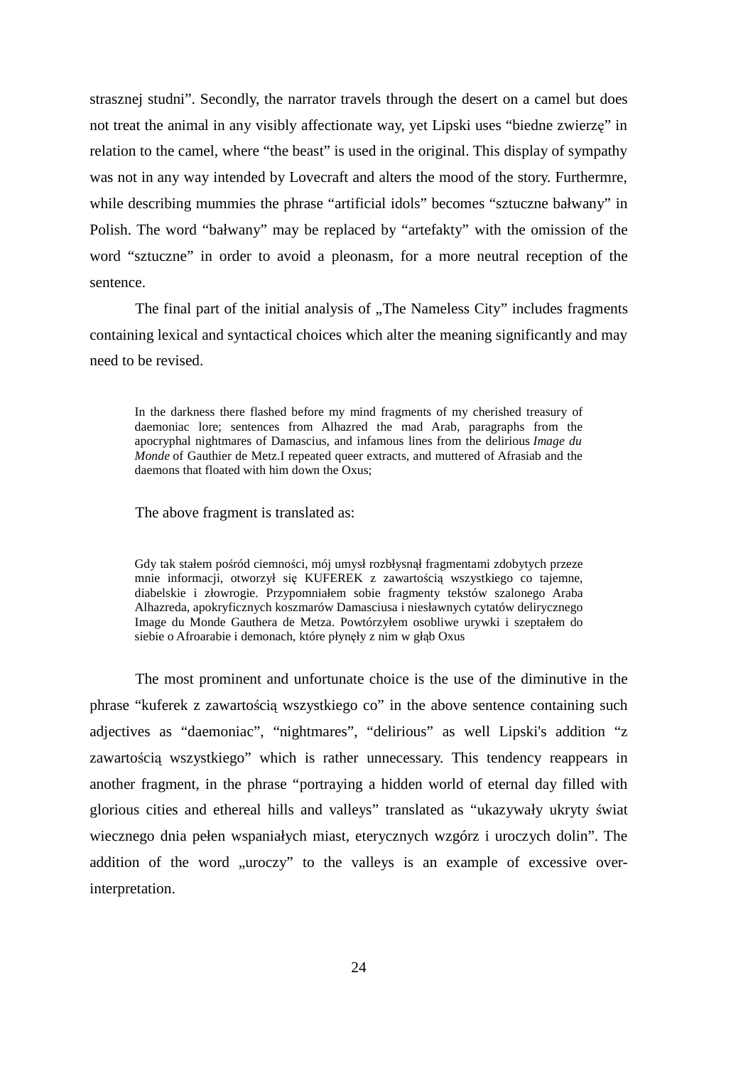strasznej studni". Secondly, the narrator travels through the desert on a camel but does not treat the animal in any visibly affectionate way, yet Lipski uses "biedne zwierzę" in relation to the camel, where "the beast" is used in the original. This display of sympathy was not in any way intended by Lovecraft and alters the mood of the story. Furthermre, while describing mummies the phrase "artificial idols" becomes "sztuczne bałwany" in Polish. The word "bałwany" may be replaced by "artefakty" with the omission of the word "sztuczne" in order to avoid a pleonasm, for a more neutral reception of the sentence.

The final part of the initial analysis of „The Nameless City" includes fragments containing lexical and syntactical choices which alter the meaning significantly and may need to be revised.

> In the darkness there flashed before my mind fragments of my cherished treasury of daemoniac lore; sentences from Alhazred the mad Arab, paragraphs from the apocryphal nightmares of Damascius, and infamous lines from the delirious *Image du Monde* of Gauthier de Metz.I repeated queer extracts, and muttered of Afrasiab and the daemons that floated with him down the Oxus;

The above fragment is translated as:

> Gdy tak stałem pośród ciemności, mój umysł rozbłysnął fragmentami zdobytych przeze mnie informacji, otworzył się KUFEREK z zawartością wszystkiego co tajemne, diabelskie i złowrogie. Przypomniałem sobie fragmenty tekstów szalonego Araba Alhazreda, apokryficznych koszmarów Damasciusa i niesławnych cytatów delirycznego Image du Monde Gauthera de Metza. Powtórzyłem osobliwe urywki i szeptałem do siebie o Afroarabie i demonach, które płynęły z nim w głąb Oxus

The most prominent and unfortunate choice is the use of the diminutive in the phrase "kuferek z zawartością wszystkiego co" in the above sentence containing such adjectives as "daemoniac", "nightmares", "delirious" as well Lipski's addition "z zawartością wszystkiego" which is rather unnecessary. This tendency reappears in another fragment, in the phrase "portraying a hidden world of eternal day filled with glorious cities and ethereal hills and valleys" translated as "ukazywały ukryty świat wiecznego dnia pełen wspaniałych miast, eterycznych wzgórz i uroczych dolin". The addition of the word „uroczy" to the valleys is an example of excessive over-interpretation.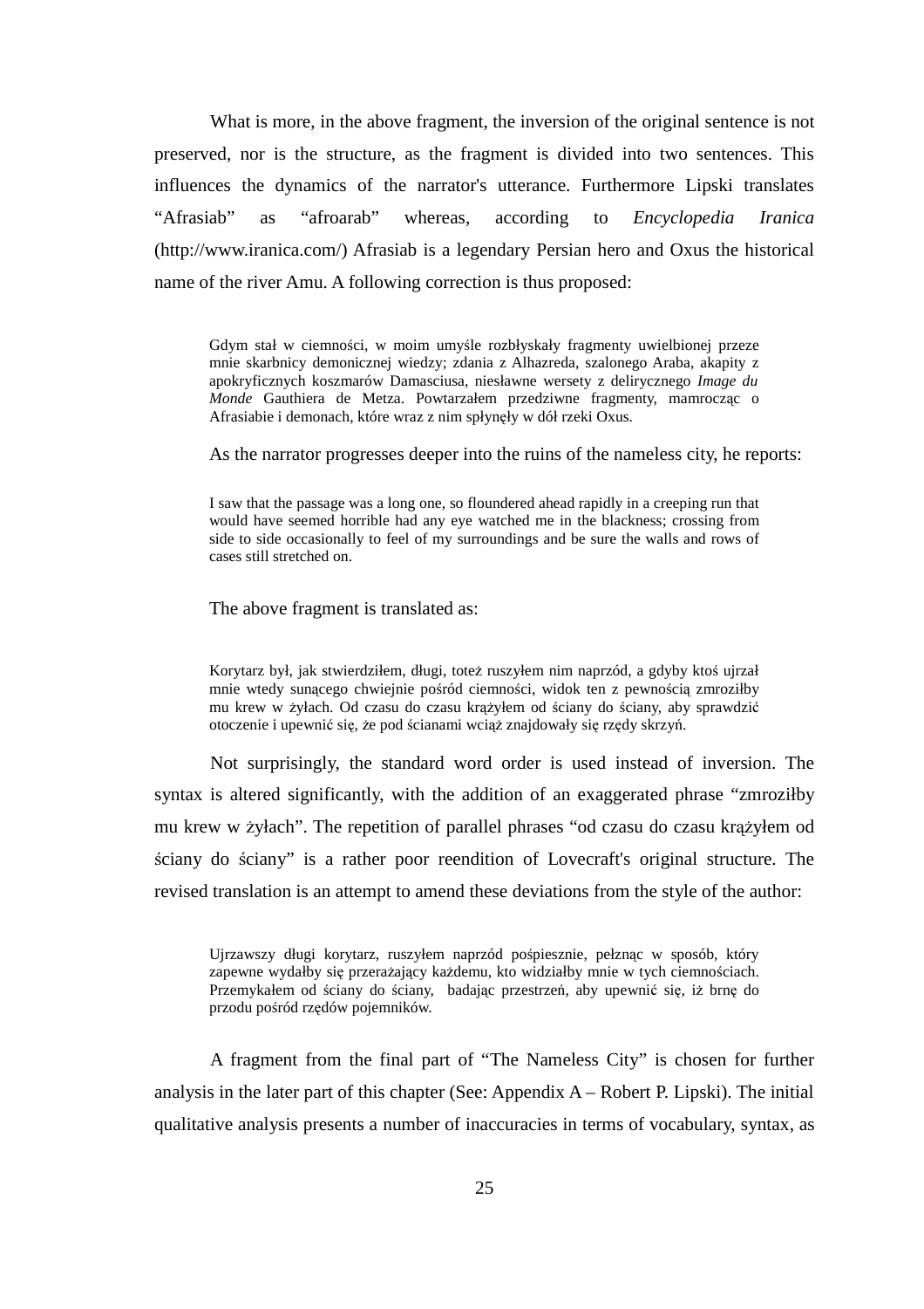What is more, in the above fragment, the inversion of the original sentence is not preserved, nor is the structure, as the fragment is divided into two sentences. This influences the dynamics of the narrator's utterance. Furthermore Lipski translates "Afrasiab" as "afroarab" whereas, according to *Encyclopedia Iranica* (http://www.iranica.com/) Afrasiab is a legendary Persian hero and Oxus the historical name of the river Amu. A following correction is thus proposed:

> Gdym stał w ciemności, w moim umyśle rozbłyskały fragmenty uwielbionej przeze mnie skarbnicy demonicznej wiedzy; zdania z Alhazreda, szalonego Araba, akapity z apokryficznych koszmarów Damasciusa, niesławne wersety z delirycznego *Image du Monde* Gauthiera de Metza. Powtarzałem przedziwne fragmenty, mamrocząc o Afrasiabie i demonach, które wraz z nim spłynęły w dół rzeki Oxus.

As the narrator progresses deeper into the ruins of the nameless city, he reports:

> I saw that the passage was a long one, so floundered ahead rapidly in a creeping run that would have seemed horrible had any eye watched me in the blackness; crossing from side to side occasionally to feel of my surroundings and be sure the walls and rows of cases still stretched on.

The above fragment is translated as:

> Korytarz był, jak stwierdziłem, długi, toteż ruszyłem nim naprzód, a gdyby ktoś ujrzał mnie wtedy sunącego chwiejnie pośród ciemności, widok ten z pewnością zmroziłby mu krew w żyłach. Od czasu do czasu krążyłem od ściany do ściany, aby sprawdzić otoczenie i upewnić się, że pod ścianami wciąż znajdowały się rzędy skrzyń.

Not surprisingly, the standard word order is used instead of inversion. The syntax is altered significantly, with the addition of an exaggerated phrase "zmroziłby mu krew w żyłach". The repetition of parallel phrases "od czasu do czasu krążyłem od ściany do ściany" is a rather poor reendition of Lovecraft's original structure. The revised translation is an attempt to amend these deviations from the style of the author:

> Ujrzawszy długi korytarz, ruszyłem naprzód pośpiesznie, pełznąc w sposób, który zapewne wydałby się przerażający każdemu, kto widziałby mnie w tych ciemnościach. Przemykałem od ściany do ściany, badając przestrzeń, aby upewnić się, iż brnę do przodu pośród rzędów pojemników.

A fragment from the final part of "The Nameless City" is chosen for further analysis in the later part of this chapter (See: Appendix A – Robert P. Lipski). The initial qualitative analysis presents a number of inaccuracies in terms of vocabulary, syntax, as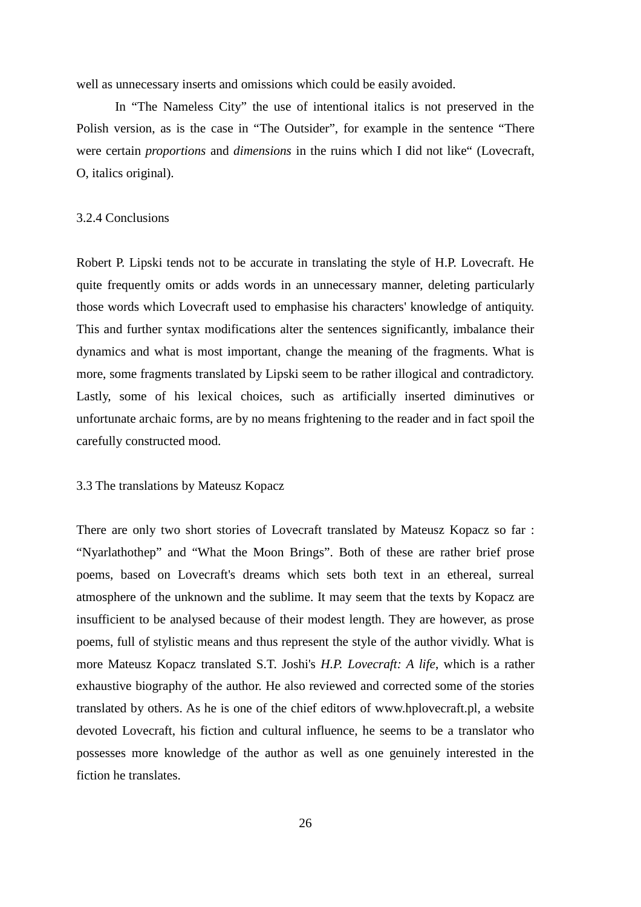well as unnecessary inserts and omissions which could be easily avoided.

In “The Nameless City” the use of intentional italics is not preserved in the Polish version, as is the case in “The Outsider”, for example in the sentence “There were certain *proportions* and *dimensions* in the ruins which I did not like“ (Lovecraft, O, italics original).

### 3.2.4 Conclusions

Robert P. Lipski tends not to be accurate in translating the style of H.P. Lovecraft. He quite frequently omits or adds words in an unnecessary manner, deleting particularly those words which Lovecraft used to emphasise his characters' knowledge of antiquity. This and further syntax modifications alter the sentences significantly, imbalance their dynamics and what is most important, change the meaning of the fragments. What is more, some fragments translated by Lipski seem to be rather illogical and contradictory. Lastly, some of his lexical choices, such as artificially inserted diminutives or unfortunate archaic forms, are by no means frightening to the reader and in fact spoil the carefully constructed mood.

## 3.3 The translations by Mateusz Kopacz

There are only two short stories of Lovecraft translated by Mateusz Kopacz so far : “Nyarlathothep” and “What the Moon Brings”. Both of these are rather brief prose poems, based on Lovecraft's dreams which sets both text in an ethereal, surreal atmosphere of the unknown and the sublime. It may seem that the texts by Kopacz are insufficient to be analysed because of their modest length. They are however, as prose poems, full of stylistic means and thus represent the style of the author vividly. What is more Mateusz Kopacz translated S.T. Joshi's *H.P. Lovecraft: A life*, which is a rather exhaustive biography of the author. He also reviewed and corrected some of the stories translated by others. As he is one of the chief editors of www.hplovecraft.pl, a website devoted Lovecraft, his fiction and cultural influence, he seems to be a translator who possesses more knowledge of the author as well as one genuinely interested in the fiction he translates.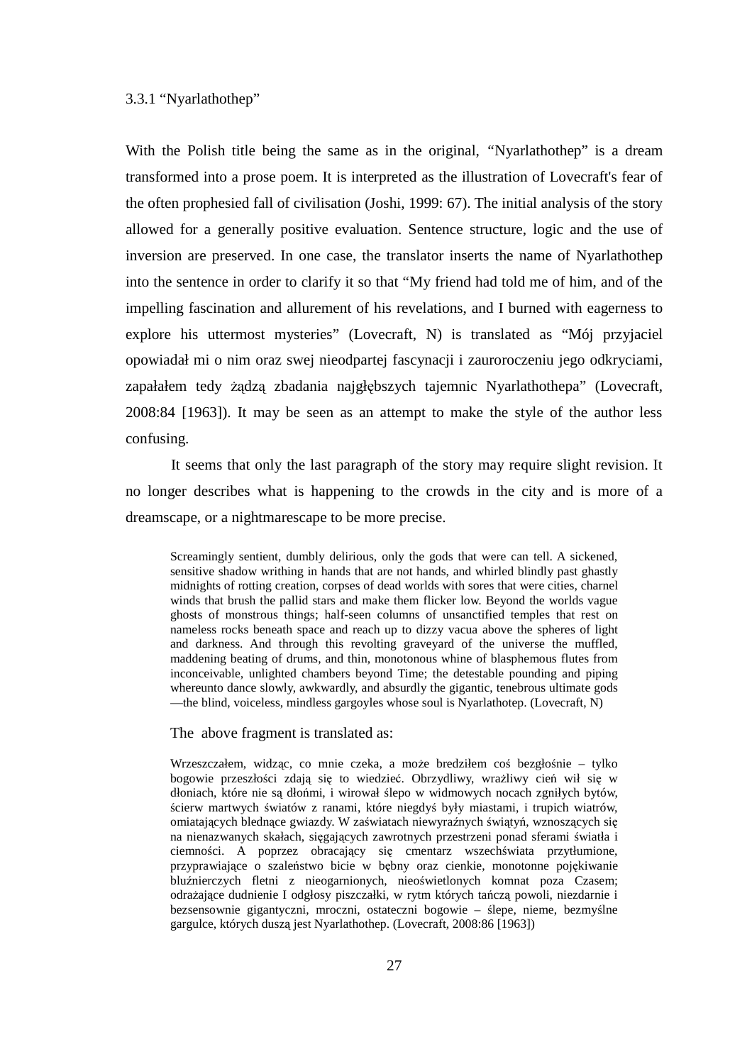### 3.3.1 "Nyarlathothep"

With the Polish title being the same as in the original, "Nyarlathothep" is a dream transformed into a prose poem. It is interpreted as the illustration of Lovecraft's fear of the often prophesied fall of civilisation (Joshi, 1999: 67). The initial analysis of the story allowed for a generally positive evaluation. Sentence structure, logic and the use of inversion are preserved. In one case, the translator inserts the name of Nyarlathothep into the sentence in order to clarify it so that "My friend had told me of him, and of the impelling fascination and allurement of his revelations, and I burned with eagerness to explore his uttermost mysteries" (Lovecraft, N) is translated as "Mój przyjaciel opowiadał mi o nim oraz swej nieodpartej fascynacji i zauroroczeniu jego odkryciami, zapałałem tedy żądzą zbadania najgłębszych tajemnic Nyarlathothepa" (Lovecraft, 2008:84 [1963]). It may be seen as an attempt to make the style of the author less confusing.

It seems that only the last paragraph of the story may require slight revision. It no longer describes what is happening to the crowds in the city and is more of a dreamscape, or a nightmarescape to be more precise.

> Screamingly sentient, dumbly delirious, only the gods that were can tell. A sickened, sensitive shadow writhing in hands that are not hands, and whirled blindly past ghastly midnights of rotting creation, corpses of dead worlds with sores that were cities, charnel winds that brush the pallid stars and make them flicker low. Beyond the worlds vague ghosts of monstrous things; half-seen columns of unsanctified temples that rest on nameless rocks beneath space and reach up to dizzy vacua above the spheres of light and darkness. And through this revolting graveyard of the universe the muffled, maddening beating of drums, and thin, monotonous whine of blasphemous flutes from inconceivable, unlighted chambers beyond Time; the detestable pounding and piping whereunto dance slowly, awkwardly, and absurdly the gigantic, tenebrous ultimate gods —the blind, voiceless, mindless gargoyles whose soul is Nyarlathotep. (Lovecraft, N)

The above fragment is translated as:

> Wrzeszczałem, widząc, co mnie czeka, a może bredziłem coś bezgłośnie – tylko bogowie przeszłości zdają się to wiedzieć. Obrzydliwy, wrażliwy cień wił się w dłoniach, które nie są dłońmi, i wirował ślepo w widmowych nocach zgniłych bytów, ścierw martwych światów z ranami, które niegdyś były miastami, i trupich wiatrów, omiatających blednące gwiazdy. W zaświatach niewyraźnych świątyń, wznoszących się na nienazwanych skałach, sięgających zawrotnych przestrzeni ponad sferami światła i ciemności. A poprzez obracający się cmentarz wszechświata przytłumione, przyprawiające o szaleństwo bicie w bębny oraz cienkie, monotonne pojękiwanie bluźnierczych fletni z nieogarnionych, nieoświetlonych komnat poza Czasem; odrażające dudnienie I odgłosy piszczałki, w rytm których tańczą powoli, niezdarnie i bezsensownie gigantyczni, mroczni, ostateczni bogowie – ślepe, nieme, bezmyślne gargulce, których duszą jest Nyarlathothep. (Lovecraft, 2008:86 [1963])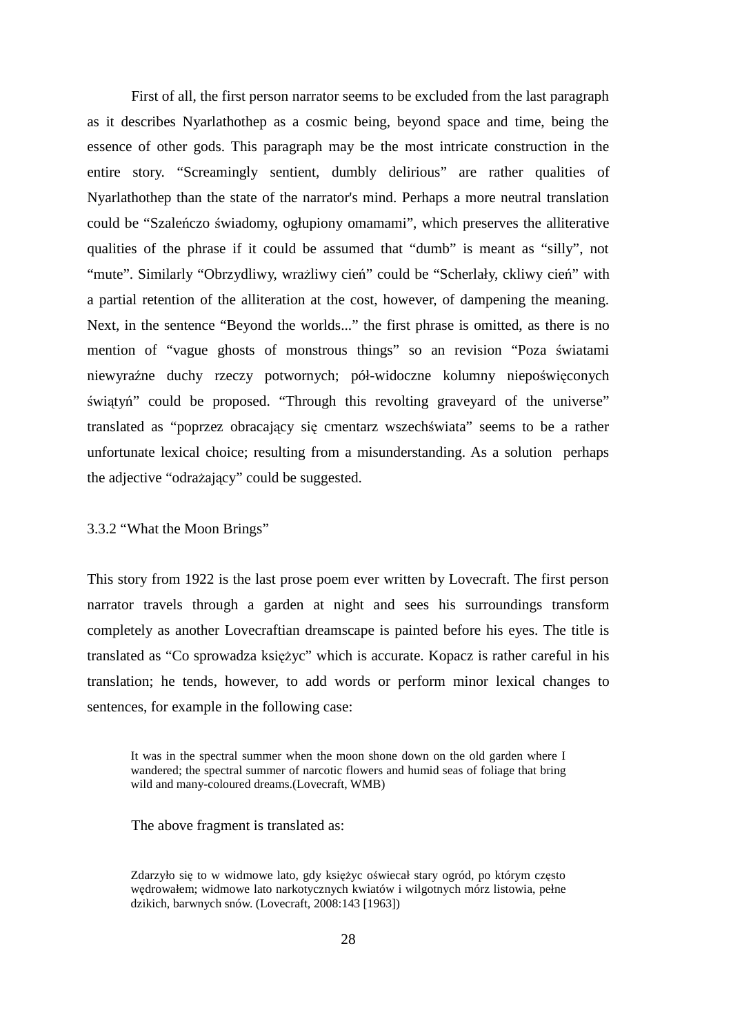First of all, the first person narrator seems to be excluded from the last paragraph as it describes Nyarlathothep as a cosmic being, beyond space and time, being the essence of other gods. This paragraph may be the most intricate construction in the entire story. “Screamingly sentient, dumbly delirious” are rather qualities of Nyarlathothep than the state of the narrator's mind. Perhaps a more neutral translation could be “Szaleńczo świadomy, ogłupiony omamami”, which preserves the alliterative qualities of the phrase if it could be assumed that “dumb” is meant as “silly”, not “mute”. Similarly “Obrzydliwy, wrażliwy cień” could be “Scherlały, ckliwy cień” with a partial retention of the alliteration at the cost, however, of dampening the meaning. Next, in the sentence “Beyond the worlds...” the first phrase is omitted, as there is no mention of “vague ghosts of monstrous things” so an revision “Poza światami niewyraźne duchy rzeczy potwornych; pół-widoczne kolumny niepoświęconych świątyń” could be proposed. “Through this revolting graveyard of the universe” translated as “poprzez obracający się cmentarz wszechświata” seems to be a rather unfortunate lexical choice; resulting from a misunderstanding. As a solution perhaps the adjective “odrażający” could be suggested.

### 3.3.2 “What the Moon Brings”

This story from 1922 is the last prose poem ever written by Lovecraft. The first person narrator travels through a garden at night and sees his surroundings transform completely as another Lovecraftian dreamscape is painted before his eyes. The title is translated as “Co sprowadza księżyc” which is accurate. Kopacz is rather careful in his translation; he tends, however, to add words or perform minor lexical changes to sentences, for example in the following case:

> It was in the spectral summer when the moon shone down on the old garden where I wandered; the spectral summer of narcotic flowers and humid seas of foliage that bring wild and many-coloured dreams.(Lovecraft, WMB)

The above fragment is translated as:

> Zdarzyło się to w widmowe lato, gdy księżyc oświecał stary ogród, po którym często wędrowałem; widmowe lato narkotycznych kwiatów i wilgotnych mórz listowia, pełne dzikich, barwnych snów. (Lovecraft, 2008:143 [1963])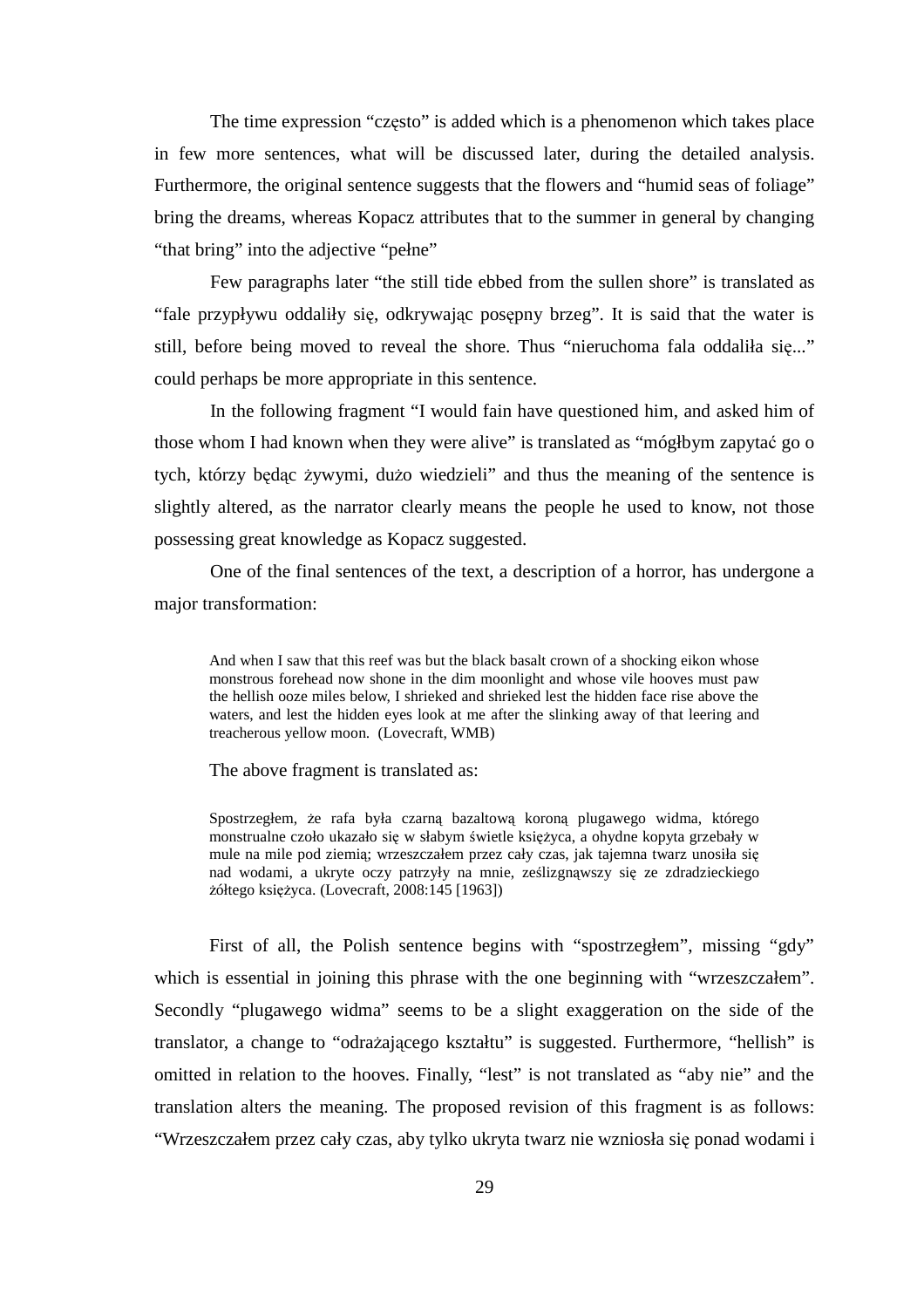The time expression “często” is added which is a phenomenon which takes place in few more sentences, what will be discussed later, during the detailed analysis. Furthermore, the original sentence suggests that the flowers and “humid seas of foliage” bring the dreams, whereas Kopacz attributes that to the summer in general by changing “that bring” into the adjective “pełne”

Few paragraphs later “the still tide ebbed from the sullen shore” is translated as “fale przypływu oddaliły się, odkrywając posępny brzeg”. It is said that the water is still, before being moved to reveal the shore. Thus “nieruchoma fala oddaliła się...” could perhaps be more appropriate in this sentence.

In the following fragment “I would fain have questioned him, and asked him of those whom I had known when they were alive” is translated as “mógłbym zapytać go o tych, którzy będąc żywymi, dużo wiedzieli” and thus the meaning of the sentence is slightly altered, as the narrator clearly means the people he used to know, not those possessing great knowledge as Kopacz suggested.

One of the final sentences of the text, a description of a horror, has undergone a major transformation:

> And when I saw that this reef was but the black basalt crown of a shocking eikon whose monstrous forehead now shone in the dim moonlight and whose vile hooves must paw the hellish ooze miles below, I shrieked and shrieked lest the hidden face rise above the waters, and lest the hidden eyes look at me after the slinking away of that leering and treacherous yellow moon. (Lovecraft, WMB)

The above fragment is translated as:

> Spostrzegłem, że rafa była czarną bazaltową koroną plugawego widma, którego monstrualne czoło ukazało się w słabym świetle księżyca, a ohydne kopyta grzebały w mule na mile pod ziemią; wrzeszczałem przez cały czas, jak tajemna twarz unosiła się nad wodami, a ukryte oczy patrzyły na mnie, ześlizgnąwszy się ze zdradzieckiego żółtego księżyca. (Lovecraft, 2008:145 [1963])

First of all, the Polish sentence begins with “spostrzegłem”, missing “gdy” which is essential in joining this phrase with the one beginning with “wrzeszczałem”. Secondly “plugawego widma” seems to be a slight exaggeration on the side of the translator, a change to “odrażającego kształtu” is suggested. Furthermore, “hellish” is omitted in relation to the hooves. Finally, “lest” is not translated as “aby nie” and the translation alters the meaning. The proposed revision of this fragment is as follows: “Wrzeszczałem przez cały czas, aby tylko ukryta twarz nie wzniosła się ponad wodami i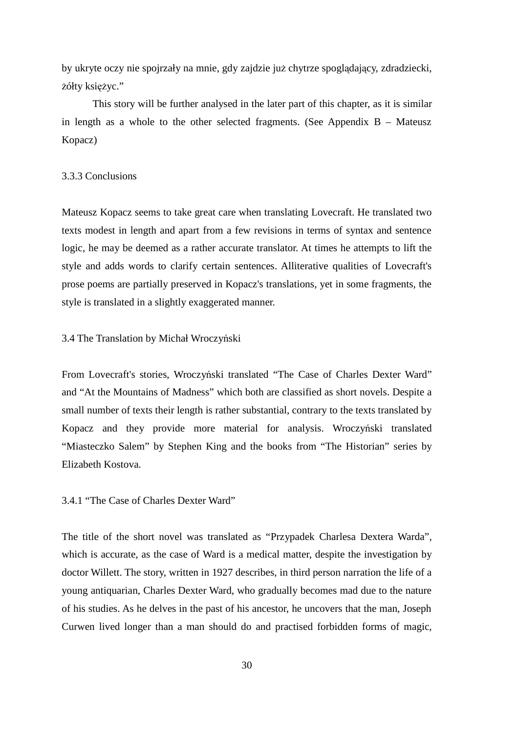by ukryte oczy nie spojrzały na mnie, gdy zajdzie już chytrze spoglądający, zdradziecki, żółty księżyc."

This story will be further analysed in the later part of this chapter, as it is similar in length as a whole to the other selected fragments. (See Appendix B – Mateusz Kopacz)

### 3.3.3 Conclusions

Mateusz Kopacz seems to take great care when translating Lovecraft. He translated two texts modest in length and apart from a few revisions in terms of syntax and sentence logic, he may be deemed as a rather accurate translator. At times he attempts to lift the style and adds words to clarify certain sentences. Alliterative qualities of Lovecraft's prose poems are partially preserved in Kopacz's translations, yet in some fragments, the style is translated in a slightly exaggerated manner.

## 3.4 The Translation by Michał Wroczyński

From Lovecraft's stories, Wroczyński translated "The Case of Charles Dexter Ward" and "At the Mountains of Madness" which both are classified as short novels. Despite a small number of texts their length is rather substantial, contrary to the texts translated by Kopacz and they provide more material for analysis. Wroczyński translated "Miasteczko Salem" by Stephen King and the books from "The Historian" series by Elizabeth Kostova.

### 3.4.1 "The Case of Charles Dexter Ward"

The title of the short novel was translated as "Przypadek Charlesa Dextera Warda", which is accurate, as the case of Ward is a medical matter, despite the investigation by doctor Willett. The story, written in 1927 describes, in third person narration the life of a young antiquarian, Charles Dexter Ward, who gradually becomes mad due to the nature of his studies. As he delves in the past of his ancestor, he uncovers that the man, Joseph Curwen lived longer than a man should do and practised forbidden forms of magic,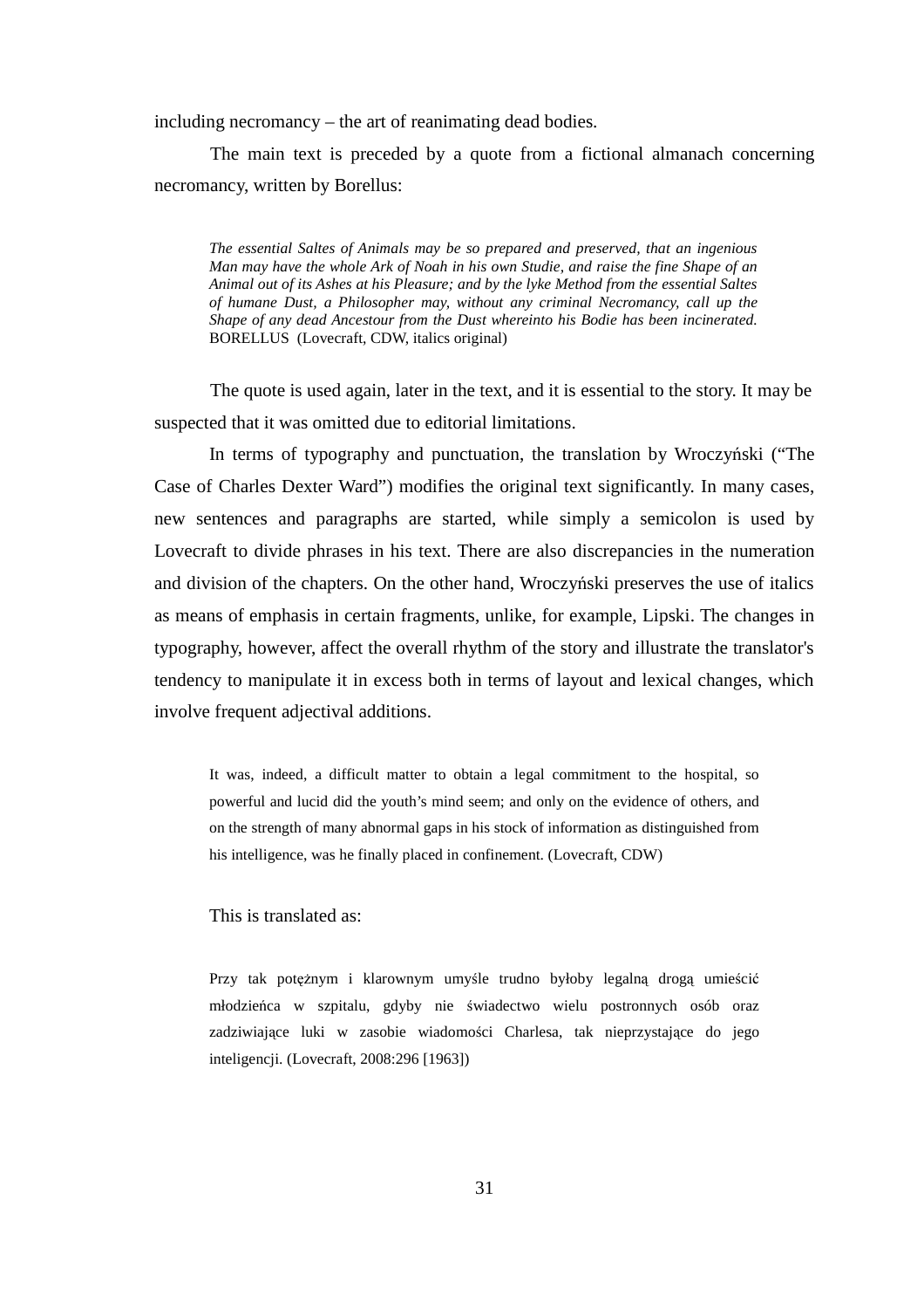including necromancy – the art of reanimating dead bodies.

The main text is preceded by a quote from a fictional almanach concerning necromancy, written by Borellus:

> *The essential Saltes of Animals may be so prepared and preserved, that an ingenious Man may have the whole Ark of Noah in his own Studie, and raise the fine Shape of an Animal out of its Ashes at his Pleasure; and by the lyke Method from the essential Saltes of humane Dust, a Philosopher may, without any criminal Necromancy, call up the Shape of any dead Ancestour from the Dust whereinto his Bodie has been incinerated.* BORELLUS (Lovecraft, CDW, italics original)

The quote is used again, later in the text, and it is essential to the story. It may be suspected that it was omitted due to editorial limitations.

In terms of typography and punctuation, the translation by Wroczyński ("The Case of Charles Dexter Ward") modifies the original text significantly. In many cases, new sentences and paragraphs are started, while simply a semicolon is used by Lovecraft to divide phrases in his text. There are also discrepancies in the numeration and division of the chapters. On the other hand, Wroczyński preserves the use of italics as means of emphasis in certain fragments, unlike, for example, Lipski. The changes in typography, however, affect the overall rhythm of the story and illustrate the translator's tendency to manipulate it in excess both in terms of layout and lexical changes, which involve frequent adjectival additions.

> It was, indeed, a difficult matter to obtain a legal commitment to the hospital, so powerful and lucid did the youth's mind seem; and only on the evidence of others, and on the strength of many abnormal gaps in his stock of information as distinguished from his intelligence, was he finally placed in confinement. (Lovecraft, CDW)

This is translated as:

> Przy tak potężnym i klarownym umyśle trudno byłoby legalną drogą umieścić młodzieńca w szpitalu, gdyby nie świadectwo wielu postronnych osób oraz zadziwiające luki w zasobie wiadomości Charlesa, tak nieprzystające do jego inteligencji. (Lovecraft, 2008:296 [1963])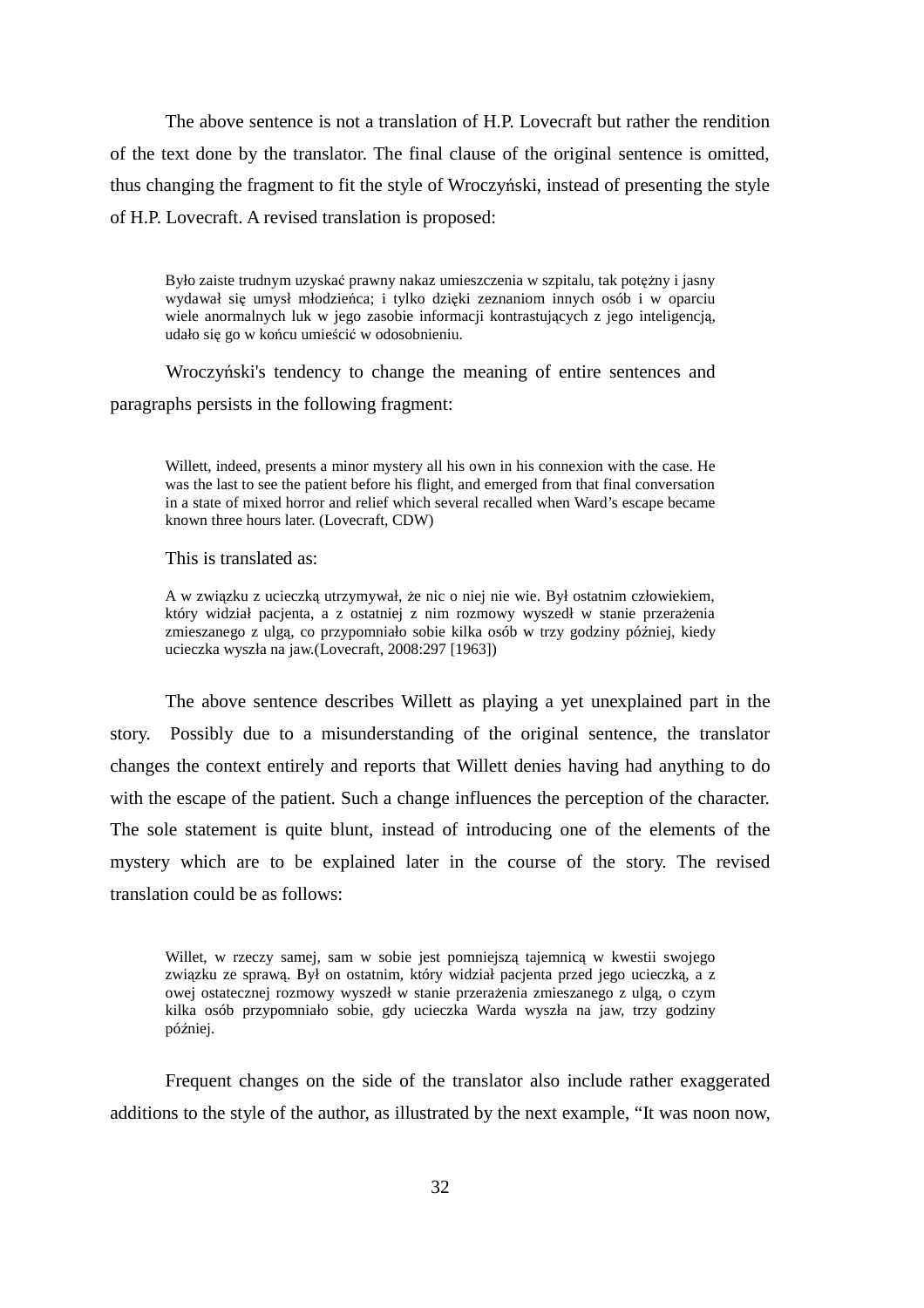The above sentence is not a translation of H.P. Lovecraft but rather the rendition of the text done by the translator. The final clause of the original sentence is omitted, thus changing the fragment to fit the style of Wroczyński, instead of presenting the style of H.P. Lovecraft. A revised translation is proposed:

> Było zaiste trudnym uzyskać prawny nakaz umieszczenia w szpitalu, tak potężny i jasny wydawał się umysł młodzieńca; i tylko dzięki zeznaniom innych osób i w oparciu wiele anormalnych luk w jego zasobie informacji kontrastujących z jego inteligencją, udało się go w końcu umieścić w odosobnieniu.

Wroczyński's tendency to change the meaning of entire sentences and paragraphs persists in the following fragment:

> Willett, indeed, presents a minor mystery all his own in his connexion with the case. He was the last to see the patient before his flight, and emerged from that final conversation in a state of mixed horror and relief which several recalled when Ward's escape became known three hours later. (Lovecraft, CDW)

This is translated as:

> A w związku z ucieczką utrzymywał, że nic o niej nie wie. Był ostatnim człowiekiem, który widział pacjenta, a z ostatniej z nim rozmowy wyszedł w stanie przerażenia zmieszanego z ulgą, co przypomniało sobie kilka osób w trzy godziny później, kiedy ucieczka wyszła na jaw.(Lovecraft, 2008:297 [1963])

The above sentence describes Willett as playing a yet unexplained part in the story. Possibly due to a misunderstanding of the original sentence, the translator changes the context entirely and reports that Willett denies having had anything to do with the escape of the patient. Such a change influences the perception of the character. The sole statement is quite blunt, instead of introducing one of the elements of the mystery which are to be explained later in the course of the story. The revised translation could be as follows:

> Willet, w rzeczy samej, sam w sobie jest pomniejszą tajemnicą w kwestii swojego związku ze sprawą. Był on ostatnim, który widział pacjenta przed jego ucieczką, a z owej ostatecznej rozmowy wyszedł w stanie przerażenia zmieszanego z ulgą, o czym kilka osób przypomniało sobie, gdy ucieczka Warda wyszła na jaw, trzy godziny później.

Frequent changes on the side of the translator also include rather exaggerated additions to the style of the author, as illustrated by the next example, "It was noon now,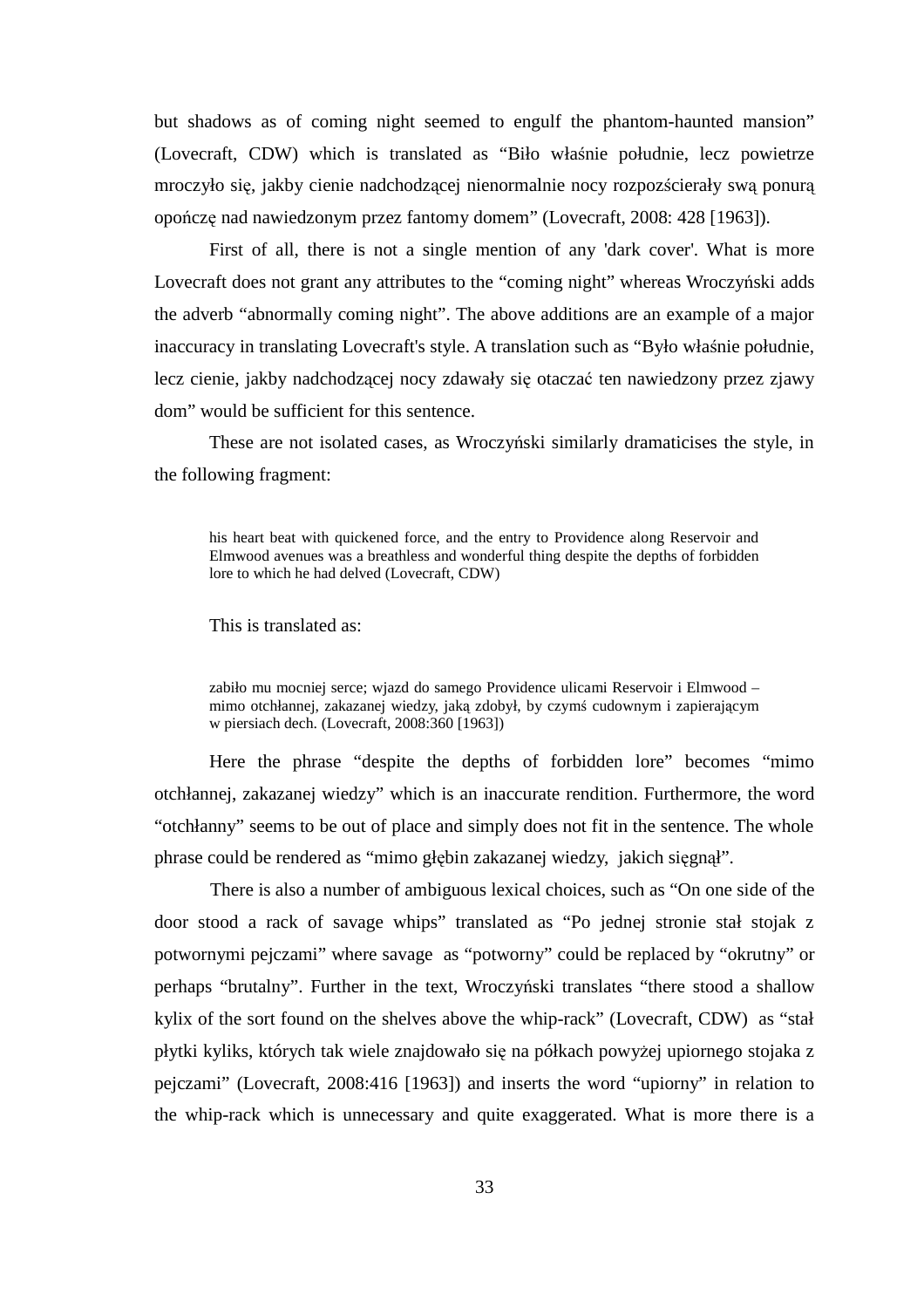but shadows as of coming night seemed to engulf the phantom-haunted mansion" (Lovecraft, CDW) which is translated as "Biło właśnie południe, lecz powietrze mroczyło się, jakby cienie nadchodzącej nienormalnie nocy rozpozścierały swą ponurą opończę nad nawiedzonym przez fantomy domem" (Lovecraft, 2008: 428 [1963]).

First of all, there is not a single mention of any 'dark cover'. What is more Lovecraft does not grant any attributes to the "coming night" whereas Wroczyński adds the adverb "abnormally coming night". The above additions are an example of a major inaccuracy in translating Lovecraft's style. A translation such as "Było właśnie południe, lecz cienie, jakby nadchodzącej nocy zdawały się otaczać ten nawiedzony przez zjawy dom" would be sufficient for this sentence.

These are not isolated cases, as Wroczyński similarly dramaticises the style, in the following fragment:

> his heart beat with quickened force, and the entry to Providence along Reservoir and Elmwood avenues was a breathless and wonderful thing despite the depths of forbidden lore to which he had delved (Lovecraft, CDW)

This is translated as:

> zabiło mu mocniej serce; wjazd do samego Providence ulicami Reservoir i Elmwood – mimo otchłannej, zakazanej wiedzy, jaką zdobył, by czymś cudownym i zapierającym w piersiach dech. (Lovecraft, 2008:360 [1963])

Here the phrase "despite the depths of forbidden lore" becomes "mimo otchłannej, zakazanej wiedzy" which is an inaccurate rendition. Furthermore, the word "otchłanny" seems to be out of place and simply does not fit in the sentence. The whole phrase could be rendered as "mimo głębin zakazanej wiedzy, jakich sięgnął".

There is also a number of ambiguous lexical choices, such as "On one side of the door stood a rack of savage whips" translated as "Po jednej stronie stał stojak z potwornymi pejczami" where savage as "potworny" could be replaced by "okrutny" or perhaps "brutalny". Further in the text, Wroczyński translates "there stood a shallow kylix of the sort found on the shelves above the whip-rack" (Lovecraft, CDW) as "stał płytki kyliks, których tak wiele znajdowało się na półkach powyżej upiornego stojaka z pejczami" (Lovecraft, 2008:416 [1963]) and inserts the word "upiorny" in relation to the whip-rack which is unnecessary and quite exaggerated. What is more there is a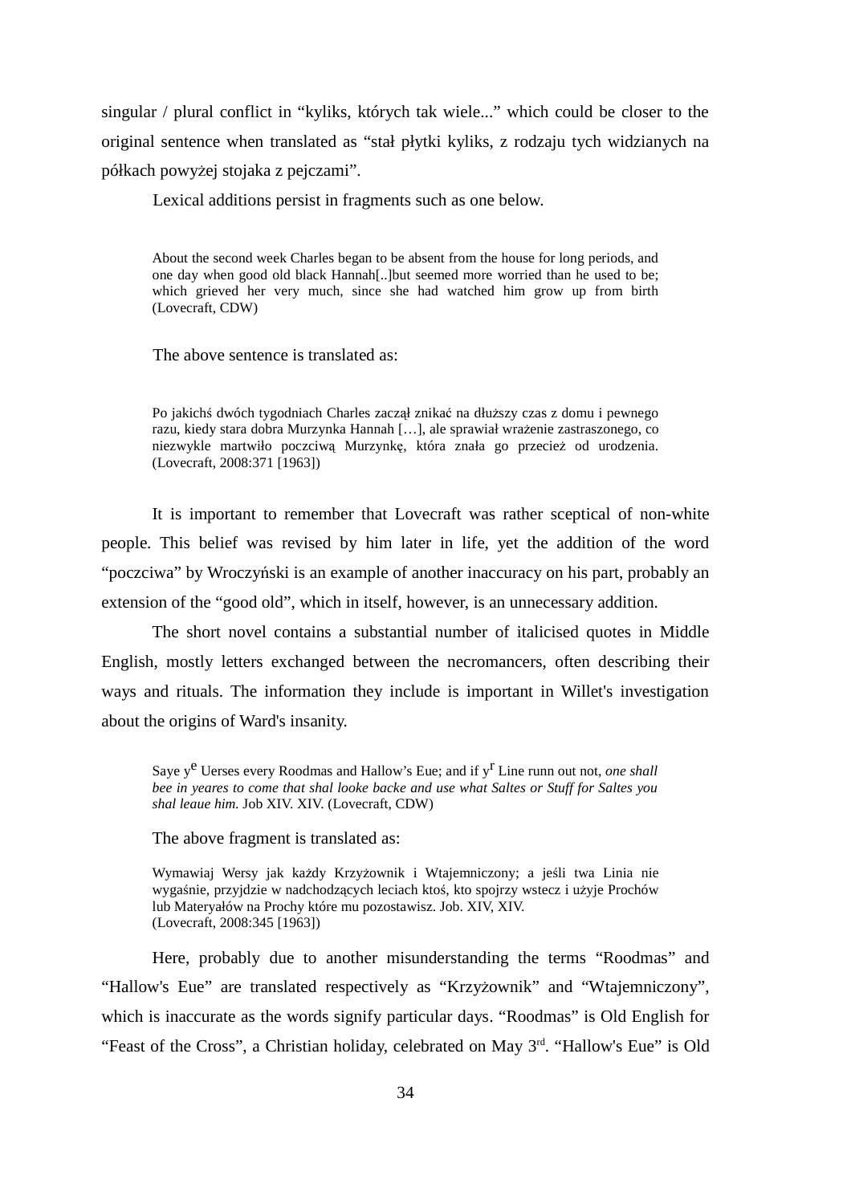singular / plural conflict in “kyliks, których tak wiele...” which could be closer to the original sentence when translated as “stał płytki kyliks, z rodzaju tych widzianych na półkach powyżej stojaka z pejczami”.

Lexical additions persist in fragments such as one below.

> About the second week Charles began to be absent from the house for long periods, and one day when good old black Hannah[..]but seemed more worried than he used to be; which grieved her very much, since she had watched him grow up from birth (Lovecraft, CDW)

The above sentence is translated as:

> Po jakichś dwóch tygodniach Charles zaczął znikać na dłuższy czas z domu i pewnego razu, kiedy stara dobra Murzynka Hannah […], ale sprawiał wrażenie zastraszonego, co niezwykle martwiło poczciwą Murzynkę, która znała go przecież od urodzenia. (Lovecraft, 2008:371 [1963])

It is important to remember that Lovecraft was rather sceptical of non-white people. This belief was revised by him later in life, yet the addition of the word “poczciwa” by Wroczyński is an example of another inaccuracy on his part, probably an extension of the “good old”, which in itself, however, is an unnecessary addition.

The short novel contains a substantial number of italicised quotes in Middle English, mostly letters exchanged between the necromancers, often describing their ways and rituals. The information they include is important in Willet's investigation about the origins of Ward's insanity.

> Saye y$^{e}$ Uerses every Roodmas and Hallow’s Eue; and if y$^{r}$ Line runn out not, *one shall bee in yeares to come that shal looke backe and use what Saltes or Stuff for Saltes you shal leaue him.* Job XIV. XIV. (Lovecraft, CDW)

The above fragment is translated as:

> Wymawiaj Wersy jak każdy Krzyżownik i Wtajemniczony; a jeśli twa Linia nie wygaśnie, przyjdzie w nadchodzących leciach ktoś, kto spojrzy wstecz i użyje Prochów lub Materyałów na Prochy które mu pozostawisz. Job. XIV, XIV.
> (Lovecraft, 2008:345 [1963])

Here, probably due to another misunderstanding the terms “Roodmas” and “Hallow's Eue” are translated respectively as “Krzyżownik” and “Wtajemniczony”, which is inaccurate as the words signify particular days. “Roodmas” is Old English for “Feast of the Cross”, a Christian holiday, celebrated on May 3$^{rd}$. “Hallow's Eue” is Old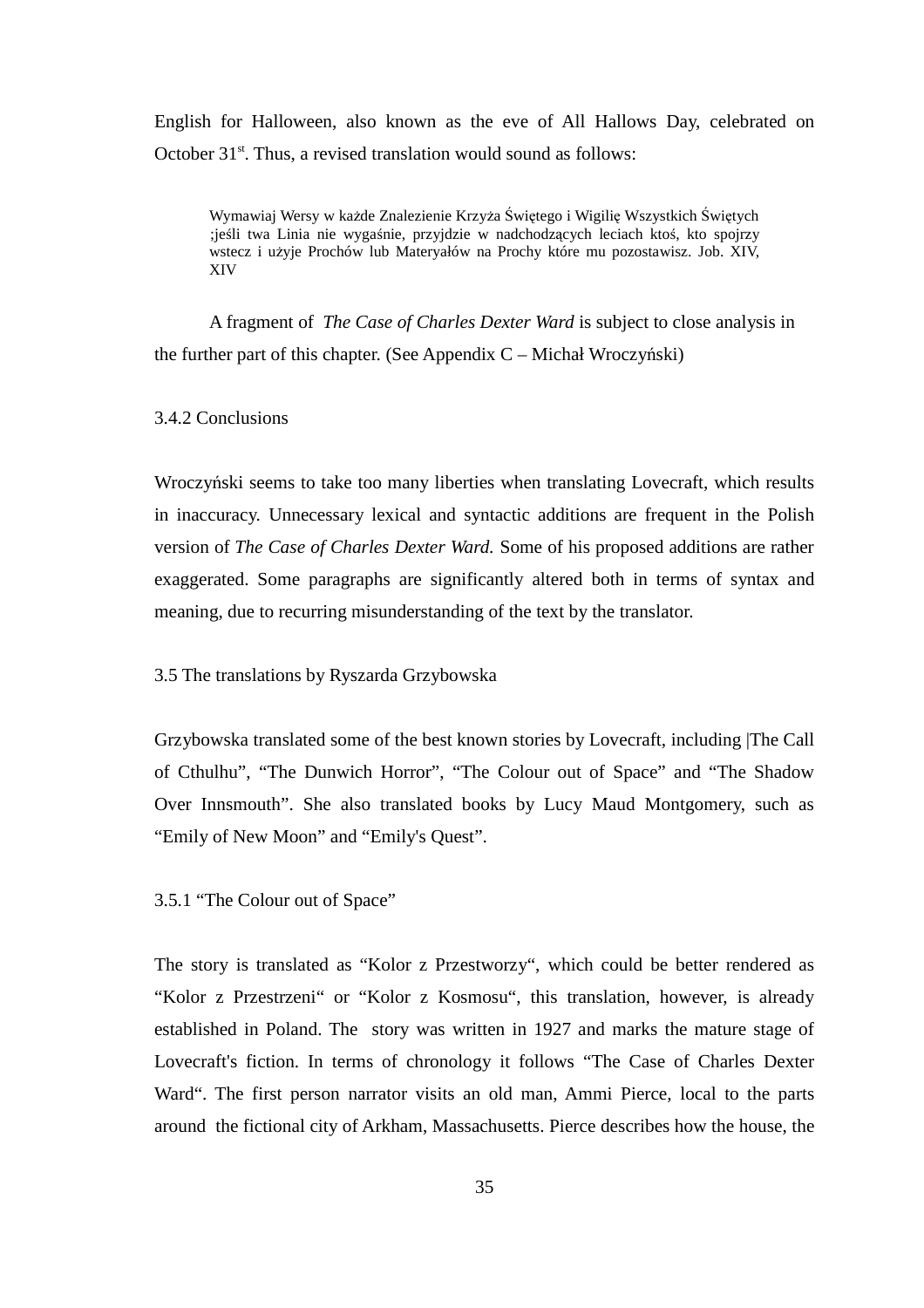English for Halloween, also known as the eve of All Hallows Day, celebrated on October 31st. Thus, a revised translation would sound as follows:

> Wymawiaj Wersy w każde Znalezienie Krzyża Świętego i Wigilię Wszystkich Świętych ;jeśli twa Linia nie wygaśnie, przyjdzie w nadchodzących leciach ktoś, kto spojrzy wstecz i użyje Prochów lub Materyałów na Prochy które mu pozostawisz. Job. XIV, XIV

A fragment of *The Case of Charles Dexter Ward* is subject to close analysis in the further part of this chapter. (See Appendix C – Michał Wroczyński)

### 3.4.2 Conclusions

Wroczyński seems to take too many liberties when translating Lovecraft, which results in inaccuracy. Unnecessary lexical and syntactic additions are frequent in the Polish version of *The Case of Charles Dexter Ward.* Some of his proposed additions are rather exaggerated. Some paragraphs are significantly altered both in terms of syntax and meaning, due to recurring misunderstanding of the text by the translator.

## 3.5 The translations by Ryszarda Grzybowska

Grzybowska translated some of the best known stories by Lovecraft, including |The Call of Cthulhu", "The Dunwich Horror", "The Colour out of Space" and "The Shadow Over Innsmouth". She also translated books by Lucy Maud Montgomery, such as "Emily of New Moon" and "Emily's Quest".

### 3.5.1 "The Colour out of Space"

The story is translated as "Kolor z Przestworzy", which could be better rendered as "Kolor z Przestrzeni" or "Kolor z Kosmosu", this translation, however, is already established in Poland. The story was written in 1927 and marks the mature stage of Lovecraft's fiction. In terms of chronology it follows "The Case of Charles Dexter Ward". The first person narrator visits an old man, Ammi Pierce, local to the parts around the fictional city of Arkham, Massachusetts. Pierce describes how the house, the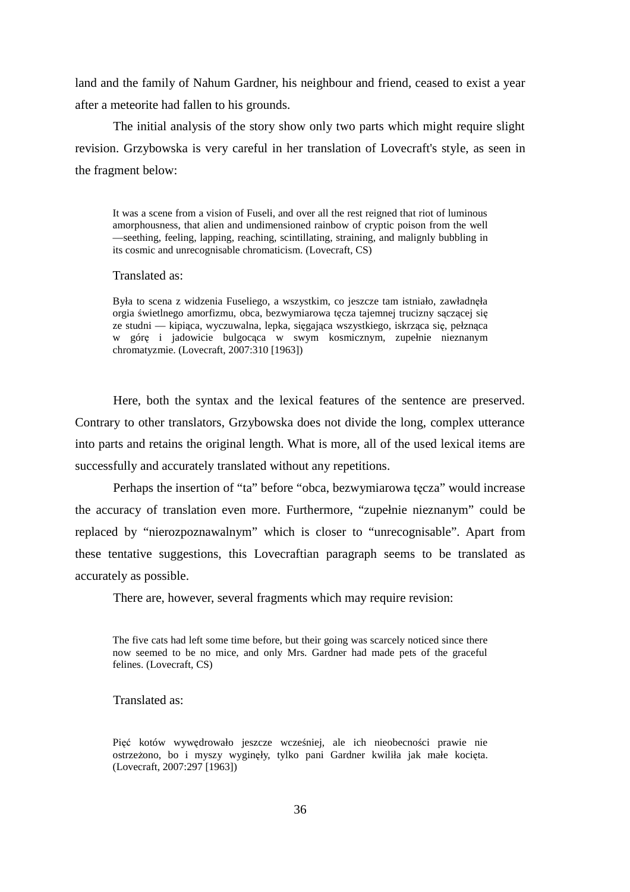land and the family of Nahum Gardner, his neighbour and friend, ceased to exist a year after a meteorite had fallen to his grounds.

The initial analysis of the story show only two parts which might require slight revision. Grzybowska is very careful in her translation of Lovecraft's style, as seen in the fragment below:

> It was a scene from a vision of Fuseli, and over all the rest reigned that riot of luminous amorphousness, that alien and undimensioned rainbow of cryptic poison from the well —seething, feeling, lapping, reaching, scintillating, straining, and malignly bubbling in its cosmic and unrecognisable chromaticism. (Lovecraft, CS)

Translated as:

> Była to scena z widzenia Fuseliego, a wszystkim, co jeszcze tam istniało, zawładnęła orgia świetlnego amorfizmu, obca, bezwymiarowa tęcza tajemnej trucizny sączącej się ze studni — kipiąca, wyczuwalna, lepka, sięgająca wszystkiego, iskrząca się, pełznąca w górę i jadowicie bulgocąca w swym kosmicznym, zupełnie nieznanym chromatyzmie. (Lovecraft, 2007:310 [1963])

Here, both the syntax and the lexical features of the sentence are preserved. Contrary to other translators, Grzybowska does not divide the long, complex utterance into parts and retains the original length. What is more, all of the used lexical items are successfully and accurately translated without any repetitions.

Perhaps the insertion of "ta" before "obca, bezwymiarowa tęcza" would increase the accuracy of translation even more. Furthermore, "zupełnie nieznanym" could be replaced by "nierozpoznawalnym" which is closer to "unrecognisable". Apart from these tentative suggestions, this Lovecraftian paragraph seems to be translated as accurately as possible.

There are, however, several fragments which may require revision:

> The five cats had left some time before, but their going was scarcely noticed since there now seemed to be no mice, and only Mrs. Gardner had made pets of the graceful felines. (Lovecraft, CS)

Translated as:

> Pięć kotów wywędrowało jeszcze wcześniej, ale ich nieobecności prawie nie ostrzeżono, bo i myszy wyginęły, tylko pani Gardner kwiliła jak małe kocięta. (Lovecraft, 2007:297 [1963])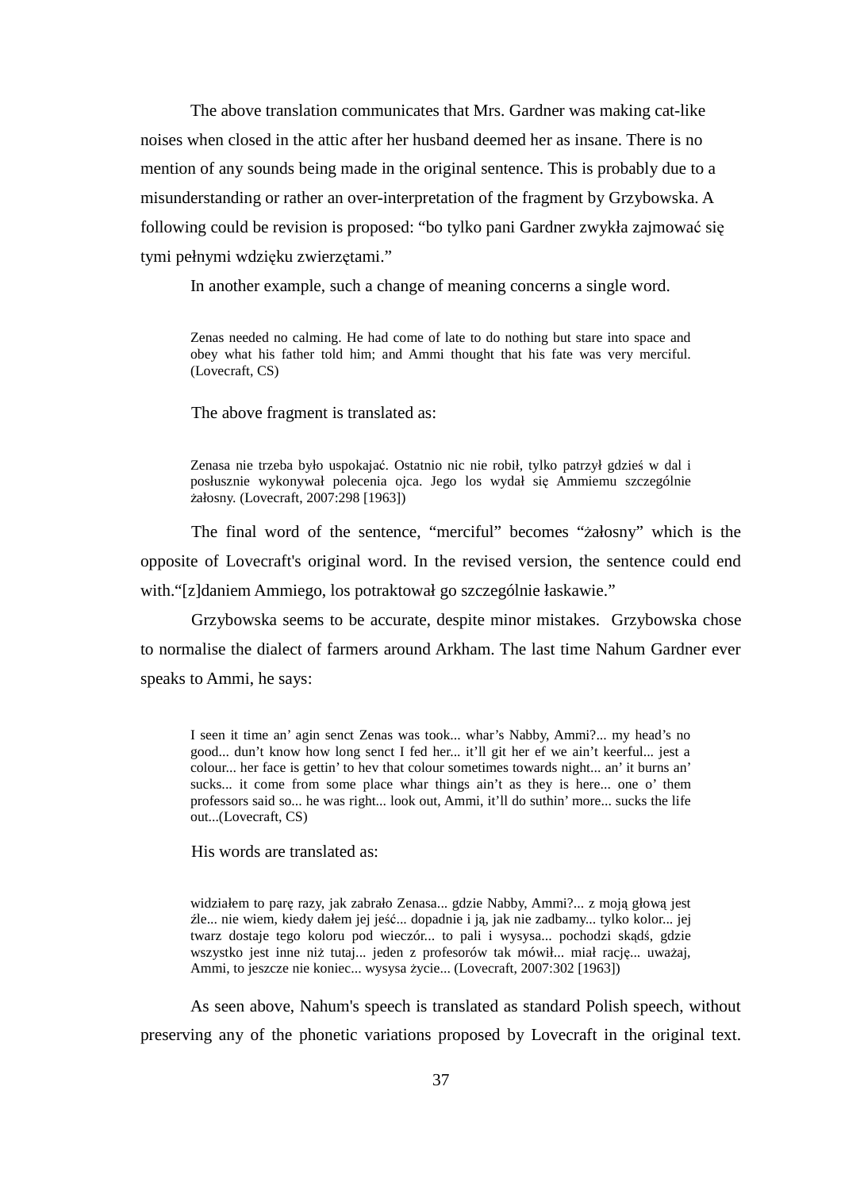The above translation communicates that Mrs. Gardner was making cat-like noises when closed in the attic after her husband deemed her as insane. There is no mention of any sounds being made in the original sentence. This is probably due to a misunderstanding or rather an over-interpretation of the fragment by Grzybowska. A following could be revision is proposed: "bo tylko pani Gardner zwykła zajmować się tymi pełnymi wdzięku zwierzętami."

In another example, such a change of meaning concerns a single word.

> Zenas needed no calming. He had come of late to do nothing but stare into space and obey what his father told him; and Ammi thought that his fate was very merciful. (Lovecraft, CS)

The above fragment is translated as:

> Zenasa nie trzeba było uspokajać. Ostatnio nic nie robił, tylko patrzył gdzieś w dal i posłusznie wykonywał polecenia ojca. Jego los wydał się Ammiemu szczególnie żałosny. (Lovecraft, 2007:298 [1963])

The final word of the sentence, "merciful" becomes "żałosny" which is the opposite of Lovecraft's original word. In the revised version, the sentence could end with."[z]daniem Ammiego, los potraktował go szczególnie łaskawie."

Grzybowska seems to be accurate, despite minor mistakes. Grzybowska chose to normalise the dialect of farmers around Arkham. The last time Nahum Gardner ever speaks to Ammi, he says:

> I seen it time an' agin senct Zenas was took... whar's Nabby, Ammi?... my head's no good... dun't know how long senct I fed her... it'll git her ef we ain't keerful... jest a colour... her face is gettin' to hev that colour sometimes towards night... an' it burns an' sucks... it come from some place whar things ain't as they is here... one o' them professors said so... he was right... look out, Ammi, it'll do suthin' more... sucks the life out...(Lovecraft, CS)

His words are translated as:

> widziałem to parę razy, jak zabrało Zenasa... gdzie Nabby, Ammi?... z moją głową jest źle... nie wiem, kiedy dałem jej jeść... dopadnie i ją, jak nie zadbamy... tylko kolor... jej twarz dostaje tego koloru pod wieczór... to pali i wysysa... pochodzi skądś, gdzie wszystko jest inne niż tutaj... jeden z profesorów tak mówił... miał rację... uważaj, Ammi, to jeszcze nie koniec... wysysa życie... (Lovecraft, 2007:302 [1963])

As seen above, Nahum's speech is translated as standard Polish speech, without preserving any of the phonetic variations proposed by Lovecraft in the original text.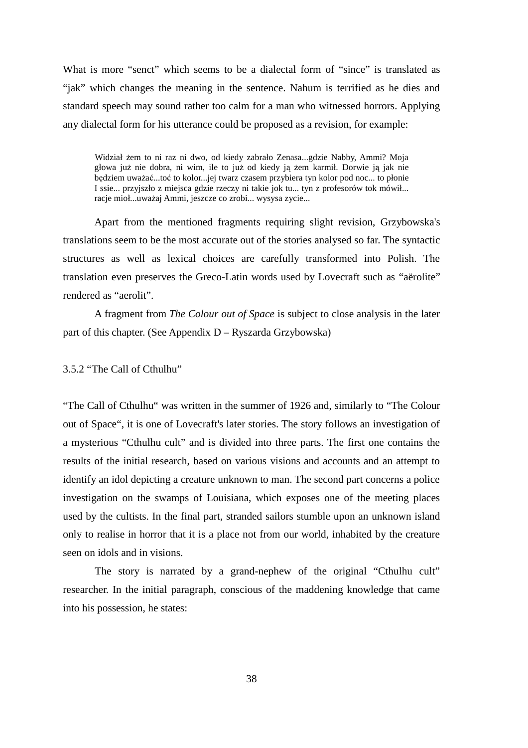What is more "senct" which seems to be a dialectal form of "since" is translated as "jak" which changes the meaning in the sentence. Nahum is terrified as he dies and standard speech may sound rather too calm for a man who witnessed horrors. Applying any dialectal form for his utterance could be proposed as a revision, for example:

> Widział żem to ni raz ni dwo, od kiedy zabrało Zenasa...gdzie Nabby, Ammi? Moja głowa już nie dobra, ni wim, ile to już od kiedy ją żem karmił. Dorwie ją jak nie będziem uważać...toć to kolor...jej twarz czasem przybiera tyn kolor pod noc... to płonie I ssie... przyjszło z miejsca gdzie rzeczy ni takie jok tu... tyn z profesorów tok mówił... racje mioł...uważaj Ammi, jeszcze co zrobi... wysysa zycie...

Apart from the mentioned fragments requiring slight revision, Grzybowska's translations seem to be the most accurate out of the stories analysed so far. The syntactic structures as well as lexical choices are carefully transformed into Polish. The translation even preserves the Greco-Latin words used by Lovecraft such as "aërolite" rendered as "aerolit".

A fragment from *The Colour out of Space* is subject to close analysis in the later part of this chapter. (See Appendix D – Ryszarda Grzybowska)

### 3.5.2 "The Call of Cthulhu"

"The Call of Cthulhu" was written in the summer of 1926 and, similarly to "The Colour out of Space", it is one of Lovecraft's later stories. The story follows an investigation of a mysterious "Cthulhu cult" and is divided into three parts. The first one contains the results of the initial research, based on various visions and accounts and an attempt to identify an idol depicting a creature unknown to man. The second part concerns a police investigation on the swamps of Louisiana, which exposes one of the meeting places used by the cultists. In the final part, stranded sailors stumble upon an unknown island only to realise in horror that it is a place not from our world, inhabited by the creature seen on idols and in visions.

The story is narrated by a grand-nephew of the original "Cthulhu cult" researcher. In the initial paragraph, conscious of the maddening knowledge that came into his possession, he states: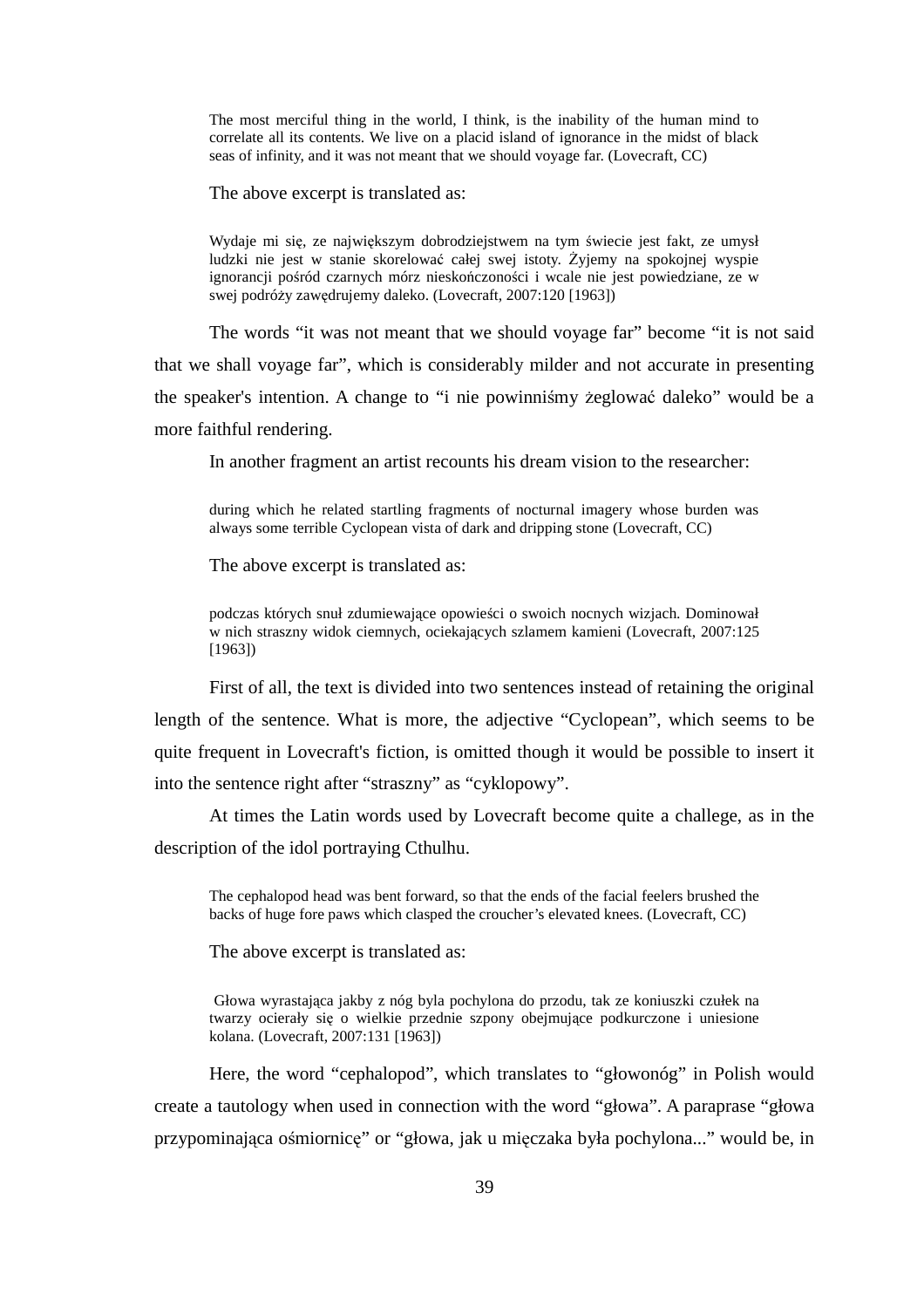> The most merciful thing in the world, I think, is the inability of the human mind to correlate all its contents. We live on a placid island of ignorance in the midst of black seas of infinity, and it was not meant that we should voyage far. (Lovecraft, CC)

The above excerpt is translated as:

> Wydaje mi się, ze największym dobrodziejstwem na tym świecie jest fakt, ze umysł ludzki nie jest w stanie skorelować całej swej istoty. Żyjemy na spokojnej wyspie ignorancji pośród czarnych mórz nieskończoności i wcale nie jest powiedziane, ze w swej podróży zawędrujemy daleko. (Lovecraft, 2007:120 [1963])

The words "it was not meant that we should voyage far" become "it is not said that we shall voyage far", which is considerably milder and not accurate in presenting the speaker's intention. A change to "i nie powinniśmy żeglować daleko" would be a more faithful rendering.

In another fragment an artist recounts his dream vision to the researcher:

> during which he related startling fragments of nocturnal imagery whose burden was always some terrible Cyclopean vista of dark and dripping stone (Lovecraft, CC)

The above excerpt is translated as:

> podczas których snuł zdumiewające opowieści o swoich nocnych wizjach. Dominował w nich straszny widok ciemnych, ociekających szlamem kamieni (Lovecraft, 2007:125 [1963])

First of all, the text is divided into two sentences instead of retaining the original length of the sentence. What is more, the adjective "Cyclopean", which seems to be quite frequent in Lovecraft's fiction, is omitted though it would be possible to insert it into the sentence right after "straszny" as "cyklopowy".

At times the Latin words used by Lovecraft become quite a challege, as in the description of the idol portraying Cthulhu.

> The cephalopod head was bent forward, so that the ends of the facial feelers brushed the backs of huge fore paws which clasped the croucher's elevated knees. (Lovecraft, CC)

The above excerpt is translated as:

> Głowa wyrastająca jakby z nóg byla pochylona do przodu, tak ze koniuszki czułek na twarzy ocierały się o wielkie przednie szpony obejmujące podkurczone i uniesione kolana. (Lovecraft, 2007:131 [1963])

Here, the word "cephalopod", which translates to "głowonóg" in Polish would create a tautology when used in connection with the word "głowa". A paraprase "głowa przypominająca ośmiornicę" or "głowa, jak u mięczaka była pochylona..." would be, in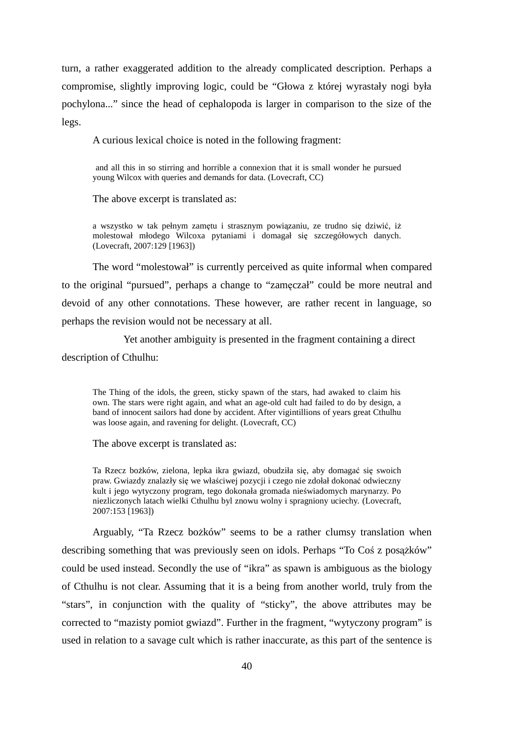turn, a rather exaggerated addition to the already complicated description. Perhaps a compromise, slightly improving logic, could be "Głowa z której wyrastały nogi była pochylona..." since the head of cephalopoda is larger in comparison to the size of the legs.

A curious lexical choice is noted in the following fragment:

> and all this in so stirring and horrible a connexion that it is small wonder he pursued young Wilcox with queries and demands for data. (Lovecraft, CC)

The above excerpt is translated as:

> a wszystko w tak pełnym zamętu i strasznym powiązaniu, ze trudno się dziwić, iż molestował młodego Wilcoxa pytaniami i domagał się szczegółowych danych. (Lovecraft, 2007:129 [1963])

The word "molestował" is currently perceived as quite informal when compared to the original "pursued", perhaps a change to "zamęczał" could be more neutral and devoid of any other connotations. These however, are rather recent in language, so perhaps the revision would not be necessary at all.

Yet another ambiguity is presented in the fragment containing a direct description of Cthulhu:

> The Thing of the idols, the green, sticky spawn of the stars, had awaked to claim his own. The stars were right again, and what an age-old cult had failed to do by design, a band of innocent sailors had done by accident. After vigintillions of years great Cthulhu was loose again, and ravening for delight. (Lovecraft, CC)

The above excerpt is translated as:

> Ta Rzecz bożków, zielona, lepka ikra gwiazd, obudziła się, aby domagać się swoich praw. Gwiazdy znalazły się we właściwej pozycji i czego nie zdołał dokonać odwieczny kult i jego wytyczony program, tego dokonała gromada nieświadomych marynarzy. Po niezliczonych latach wielki Cthulhu byl znowu wolny i spragniony uciechy. (Lovecraft, 2007:153 [1963])

Arguably, "Ta Rzecz bożków" seems to be a rather clumsy translation when describing something that was previously seen on idols. Perhaps "To Coś z posążków" could be used instead. Secondly the use of "ikra" as spawn is ambiguous as the biology of Cthulhu is not clear. Assuming that it is a being from another world, truly from the "stars", in conjunction with the quality of "sticky", the above attributes may be corrected to "mazisty pomiot gwiazd". Further in the fragment, "wytyczony program" is used in relation to a savage cult which is rather inaccurate, as this part of the sentence is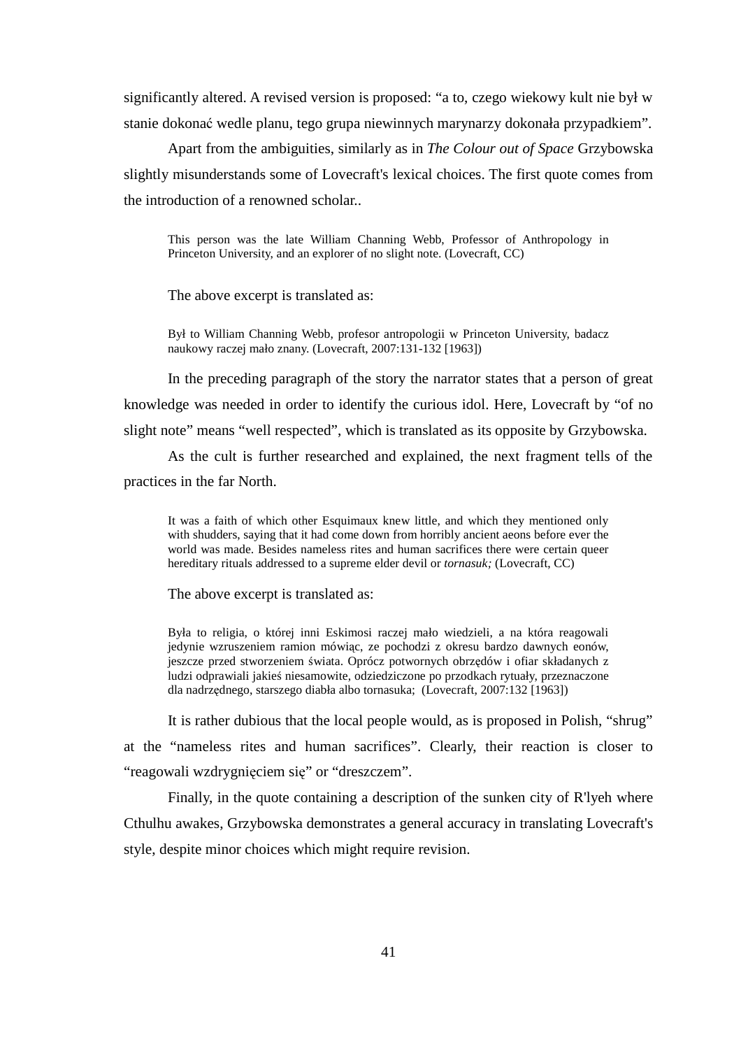significantly altered. A revised version is proposed: "a to, czego wiekowy kult nie był w stanie dokonać wedle planu, tego grupa niewinnych marynarzy dokonała przypadkiem".

Apart from the ambiguities, similarly as in *The Colour out of Space* Grzybowska slightly misunderstands some of Lovecraft's lexical choices. The first quote comes from the introduction of a renowned scholar..

> This person was the late William Channing Webb, Professor of Anthropology in Princeton University, and an explorer of no slight note. (Lovecraft, CC)

The above excerpt is translated as:

> Był to William Channing Webb, profesor antropologii w Princeton University, badacz naukowy raczej mało znany. (Lovecraft, 2007:131-132 [1963])

In the preceding paragraph of the story the narrator states that a person of great knowledge was needed in order to identify the curious idol. Here, Lovecraft by "of no slight note" means "well respected", which is translated as its opposite by Grzybowska.

As the cult is further researched and explained, the next fragment tells of the practices in the far North.

> It was a faith of which other Esquimaux knew little, and which they mentioned only with shudders, saying that it had come down from horribly ancient aeons before ever the world was made. Besides nameless rites and human sacrifices there were certain queer hereditary rituals addressed to a supreme elder devil or *tornasuk;* (Lovecraft, CC)

The above excerpt is translated as:

> Była to religia, o której inni Eskimosi raczej mało wiedzieli, a na która reagowali jedynie wzruszeniem ramion mówiąc, ze pochodzi z okresu bardzo dawnych eonów, jeszcze przed stworzeniem świata. Oprócz potwornych obrzędów i ofiar składanych z ludzi odprawiali jakieś niesamowite, odziedziczone po przodkach rytuały, przeznaczone dla nadrzędnego, starszego diabła albo tornasuka; (Lovecraft, 2007:132 [1963])

It is rather dubious that the local people would, as is proposed in Polish, "shrug" at the "nameless rites and human sacrifices". Clearly, their reaction is closer to "reagowali wzdrygnięciem się" or "dreszczem".

Finally, in the quote containing a description of the sunken city of R'lyeh where Cthulhu awakes, Grzybowska demonstrates a general accuracy in translating Lovecraft's style, despite minor choices which might require revision.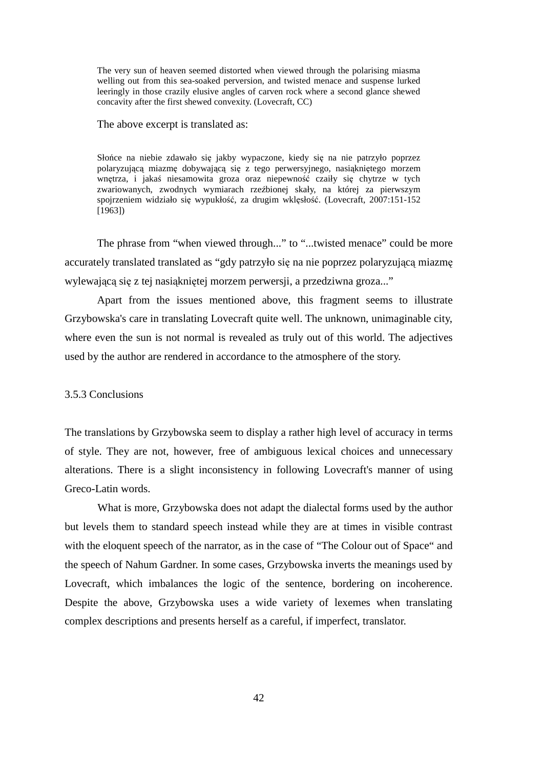> The very sun of heaven seemed distorted when viewed through the polarising miasma welling out from this sea-soaked perversion, and twisted menace and suspense lurked leeringly in those crazily elusive angles of carven rock where a second glance shewed concavity after the first shewed convexity. (Lovecraft, CC)

The above excerpt is translated as:

> Słońce na niebie zdawało się jakby wypaczone, kiedy się na nie patrzyło poprzez polaryzującą miazmę dobywającą się z tego perwersyjnego, nasiąkniętego morzem wnętrza, i jakaś niesamowita groza oraz niepewność czaiły się chytrze w tych zwariowanych, zwodnych wymiarach rzeźbionej skały, na której za pierwszym spojrzeniem widziało się wypukłość, za drugim wklęsłość. (Lovecraft, 2007:151-152 [1963])

The phrase from "when viewed through..." to "...twisted menace" could be more accurately translated translated as "gdy patrzyło się na nie poprzez polaryzującą miazmę wylewającą się z tej nasiąkniętej morzem perwersji, a przedziwna groza..."

Apart from the issues mentioned above, this fragment seems to illustrate Grzybowska's care in translating Lovecraft quite well. The unknown, unimaginable city, where even the sun is not normal is revealed as truly out of this world. The adjectives used by the author are rendered in accordance to the atmosphere of the story.

### 3.5.3 Conclusions

The translations by Grzybowska seem to display a rather high level of accuracy in terms of style. They are not, however, free of ambiguous lexical choices and unnecessary alterations. There is a slight inconsistency in following Lovecraft's manner of using Greco-Latin words.

What is more, Grzybowska does not adapt the dialectal forms used by the author but levels them to standard speech instead while they are at times in visible contrast with the eloquent speech of the narrator, as in the case of "The Colour out of Space" and the speech of Nahum Gardner. In some cases, Grzybowska inverts the meanings used by Lovecraft, which imbalances the logic of the sentence, bordering on incoherence. Despite the above, Grzybowska uses a wide variety of lexemes when translating complex descriptions and presents herself as a careful, if imperfect, translator.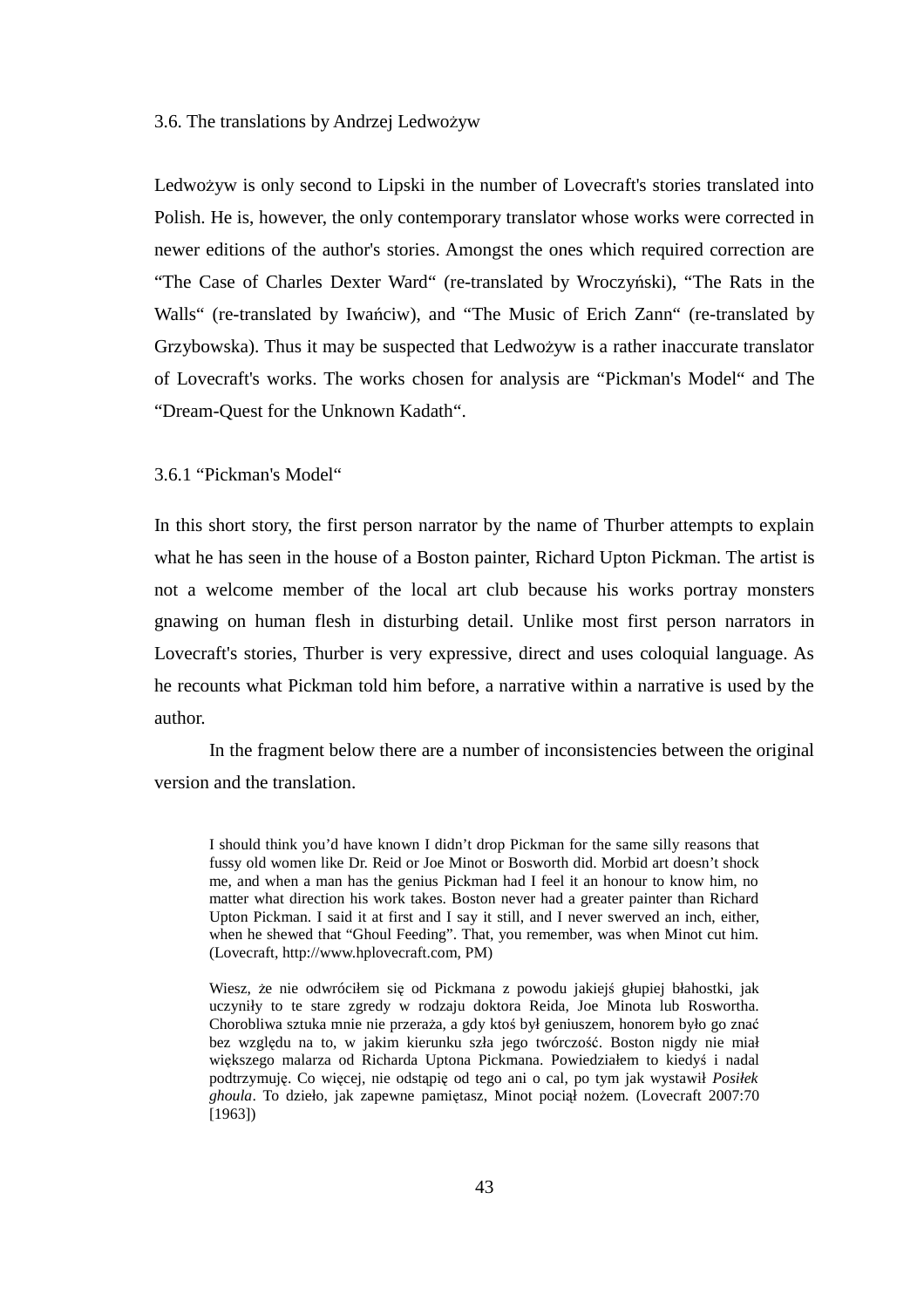### 3.6. The translations by Andrzej Ledwożyw

Ledwożyw is only second to Lipski in the number of Lovecraft's stories translated into Polish. He is, however, the only contemporary translator whose works were corrected in newer editions of the author's stories. Amongst the ones which required correction are "The Case of Charles Dexter Ward" (re-translated by Wroczyński), "The Rats in the Walls" (re-translated by Iwańciw), and "The Music of Erich Zann" (re-translated by Grzybowska). Thus it may be suspected that Ledwożyw is a rather inaccurate translator of Lovecraft's works. The works chosen for analysis are "Pickman's Model" and The "Dream-Quest for the Unknown Kadath".

#### 3.6.1 "Pickman's Model"

In this short story, the first person narrator by the name of Thurber attempts to explain what he has seen in the house of a Boston painter, Richard Upton Pickman. The artist is not a welcome member of the local art club because his works portray monsters gnawing on human flesh in disturbing detail. Unlike most first person narrators in Lovecraft's stories, Thurber is very expressive, direct and uses coloquial language. As he recounts what Pickman told him before, a narrative within a narrative is used by the author.

In the fragment below there are a number of inconsistencies between the original version and the translation.

> I should think you'd have known I didn't drop Pickman for the same silly reasons that fussy old women like Dr. Reid or Joe Minot or Bosworth did. Morbid art doesn't shock me, and when a man has the genius Pickman had I feel it an honour to know him, no matter what direction his work takes. Boston never had a greater painter than Richard Upton Pickman. I said it at first and I say it still, and I never swerved an inch, either, when he shewed that "Ghoul Feeding". That, you remember, was when Minot cut him. (Lovecraft, http://www.hplovecraft.com, PM)

> Wiesz, że nie odwróciłem się od Pickmana z powodu jakiejś głupiej błahostki, jak uczyniły to te stare zgredy w rodzaju doktora Reida, Joe Minota lub Roswortha. Chorobliwa sztuka mnie nie przeraża, a gdy ktoś był geniuszem, honorem było go znać bez względu na to, w jakim kierunku szła jego twórczość. Boston nigdy nie miał większego malarza od Richarda Uptona Pickmana. Powiedziałem to kiedyś i nadal podtrzymuję. Co więcej, nie odstąpię od tego ani o cal, po tym jak wystawił *Posiłek ghoula*. To dzieło, jak zapewne pamiętasz, Minot pociął nożem. (Lovecraft 2007:70 [1963])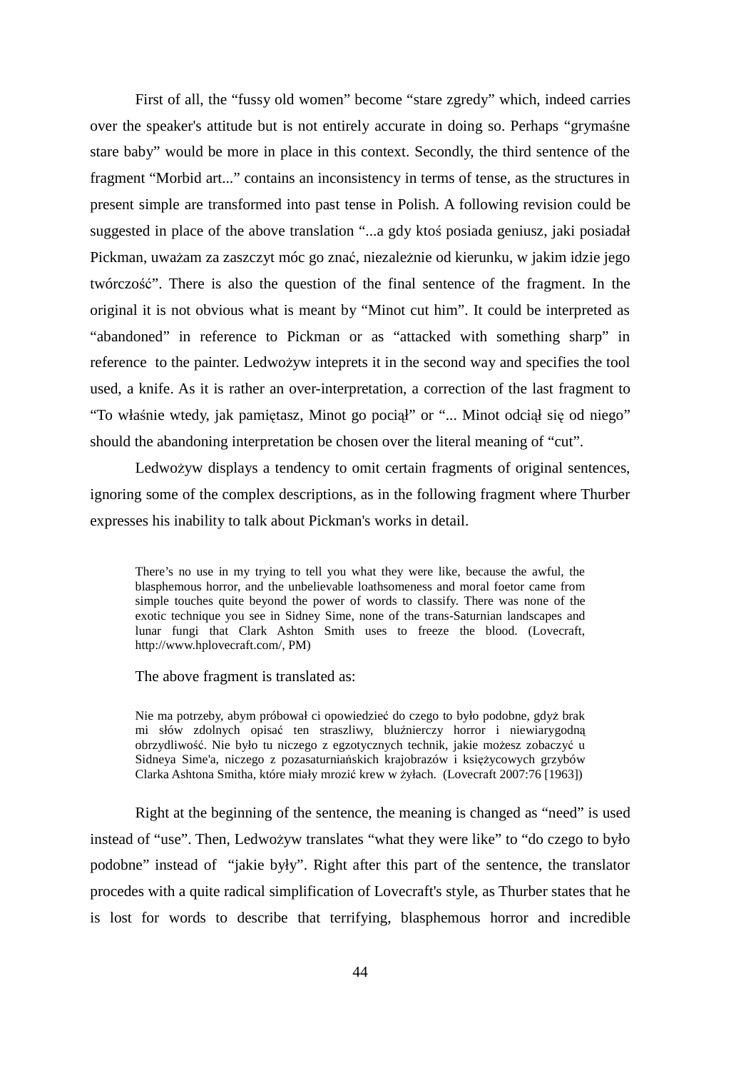First of all, the "fussy old women" become "stare zgredy" which, indeed carries over the speaker's attitude but is not entirely accurate in doing so. Perhaps "grymaśne stare baby" would be more in place in this context. Secondly, the third sentence of the fragment "Morbid art..." contains an inconsistency in terms of tense, as the structures in present simple are transformed into past tense in Polish. A following revision could be suggested in place of the above translation "...a gdy ktoś posiada geniusz, jaki posiadał Pickman, uważam za zaszczyt móc go znać, niezależnie od kierunku, w jakim idzie jego twórczość". There is also the question of the final sentence of the fragment. In the original it is not obvious what is meant by "Minot cut him". It could be interpreted as "abandoned" in reference to Pickman or as "attacked with something sharp" in reference to the painter. Ledwożyw intepréts it in the second way and specifies the tool used, a knife. As it is rather an over-interpretation, a correction of the last fragment to "To właśnie wtedy, jak pamiętasz, Minot go pociął" or "... Minot odciął się od niego" should the abandoning interpretation be chosen over the literal meaning of "cut".

Ledwożyw displays a tendency to omit certain fragments of original sentences, ignoring some of the complex descriptions, as in the following fragment where Thurber expresses his inability to talk about Pickman's works in detail.

> There's no use in my trying to tell you what they were like, because the awful, the blasphemous horror, and the unbelievable loathsomeness and moral foetor came from simple touches quite beyond the power of words to classify. There was none of the exotic technique you see in Sidney Sime, none of the trans-Saturnian landscapes and lunar fungi that Clark Ashton Smith uses to freeze the blood. (Lovecraft, http://www.hplovecraft.com/, PM)

The above fragment is translated as:

> Nie ma potrzeby, abym próbował ci opowiedzieć do czego to było podobne, gdyż brak mi słów zdolnych opisać ten straszliwy, bluźnierczy horror i niewiarygodną obrzydliwość. Nie było tu niczego z egzotycznych technik, jakie możesz zobaczyć u Sidneya Sime'a, niczego z pozasaturniańskich krajobrazów i księżycowych grzybów Clarka Ashtona Smitha, które miały mrozić krew w żyłach. (Lovecraft 2007:76 [1963])

Right at the beginning of the sentence, the meaning is changed as "need" is used instead of "use". Then, Ledwożyw translates "what they were like" to "do czego to było podobne" instead of "jakie były". Right after this part of the sentence, the translator procedes with a quite radical simplification of Lovecraft's style, as Thurber states that he is lost for words to describe that terrifying, blasphemous horror and incredible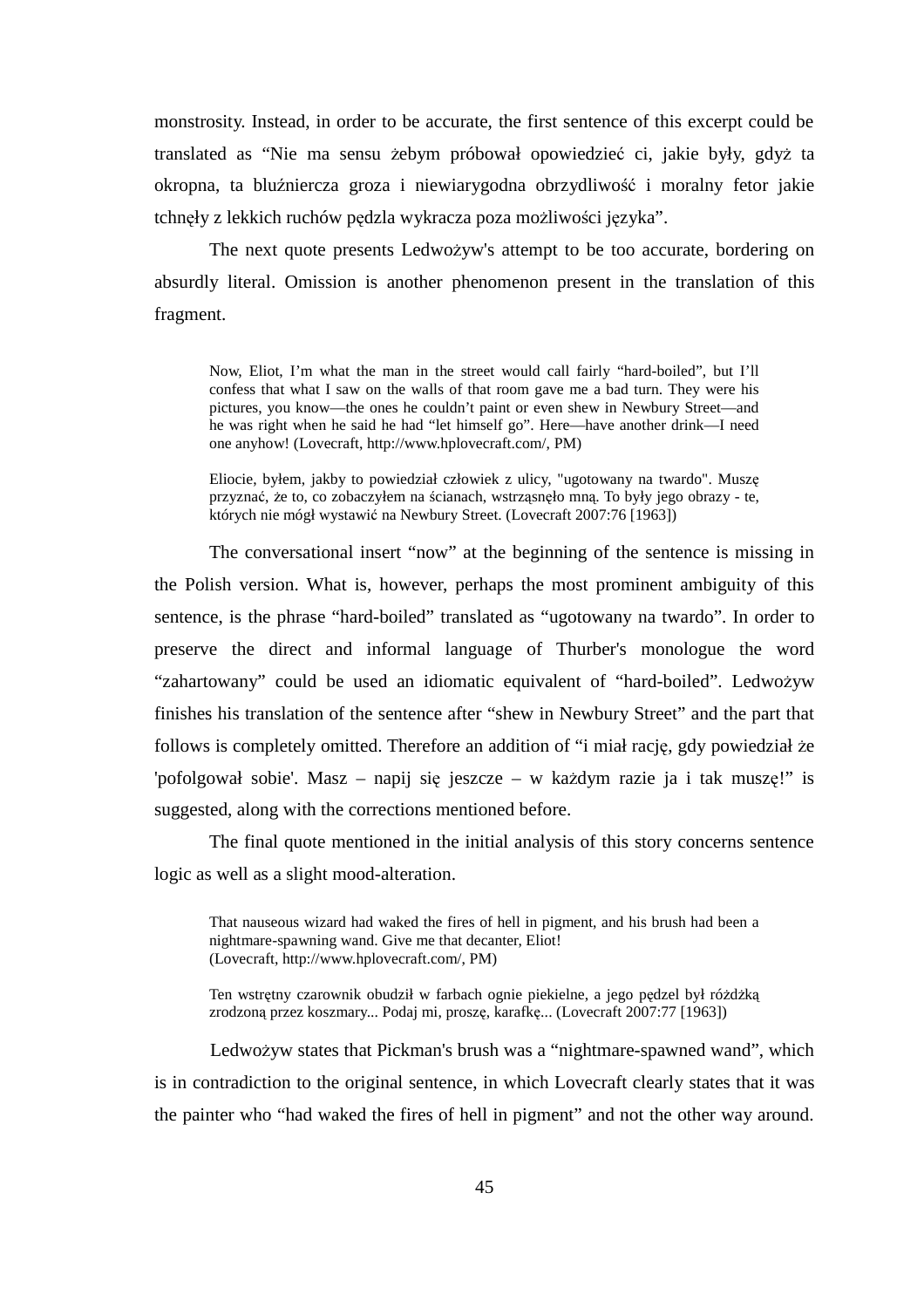monstrosity. Instead, in order to be accurate, the first sentence of this excerpt could be translated as "Nie ma sensu żebym próbował opowiedzieć ci, jakie były, gdyż ta okropna, ta bluźniercza groza i niewiarygodna obrzydliwość i moralny fetor jakie tchnęły z lekkich ruchów pędzla wykracza poza możliwości języka".

The next quote presents Ledwożyw's attempt to be too accurate, bordering on absurdly literal. Omission is another phenomenon present in the translation of this fragment.

> Now, Eliot, I'm what the man in the street would call fairly "hard-boiled", but I'll confess that what I saw on the walls of that room gave me a bad turn. They were his pictures, you know—the ones he couldn't paint or even shew in Newbury Street—and he was right when he said he had "let himself go". Here—have another drink—I need one anyhow! (Lovecraft, http://www.hplovecraft.com/, PM)

> Eliocie, byłem, jakby to powiedział człowiek z ulicy, "ugotowany na twardo". Muszę przyznać, że to, co zobaczyłem na ścianach, wstrząsnęło mną. To były jego obrazy - te, których nie mógł wystawić na Newbury Street. (Lovecraft 2007:76 [1963])

The conversational insert "now" at the beginning of the sentence is missing in the Polish version. What is, however, perhaps the most prominent ambiguity of this sentence, is the phrase "hard-boiled" translated as "ugotowany na twardo". In order to preserve the direct and informal language of Thurber's monologue the word "zahartowany" could be used an idiomatic equivalent of "hard-boiled". Ledwożyw finishes his translation of the sentence after "shew in Newbury Street" and the part that follows is completely omitted. Therefore an addition of "i miał rację, gdy powiedział że 'pofolgował sobie'. Masz – napij się jeszcze – w każdym razie ja i tak muszę!" is suggested, along with the corrections mentioned before.

The final quote mentioned in the initial analysis of this story concerns sentence logic as well as a slight mood-alteration.

> That nauseous wizard had waked the fires of hell in pigment, and his brush had been a nightmare-spawning wand. Give me that decanter, Eliot!
> (Lovecraft, http://www.hplovecraft.com/, PM)

> Ten wstrętny czarownik obudził w farbach ognie piekielne, a jego pędzel był różdżką zrodzoną przez koszmary... Podaj mi, proszę, karafkę... (Lovecraft 2007:77 [1963])

Ledwożyw states that Pickman's brush was a "nightmare-spawned wand", which is in contradiction to the original sentence, in which Lovecraft clearly states that it was the painter who "had waked the fires of hell in pigment" and not the other way around.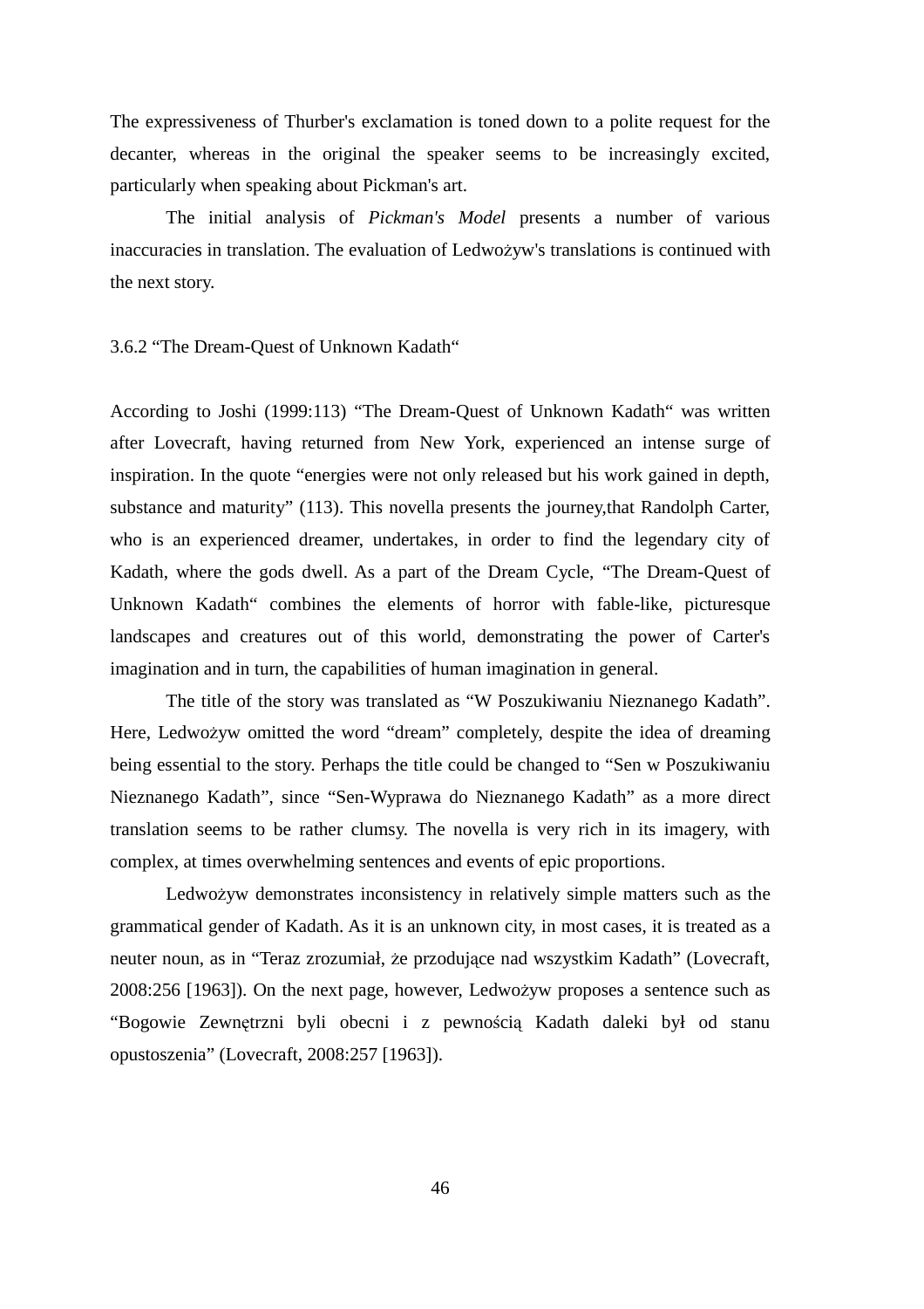The expressiveness of Thurber's exclamation is toned down to a polite request for the decanter, whereas in the original the speaker seems to be increasingly excited, particularly when speaking about Pickman's art.

The initial analysis of *Pickman's Model* presents a number of various inaccuracies in translation. The evaluation of Ledwożyw's translations is continued with the next story.

### 3.6.2 “The Dream-Quest of Unknown Kadath“

According to Joshi (1999:113) “The Dream-Quest of Unknown Kadath“ was written after Lovecraft, having returned from New York, experienced an intense surge of inspiration. In the quote “energies were not only released but his work gained in depth, substance and maturity” (113). This novella presents the journey,that Randolph Carter, who is an experienced dreamer, undertakes, in order to find the legendary city of Kadath, where the gods dwell. As a part of the Dream Cycle, “The Dream-Quest of Unknown Kadath“ combines the elements of horror with fable-like, picturesque landscapes and creatures out of this world, demonstrating the power of Carter's imagination and in turn, the capabilities of human imagination in general.

The title of the story was translated as “W Poszukiwaniu Nieznanego Kadath”. Here, Ledwożyw omitted the word “dream” completely, despite the idea of dreaming being essential to the story. Perhaps the title could be changed to “Sen w Poszukiwaniu Nieznanego Kadath”, since “Sen-Wyprawa do Nieznanego Kadath” as a more direct translation seems to be rather clumsy. The novella is very rich in its imagery, with complex, at times overwhelming sentences and events of epic proportions.

Ledwożyw demonstrates inconsistency in relatively simple matters such as the grammatical gender of Kadath. As it is an unknown city, in most cases, it is treated as a neuter noun, as in “Teraz zrozumiał, że przodujące nad wszystkim Kadath” (Lovecraft, 2008:256 [1963]). On the next page, however, Ledwożyw proposes a sentence such as “Bogowie Zewnętrzni byli obecni i z pewnością Kadath daleki był od stanu opustoszenia” (Lovecraft, 2008:257 [1963]).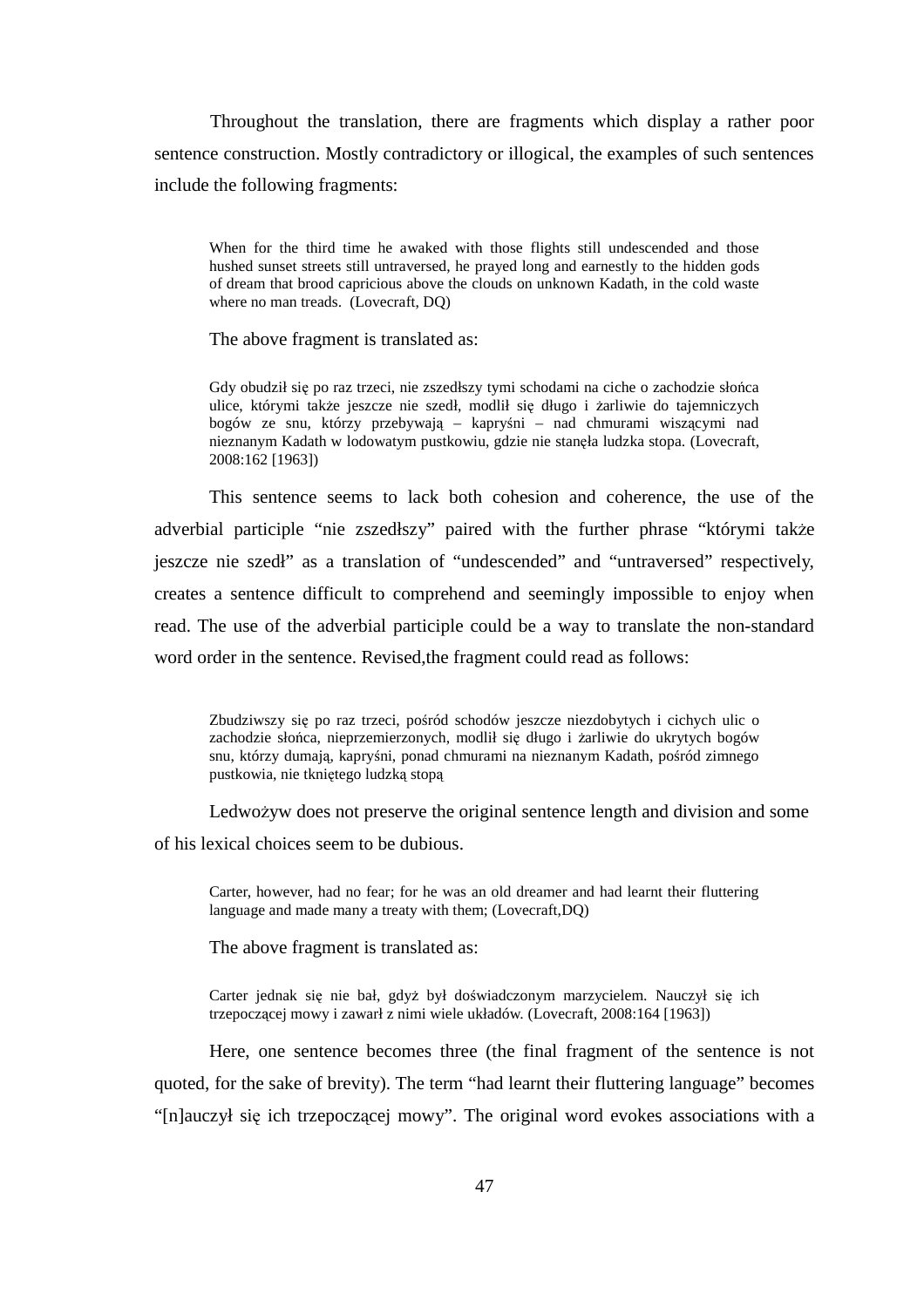Throughout the translation, there are fragments which display a rather poor sentence construction. Mostly contradictory or illogical, the examples of such sentences include the following fragments:

> When for the third time he awaked with those flights still undescended and those hushed sunset streets still untraversed, he prayed long and earnestly to the hidden gods of dream that brood capricious above the clouds on unknown Kadath, in the cold waste where no man treads. (Lovecraft, DQ)

The above fragment is translated as:

> Gdy obudził się po raz trzeci, nie zszedłszy tymi schodami na ciche o zachodzie słońca ulice, którymi także jeszcze nie szedł, modlił się długo i żarliwie do tajemniczych bogów ze snu, którzy przebywają – kapryśni – nad chmurami wiszącymi nad nieznanym Kadath w lodowatym pustkowiu, gdzie nie stanęła ludzka stopa. (Lovecraft, 2008:162 [1963])

This sentence seems to lack both cohesion and coherence, the use of the adverbial participle "nie zszedłszy" paired with the further phrase "którymi także jeszcze nie szedł" as a translation of "undescended" and "untraversed" respectively, creates a sentence difficult to comprehend and seemingly impossible to enjoy when read. The use of the adverbial participle could be a way to translate the non-standard word order in the sentence. Revised,the fragment could read as follows:

> Zbudziwszy się po raz trzeci, pośród schodów jeszcze niezdobytych i cichych ulic o zachodzie słońca, nieprzemierzonych, modlił się długo i żarliwie do ukrytych bogów snu, którzy dumają, kapryśni, ponad chmurami na nieznanym Kadath, pośród zimnego pustkowia, nie tkniętego ludzką stopą

Ledwożyw does not preserve the original sentence length and division and some of his lexical choices seem to be dubious.

> Carter, however, had no fear; for he was an old dreamer and had learnt their fluttering language and made many a treaty with them; (Lovecraft,DQ)

The above fragment is translated as:

> Carter jednak się nie bał, gdyż był doświadczonym marzycielem. Nauczył się ich trzepoczącej mowy i zawarł z nimi wiele układów. (Lovecraft, 2008:164 [1963])

Here, one sentence becomes three (the final fragment of the sentence is not quoted, for the sake of brevity). The term "had learnt their fluttering language" becomes "[n]auczył się ich trzepoczącej mowy". The original word evokes associations with a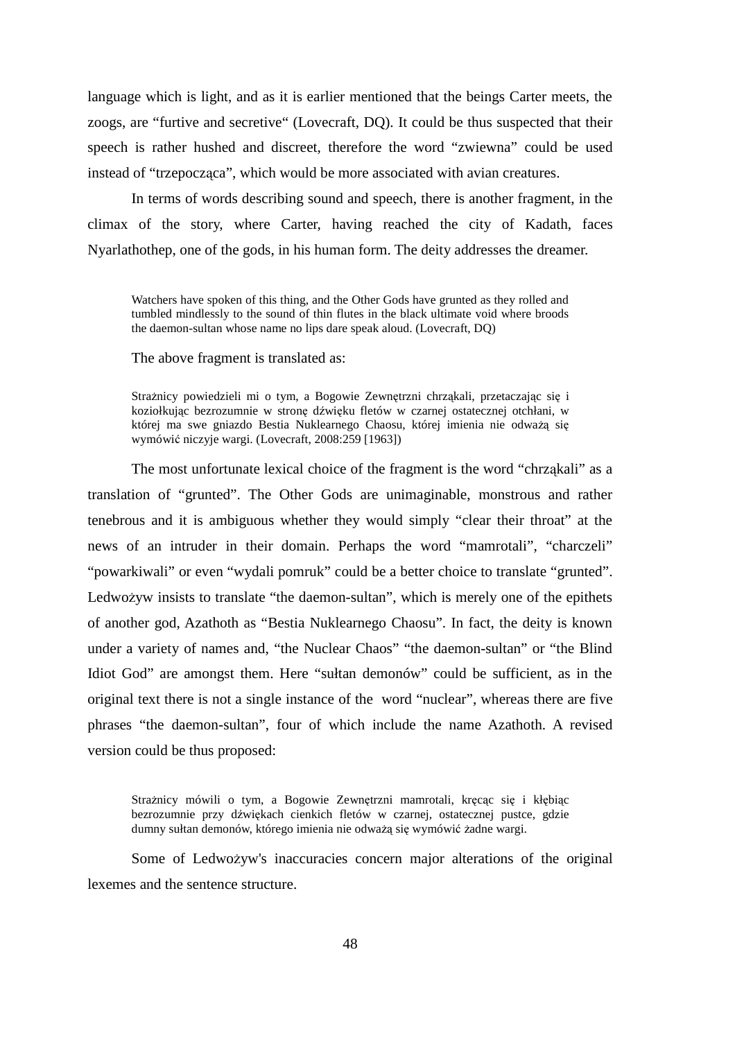language which is light, and as it is earlier mentioned that the beings Carter meets, the zoogs, are “furtive and secretive“ (Lovecraft, DQ). It could be thus suspected that their speech is rather hushed and discreet, therefore the word “zwiewna” could be used instead of “trzepocząca”, which would be more associated with avian creatures.

In terms of words describing sound and speech, there is another fragment, in the climax of the story, where Carter, having reached the city of Kadath, faces Nyarlathothep, one of the gods, in his human form. The deity addresses the dreamer.

> Watchers have spoken of this thing, and the Other Gods have grunted as they rolled and tumbled mindlessly to the sound of thin flutes in the black ultimate void where broods the daemon-sultan whose name no lips dare speak aloud. (Lovecraft, DQ)

The above fragment is translated as:

> Strażnicy powiedzieli mi o tym, a Bogowie Zewnętrzni chrząkali, przetaczając się i koziołkując bezrozumnie w stronę dźwięku fletów w czarnej ostatecznej otchłani, w której ma swe gniazdo Bestia Nuklearnego Chaosu, której imienia nie odważą się wymówić niczyje wargi. (Lovecraft, 2008:259 [1963])

The most unfortunate lexical choice of the fragment is the word “chrząkali” as a translation of “grunted”. The Other Gods are unimaginable, monstrous and rather tenebrous and it is ambiguous whether they would simply “clear their throat” at the news of an intruder in their domain. Perhaps the word “mamrotali”, “charczeli” “powarkiwali” or even “wydali pomruk” could be a better choice to translate “grunted”. Ledwożyw insists to translate “the daemon-sultan”, which is merely one of the epithets of another god, Azathoth as “Bestia Nuklearnego Chaosu”. In fact, the deity is known under a variety of names and, “the Nuclear Chaos” “the daemon-sultan” or “the Blind Idiot God” are amongst them. Here “sułtan demonów” could be sufficient, as in the original text there is not a single instance of the word “nuclear”, whereas there are five phrases “the daemon-sultan”, four of which include the name Azathoth. A revised version could be thus proposed:

> Strażnicy mówili o tym, a Bogowie Zewnętrzni mamrotali, kręcąc się i kłębiąc bezrozumnie przy dźwiękach cienkich fletów w czarnej, ostatecznej pustce, gdzie dumny sułtan demonów, którego imienia nie odważą się wymówić żadne wargi.

Some of Ledwożyw's inaccuracies concern major alterations of the original lexemes and the sentence structure.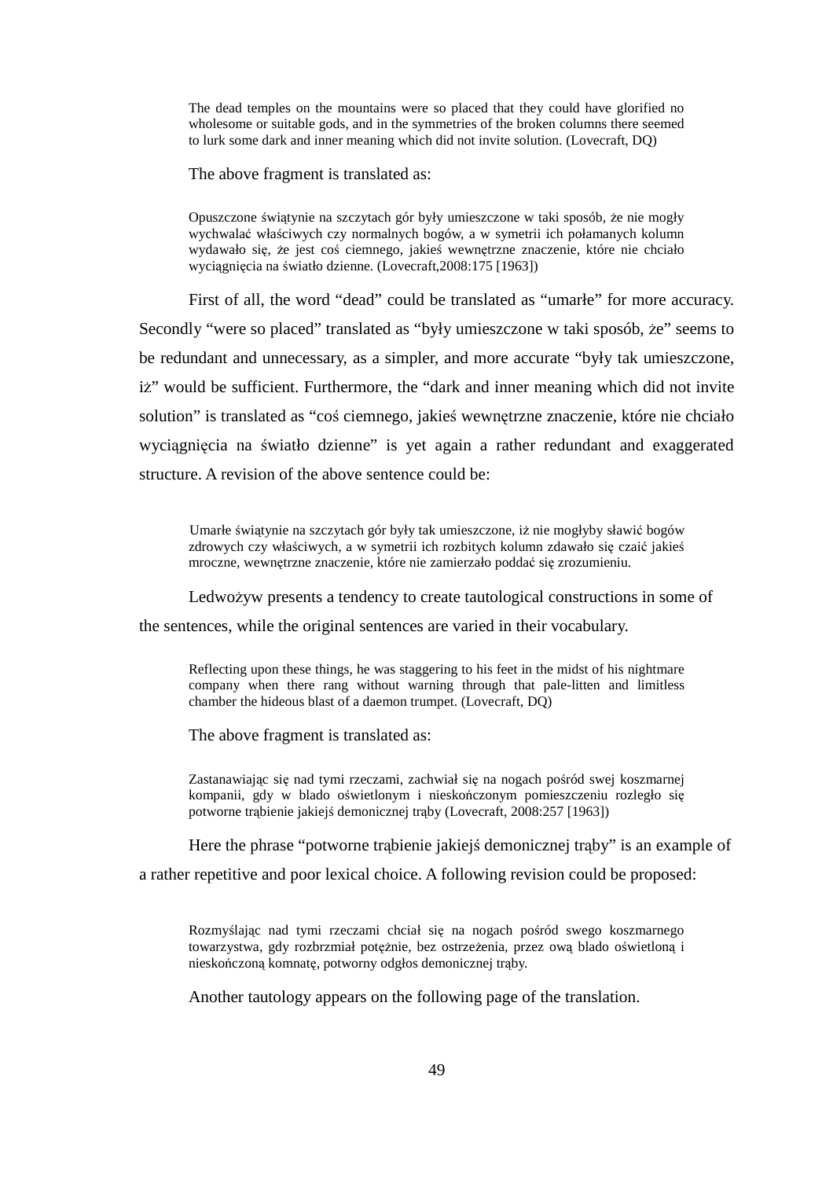> The dead temples on the mountains were so placed that they could have glorified no wholesome or suitable gods, and in the symmetries of the broken columns there seemed to lurk some dark and inner meaning which did not invite solution. (Lovecraft, DQ)

The above fragment is translated as:

> Opuszczone świątynie na szczytach gór były umieszczone w taki sposób, że nie mogły wychwalać właściwych czy normalnych bogów, a w symetrii ich połamanych kolumn wydawało się, że jest coś ciemnego, jakieś wewnętrzne znaczenie, które nie chciało wyciągnięcia na światło dzienne. (Lovecraft,2008:175 [1963])

First of all, the word "dead" could be translated as "umarłe" for more accuracy. Secondly "were so placed" translated as "były umieszczone w taki sposób, że" seems to be redundant and unnecessary, as a simpler, and more accurate "były tak umieszczone, iż" would be sufficient. Furthermore, the "dark and inner meaning which did not invite solution" is translated as "coś ciemnego, jakieś wewnętrzne znaczenie, które nie chciało wyciągnięcia na światło dzienne" is yet again a rather redundant and exaggerated structure. A revision of the above sentence could be:

> Umarłe świątynie na szczytach gór były tak umieszczone, iż nie mogłyby sławić bogów zdrowych czy właściwych, a w symetrii ich rozbitych kolumn zdawało się czaić jakieś mroczne, wewnętrzne znaczenie, które nie zamierzało poddać się zrozumieniu.

Ledwożyw presents a tendency to create tautological constructions in some of the sentences, while the original sentences are varied in their vocabulary.

> Reflecting upon these things, he was staggering to his feet in the midst of his nightmare company when there rang without warning through that pale-litten and limitless chamber the hideous blast of a daemon trumpet. (Lovecraft, DQ)

The above fragment is translated as:

> Zastanawiając się nad tymi rzeczami, zachwiał się na nogach pośród swej koszmarnej kompanii, gdy w blado oświetlonym i nieskończonym pomieszczeniu rozległo się potworne trąbienie jakiejś demonicznej trąby (Lovecraft, 2008:257 [1963])

Here the phrase "potworne trąbienie jakiejś demonicznej trąby" is an example of a rather repetitive and poor lexical choice. A following revision could be proposed:

> Rozmyślając nad tymi rzeczami chciał się na nogach pośród swego koszmarnego towarzystwa, gdy rozbrzmiał potężnie, bez ostrzeżenia, przez ową blado oświetloną i nieskończoną komnatę, potworny odgłos demonicznej trąby.

Another tautology appears on the following page of the translation.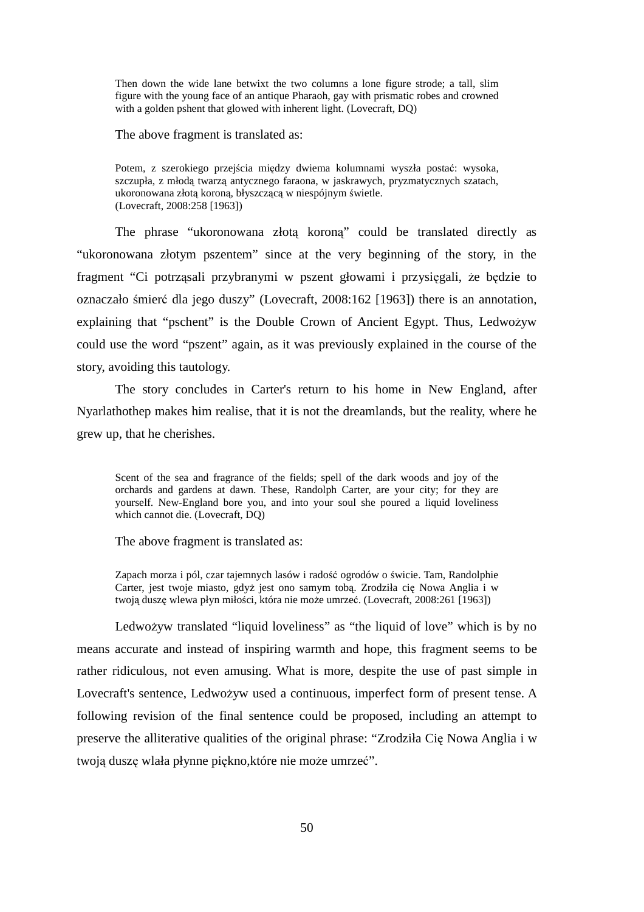> Then down the wide lane betwixt the two columns a lone figure strode; a tall, slim figure with the young face of an antique Pharaoh, gay with prismatic robes and crowned with a golden pshent that glowed with inherent light. (Lovecraft, DQ)

The above fragment is translated as:

> Potem, z szerokiego przejścia między dwiema kolumnami wyszła postać: wysoka, szczupła, z młodą twarzą antycznego faraona, w jaskrawych, pryzmatycznych szatach, ukoronowana złotą koroną, błyszczącą w niespójnym świetle.
> (Lovecraft, 2008:258 [1963])

The phrase "ukoronowana złotą koroną" could be translated directly as "ukoronowana złotym pszentem" since at the very beginning of the story, in the fragment "Ci potrząsali przybranymi w pszent głowami i przysięgali, że będzie to oznaczało śmierć dla jego duszy" (Lovecraft, 2008:162 [1963]) there is an annotation, explaining that "pschent" is the Double Crown of Ancient Egypt. Thus, Ledwożyw could use the word "pszent" again, as it was previously explained in the course of the story, avoiding this tautology.

The story concludes in Carter's return to his home in New England, after Nyarlathothep makes him realise, that it is not the dreamlands, but the reality, where he grew up, that he cherishes.

> Scent of the sea and fragrance of the fields; spell of the dark woods and joy of the orchards and gardens at dawn. These, Randolph Carter, are your city; for they are yourself. New-England bore you, and into your soul she poured a liquid loveliness which cannot die. (Lovecraft, DQ)

The above fragment is translated as:

> Zapach morza i pól, czar tajemnych lasów i radość ogrodów o świcie. Tam, Randolphie Carter, jest twoje miasto, gdyż jest ono samym tobą. Zrodziła cię Nowa Anglia i w twoją duszę wlewa płyn miłości, która nie może umrzeć. (Lovecraft, 2008:261 [1963])

Ledwożyw translated "liquid loveliness" as "the liquid of love" which is by no means accurate and instead of inspiring warmth and hope, this fragment seems to be rather ridiculous, not even amusing. What is more, despite the use of past simple in Lovecraft's sentence, Ledwożyw used a continuous, imperfect form of present tense. A following revision of the final sentence could be proposed, including an attempt to preserve the alliterative qualities of the original phrase: "Zrodziła Cię Nowa Anglia i w twoją duszę wlała płynne piękno,które nie może umrzeć".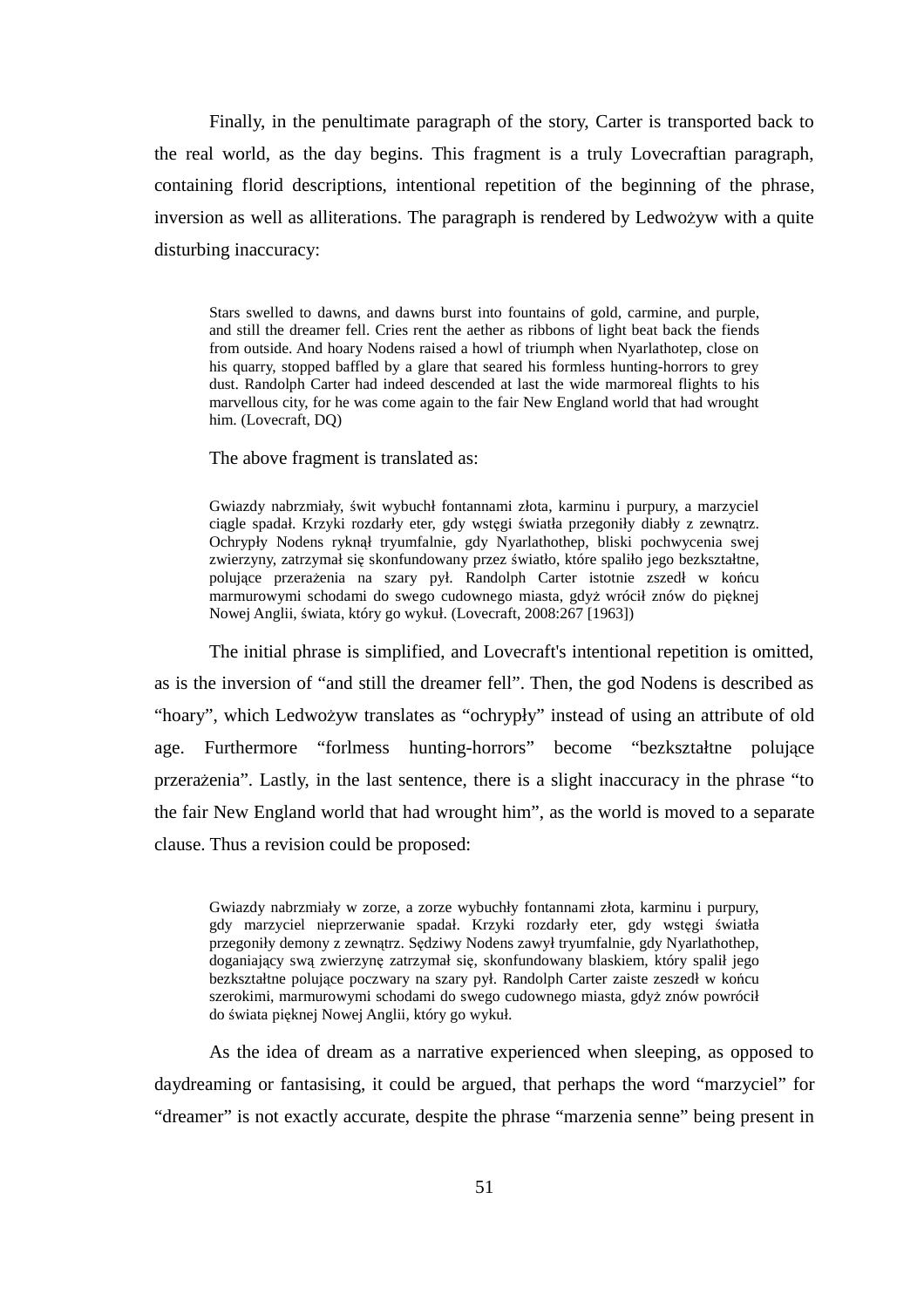Finally, in the penultimate paragraph of the story, Carter is transported back to the real world, as the day begins. This fragment is a truly Lovecraftian paragraph, containing florid descriptions, intentional repetition of the beginning of the phrase, inversion as well as alliterations. The paragraph is rendered by Ledwożyw with a quite disturbing inaccuracy:

> Stars swelled to dawns, and dawns burst into fountains of gold, carmine, and purple, and still the dreamer fell. Cries rent the aether as ribbons of light beat back the fiends from outside. And hoary Nodens raised a howl of triumph when Nyarlathotep, close on his quarry, stopped baffled by a glare that seared his formless hunting-horrors to grey dust. Randolph Carter had indeed descended at last the wide marmoreal flights to his marvellous city, for he was come again to the fair New England world that had wrought him. (Lovecraft, DQ)

The above fragment is translated as:

> Gwiazdy nabrzmiały, świt wybuchł fontannami złota, karminu i purpury, a marzyciel ciągle spadał. Krzyki rozdarły eter, gdy wstęgi światła przegoniły diabły z zewnątrz. Ochrypły Nodens ryknął tryumfalnie, gdy Nyarlathothep, bliski pochwycenia swej zwierzyny, zatrzymał się skonfundowany przez światło, które spaliło jego bezkształtne, polujące przerażenia na szary pył. Randolph Carter istotnie zszedł w końcu marmurowymi schodami do swego cudownego miasta, gdyż wrócił znów do pięknej Nowej Anglii, świata, który go wykuł. (Lovecraft, 2008:267 [1963])

The initial phrase is simplified, and Lovecraft's intentional repetition is omitted, as is the inversion of “and still the dreamer fell”. Then, the god Nodens is described as “hoary”, which Ledwożyw translates as “ochrypły” instead of using an attribute of old age. Furthermore “forlmess hunting-horrors” become “bezkształtne polujące przerażenia”. Lastly, in the last sentence, there is a slight inaccuracy in the phrase “to the fair New England world that had wrought him”, as the world is moved to a separate clause. Thus a revision could be proposed:

> Gwiazdy nabrzmiały w zorze, a zorze wybuchły fontannami złota, karminu i purpury, gdy marzyciel nieprzerwanie spadał. Krzyki rozdarły eter, gdy wstęgi światła przegoniły demony z zewnątrz. Sędziwy Nodens zawył tryumfalnie, gdy Nyarlathothep, doganiający swą zwierzynę zatrzymał się, skonfundowany blaskiem, który spalił jego bezkształtne polujące poczwary na szary pył. Randolph Carter zaiste zeszedł w końcu szerokimi, marmurowymi schodami do swego cudownego miasta, gdyż znów powrócił do świata pięknej Nowej Anglii, który go wykuł.

As the idea of dream as a narrative experienced when sleeping, as opposed to daydreaming or fantasising, it could be argued, that perhaps the word “marzyciel” for “dreamer” is not exactly accurate, despite the phrase “marzenia senne” being present in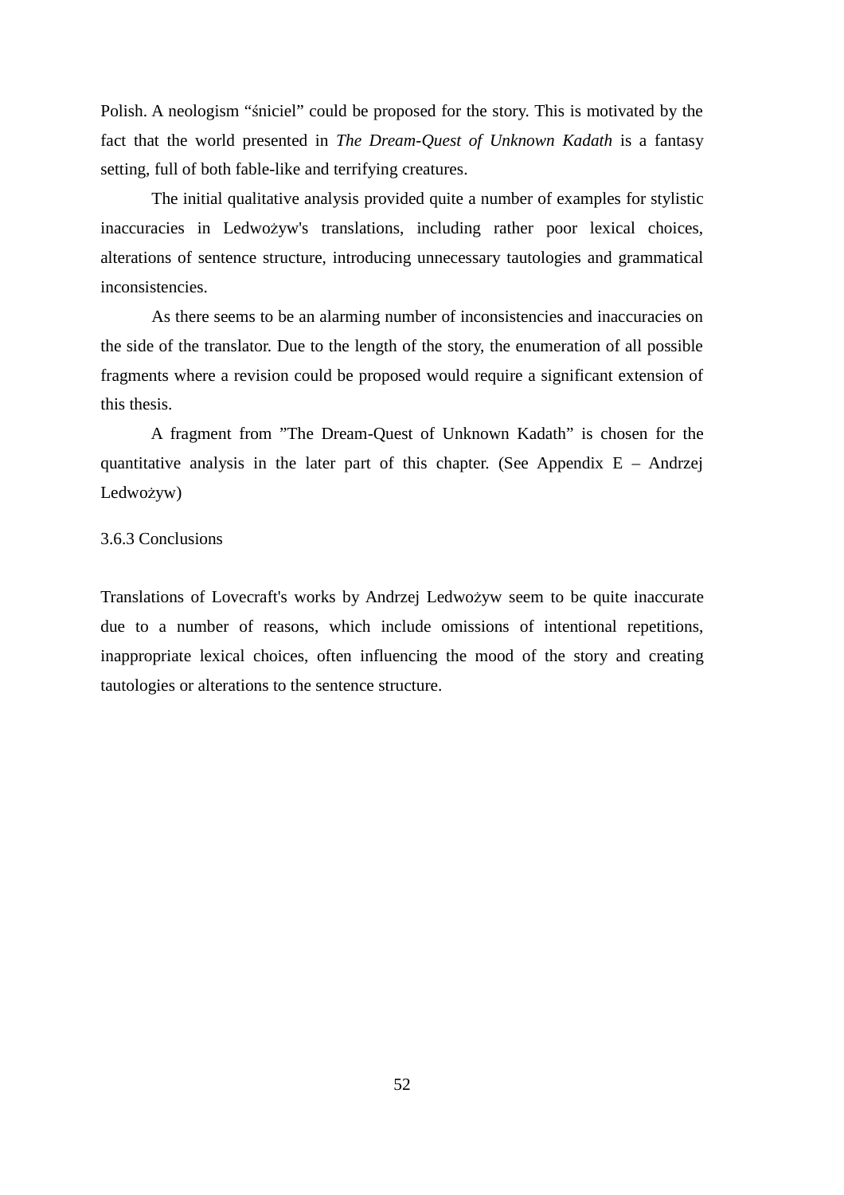Polish. A neologism “śniciel” could be proposed for the story. This is motivated by the fact that the world presented in *The Dream-Quest of Unknown Kadath* is a fantasy setting, full of both fable-like and terrifying creatures.

The initial qualitative analysis provided quite a number of examples for stylistic inaccuracies in Ledwożyw's translations, including rather poor lexical choices, alterations of sentence structure, introducing unnecessary tautologies and grammatical inconsistencies.

As there seems to be an alarming number of inconsistencies and inaccuracies on the side of the translator. Due to the length of the story, the enumeration of all possible fragments where a revision could be proposed would require a significant extension of this thesis.

A fragment from ”The Dream-Quest of Unknown Kadath” is chosen for the quantitative analysis in the later part of this chapter. (See Appendix E – Andrzej Ledwożyw)

### 3.6.3 Conclusions

Translations of Lovecraft's works by Andrzej Ledwożyw seem to be quite inaccurate due to a number of reasons, which include omissions of intentional repetitions, inappropriate lexical choices, often influencing the mood of the story and creating tautologies or alterations to the sentence structure.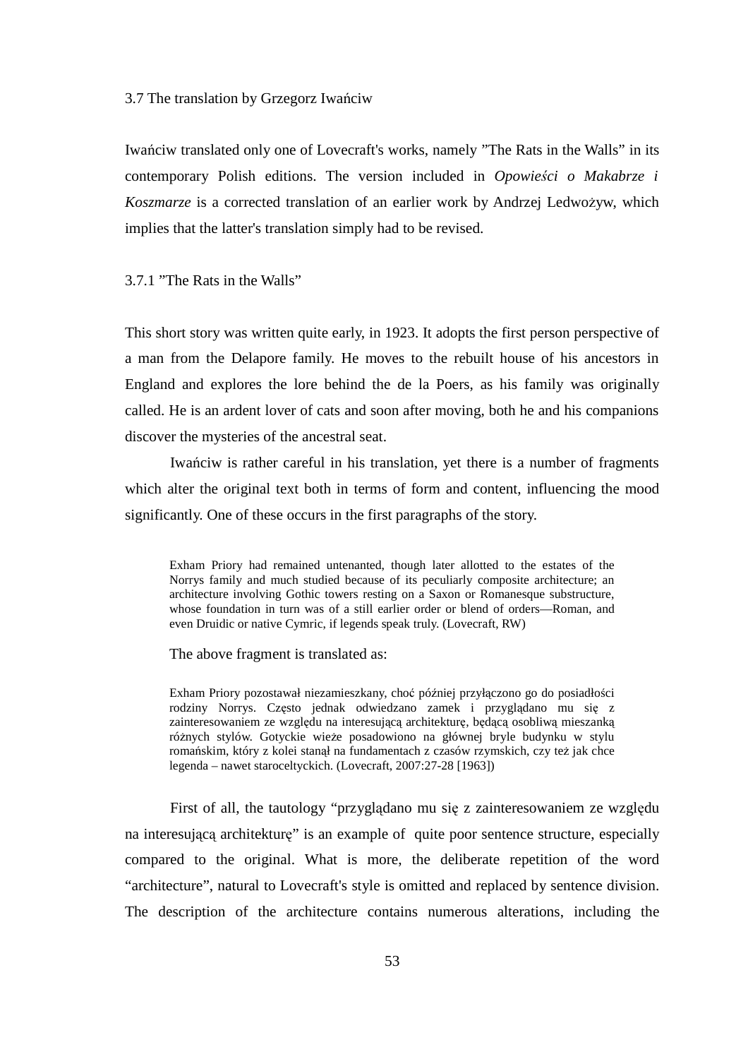## 3.7 The translation by Grzegorz Iwańciw

Iwańciw translated only one of Lovecraft's works, namely ”The Rats in the Walls” in its contemporary Polish editions. The version included in *Opowieści o Makabrze i Koszmarze* is a corrected translation of an earlier work by Andrzej Ledwożyw, which implies that the latter's translation simply had to be revised.

### 3.7.1 ”The Rats in the Walls”

This short story was written quite early, in 1923. It adopts the first person perspective of a man from the Delapore family. He moves to the rebuilt house of his ancestors in England and explores the lore behind the de la Poers, as his family was originally called. He is an ardent lover of cats and soon after moving, both he and his companions discover the mysteries of the ancestral seat.

Iwańciw is rather careful in his translation, yet there is a number of fragments which alter the original text both in terms of form and content, influencing the mood significantly. One of these occurs in the first paragraphs of the story.

> Exham Priory had remained untenanted, though later allotted to the estates of the Norrys family and much studied because of its peculiarly composite architecture; an architecture involving Gothic towers resting on a Saxon or Romanesque substructure, whose foundation in turn was of a still earlier order or blend of orders—Roman, and even Druidic or native Cymric, if legends speak truly. (Lovecraft, RW)

The above fragment is translated as:

> Exham Priory pozostawał niezamieszkany, choć później przyłączono go do posiadłości rodziny Norrys. Często jednak odwiedzano zamek i przyglądano mu się z zainteresowaniem ze względu na interesującą architekturę, będącą osobliwą mieszanką różnych stylów. Gotyckie wieże posadowiono na głównej bryle budynku w stylu romańskim, który z kolei stanął na fundamentach z czasów rzymskich, czy też jak chce legenda – nawet staroceltyckich. (Lovecraft, 2007:27-28 [1963])

First of all, the tautology “przyglądano mu się z zainteresowaniem ze względu na interesującą architekturę” is an example of quite poor sentence structure, especially compared to the original. What is more, the deliberate repetition of the word “architecture”, natural to Lovecraft's style is omitted and replaced by sentence division. The description of the architecture contains numerous alterations, including the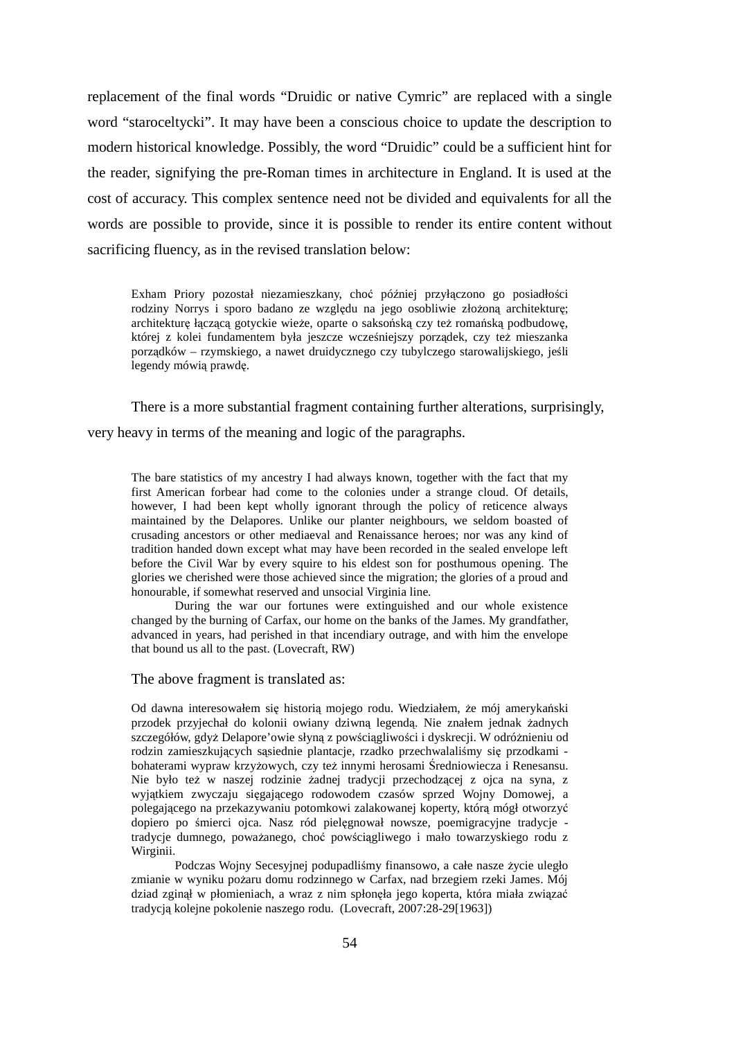replacement of the final words “Druidic or native Cymric” are replaced with a single word “staroceltycki”. It may have been a conscious choice to update the description to modern historical knowledge. Possibly, the word “Druidic” could be a sufficient hint for the reader, signifying the pre-Roman times in architecture in England. It is used at the cost of accuracy. This complex sentence need not be divided and equivalents for all the words are possible to provide, since it is possible to render its entire content without sacrificing fluency, as in the revised translation below:

> Exham Priory pozostał niezamieszkany, choć później przyłączono go posiadłości rodziny Norrys i sporo badano ze względu na jego osobliwie złożoną architekturę; architekturę łączącą gotyckie wieże, oparte o saksońską czy też romańską podbudowę, której z kolei fundamentem była jeszcze wcześniejszy porządek, czy też mieszanka porządków – rzymskiego, a nawet druidycznego czy tubylczego starowalijskiego, jeśli legendy mówią prawdę.

There is a more substantial fragment containing further alterations, surprisingly, very heavy in terms of the meaning and logic of the paragraphs.

> The bare statistics of my ancestry I had always known, together with the fact that my first American forbear had come to the colonies under a strange cloud. Of details, however, I had been kept wholly ignorant through the policy of reticence always maintained by the Delapores. Unlike our planter neighbours, we seldom boasted of crusading ancestors or other mediaeval and Renaissance heroes; nor was any kind of tradition handed down except what may have been recorded in the sealed envelope left before the Civil War by every squire to his eldest son for posthumous opening. The glories we cherished were those achieved since the migration; the glories of a proud and honourable, if somewhat reserved and unsocial Virginia line.
>
> During the war our fortunes were extinguished and our whole existence changed by the burning of Carfax, our home on the banks of the James. My grandfather, advanced in years, had perished in that incendiary outrage, and with him the envelope that bound us all to the past. (Lovecraft, RW)

The above fragment is translated as:

> Od dawna interesowałem się historią mojego rodu. Wiedziałem, że mój amerykański przodek przyjechał do kolonii owiany dziwną legendą. Nie znałem jednak żadnych szczegółów, gdyż Delapore’owie słyną z powściągliwości i dyskrecji. W odróżnieniu od rodzin zamieszkujących sąsiednie plantacje, rzadko przechwalaliśmy się przodkami - bohaterami wypraw krzyżowych, czy też innymi herosami Średniowiecza i Renesansu. Nie było też w naszej rodzinie żadnej tradycji przechodzącej z ojca na syna, z wyjątkiem zwyczaju sięgającego rodowodem czasów sprzed Wojny Domowej, a polegającego na przekazywaniu potomkowi zalakowanej koperty, którą mógł otworzyć dopiero po śmierci ojca. Nasz ród pielęgnował nowsze, poemigracyjne tradycje - tradycje dumnego, poważanego, choć powściągliwego i mało towarzyskiego rodu z Wirginii.
>
> Podczas Wojny Secesyjnej podupadliśmy finansowo, a całe nasze życie uległo zmianie w wyniku pożaru domu rodzinnego w Carfax, nad brzegiem rzeki James. Mój dziad zginął w płomieniach, a wraz z nim spłonęła jego koperta, która miała związać tradycją kolejne pokolenie naszego rodu. (Lovecraft, 2007:28-29[1963])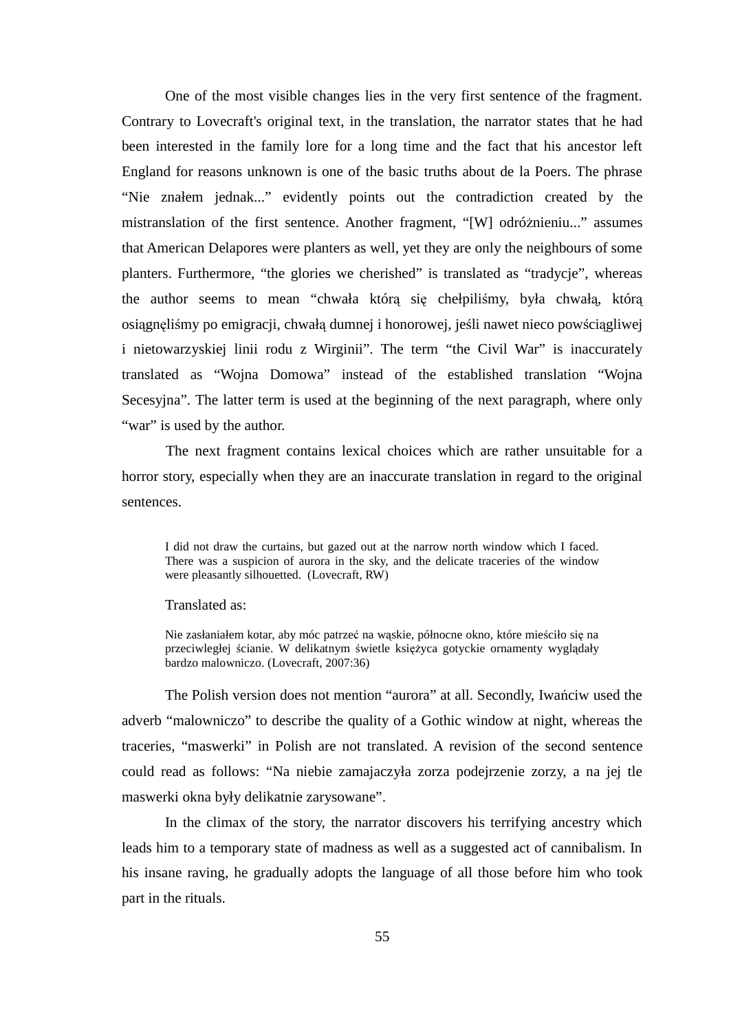One of the most visible changes lies in the very first sentence of the fragment. Contrary to Lovecraft's original text, in the translation, the narrator states that he had been interested in the family lore for a long time and the fact that his ancestor left England for reasons unknown is one of the basic truths about de la Poers. The phrase "Nie znałem jednak..." evidently points out the contradiction created by the mistranslation of the first sentence. Another fragment, "[W] odróżnieniu..." assumes that American Delapores were planters as well, yet they are only the neighbours of some planters. Furthermore, "the glories we cherished" is translated as "tradycje", whereas the author seems to mean "chwała którą się chełpiliśmy, była chwałą, którą osiągnęliśmy po emigracji, chwałą dumnej i honorowej, jeśli nawet nieco powściągliwej i nietowarzyskiej linii rodu z Wirginii". The term "the Civil War" is inaccurately translated as "Wojna Domowa" instead of the established translation "Wojna Secesyjna". The latter term is used at the beginning of the next paragraph, where only "war" is used by the author.

The next fragment contains lexical choices which are rather unsuitable for a horror story, especially when they are an inaccurate translation in regard to the original sentences.

> I did not draw the curtains, but gazed out at the narrow north window which I faced. There was a suspicion of aurora in the sky, and the delicate traceries of the window were pleasantly silhouetted. (Lovecraft, RW)

Translated as:

> Nie zasłaniałem kotar, aby móc patrzeć na wąskie, północne okno, które mieściło się na przeciwległej ścianie. W delikatnym świetle księżyca gotyckie ornamenty wyglądały bardzo malowniczo. (Lovecraft, 2007:36)

The Polish version does not mention "aurora" at all. Secondly, Iwańciw used the adverb "malowniczo" to describe the quality of a Gothic window at night, whereas the traceries, "maswerki" in Polish are not translated. A revision of the second sentence could read as follows: "Na niebie zamajaczyła zorza podejrzenie zorzy, a na jej tle maswerki okna były delikatnie zarysowane".

In the climax of the story, the narrator discovers his terrifying ancestry which leads him to a temporary state of madness as well as a suggested act of cannibalism. In his insane raving, he gradually adopts the language of all those before him who took part in the rituals.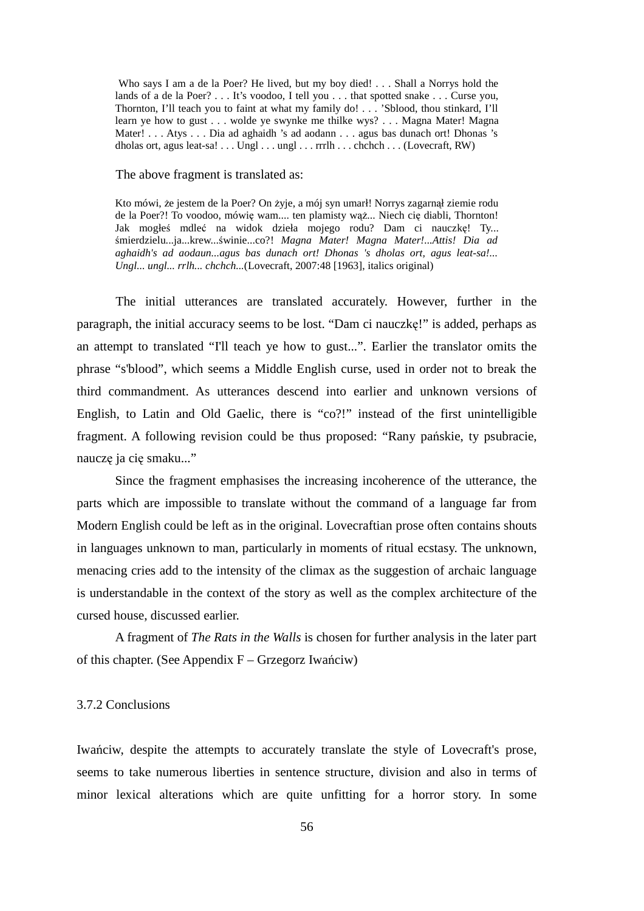> Who says I am a de la Poer? He lived, but my boy died! . . . Shall a Norrys hold the lands of a de la Poer? . . . It's voodoo, I tell you . . . that spotted snake . . . Curse you, Thornton, I'll teach you to faint at what my family do! . . . 'Sblood, thou stinkard, I'll learn ye how to gust . . . wolde ye swynke me thilke wys? . . . Magna Mater! Magna Mater! . . . Atys . . . Dia ad aghaidh 's ad aodann . . . agus bas dunach ort! Dhonas 's dholas ort, agus leat-sa! . . . Ungl . . . ungl . . . rrrlh . . . chchch . . . (Lovecraft, RW)

The above fragment is translated as:

> Kto mówi, że jestem de la Poer? On żyje, a mój syn umarł! Norrys zagarnął ziemie rodu de la Poer?! To voodoo, mówię wam.... ten plamisty wąż... Niech cię diabli, Thornton! Jak mogłeś mdleć na widok dzieła mojego rodu? Dam ci nauczkę! Ty... śmierdzielu...ja...krew...świnie...co?! *Magna Mater! Magna Mater!...Attis! Dia ad aghaidh's ad aodaun...agus bas dunach ort! Dhonas 's dholas ort, agus leat-sa!... Ungl... ungl... rrlh... chchch...*(Lovecraft, 2007:48 [1963], italics original)

The initial utterances are translated accurately. However, further in the paragraph, the initial accuracy seems to be lost. "Dam ci nauczkę!" is added, perhaps as an attempt to translated "I'll teach ye how to gust...". Earlier the translator omits the phrase "s'blood", which seems a Middle English curse, used in order not to break the third commandment. As utterances descend into earlier and unknown versions of English, to Latin and Old Gaelic, there is "co?!" instead of the first unintelligible fragment. A following revision could be thus proposed: "Rany pańskie, ty psubracie, nauczę ja cię smaku..."

Since the fragment emphasises the increasing incoherence of the utterance, the parts which are impossible to translate without the command of a language far from Modern English could be left as in the original. Lovecraftian prose often contains shouts in languages unknown to man, particularly in moments of ritual ecstasy. The unknown, menacing cries add to the intensity of the climax as the suggestion of archaic language is understandable in the context of the story as well as the complex architecture of the cursed house, discussed earlier.

A fragment of *The Rats in the Walls* is chosen for further analysis in the later part of this chapter. (See Appendix F – Grzegorz Iwańciw)

### 3.7.2 Conclusions

Iwańciw, despite the attempts to accurately translate the style of Lovecraft's prose, seems to take numerous liberties in sentence structure, division and also in terms of minor lexical alterations which are quite unfitting for a horror story. In some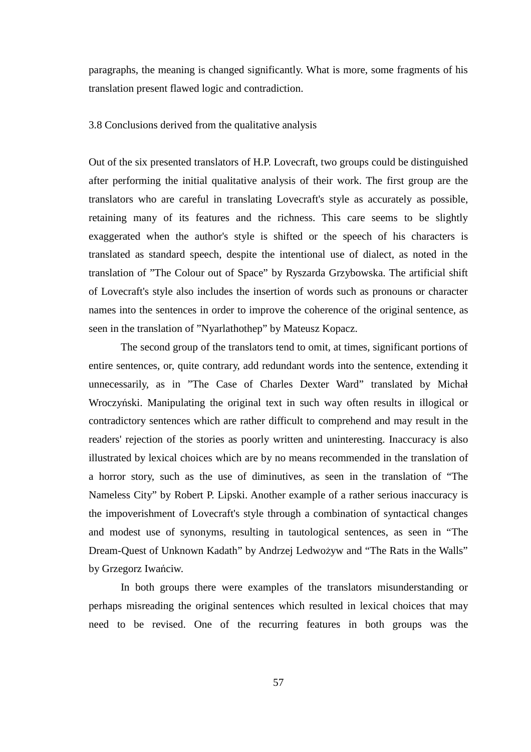paragraphs, the meaning is changed significantly. What is more, some fragments of his translation present flawed logic and contradiction.

### 3.8 Conclusions derived from the qualitative analysis

Out of the six presented translators of H.P. Lovecraft, two groups could be distinguished after performing the initial qualitative analysis of their work. The first group are the translators who are careful in translating Lovecraft's style as accurately as possible, retaining many of its features and the richness. This care seems to be slightly exaggerated when the author's style is shifted or the speech of his characters is translated as standard speech, despite the intentional use of dialect, as noted in the translation of "The Colour out of Space" by Ryszarda Grzybowska. The artificial shift of Lovecraft's style also includes the insertion of words such as pronouns or character names into the sentences in order to improve the coherence of the original sentence, as seen in the translation of "Nyarlathothep" by Mateusz Kopacz.

The second group of the translators tend to omit, at times, significant portions of entire sentences, or, quite contrary, add redundant words into the sentence, extending it unnecessarily, as in "The Case of Charles Dexter Ward" translated by Michał Wroczyński. Manipulating the original text in such way often results in illogical or contradictory sentences which are rather difficult to comprehend and may result in the readers' rejection of the stories as poorly written and uninteresting. Inaccuracy is also illustrated by lexical choices which are by no means recommended in the translation of a horror story, such as the use of diminutives, as seen in the translation of "The Nameless City" by Robert P. Lipski. Another example of a rather serious inaccuracy is the impoverishment of Lovecraft's style through a combination of syntactical changes and modest use of synonyms, resulting in tautological sentences, as seen in "The Dream-Quest of Unknown Kadath" by Andrzej Ledwożyw and "The Rats in the Walls" by Grzegorz Iwańciw.

In both groups there were examples of the translators misunderstanding or perhaps misreading the original sentences which resulted in lexical choices that may need to be revised. One of the recurring features in both groups was the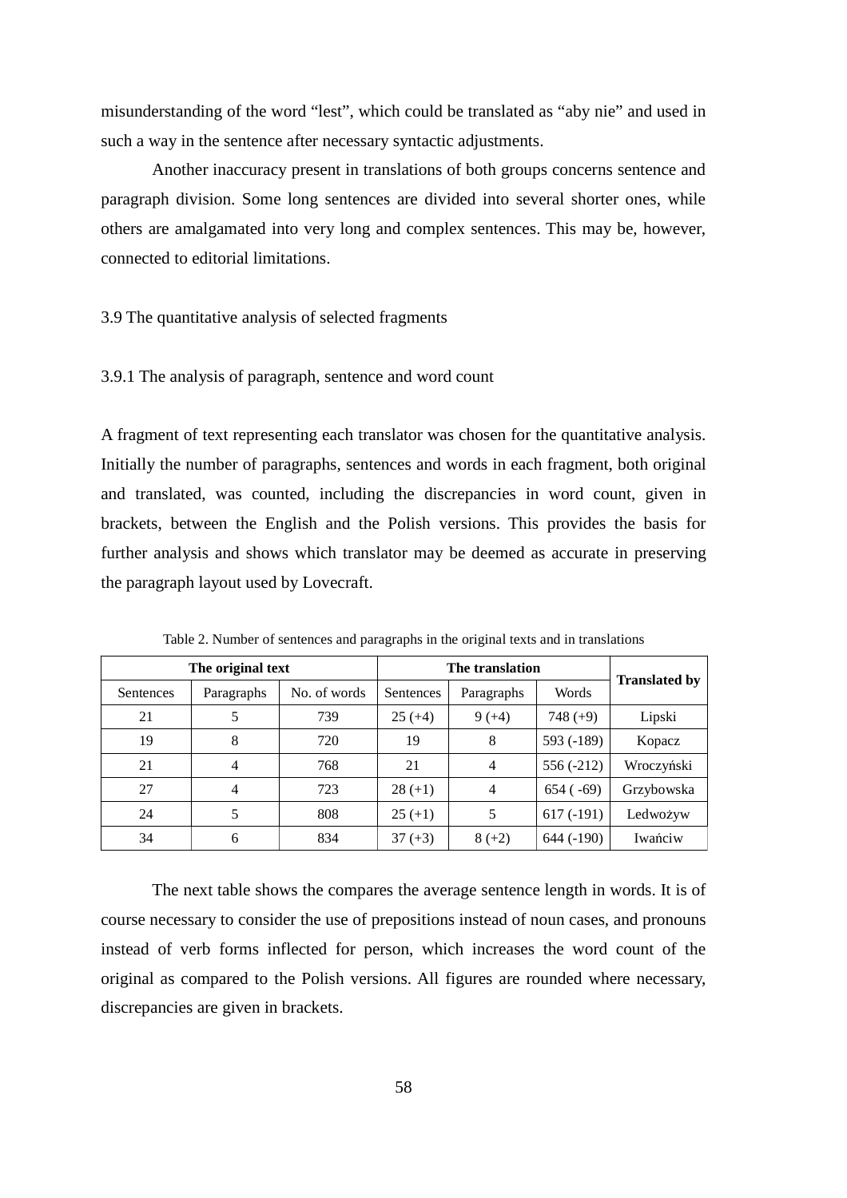misunderstanding of the word "lest", which could be translated as "aby nie" and used in such a way in the sentence after necessary syntactic adjustments.

Another inaccuracy present in translations of both groups concerns sentence and paragraph division. Some long sentences are divided into several shorter ones, while others are amalgamated into very long and complex sentences. This may be, however, connected to editorial limitations.

### 3.9 The quantitative analysis of selected fragments

#### 3.9.1 The analysis of paragraph, sentence and word count

A fragment of text representing each translator was chosen for the quantitative analysis. Initially the number of paragraphs, sentences and words in each fragment, both original and translated, was counted, including the discrepancies in word count, given in brackets, between the English and the Polish versions. This provides the basis for further analysis and shows which translator may be deemed as accurate in preserving the paragraph layout used by Lovecraft.

Table 2. Number of sentences and paragraphs in the original texts and in translations

| **The original text** | | | **The translation** | | | **Translated by** |
|---|---|---|---|---|---|---|
| Sentences | Paragraphs | No. of words | Sentences | Paragraphs | Words | |
| 21 | 5 | 739 | 25 (+4) | 9 (+4) | 748 (+9) | Lipski |
| 19 | 8 | 720 | 19 | 8 | 593 (-189) | Kopacz |
| 21 | 4 | 768 | 21 | 4 | 556 (-212) | Wroczyński |
| 27 | 4 | 723 | 28 (+1) | 4 | 654 ( -69) | Grzybowska |
| 24 | 5 | 808 | 25 (+1) | 5 | 617 (-191) | Ledwożyw |
| 34 | 6 | 834 | 37 (+3) | 8 (+2) | 644 (-190) | Iwańciw |

The next table shows the compares the average sentence length in words. It is of course necessary to consider the use of prepositions instead of noun cases, and pronouns instead of verb forms inflected for person, which increases the word count of the original as compared to the Polish versions. All figures are rounded where necessary, discrepancies are given in brackets.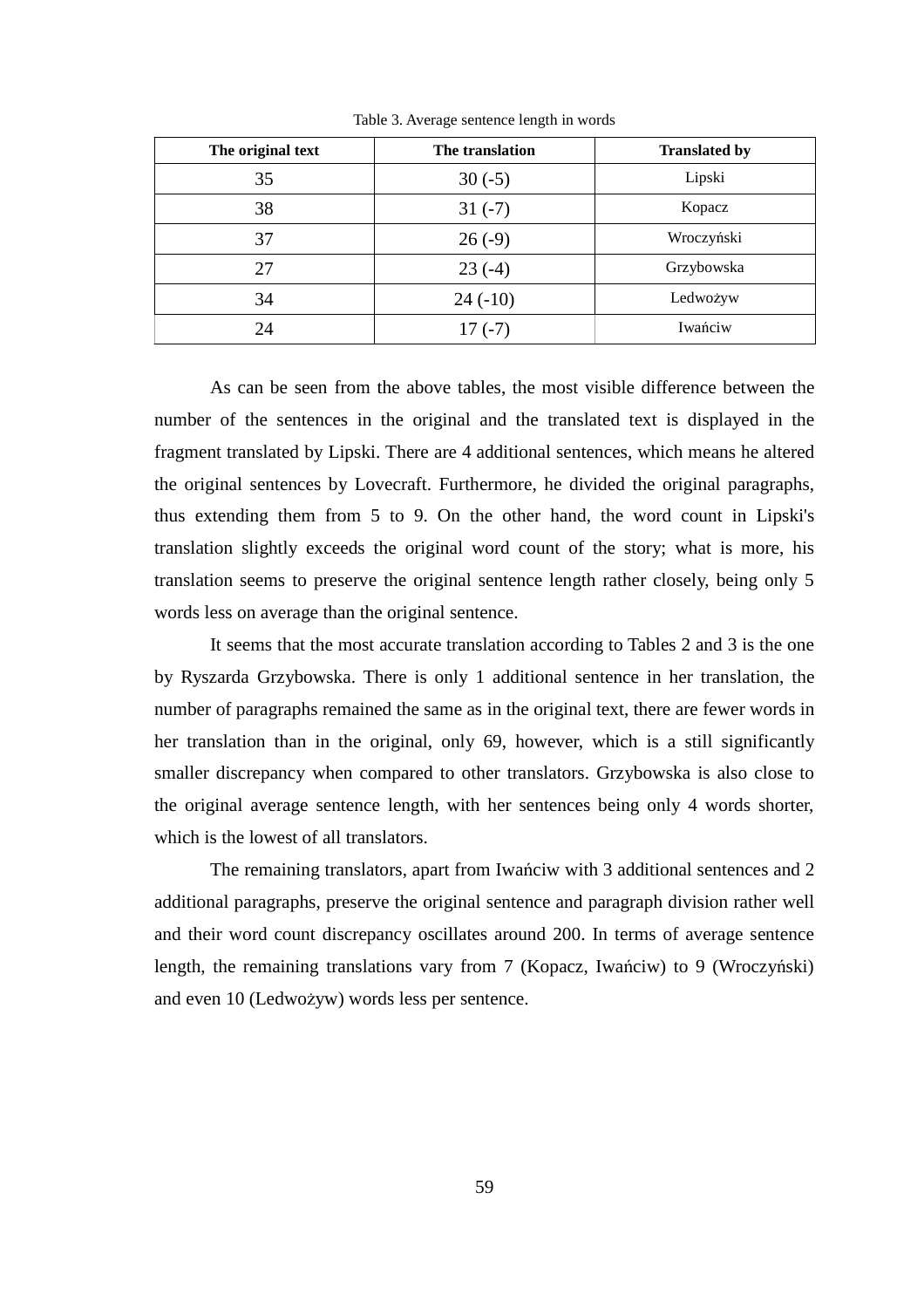Table 3. Average sentence length in words

| The original text | The translation | Translated by |
|---|---|---|
| 35 | 30 (-5) | Lipski |
| 38 | 31 (-7) | Kopacz |
| 37 | 26 (-9) | Wroczyński |
| 27 | 23 (-4) | Grzybowska |
| 34 | 24 (-10) | Ledwożyw |
| 24 | 17 (-7) | Iwańciw |

As can be seen from the above tables, the most visible difference between the number of the sentences in the original and the translated text is displayed in the fragment translated by Lipski. There are 4 additional sentences, which means he altered the original sentences by Lovecraft. Furthermore, he divided the original paragraphs, thus extending them from 5 to 9. On the other hand, the word count in Lipski's translation slightly exceeds the original word count of the story; what is more, his translation seems to preserve the original sentence length rather closely, being only 5 words less on average than the original sentence.

It seems that the most accurate translation according to Tables 2 and 3 is the one by Ryszarda Grzybowska. There is only 1 additional sentence in her translation, the number of paragraphs remained the same as in the original text, there are fewer words in her translation than in the original, only 69, however, which is a still significantly smaller discrepancy when compared to other translators. Grzybowska is also close to the original average sentence length, with her sentences being only 4 words shorter, which is the lowest of all translators.

The remaining translators, apart from Iwańciw with 3 additional sentences and 2 additional paragraphs, preserve the original sentence and paragraph division rather well and their word count discrepancy oscillates around 200. In terms of average sentence length, the remaining translations vary from 7 (Kopacz, Iwańciw) to 9 (Wroczyński) and even 10 (Ledwożyw) words less per sentence.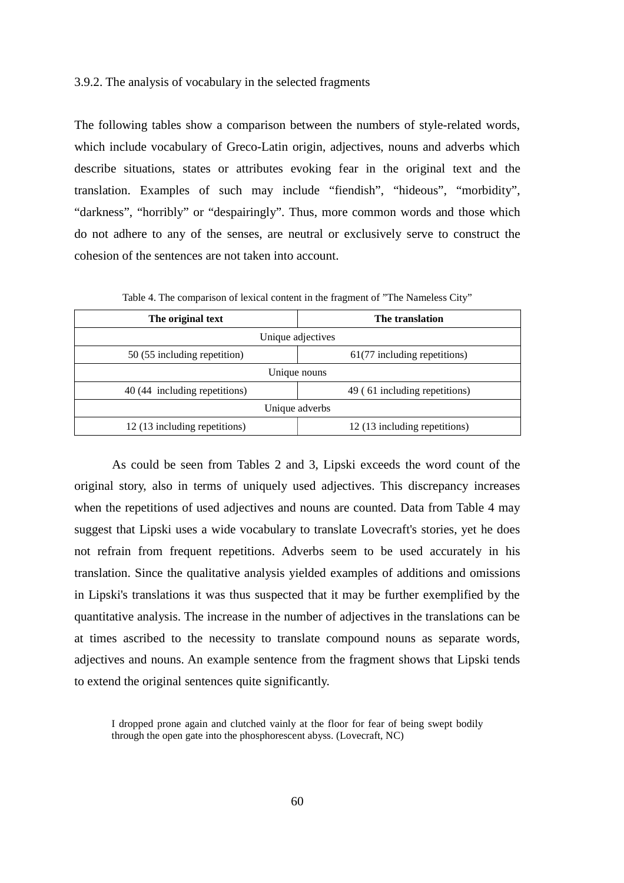### 3.9.2. The analysis of vocabulary in the selected fragments

The following tables show a comparison between the numbers of style-related words, which include vocabulary of Greco-Latin origin, adjectives, nouns and adverbs which describe situations, states or attributes evoking fear in the original text and the translation. Examples of such may include "fiendish", "hideous", "morbidity", "darkness", "horribly" or "despairingly". Thus, more common words and those which do not adhere to any of the senses, are neutral or exclusively serve to construct the cohesion of the sentences are not taken into account.

Table 4. The comparison of lexical content in the fragment of "The Nameless City"

| The original text | The translation |
|---|---|
| Unique adjectives | |
| 50 (55 including repetition) | 61(77 including repetitions) |
| Unique nouns | |
| 40 (44 including repetitions) | 49 ( 61 including repetitions) |
| Unique adverbs | |
| 12 (13 including repetitions) | 12 (13 including repetitions) |

As could be seen from Tables 2 and 3, Lipski exceeds the word count of the original story, also in terms of uniquely used adjectives. This discrepancy increases when the repetitions of used adjectives and nouns are counted. Data from Table 4 may suggest that Lipski uses a wide vocabulary to translate Lovecraft's stories, yet he does not refrain from frequent repetitions. Adverbs seem to be used accurately in his translation. Since the qualitative analysis yielded examples of additions and omissions in Lipski's translations it was thus suspected that it may be further exemplified by the quantitative analysis. The increase in the number of adjectives in the translations can be at times ascribed to the necessity to translate compound nouns as separate words, adjectives and nouns. An example sentence from the fragment shows that Lipski tends to extend the original sentences quite significantly.

> I dropped prone again and clutched vainly at the floor for fear of being swept bodily through the open gate into the phosphorescent abyss. (Lovecraft, NC)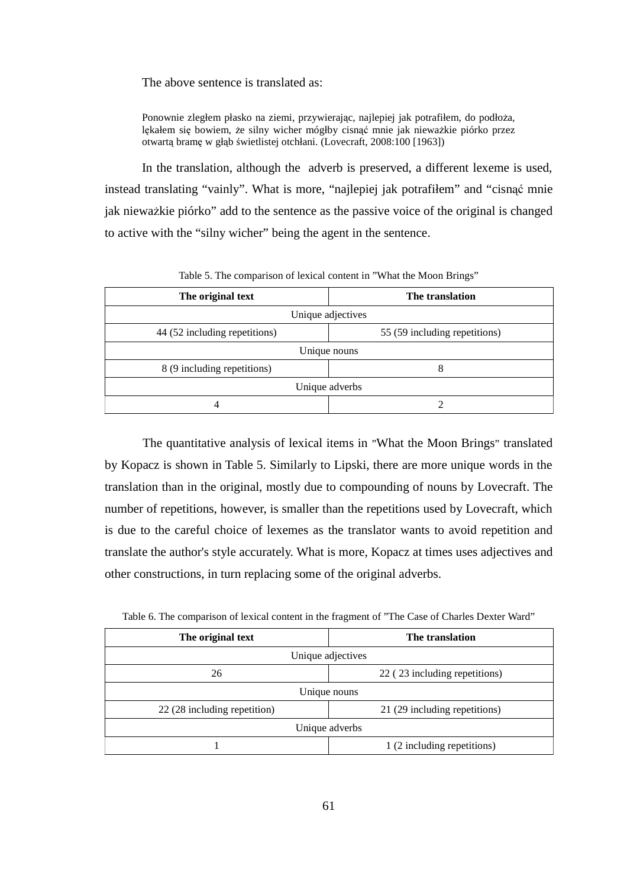The above sentence is translated as:

> Ponownie zległem płasko na ziemi, przywierając, najlepiej jak potrafiłem, do podłoża, lękałem się bowiem, że silny wicher mógłby cisnąć mnie jak nieważkie piórko przez otwartą bramę w głąb świetlistej otchłani. (Lovecraft, 2008:100 [1963])

In the translation, although the adverb is preserved, a different lexeme is used, instead translating "vainly". What is more, "najlepiej jak potrafiłem" and "cisnąć mnie jak nieważkie piórko" add to the sentence as the passive voice of the original is changed to active with the "silny wicher" being the agent in the sentence.

Table 5. The comparison of lexical content in "What the Moon Brings"

| The original text | The translation |
|---|---|
| Unique adjectives | |
| 44 (52 including repetitions) | 55 (59 including repetitions) |
| Unique nouns | |
| 8 (9 including repetitions) | 8 |
| Unique adverbs | |
| 4 | 2 |

The quantitative analysis of lexical items in "What the Moon Brings" translated by Kopacz is shown in Table 5. Similarly to Lipski, there are more unique words in the translation than in the original, mostly due to compounding of nouns by Lovecraft. The number of repetitions, however, is smaller than the repetitions used by Lovecraft, which is due to the careful choice of lexemes as the translator wants to avoid repetition and translate the author's style accurately. What is more, Kopacz at times uses adjectives and other constructions, in turn replacing some of the original adverbs.

Table 6. The comparison of lexical content in the fragment of "The Case of Charles Dexter Ward"

| The original text | The translation |
|---|---|
| Unique adjectives | |
| 26 | 22 ( 23 including repetitions) |
| Unique nouns | |
| 22 (28 including repetition) | 21 (29 including repetitions) |
| Unique adverbs | |
| 1 | 1 (2 including repetitions) |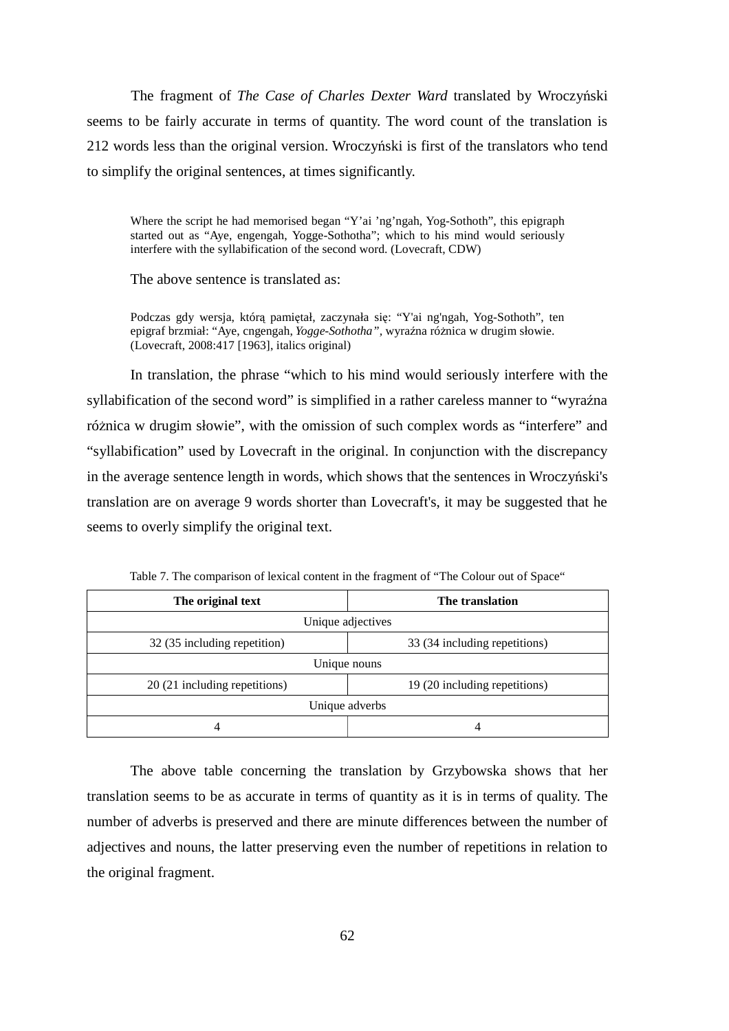The fragment of *The Case of Charles Dexter Ward* translated by Wroczyński seems to be fairly accurate in terms of quantity. The word count of the translation is 212 words less than the original version. Wroczyński is first of the translators who tend to simplify the original sentences, at times significantly.

> Where the script he had memorised began "Y'ai 'ng'ngah, Yog-Sothoth", this epigraph started out as "Aye, engengah, Yogge-Sothotha"; which to his mind would seriously interfere with the syllabification of the second word. (Lovecraft, CDW)

The above sentence is translated as:

> Podczas gdy wersja, którą pamiętał, zaczynała się: "Y'ai ng'ngah, Yog-Sothoth", ten epigraf brzmiał: "Aye, cngengah, *Yogge-Sothotha"*, wyraźna różnica w drugim słowie. (Lovecraft, 2008:417 [1963], italics original)

In translation, the phrase "which to his mind would seriously interfere with the syllabification of the second word" is simplified in a rather careless manner to "wyraźna różnica w drugim słowie", with the omission of such complex words as "interfere" and "syllabification" used by Lovecraft in the original. In conjunction with the discrepancy in the average sentence length in words, which shows that the sentences in Wroczyński's translation are on average 9 words shorter than Lovecraft's, it may be suggested that he seems to overly simplify the original text.

Table 7. The comparison of lexical content in the fragment of "The Colour out of Space"

| The original text | The translation |
|---|---|
| Unique adjectives | |
| 32 (35 including repetition) | 33 (34 including repetitions) |
| Unique nouns | |
| 20 (21 including repetitions) | 19 (20 including repetitions) |
| Unique adverbs | |
| 4 | 4 |

The above table concerning the translation by Grzybowska shows that her translation seems to be as accurate in terms of quantity as it is in terms of quality. The number of adverbs is preserved and there are minute differences between the number of adjectives and nouns, the latter preserving even the number of repetitions in relation to the original fragment.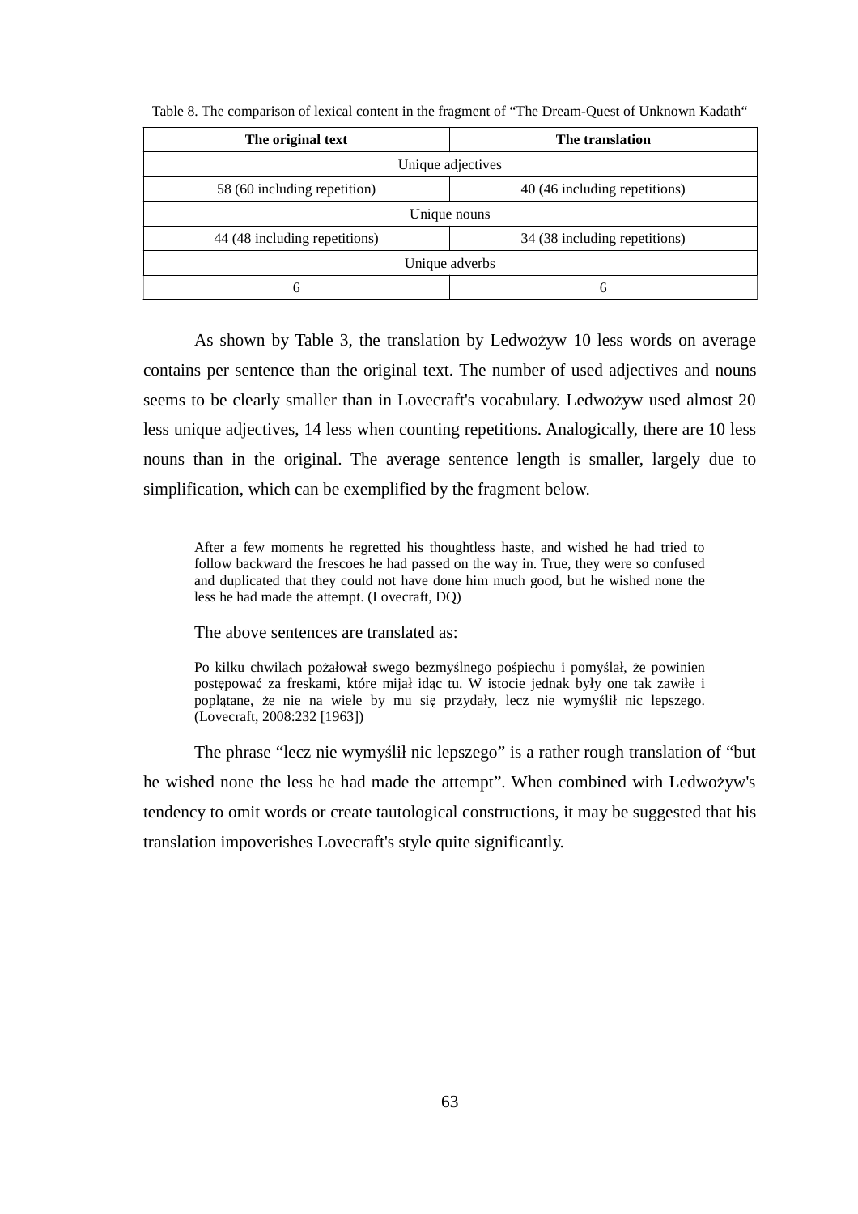Table 8. The comparison of lexical content in the fragment of "The Dream-Quest of Unknown Kadath"

| The original text | The translation |
|---|---|
| Unique adjectives | |
| 58 (60 including repetition) | 40 (46 including repetitions) |
| Unique nouns | |
| 44 (48 including repetitions) | 34 (38 including repetitions) |
| Unique adverbs | |
| 6 | 6 |

As shown by Table 3, the translation by Ledwożyw 10 less words on average contains per sentence than the original text. The number of used adjectives and nouns seems to be clearly smaller than in Lovecraft's vocabulary. Ledwożyw used almost 20 less unique adjectives, 14 less when counting repetitions. Analogically, there are 10 less nouns than in the original. The average sentence length is smaller, largely due to simplification, which can be exemplified by the fragment below.

> After a few moments he regretted his thoughtless haste, and wished he had tried to follow backward the frescoes he had passed on the way in. True, they were so confused and duplicated that they could not have done him much good, but he wished none the less he had made the attempt. (Lovecraft, DQ)

The above sentences are translated as:

> Po kilku chwilach pożałował swego bezmyślnego pośpiechu i pomyślał, że powinien postępować za freskami, które mijał idąc tu. W istocie jednak były one tak zawiłe i poplątane, że nie na wiele by mu się przydały, lecz nie wymyślił nic lepszego. (Lovecraft, 2008:232 [1963])

The phrase "lecz nie wymyślił nic lepszego" is a rather rough translation of "but he wished none the less he had made the attempt". When combined with Ledwożyw's tendency to omit words or create tautological constructions, it may be suggested that his translation impoverishes Lovecraft's style quite significantly.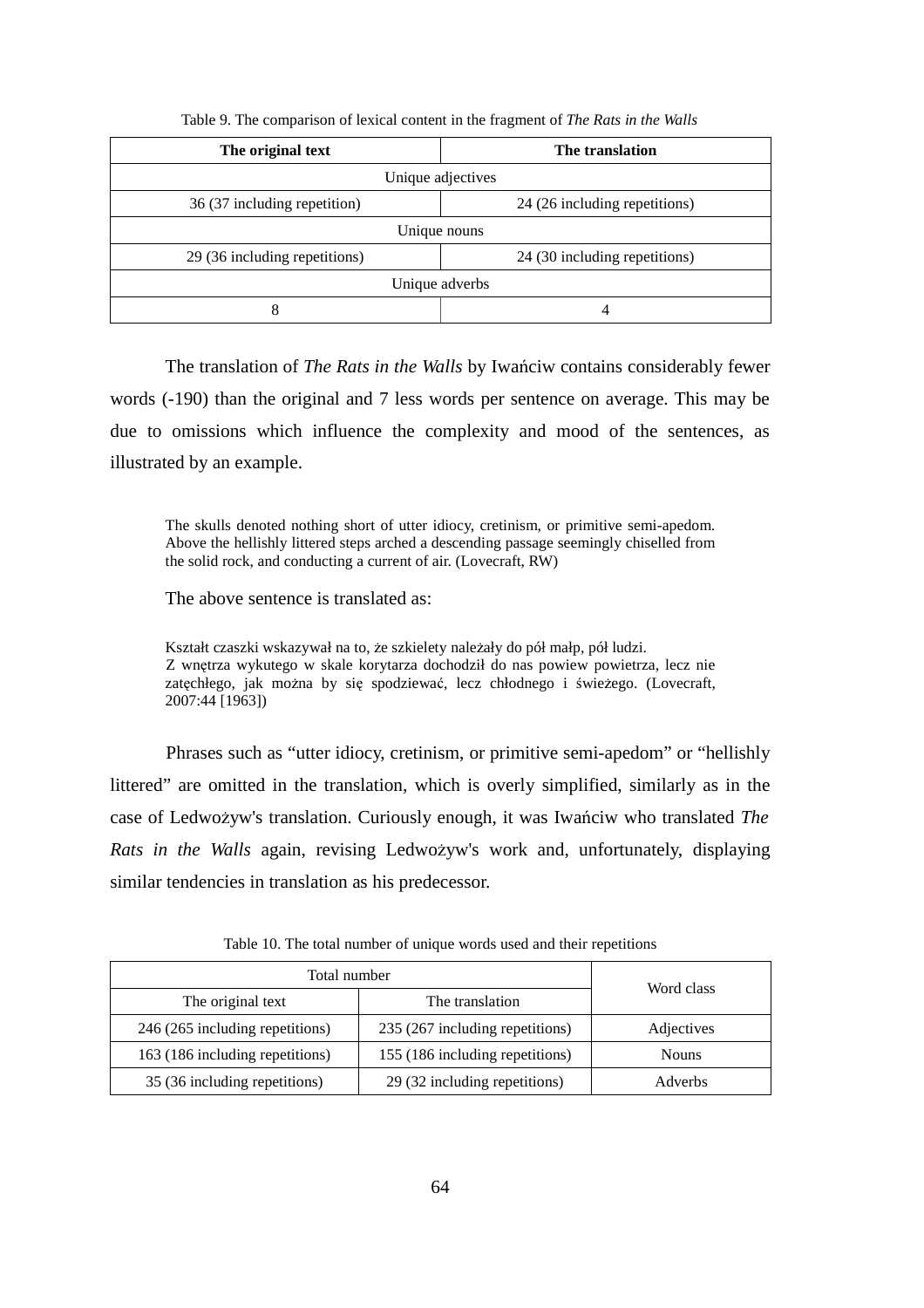Table 9. The comparison of lexical content in the fragment of *The Rats in the Walls*

| **The original text** | **The translation** |
|---|---|
| Unique adjectives | |
| 36 (37 including repetition) | 24 (26 including repetitions) |
| Unique nouns | |
| 29 (36 including repetitions) | 24 (30 including repetitions) |
| Unique adverbs | |
| 8 | 4 |

The translation of *The Rats in the Walls* by Iwańciw contains considerably fewer words (-190) than the original and 7 less words per sentence on average. This may be due to omissions which influence the complexity and mood of the sentences, as illustrated by an example.

> The skulls denoted nothing short of utter idiocy, cretinism, or primitive semi-apedom. Above the hellishly littered steps arched a descending passage seemingly chiselled from the solid rock, and conducting a current of air. (Lovecraft, RW)

The above sentence is translated as:

> Kształt czaszki wskazywał na to, że szkielety należały do pół małp, pół ludzi. Z wnętrza wykutego w skale korytarza dochodził do nas powiew powietrza, lecz nie zatęchłego, jak można by się spodziewać, lecz chłodnego i świeżego. (Lovecraft, 2007:44 [1963])

Phrases such as "utter idiocy, cretinism, or primitive semi-apedom" or "hellishly littered" are omitted in the translation, which is overly simplified, similarly as in the case of Ledwożyw's translation. Curiously enough, it was Iwańciw who translated *The Rats in the Walls* again, revising Ledwożyw's work and, unfortunately, displaying similar tendencies in translation as his predecessor.

Table 10. The total number of unique words used and their repetitions

| Total number | | Word class |
|---|---|---|
| The original text | The translation | |
| 246 (265 including repetitions) | 235 (267 including repetitions) | Adjectives |
| 163 (186 including repetitions) | 155 (186 including repetitions) | Nouns |
| 35 (36 including repetitions) | 29 (32 including repetitions) | Adverbs |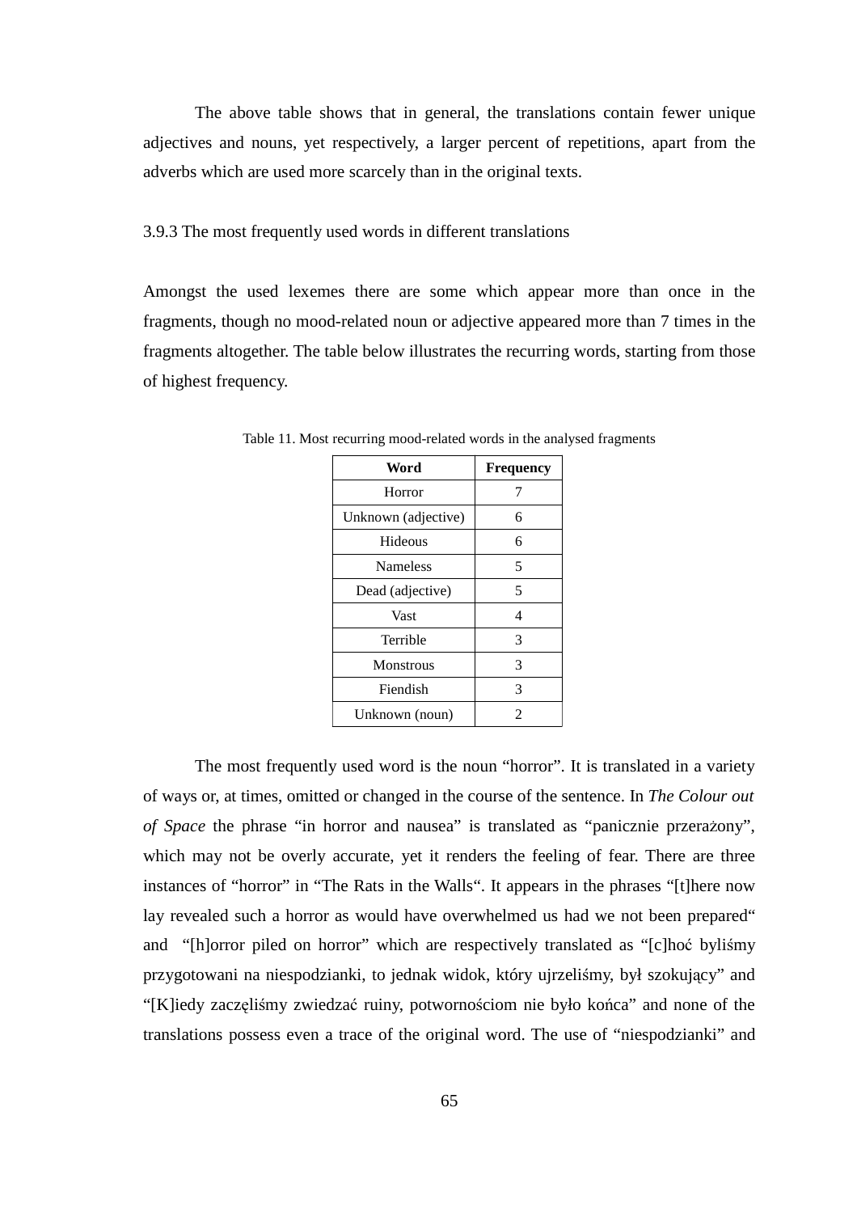The above table shows that in general, the translations contain fewer unique adjectives and nouns, yet respectively, a larger percent of repetitions, apart from the adverbs which are used more scarcely than in the original texts.

### 3.9.3 The most frequently used words in different translations

Amongst the used lexemes there are some which appear more than once in the fragments, though no mood-related noun or adjective appeared more than 7 times in the fragments altogether. The table below illustrates the recurring words, starting from those of highest frequency.

Table 11. Most recurring mood-related words in the analysed fragments

| Word | Frequency |
|---|---|
| Horror | 7 |
| Unknown (adjective) | 6 |
| Hideous | 6 |
| Nameless | 5 |
| Dead (adjective) | 5 |
| Vast | 4 |
| Terrible | 3 |
| Monstrous | 3 |
| Fiendish | 3 |
| Unknown (noun) | 2 |

The most frequently used word is the noun "horror". It is translated in a variety of ways or, at times, omitted or changed in the course of the sentence. In *The Colour out of Space* the phrase "in horror and nausea" is translated as "panicznie przerażony", which may not be overly accurate, yet it renders the feeling of fear. There are three instances of "horror" in "The Rats in the Walls". It appears in the phrases "[t]here now lay revealed such a horror as would have overwhelmed us had we not been prepared" and "[h]orror piled on horror" which are respectively translated as "[c]hoć byliśmy przygotowani na niespodzianki, to jednak widok, który ujrzeliśmy, był szokujący" and "[K]iedy zaczęliśmy zwiedzać ruiny, potwornościom nie było końca" and none of the translations possess even a trace of the original word. The use of "niespodzianki" and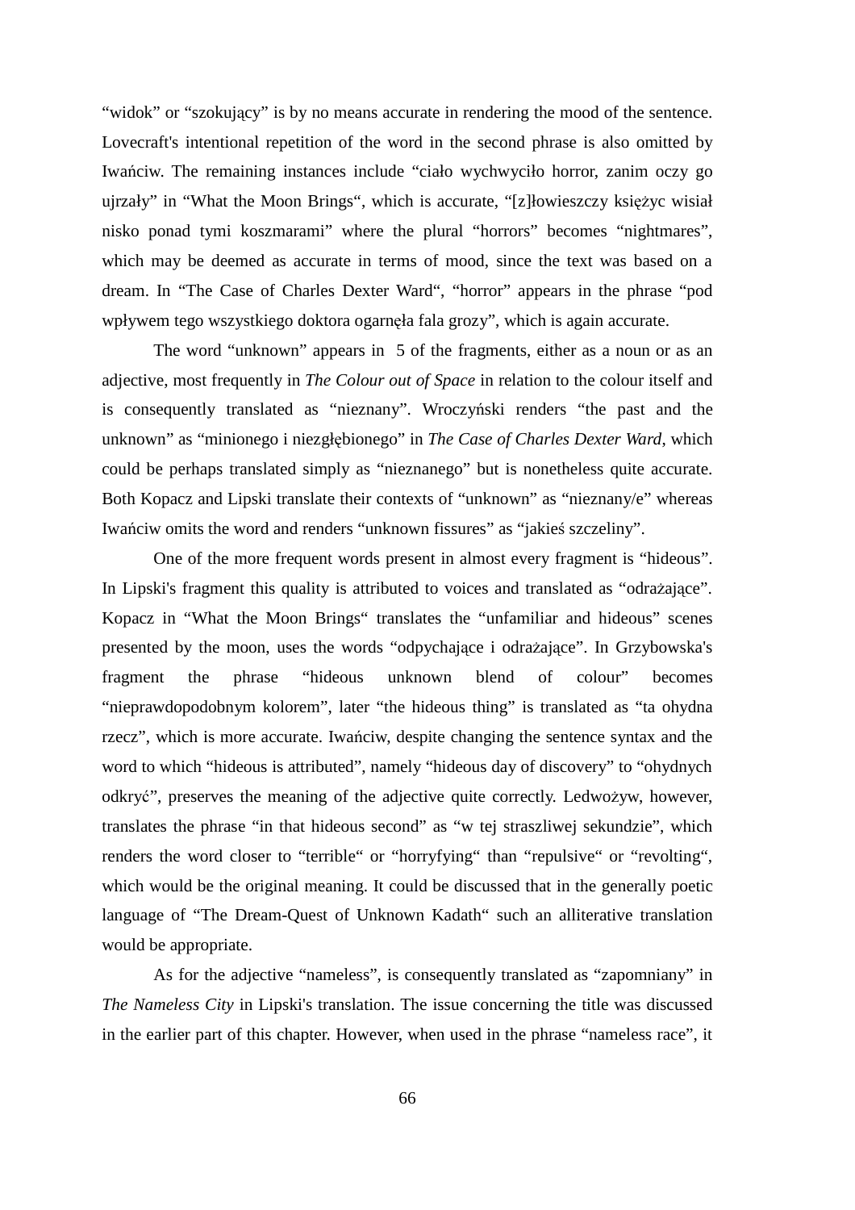"widok" or "szokujący" is by no means accurate in rendering the mood of the sentence. Lovecraft's intentional repetition of the word in the second phrase is also omitted by Iwańciw. The remaining instances include "ciało wychwyciło horror, zanim oczy go ujrzały" in "What the Moon Brings", which is accurate, "[z]łowieszczy księżyc wisiał nisko ponad tymi koszmarami" where the plural "horrors" becomes "nightmares", which may be deemed as accurate in terms of mood, since the text was based on a dream. In "The Case of Charles Dexter Ward", "horror" appears in the phrase "pod wpływem tego wszystkiego doktora ogarnęła fala grozy", which is again accurate.

The word "unknown" appears in 5 of the fragments, either as a noun or as an adjective, most frequently in *The Colour out of Space* in relation to the colour itself and is consequently translated as "nieznany". Wroczyński renders "the past and the unknown" as "minionego i niezgłębionego" in *The Case of Charles Dexter Ward*, which could be perhaps translated simply as "nieznanego" but is nonetheless quite accurate. Both Kopacz and Lipski translate their contexts of "unknown" as "nieznany/e" whereas Iwańciw omits the word and renders "unknown fissures" as "jakieś szczeliny".

One of the more frequent words present in almost every fragment is "hideous". In Lipski's fragment this quality is attributed to voices and translated as "odrażające". Kopacz in "What the Moon Brings" translates the "unfamiliar and hideous" scenes presented by the moon, uses the words "odpychające i odrażające". In Grzybowska's fragment the phrase "hideous unknown blend of colour" becomes "nieprawdopodobnym kolorem", later "the hideous thing" is translated as "ta ohydna rzecz", which is more accurate. Iwańciw, despite changing the sentence syntax and the word to which "hideous is attributed", namely "hideous day of discovery" to "ohydnych odkryć", preserves the meaning of the adjective quite correctly. Ledwożyw, however, translates the phrase "in that hideous second" as "w tej straszliwej sekundzie", which renders the word closer to "terrible" or "horryfying" than "repulsive" or "revolting", which would be the original meaning. It could be discussed that in the generally poetic language of "The Dream-Quest of Unknown Kadath" such an alliterative translation would be appropriate.

As for the adjective "nameless", is consequently translated as "zapomniany" in *The Nameless City* in Lipski's translation. The issue concerning the title was discussed in the earlier part of this chapter. However, when used in the phrase "nameless race", it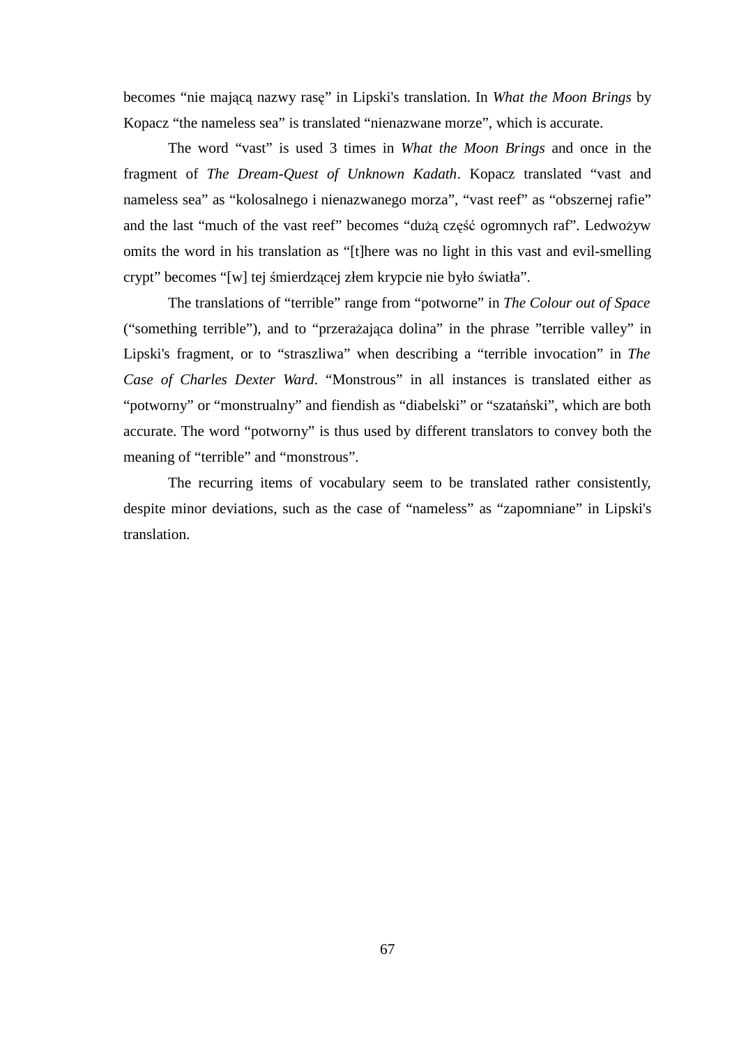becomes “nie mającą nazwy rasę” in Lipski's translation. In *What the Moon Brings* by Kopacz “the nameless sea” is translated “nienazwane morze”, which is accurate.

The word “vast” is used 3 times in *What the Moon Brings* and once in the fragment of *The Dream-Quest of Unknown Kadath*. Kopacz translated “vast and nameless sea” as “kolosalnego i nienazwanego morza”, “vast reef” as “obszernej rafie” and the last “much of the vast reef” becomes “dużą część ogromnych raf”. Ledwożyw omits the word in his translation as “[t]here was no light in this vast and evil-smelling crypt” becomes “[w] tej śmierdzącej złem krypcie nie było światła”.

The translations of “terrible” range from “potworne” in *The Colour out of Space* (“something terrible”), and to “przerażająca dolina” in the phrase ”terrible valley” in Lipski's fragment, or to “straszliwa” when describing a “terrible invocation” in *The Case of Charles Dexter Ward*. “Monstrous” in all instances is translated either as “potworny” or “monstrualny” and fiendish as “diabelski” or “szatański”, which are both accurate. The word “potworny” is thus used by different translators to convey both the meaning of “terrible” and “monstrous”.

The recurring items of vocabulary seem to be translated rather consistently, despite minor deviations, such as the case of “nameless” as “zapomniane” in Lipski's translation.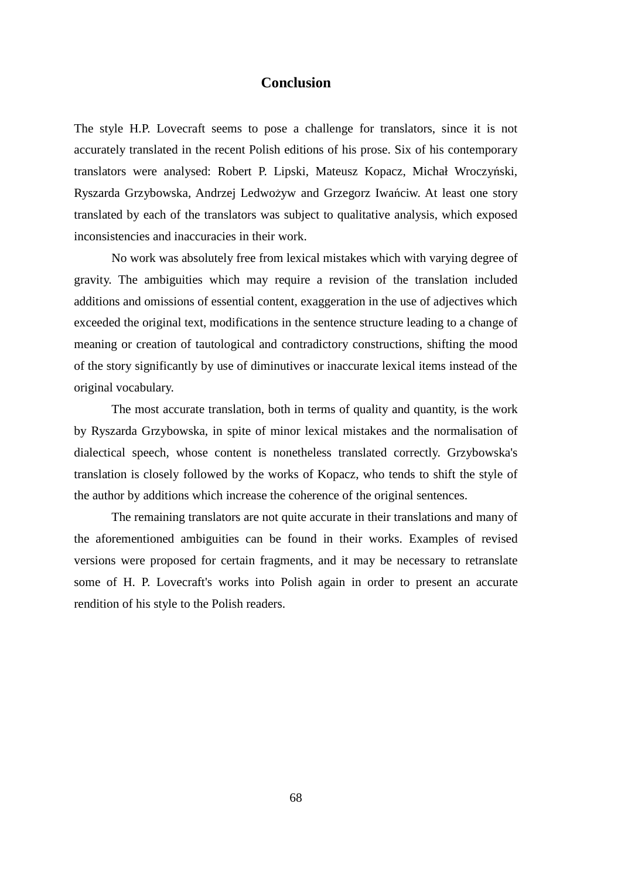# Conclusion

The style H.P. Lovecraft seems to pose a challenge for translators, since it is not accurately translated in the recent Polish editions of his prose. Six of his contemporary translators were analysed: Robert P. Lipski, Mateusz Kopacz, Michał Wroczyński, Ryszarda Grzybowska, Andrzej Ledwożyw and Grzegorz Iwańciw. At least one story translated by each of the translators was subject to qualitative analysis, which exposed inconsistencies and inaccuracies in their work.

No work was absolutely free from lexical mistakes which with varying degree of gravity. The ambiguities which may require a revision of the translation included additions and omissions of essential content, exaggeration in the use of adjectives which exceeded the original text, modifications in the sentence structure leading to a change of meaning or creation of tautological and contradictory constructions, shifting the mood of the story significantly by use of diminutives or inaccurate lexical items instead of the original vocabulary.

The most accurate translation, both in terms of quality and quantity, is the work by Ryszarda Grzybowska, in spite of minor lexical mistakes and the normalisation of dialectical speech, whose content is nonetheless translated correctly. Grzybowska's translation is closely followed by the works of Kopacz, who tends to shift the style of the author by additions which increase the coherence of the original sentences.

The remaining translators are not quite accurate in their translations and many of the aforementioned ambiguities can be found in their works. Examples of revised versions were proposed for certain fragments, and it may be necessary to retranslate some of H. P. Lovecraft's works into Polish again in order to present an accurate rendition of his style to the Polish readers.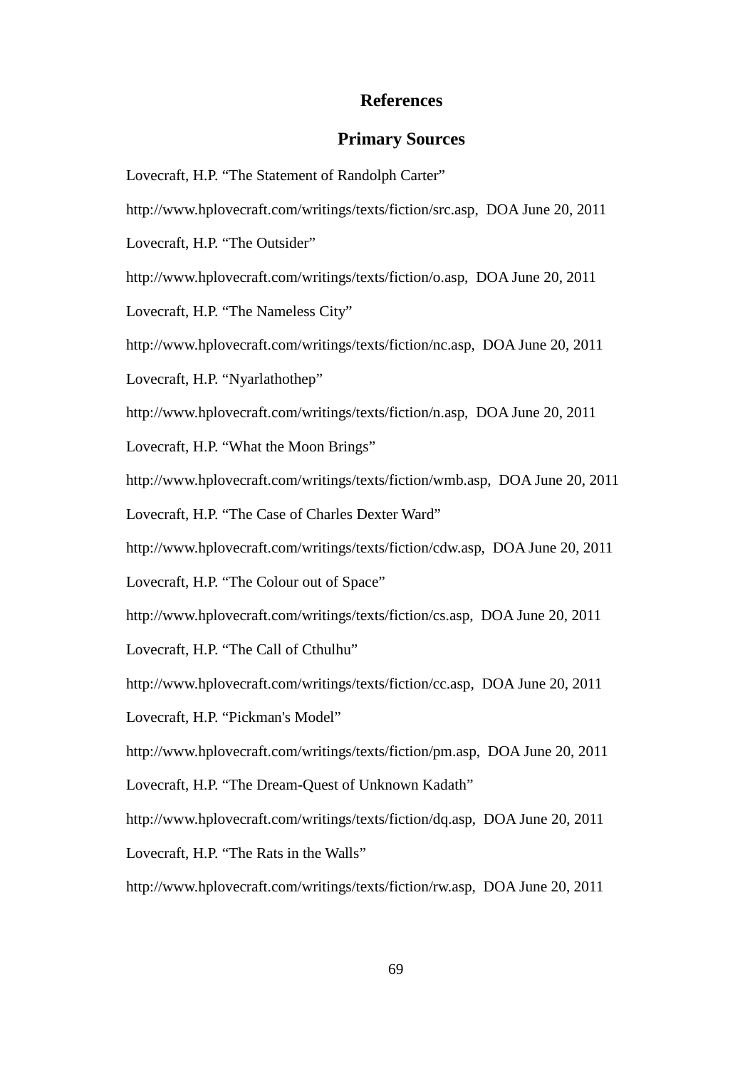# References

## Primary Sources

Lovecraft, H.P. “The Statement of Randolph Carter”

http://www.hplovecraft.com/writings/texts/fiction/src.asp, DOA June 20, 2011

Lovecraft, H.P. “The Outsider”

http://www.hplovecraft.com/writings/texts/fiction/o.asp, DOA June 20, 2011

Lovecraft, H.P. “The Nameless City”

http://www.hplovecraft.com/writings/texts/fiction/nc.asp, DOA June 20, 2011

Lovecraft, H.P. “Nyarlathothep”

http://www.hplovecraft.com/writings/texts/fiction/n.asp, DOA June 20, 2011

Lovecraft, H.P. “What the Moon Brings”

http://www.hplovecraft.com/writings/texts/fiction/wmb.asp, DOA June 20, 2011

Lovecraft, H.P. “The Case of Charles Dexter Ward”

http://www.hplovecraft.com/writings/texts/fiction/cdw.asp, DOA June 20, 2011

Lovecraft, H.P. “The Colour out of Space”

http://www.hplovecraft.com/writings/texts/fiction/cs.asp, DOA June 20, 2011

Lovecraft, H.P. “The Call of Cthulhu”

http://www.hplovecraft.com/writings/texts/fiction/cc.asp, DOA June 20, 2011

Lovecraft, H.P. “Pickman's Model”

http://www.hplovecraft.com/writings/texts/fiction/pm.asp, DOA June 20, 2011

Lovecraft, H.P. “The Dream-Quest of Unknown Kadath”

http://www.hplovecraft.com/writings/texts/fiction/dq.asp, DOA June 20, 2011

Lovecraft, H.P. “The Rats in the Walls”

http://www.hplovecraft.com/writings/texts/fiction/rw.asp, DOA June 20, 2011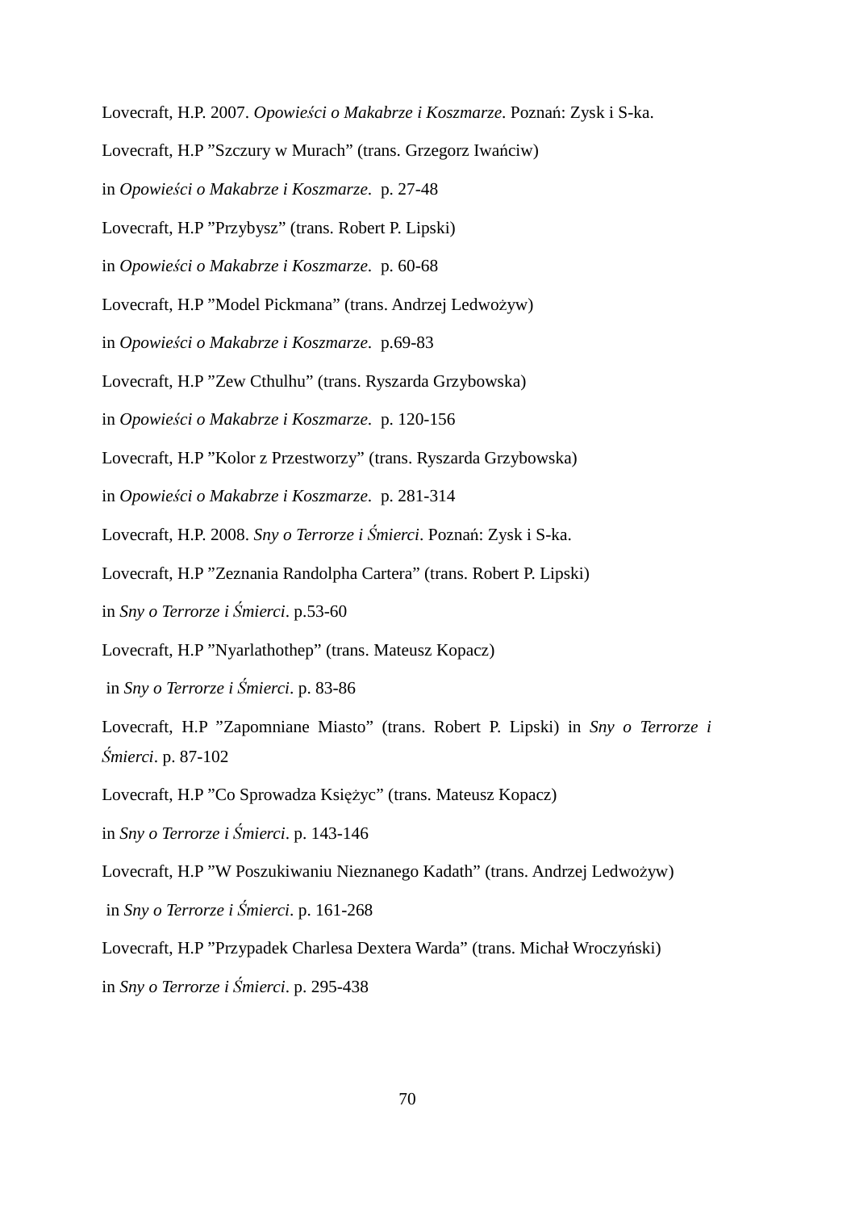Lovecraft, H.P. 2007. *Opowieści o Makabrze i Koszmarze*. Poznań: Zysk i S-ka.

Lovecraft, H.P ”Szczury w Murach” (trans. Grzegorz Iwańciw)

in *Opowieści o Makabrze i Koszmarze*. p. 27-48

Lovecraft, H.P ”Przybysz” (trans. Robert P. Lipski)

in *Opowieści o Makabrze i Koszmarze*. p. 60-68

Lovecraft, H.P ”Model Pickmana” (trans. Andrzej Ledwożyw)

in *Opowieści o Makabrze i Koszmarze*. p.69-83

Lovecraft, H.P ”Zew Cthulhu” (trans. Ryszarda Grzybowska)

in *Opowieści o Makabrze i Koszmarze*. p. 120-156

Lovecraft, H.P ”Kolor z Przestworzy” (trans. Ryszarda Grzybowska)

in *Opowieści o Makabrze i Koszmarze*. p. 281-314

Lovecraft, H.P. 2008. *Sny o Terrorze i Śmierci*. Poznań: Zysk i S-ka.

Lovecraft, H.P ”Zeznania Randolpha Cartera” (trans. Robert P. Lipski)

in *Sny o Terrorze i Śmierci*. p.53-60

Lovecraft, H.P ”Nyarlathothep” (trans. Mateusz Kopacz)

in *Sny o Terrorze i Śmierci*. p. 83-86

Lovecraft, H.P ”Zapomniane Miasto” (trans. Robert P. Lipski) in *Sny o Terrorze i Śmierci*. p. 87-102

Lovecraft, H.P ”Co Sprowadza Księżyc” (trans. Mateusz Kopacz)

in *Sny o Terrorze i Śmierci*. p. 143-146

Lovecraft, H.P ”W Poszukiwaniu Nieznanego Kadath” (trans. Andrzej Ledwożyw)

in *Sny o Terrorze i Śmierci*. p. 161-268

Lovecraft, H.P ”Przypadek Charlesa Dextera Warda” (trans. Michał Wroczyński)

in *Sny o Terrorze i Śmierci*. p. 295-438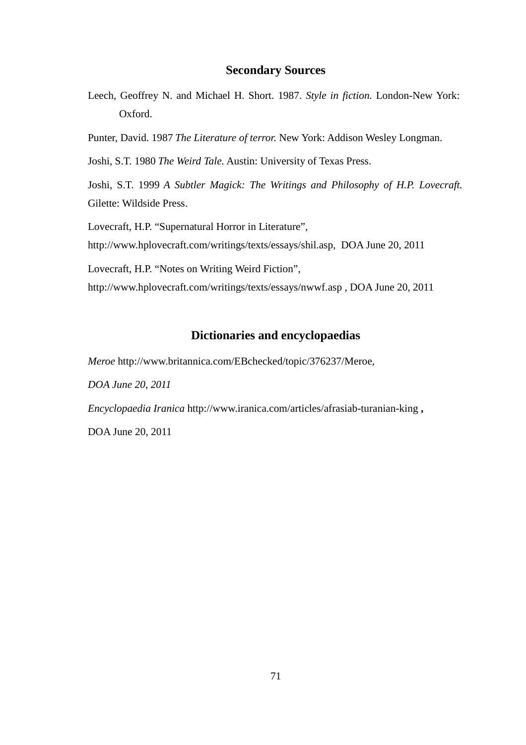## Secondary Sources

Leech, Geoffrey N. and Michael H. Short. 1987. *Style in fiction.* London-New York: Oxford.

Punter, David. 1987 *The Literature of terror.* New York: Addison Wesley Longman.

Joshi, S.T. 1980 *The Weird Tale.* Austin: University of Texas Press.

Joshi, S.T. 1999 *A Subtler Magick: The Writings and Philosophy of H.P. Lovecraft.* Gilette: Wildside Press.

Lovecraft, H.P. "Supernatural Horror in Literature", http://www.hplovecraft.com/writings/texts/essays/shil.asp, DOA June 20, 2011

Lovecraft, H.P. "Notes on Writing Weird Fiction", http://www.hplovecraft.com/writings/texts/essays/nwwf.asp , DOA June 20, 2011

## Dictionaries and encyclopaedias

*Meroe* http://www.britannica.com/EBchecked/topic/376237/Meroe,

*DOA June 20, 2011*

*Encyclopaedia Iranica* http://www.iranica.com/articles/afrasiab-turanian-king **,**

DOA June 20, 2011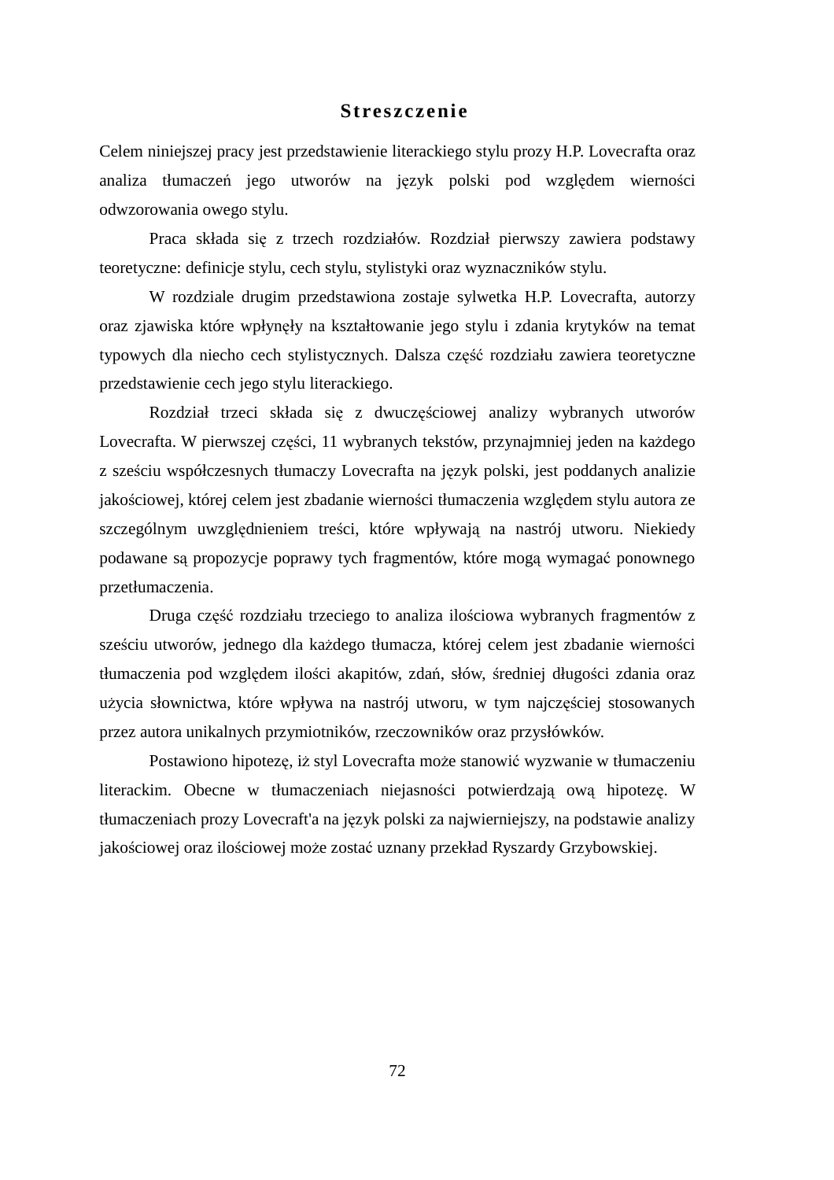# Streszczenie

Celem niniejszej pracy jest przedstawienie literackiego stylu prozy H.P. Lovecrafta oraz analiza tłumaczeń jego utworów na język polski pod względem wierności odwzorowania owego stylu.

Praca składa się z trzech rozdziałów. Rozdział pierwszy zawiera podstawy teoretyczne: definicje stylu, cech stylu, stylistyki oraz wyznaczników stylu.

W rozdziale drugim przedstawiona zostaje sylwetka H.P. Lovecrafta, autorzy oraz zjawiska które wpłynęły na kształtowanie jego stylu i zdania krytyków na temat typowych dla niecho cech stylistycznych. Dalsza część rozdziału zawiera teoretyczne przedstawienie cech jego stylu literackiego.

Rozdział trzeci składa się z dwuczęściowej analizy wybranych utworów Lovecrafta. W pierwszej części, 11 wybranych tekstów, przynajmniej jeden na każdego z sześciu współczesnych tłumaczy Lovecrafta na język polski, jest poddanych analizie jakościowej, której celem jest zbadanie wierności tłumaczenia względem stylu autora ze szczególnym uwzględnieniem treści, które wpływają na nastrój utworu. Niekiedy podawane są propozycje poprawy tych fragmentów, które mogą wymagać ponownego przetłumaczenia.

Druga część rozdziału trzeciego to analiza ilościowa wybranych fragmentów z sześciu utworów, jednego dla każdego tłumacza, której celem jest zbadanie wierności tłumaczenia pod względem ilości akapitów, zdań, słów, średniej długości zdania oraz użycia słownictwa, które wpływa na nastrój utworu, w tym najczęściej stosowanych przez autora unikalnych przymiotników, rzeczowników oraz przysłówków.

Postawiono hipotezę, iż styl Lovecrafta może stanowić wyzwanie w tłumaczeniu literackim. Obecne w tłumaczeniach niejasności potwierdzają ową hipotezę. W tłumaczeniach prozy Lovecraft'a na język polski za najwierniejszy, na podstawie analizy jakościowej oraz ilościowej może zostać uznany przekład Ryszardy Grzybowskiej.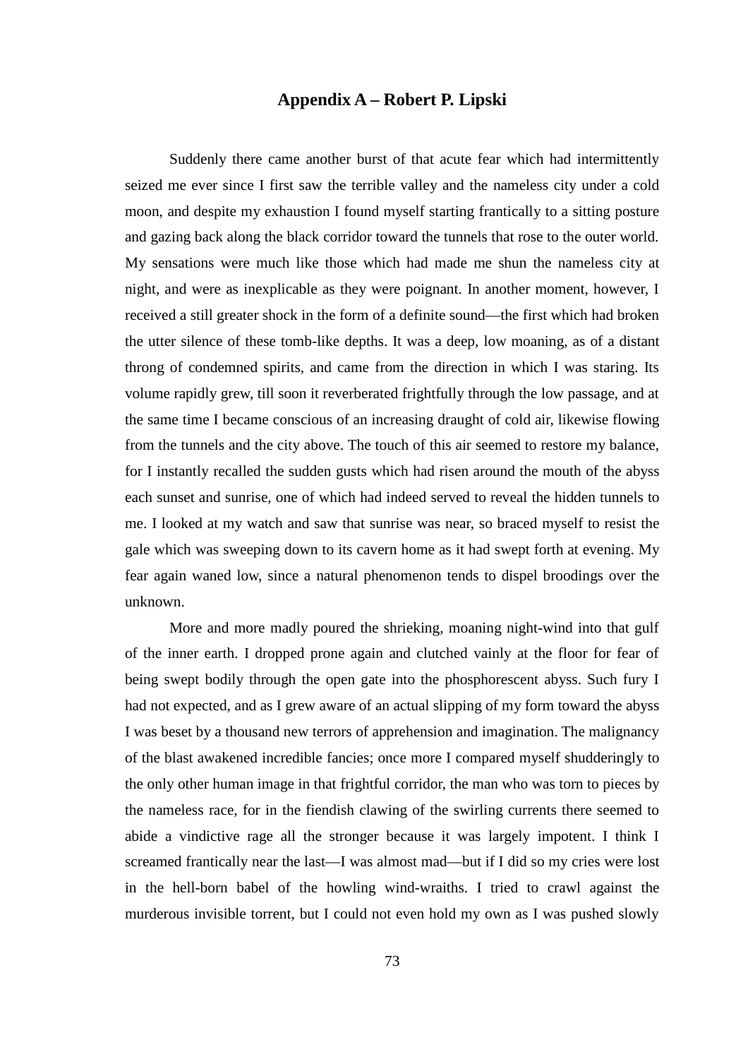## Appendix A – Robert P. Lipski

Suddenly there came another burst of that acute fear which had intermittently seized me ever since I first saw the terrible valley and the nameless city under a cold moon, and despite my exhaustion I found myself starting frantically to a sitting posture and gazing back along the black corridor toward the tunnels that rose to the outer world. My sensations were much like those which had made me shun the nameless city at night, and were as inexplicable as they were poignant. In another moment, however, I received a still greater shock in the form of a definite sound—the first which had broken the utter silence of these tomb-like depths. It was a deep, low moaning, as of a distant throng of condemned spirits, and came from the direction in which I was staring. Its volume rapidly grew, till soon it reverberated frightfully through the low passage, and at the same time I became conscious of an increasing draught of cold air, likewise flowing from the tunnels and the city above. The touch of this air seemed to restore my balance, for I instantly recalled the sudden gusts which had risen around the mouth of the abyss each sunset and sunrise, one of which had indeed served to reveal the hidden tunnels to me. I looked at my watch and saw that sunrise was near, so braced myself to resist the gale which was sweeping down to its cavern home as it had swept forth at evening. My fear again waned low, since a natural phenomenon tends to dispel broodings over the unknown.

More and more madly poured the shrieking, moaning night-wind into that gulf of the inner earth. I dropped prone again and clutched vainly at the floor for fear of being swept bodily through the open gate into the phosphorescent abyss. Such fury I had not expected, and as I grew aware of an actual slipping of my form toward the abyss I was beset by a thousand new terrors of apprehension and imagination. The malignancy of the blast awakened incredible fancies; once more I compared myself shudderingly to the only other human image in that frightful corridor, the man who was torn to pieces by the nameless race, for in the fiendish clawing of the swirling currents there seemed to abide a vindictive rage all the stronger because it was largely impotent. I think I screamed frantically near the last—I was almost mad—but if I did so my cries were lost in the hell-born babel of the howling wind-wraiths. I tried to crawl against the murderous invisible torrent, but I could not even hold my own as I was pushed slowly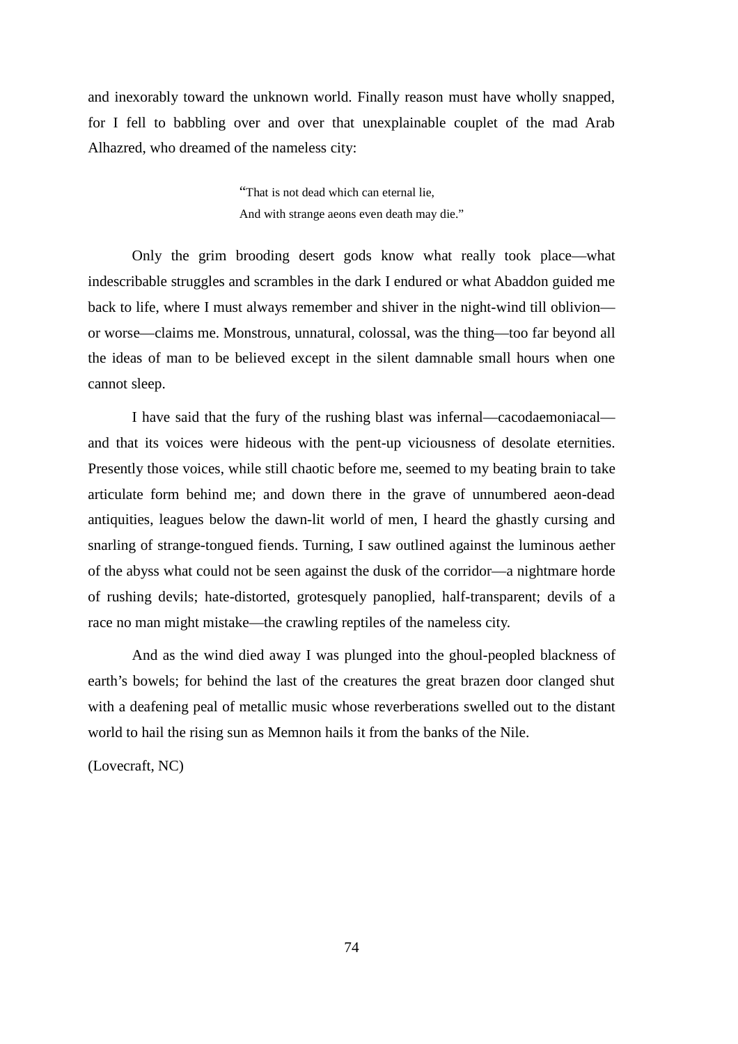and inexorably toward the unknown world. Finally reason must have wholly snapped, for I fell to babbling over and over that unexplainable couplet of the mad Arab Alhazred, who dreamed of the nameless city:

> "That is not dead which can eternal lie,
> And with strange aeons even death may die."

Only the grim brooding desert gods know what really took place—what indescribable struggles and scrambles in the dark I endured or what Abaddon guided me back to life, where I must always remember and shiver in the night-wind till oblivion—or worse—claims me. Monstrous, unnatural, colossal, was the thing—too far beyond all the ideas of man to be believed except in the silent damnable small hours when one cannot sleep.

I have said that the fury of the rushing blast was infernal—cacodaemoniacal—and that its voices were hideous with the pent-up viciousness of desolate eternities. Presently those voices, while still chaotic before me, seemed to my beating brain to take articulate form behind me; and down there in the grave of unnumbered aeon-dead antiquities, leagues below the dawn-lit world of men, I heard the ghastly cursing and snarling of strange-tongued fiends. Turning, I saw outlined against the luminous aether of the abyss what could not be seen against the dusk of the corridor—a nightmare horde of rushing devils; hate-distorted, grotesquely panoplied, half-transparent; devils of a race no man might mistake—the crawling reptiles of the nameless city.

And as the wind died away I was plunged into the ghoul-peopled blackness of earth's bowels; for behind the last of the creatures the great brazen door clanged shut with a deafening peal of metallic music whose reverberations swelled out to the distant world to hail the rising sun as Memnon hails it from the banks of the Nile.

(Lovecraft, NC)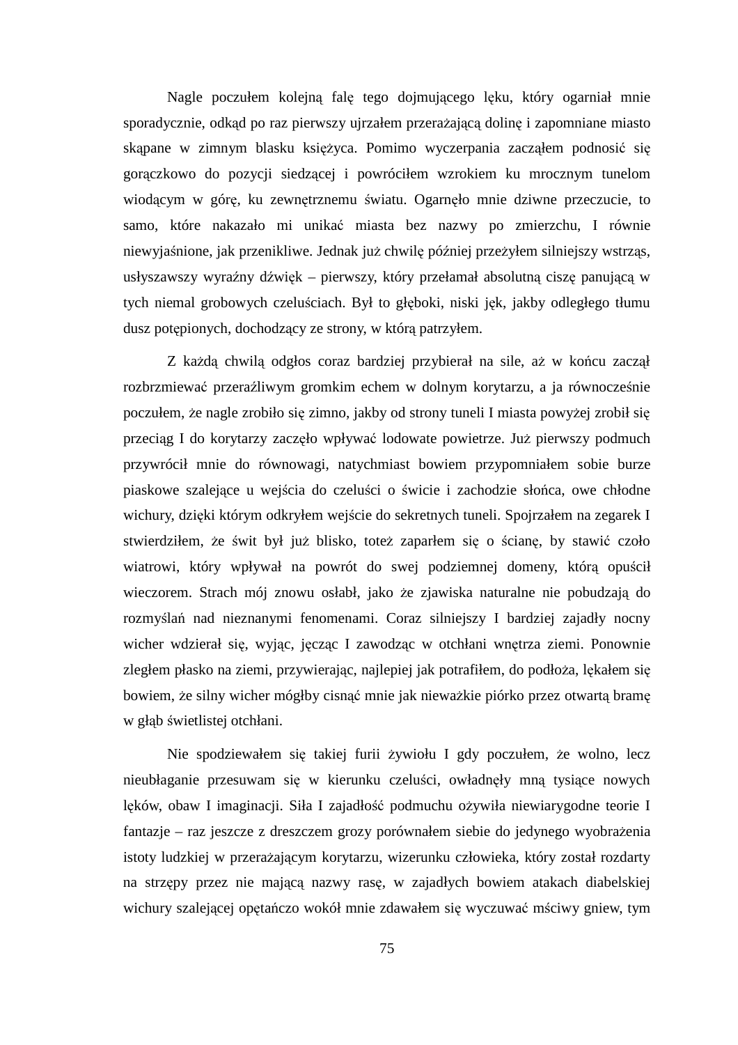Nagle poczułem kolejną falę tego dojmującego lęku, który ogarniał mnie sporadycznie, odkąd po raz pierwszy ujrzałem przerażającą dolinę i zapomniane miasto skąpane w zimnym blasku księżyca. Pomimo wyczerpania zacząłem podnosić się gorączkowo do pozycji siedzącej i powróciłem wzrokiem ku mrocznym tunelom wiodącym w górę, ku zewnętrznemu światu. Ogarnęło mnie dziwne przeczucie, to samo, które nakazało mi unikać miasta bez nazwy po zmierzchu, I równie niewyjaśnione, jak przenikliwe. Jednak już chwilę później przeżyłem silniejszy wstrząs, usłyszawszy wyraźny dźwięk – pierwszy, który przełamał absolutną ciszę panującą w tych niemal grobowych czeluściach. Był to głęboki, niski jęk, jakby odległego tłumu dusz potępionych, dochodzący ze strony, w którą patrzyłem.

Z każdą chwilą odgłos coraz bardziej przybierał na sile, aż w końcu zaczął rozbrzmiewać przeraźliwym gromkim echem w dolnym korytarzu, a ja równocześnie poczułem, że nagle zrobiło się zimno, jakby od strony tuneli I miasta powyżej zrobił się przeciąg I do korytarzy zaczęło wpływać lodowate powietrze. Już pierwszy podmuch przywrócił mnie do równowagi, natychmiast bowiem przypomniałem sobie burze piaskowe szalejące u wejścia do czeluści o świcie i zachodzie słońca, owe chłodne wichury, dzięki którym odkryłem wejście do sekretnych tuneli. Spojrzałem na zegarek I stwierdziłem, że świt był już blisko, toteż zaparłem się o ścianę, by stawić czoło wiatrowi, który wpływał na powrót do swej podziemnej domeny, którą opuścił wieczorem. Strach mój znowu osłabł, jako że zjawiska naturalne nie pobudzają do rozmyślań nad nieznanymi fenomenami. Coraz silniejszy I bardziej zajadły nocny wicher wdzierał się, wyjąc, jęcząc I zawodząc w otchłani wnętrza ziemi. Ponownie zległem płasko na ziemi, przywierając, najlepiej jak potrafiłem, do podłoża, lękałem się bowiem, że silny wicher mógłby cisnąć mnie jak nieważkie piórko przez otwartą bramę w głąb świetlistej otchłani.

Nie spodziewałem się takiej furii żywiołu I gdy poczułem, że wolno, lecz nieubłaganie przesuwam się w kierunku czeluści, owładnęły mną tysiące nowych lęków, obaw I imaginacji. Siła I zajadłość podmuchu ożywiła niewiarygodne teorie I fantazje – raz jeszcze z dreszczem grozy porównałem siebie do jedynego wyobrażenia istoty ludzkiej w przerażającym korytarzu, wizerunku człowieka, który został rozdarty na strzępy przez nie mającą nazwy rasę, w zajadłych bowiem atakach diabelskiej wichury szalejącej opętańczo wokół mnie zdawałem się wyczuwać mściwy gniew, tym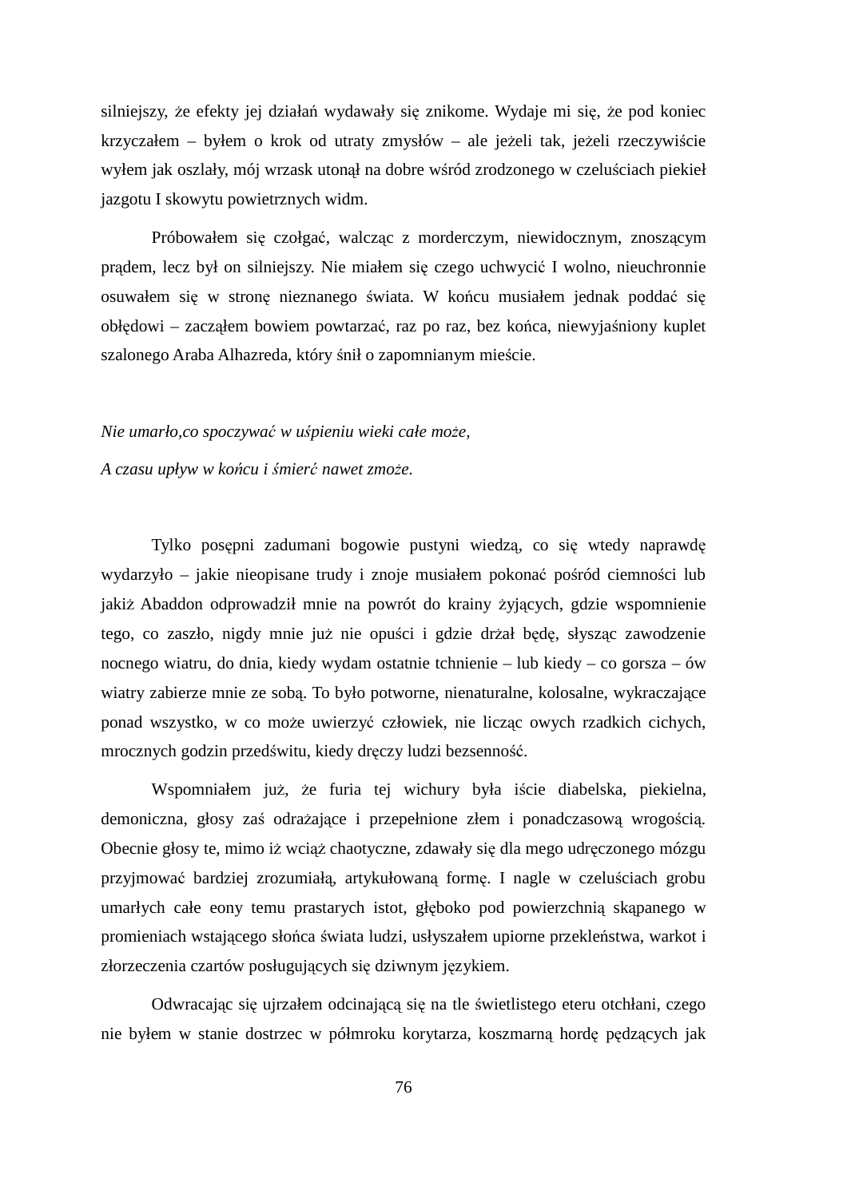silniejszy, że efekty jej działań wydawały się znikome. Wydaje mi się, że pod koniec krzyczałem – byłem o krok od utraty zmysłów – ale jeżeli tak, jeżeli rzeczywiście wyłem jak oszlały, mój wrzask utonął na dobre wśród zrodzonego w czeluściach piekieł jazgotu I skowytu powietrznych widm.

Próbowałem się czołgać, walcząc z morderczym, niewidocznym, znoszącym prądem, lecz był on silniejszy. Nie miałem się czego uchwycić I wolno, nieuchronnie osuwałem się w stronę nieznanego świata. W końcu musiałem jednak poddać się obłędowi – zacząłem bowiem powtarzać, raz po raz, bez końca, niewyjaśniony kuplet szalonego Araba Alhazreda, który śnił o zapomnianym mieście.

*Nie umarło,co spoczywać w uśpieniu wieki całe może,*

*A czasu upływ w końcu i śmierć nawet zmoże.*

Tylko posępni zadumani bogowie pustyni wiedzą, co się wtedy naprawdę wydarzyło – jakie nieopisane trudy i znoje musiałem pokonać pośród ciemności lub jakiż Abaddon odprowadził mnie na powrót do krainy żyjących, gdzie wspomnienie tego, co zaszło, nigdy mnie już nie opuści i gdzie drżał będę, słysząc zawodzenie nocnego wiatru, do dnia, kiedy wydam ostatnie tchnienie – lub kiedy – co gorsza – ów wiatry zabierze mnie ze sobą. To było potworne, nienaturalne, kolosalne, wykraczające ponad wszystko, w co może uwierzyć człowiek, nie licząc owych rzadkich cichych, mrocznych godzin przedświtu, kiedy dręczy ludzi bezsenność.

Wspomniałem już, że furia tej wichury była iście diabelska, piekielna, demoniczna, głosy zaś odrażające i przepełnione złem i ponadczasową wrogością. Obecnie głosy te, mimo iż wciąż chaotyczne, zdawały się dla mego udręczonego mózgu przyjmować bardziej zrozumiałą, artykułowaną formę. I nagle w czeluściach grobu umarłych całe eony temu prastarych istot, głęboko pod powierzchnią skąpanego w promieniach wstającego słońca świata ludzi, usłyszałem upiorne przekleństwa, warkot i złorzeczenia czartów posługujących się dziwnym językiem.

Odwracając się ujrzałem odcinającą się na tle świetlistego eteru otchłani, czego nie byłem w stanie dostrzec w półmroku korytarza, koszmarną hordę pędzących jak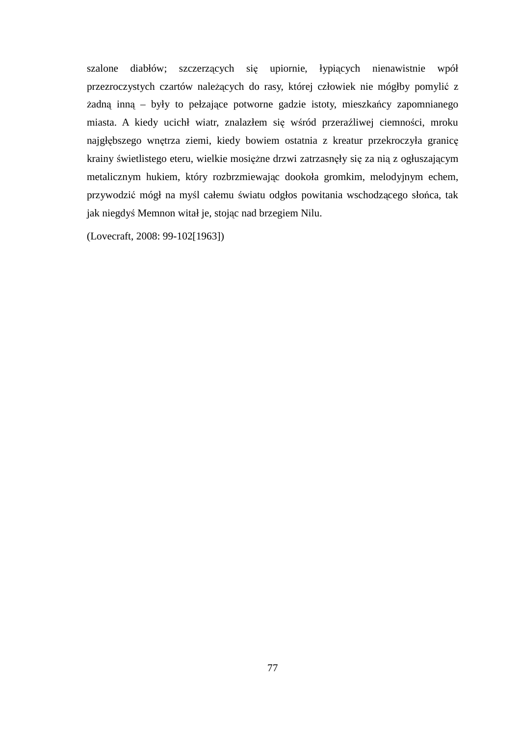szalone diabłów; szczerzących się upiornie, łypiących nienawistnie wpół przezroczystych czartów należących do rasy, której człowiek nie mógłby pomylić z żadną inną – były to pełzające potworne gadzie istoty, mieszkańcy zapomnianego miasta. A kiedy ucichł wiatr, znalazłem się wśród przeraźliwej ciemności, mroku najgłębszego wnętrza ziemi, kiedy bowiem ostatnia z kreatur przekroczyła granicę krainy świetlistego eteru, wielkie mosiężne drzwi zatrzasnęły się za nią z ogłuszającym metalicznym hukiem, który rozbrzmiewając dookoła gromkim, melodyjnym echem, przywodzić mógł na myśl całemu światu odgłos powitania wschodzącego słońca, tak jak niegdyś Memnon witał je, stojąc nad brzegiem Nilu.

(Lovecraft, 2008: 99-102[1963])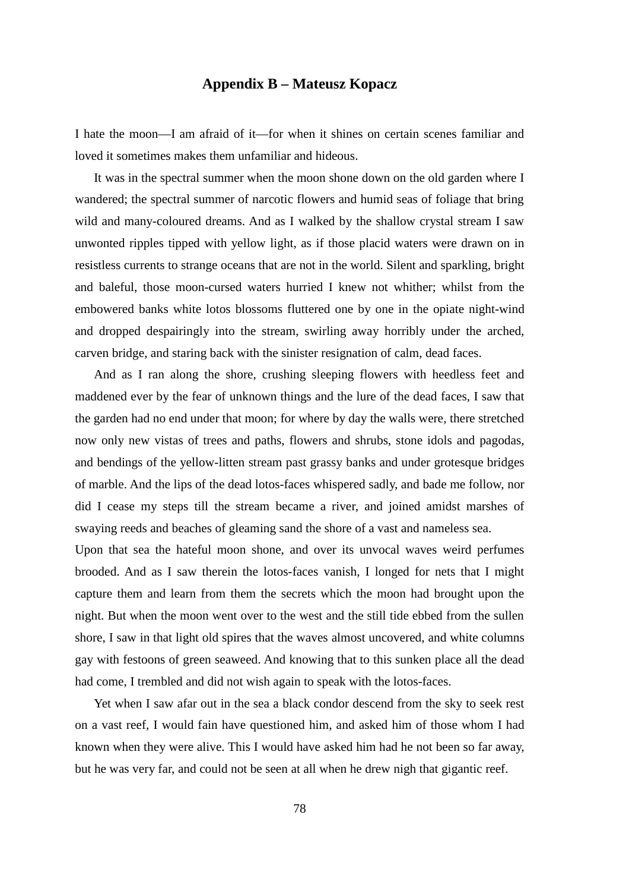## Appendix B – Mateusz Kopacz

I hate the moon—I am afraid of it—for when it shines on certain scenes familiar and loved it sometimes makes them unfamiliar and hideous.

It was in the spectral summer when the moon shone down on the old garden where I wandered; the spectral summer of narcotic flowers and humid seas of foliage that bring wild and many-coloured dreams. And as I walked by the shallow crystal stream I saw unwonted ripples tipped with yellow light, as if those placid waters were drawn on in resistless currents to strange oceans that are not in the world. Silent and sparkling, bright and baleful, those moon-cursed waters hurried I knew not whither; whilst from the embowered banks white lotos blossoms fluttered one by one in the opiate night-wind and dropped despairingly into the stream, swirling away horribly under the arched, carven bridge, and staring back with the sinister resignation of calm, dead faces.

And as I ran along the shore, crushing sleeping flowers with heedless feet and maddened ever by the fear of unknown things and the lure of the dead faces, I saw that the garden had no end under that moon; for where by day the walls were, there stretched now only new vistas of trees and paths, flowers and shrubs, stone idols and pagodas, and bendings of the yellow-litten stream past grassy banks and under grotesque bridges of marble. And the lips of the dead lotos-faces whispered sadly, and bade me follow, nor did I cease my steps till the stream became a river, and joined amidst marshes of swaying reeds and beaches of gleaming sand the shore of a vast and nameless sea.

Upon that sea the hateful moon shone, and over its unvocal waves weird perfumes brooded. And as I saw therein the lotos-faces vanish, I longed for nets that I might capture them and learn from them the secrets which the moon had brought upon the night. But when the moon went over to the west and the still tide ebbed from the sullen shore, I saw in that light old spires that the waves almost uncovered, and white columns gay with festoons of green seaweed. And knowing that to this sunken place all the dead had come, I trembled and did not wish again to speak with the lotos-faces.

Yet when I saw afar out in the sea a black condor descend from the sky to seek rest on a vast reef, I would fain have questioned him, and asked him of those whom I had known when they were alive. This I would have asked him had he not been so far away, but he was very far, and could not be seen at all when he drew nigh that gigantic reef.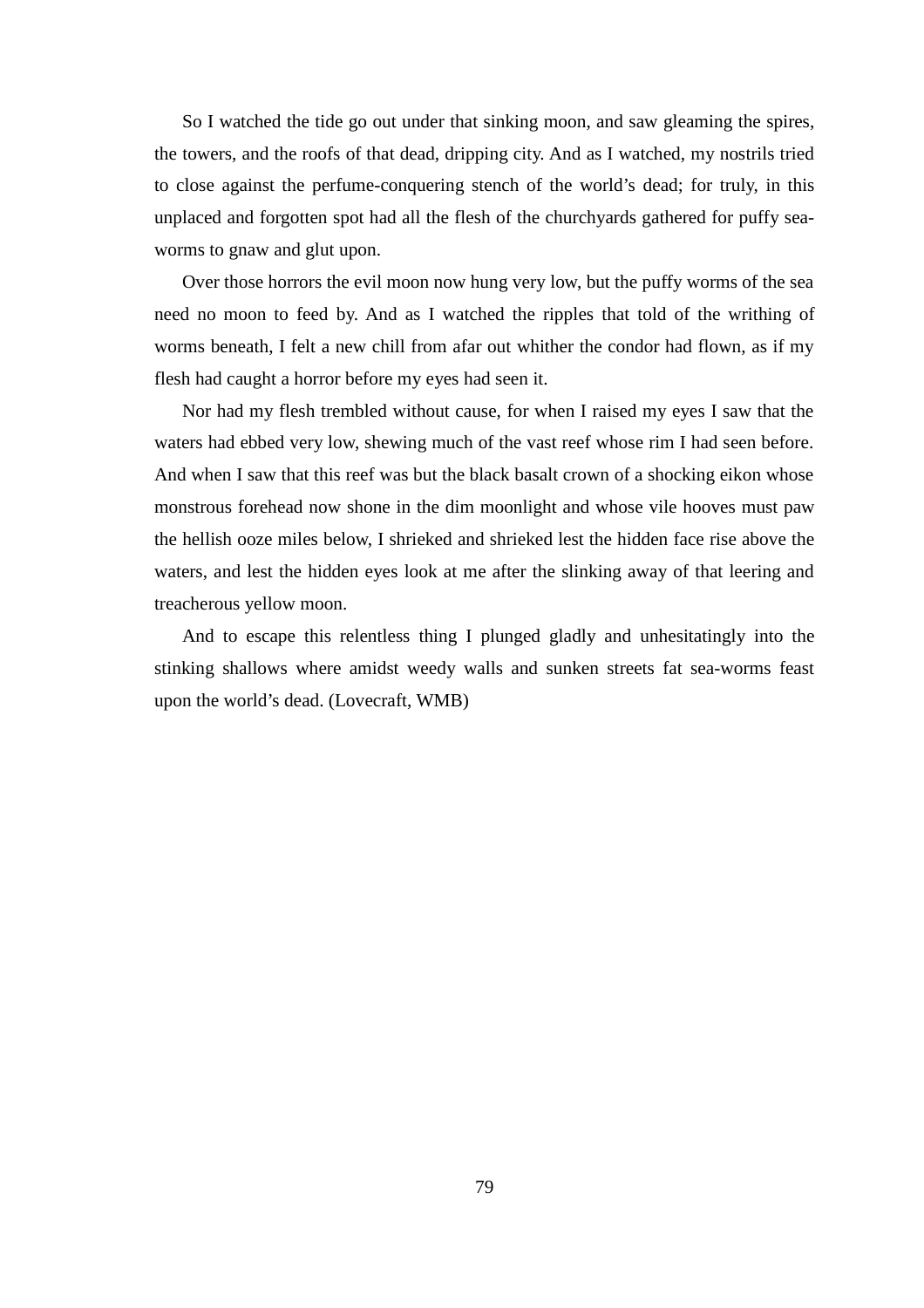So I watched the tide go out under that sinking moon, and saw gleaming the spires, the towers, and the roofs of that dead, dripping city. And as I watched, my nostrils tried to close against the perfume-conquering stench of the world's dead; for truly, in this unplaced and forgotten spot had all the flesh of the churchyards gathered for puffy sea-worms to gnaw and glut upon.

Over those horrors the evil moon now hung very low, but the puffy worms of the sea need no moon to feed by. And as I watched the ripples that told of the writhing of worms beneath, I felt a new chill from afar out whither the condor had flown, as if my flesh had caught a horror before my eyes had seen it.

Nor had my flesh trembled without cause, for when I raised my eyes I saw that the waters had ebbed very low, shewing much of the vast reef whose rim I had seen before. And when I saw that this reef was but the black basalt crown of a shocking eikon whose monstrous forehead now shone in the dim moonlight and whose vile hooves must paw the hellish ooze miles below, I shrieked and shrieked lest the hidden face rise above the waters, and lest the hidden eyes look at me after the slinking away of that leering and treacherous yellow moon.

And to escape this relentless thing I plunged gladly and unhesitatingly into the stinking shallows where amidst weedy walls and sunken streets fat sea-worms feast upon the world's dead. (Lovecraft, WMB)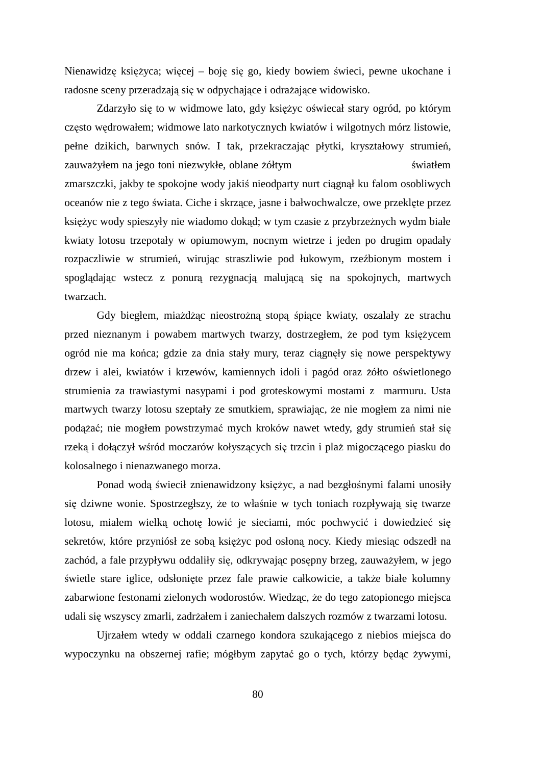Nienawidzę księżyca; więcej – boję się go, kiedy bowiem świeci, pewne ukochane i radosne sceny przeradzają się w odpychające i odrażające widowisko.

Zdarzyło się to w widmowe lato, gdy księżyc oświecał stary ogród, po którym często wędrowałem; widmowe lato narkotycznych kwiatów i wilgotnych mórz listowie, pełne dzikich, barwnych snów. I tak, przekraczając płytki, kryształowy strumień, zauważyłem na jego toni niezwykłe, oblane żółtym światłem zmarszczki, jakby te spokojne wody jakiś nieodparty nurt ciągnął ku falom osobliwych oceanów nie z tego świata. Ciche i skrzące, jasne i bałwochwalcze, owe przeklęte przez księżyc wody spieszyły nie wiadomo dokąd; w tym czasie z przybrzeżnych wydm białe kwiaty lotosu trzepotały w opiumowym, nocnym wietrze i jeden po drugim opadały rozpaczliwie w strumień, wirując straszliwie pod łukowym, rzeźbionym mostem i spoglądając wstecz z ponurą rezygnacją malującą się na spokojnych, martwych twarzach.

Gdy biegłem, miażdżąc nieostrożną stopą śpiące kwiaty, oszalały ze strachu przed nieznanym i powabem martwych twarzy, dostrzegłem, że pod tym księżycem ogród nie ma końca; gdzie za dnia stały mury, teraz ciągnęły się nowe perspektywy drzew i alei, kwiatów i krzewów, kamiennych idoli i pagód oraz żółto oświetlonego strumienia za trawiastymi nasypami i pod groteskowymi mostami z marmuru. Usta martwych twarzy lotosu szeptały ze smutkiem, sprawiając, że nie mogłem za nimi nie podążać; nie mogłem powstrzymać mych kroków nawet wtedy, gdy strumień stał się rzeką i dołączył wśród moczarów kołyszących się trzcin i plaż migoczącego piasku do kolosalnego i nienazwanego morza.

Ponad wodą świecił znienawidzony księżyc, a nad bezgłośnymi falami unosiły się dziwne wonie. Spostrzegłszy, że to właśnie w tych toniach rozpływają się twarze lotosu, miałem wielką ochotę łowić je sieciami, móc pochwycić i dowiedzieć się sekretów, które przyniósł ze sobą księżyc pod osłoną nocy. Kiedy miesiąc odszedł na zachód, a fale przypływu oddaliły się, odkrywając posępny brzeg, zauważyłem, w jego świetle stare iglice, odsłonięte przez fale prawie całkowicie, a także białe kolumny zabarwione festonami zielonych wodorostów. Wiedząc, że do tego zatopionego miejsca udali się wszyscy zmarli, zadrżałem i zaniechałem dalszych rozmów z twarzami lotosu.

Ujrzałem wtedy w oddali czarnego kondora szukającego z niebios miejsca do wypoczynku na obszernej rafie; mógłbym zapytać go o tych, którzy będąc żywymi,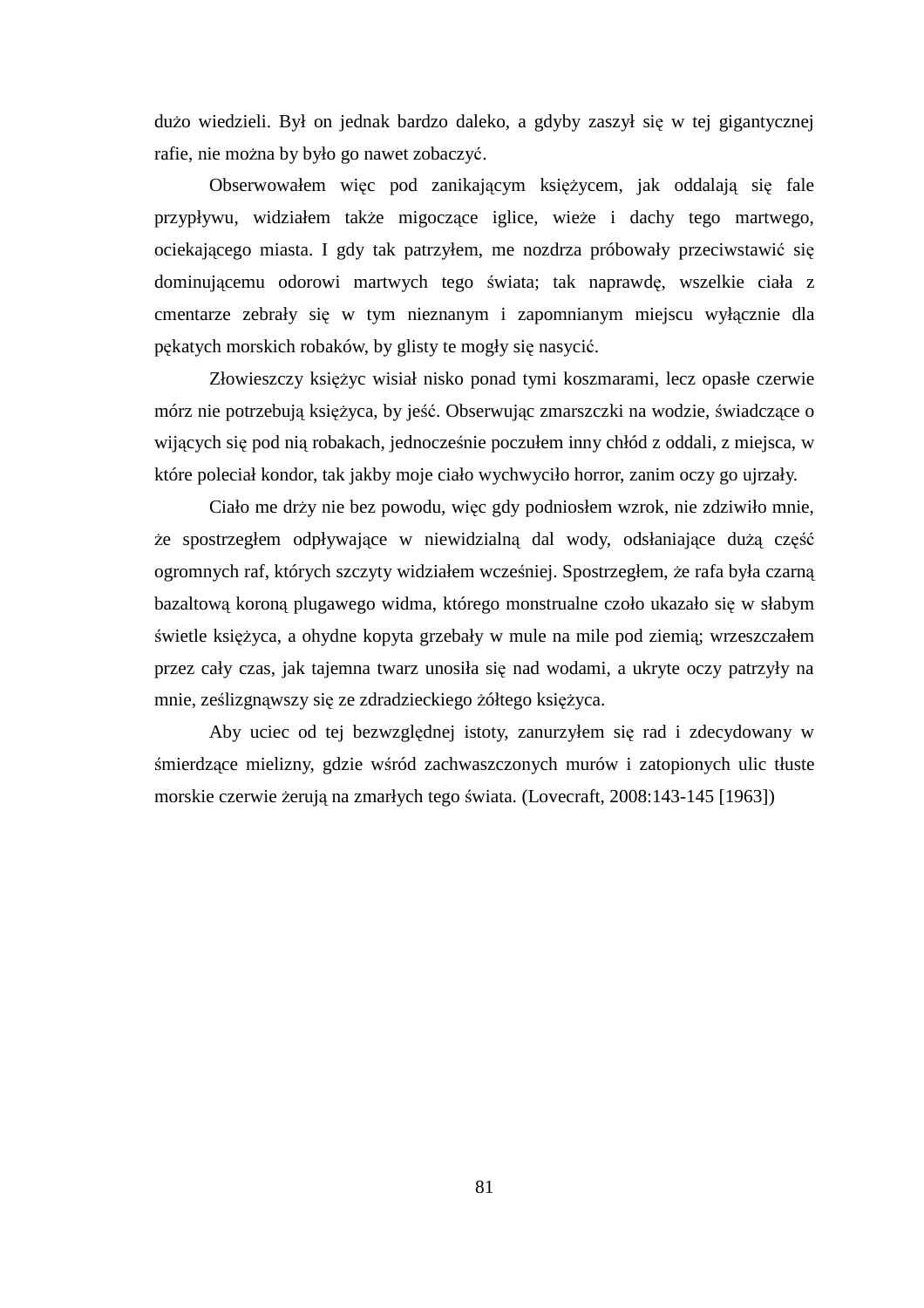dużo wiedzieli. Był on jednak bardzo daleko, a gdyby zaszył się w tej gigantycznej rafie, nie można by było go nawet zobaczyć.

Obserwowałem więc pod zanikającym księżycem, jak oddalają się fale przypływu, widziałem także migoczące iglice, wieże i dachy tego martwego, ociekającego miasta. I gdy tak patrzyłem, me nozdrza próbowały przeciwstawić się dominującemu odorowi martwych tego świata; tak naprawdę, wszelkie ciała z cmentarze zebrały się w tym nieznanym i zapomnianym miejscu wyłącznie dla pękatych morskich robaków, by glisty te mogły się nasycić.

Złowieszczy księżyc wisiał nisko ponad tymi koszmarami, lecz opasłe czerwie mórz nie potrzebują księżyca, by jeść. Obserwując zmarszczki na wodzie, świadczące o wijących się pod nią robakach, jednocześnie poczułem inny chłód z oddali, z miejsca, w które poleciał kondor, tak jakby moje ciało wychwyciło horror, zanim oczy go ujrzały.

Ciało me drży nie bez powodu, więc gdy podniosłem wzrok, nie zdziwiło mnie, że spostrzegłem odpływające w niewidzialną dal wody, odsłaniające dużą część ogromnych raf, których szczyty widziałem wcześniej. Spostrzegłem, że rafa była czarną bazaltową koroną plugawego widma, którego monstrualne czoło ukazało się w słabym świetle księżyca, a ohydne kopyta grzebały w mule na mile pod ziemią; wrzeszczałem przez cały czas, jak tajemna twarz unosiła się nad wodami, a ukryte oczy patrzyły na mnie, ześlizgnąwszy się ze zdradzieckiego żółtego księżyca.

Aby uciec od tej bezwzględnej istoty, zanurzyłem się rad i zdecydowany w śmierdzące mielizny, gdzie wśród zachwaszczonych murów i zatopionych ulic tłuste morskie czerwie żerują na zmarłych tego świata. (Lovecraft, 2008:143-145 [1963])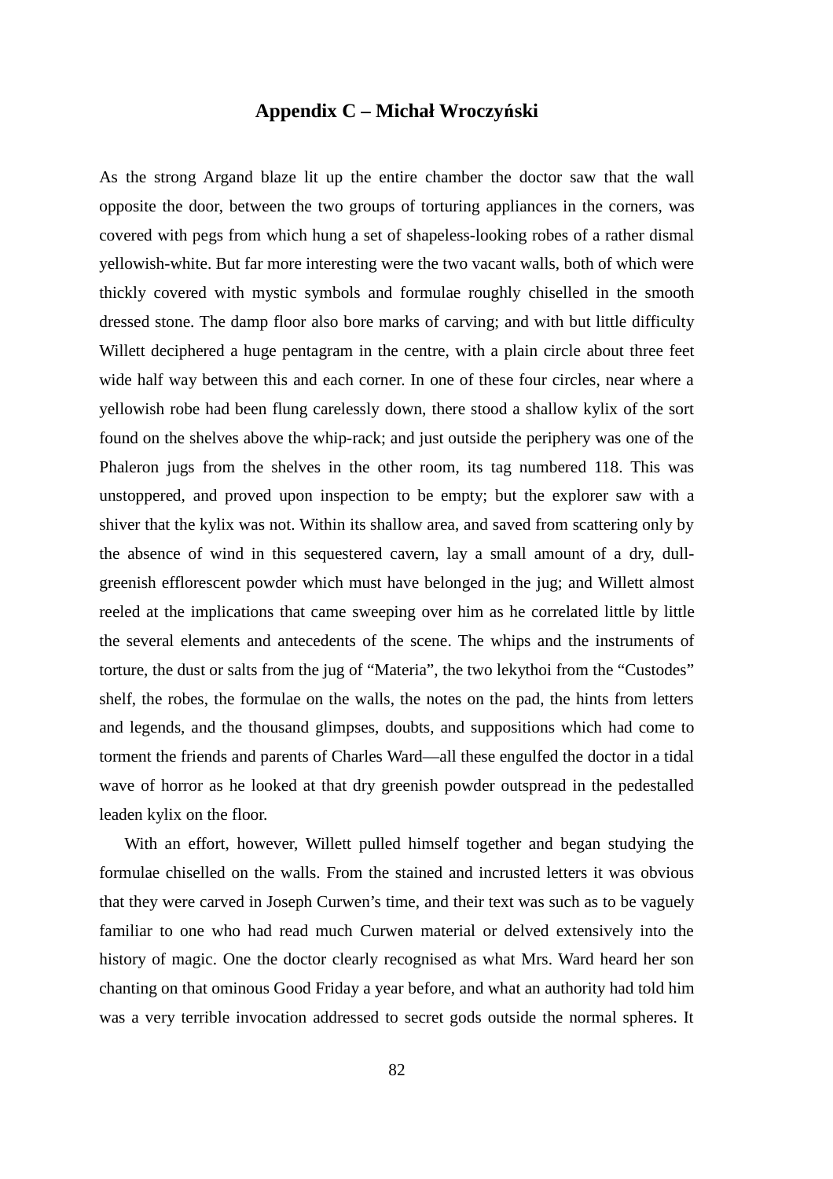## Appendix C – Michał Wroczyński

As the strong Argand blaze lit up the entire chamber the doctor saw that the wall opposite the door, between the two groups of torturing appliances in the corners, was covered with pegs from which hung a set of shapeless-looking robes of a rather dismal yellowish-white. But far more interesting were the two vacant walls, both of which were thickly covered with mystic symbols and formulae roughly chiselled in the smooth dressed stone. The damp floor also bore marks of carving; and with but little difficulty Willett deciphered a huge pentagram in the centre, with a plain circle about three feet wide half way between this and each corner. In one of these four circles, near where a yellowish robe had been flung carelessly down, there stood a shallow kylix of the sort found on the shelves above the whip-rack; and just outside the periphery was one of the Phaleron jugs from the shelves in the other room, its tag numbered 118. This was unstoppered, and proved upon inspection to be empty; but the explorer saw with a shiver that the kylix was not. Within its shallow area, and saved from scattering only by the absence of wind in this sequestered cavern, lay a small amount of a dry, dull-greenish efflorescent powder which must have belonged in the jug; and Willett almost reeled at the implications that came sweeping over him as he correlated little by little the several elements and antecedents of the scene. The whips and the instruments of torture, the dust or salts from the jug of “Materia”, the two lekythoi from the “Custodes” shelf, the robes, the formulae on the walls, the notes on the pad, the hints from letters and legends, and the thousand glimpses, doubts, and suppositions which had come to torment the friends and parents of Charles Ward—all these engulfed the doctor in a tidal wave of horror as he looked at that dry greenish powder outspread in the pedestalled leaden kylix on the floor.

With an effort, however, Willett pulled himself together and began studying the formulae chiselled on the walls. From the stained and incrusted letters it was obvious that they were carved in Joseph Curwen’s time, and their text was such as to be vaguely familiar to one who had read much Curwen material or delved extensively into the history of magic. One the doctor clearly recognised as what Mrs. Ward heard her son chanting on that ominous Good Friday a year before, and what an authority had told him was a very terrible invocation addressed to secret gods outside the normal spheres. It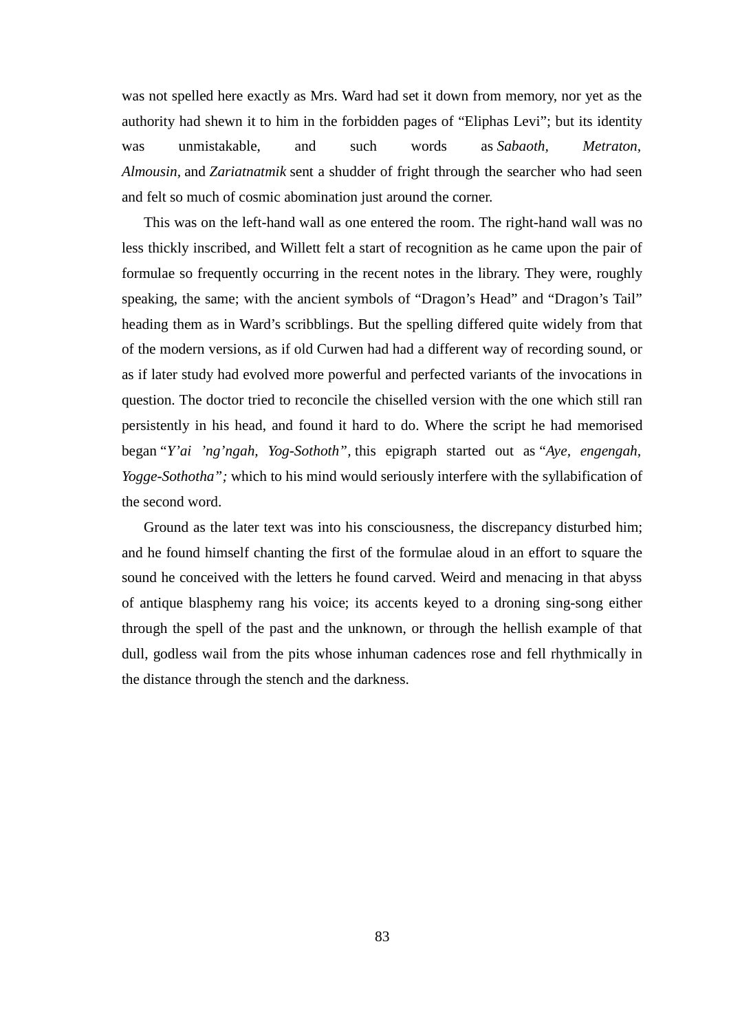was not spelled here exactly as Mrs. Ward had set it down from memory, nor yet as the authority had shewn it to him in the forbidden pages of "Eliphas Levi"; but its identity was unmistakable, and such words as *Sabaoth*, *Metraton*, *Almousin*, and *Zariatnatmik* sent a shudder of fright through the searcher who had seen and felt so much of cosmic abomination just around the corner.

This was on the left-hand wall as one entered the room. The right-hand wall was no less thickly inscribed, and Willett felt a start of recognition as he came upon the pair of formulae so frequently occurring in the recent notes in the library. They were, roughly speaking, the same; with the ancient symbols of "Dragon's Head" and "Dragon's Tail" heading them as in Ward's scribblings. But the spelling differed quite widely from that of the modern versions, as if old Curwen had had a different way of recording sound, or as if later study had evolved more powerful and perfected variants of the invocations in question. The doctor tried to reconcile the chiselled version with the one which still ran persistently in his head, and found it hard to do. Where the script he had memorised began "*Y'ai 'ng'ngah, Yog-Sothoth",* this epigraph started out as "*Aye, engengah, Yogge-Sothotha";* which to his mind would seriously interfere with the syllabification of the second word.

Ground as the later text was into his consciousness, the discrepancy disturbed him; and he found himself chanting the first of the formulae aloud in an effort to square the sound he conceived with the letters he found carved. Weird and menacing in that abyss of antique blasphemy rang his voice; its accents keyed to a droning sing-song either through the spell of the past and the unknown, or through the hellish example of that dull, godless wail from the pits whose inhuman cadences rose and fell rhythmically in the distance through the stench and the darkness.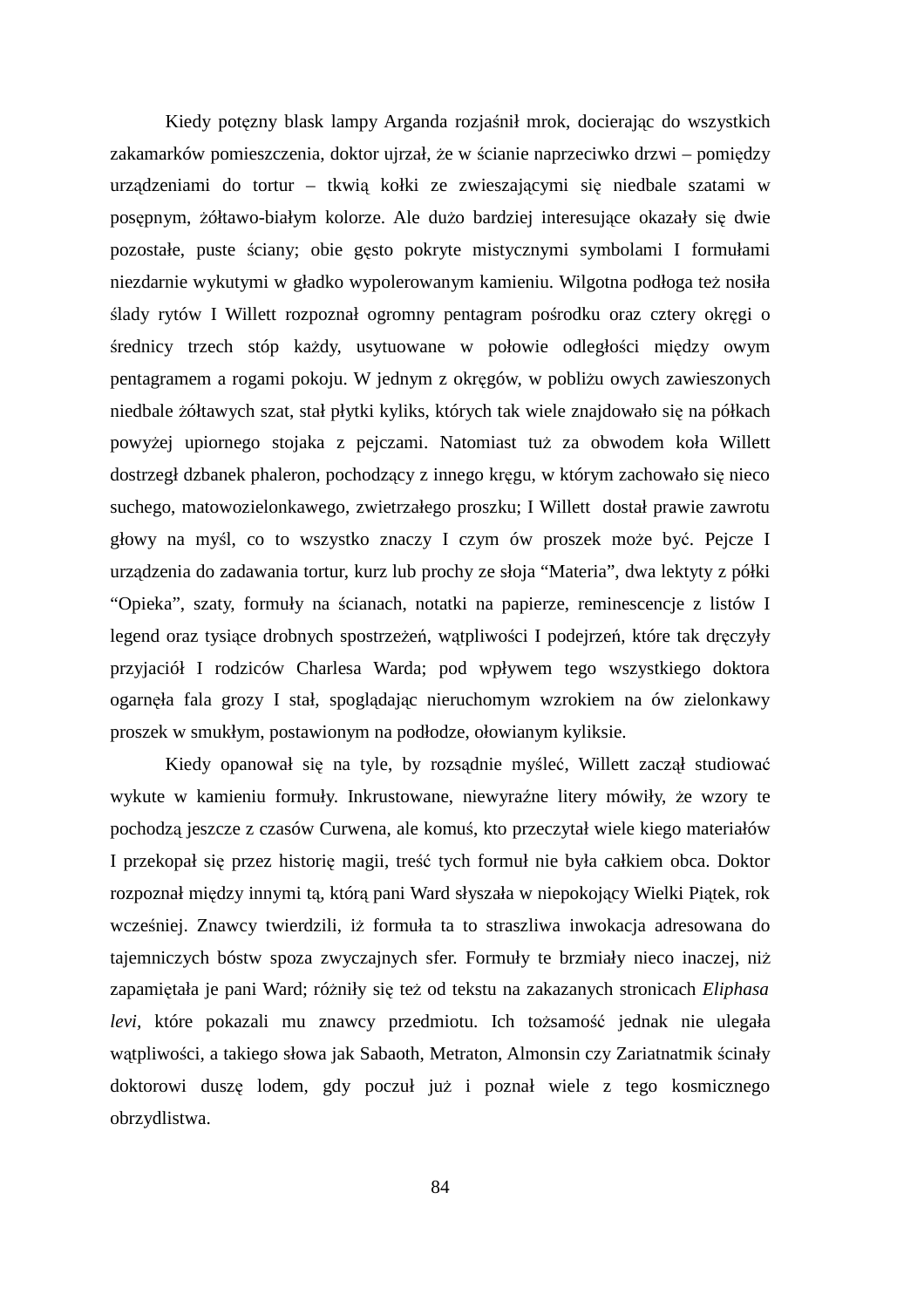Kiedy potężny blask lampy Arganda rozjaśnił mrok, docierając do wszystkich zakamarków pomieszczenia, doktor ujrzał, że w ścianie naprzeciwko drzwi – pomiędzy urządzeniami do tortur – tkwią kołki ze zwieszającymi się niedbale szatami w posępnym, żółtawo-białym kolorze. Ale dużo bardziej interesujące okazały się dwie pozostałe, puste ściany; obie gęsto pokryte mistycznymi symbolami I formułami niezdarnie wykutymi w gładko wypolerowanym kamieniu. Wilgotna podłoga też nosiła ślady rytów I Willett rozpoznał ogromny pentagram pośrodku oraz cztery okręgi o średnicy trzech stóp każdy, usytuowane w połowie odległości między owym pentagramem a rogami pokoju. W jednym z okręgów, w pobliżu owych zawieszonych niedbale żółtawych szat, stał płytki kyliks, których tak wiele znajdowało się na półkach powyżej upiornego stojaka z pejczami. Natomiast tuż za obwodem koła Willett dostrzegł dzbanek phaleron, pochodzący z innego kręgu, w którym zachowało się nieco suchego, matowozielonkawego, zwietrzałego proszku; I Willett  dostał prawie zawrotu głowy na myśl, co to wszystko znaczy I czym ów proszek może być. Pejcze I urządzenia do zadawania tortur, kurz lub prochy ze słoja "Materia", dwa lektyty z półki "Opieka", szaty, formuły na ścianach, notatki na papierze, reminescencje z listów I legend oraz tysiące drobnych spostrzeżeń, wątpliwości I podejrzeń, które tak dręczyły przyjaciół I rodziców Charlesa Warda; pod wpływem tego wszystkiego doktora ogarnęła fala grozy I stał, spoglądając nieruchomym wzrokiem na ów zielonkawy proszek w smukłym, postawionym na podłodze, ołowianym kyliksie.

Kiedy opanował się na tyle, by rozsądnie myśleć, Willett zaczął studiować wykute w kamieniu formuły. Inkrustowane, niewyraźne litery mówiły, że wzory te pochodzą jeszcze z czasów Curwena, ale komuś, kto przeczytał wiele kiego materiałów I przekopał się przez historię magii, treść tych formuł nie była całkiem obca. Doktor rozpoznał między innymi tą, którą pani Ward słyszała w niepokojący Wielki Piątek, rok wcześniej. Znawcy twierdzili, iż formuła ta to straszliwa inwokacja adresowana do tajemniczych bóstw spoza zwyczajnych sfer. Formuły te brzmiały nieco inaczej, niż zapamiętała je pani Ward; różniły się też od tekstu na zakazanych stronicach *Eliphasa levi*, które pokazali mu znawcy przedmiotu. Ich tożsamość jednak nie ulegała wątpliwości, a takiego słowa jak Sabaoth, Metraton, Almonsin czy Zariatnatmik ścinały doktorowi duszę lodem, gdy poczuł już i poznał wiele z tego kosmicznego obrzydlistwa.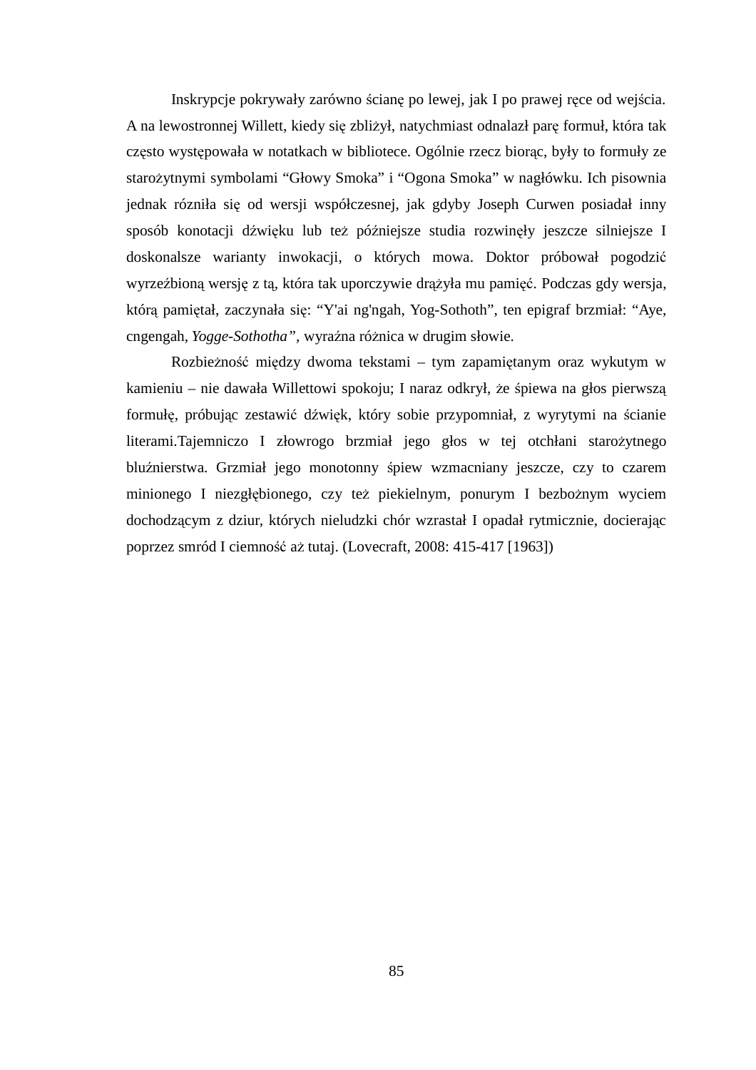Inskrypcje pokrywały zarówno ścianę po lewej, jak I po prawej ręce od wejścia. A na lewostronnej Willett, kiedy się zbliżył, natychmiast odnalazł parę formuł, która tak często występowała w notatkach w bibliotece. Ogólnie rzecz biorąc, były to formuły ze starożytnymi symbolami "Głowy Smoka" i "Ogona Smoka" w nagłówku. Ich pisownia jednak różniła się od wersji współczesnej, jak gdyby Joseph Curwen posiadał inny sposób konotacji dźwięku lub też późniejsze studia rozwinęły jeszcze silniejsze I doskonalsze warianty inwokacji, o których mowa. Doktor próbował pogodzić wyrzeźbioną wersję z tą, która tak uporczywie drążyła mu pamięć. Podczas gdy wersja, którą pamiętał, zaczynała się: "Y'ai ng'ngah, Yog-Sothoth", ten epigraf brzmiał: "Aye, cngengah, *Yogge-Sothotha",* wyraźna różnica w drugim słowie.

Rozbieżność między dwoma tekstami – tym zapamiętanym oraz wykutym w kamieniu – nie dawała Willettowi spokoju; I naraz odkrył, że śpiewa na głos pierwszą formułę, próbując zestawić dźwięk, który sobie przypomniał, z wyrytymi na ścianie literami.Tajemniczo I złowrogo brzmiał jego głos w tej otchłani starożytnego bluźnierstwa. Grzmiał jego monotonny śpiew wzmacniany jeszcze, czy to czarem minionego I niezgłębionego, czy też piekielnym, ponurym I bezbożnym wyciem dochodzącym z dziur, których nieludzki chór wzrastał I opadał rytmicznie, docierając poprzez smród I ciemność aż tutaj. (Lovecraft, 2008: 415-417 [1963])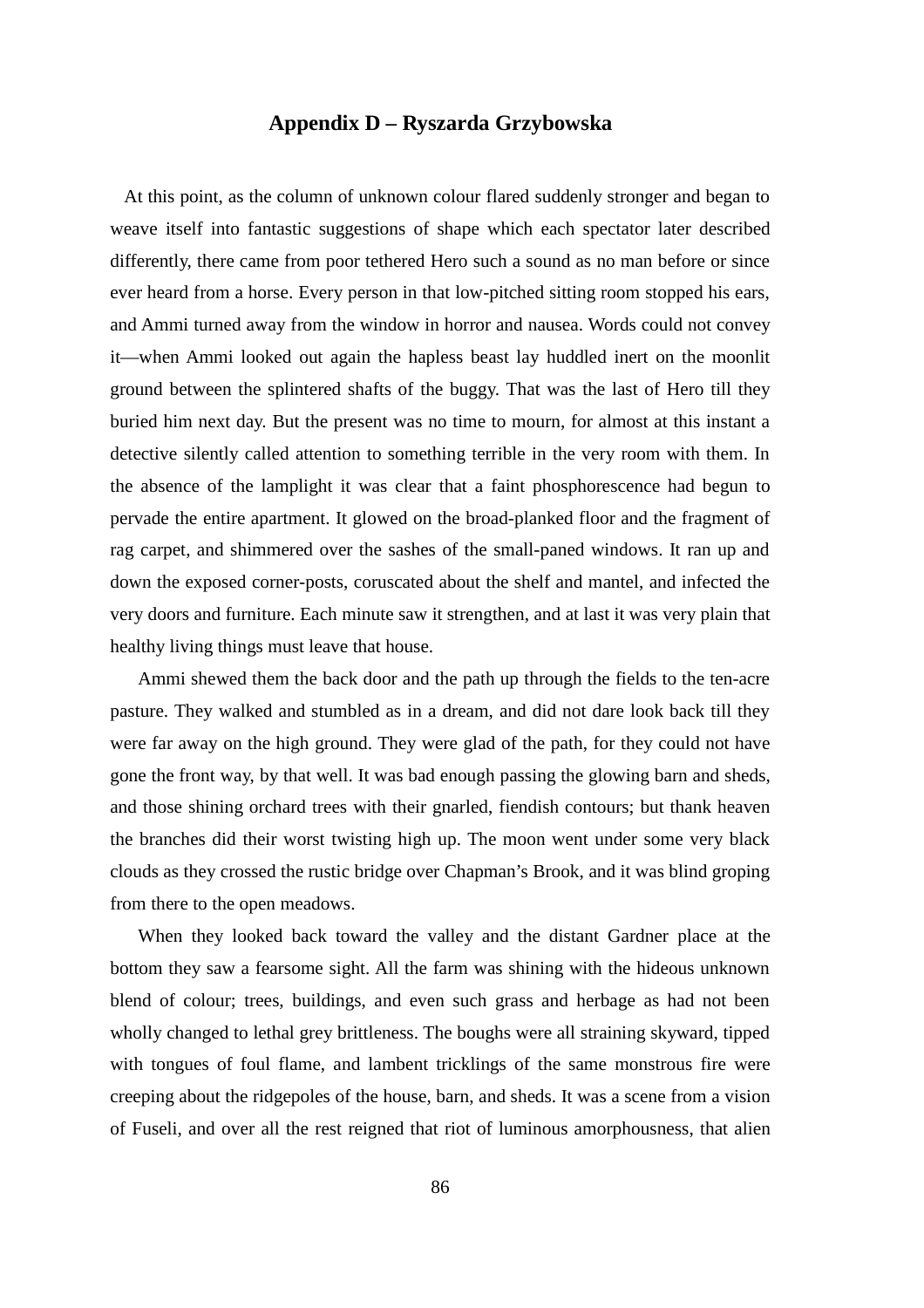## Appendix D – Ryszarda Grzybowska

At this point, as the column of unknown colour flared suddenly stronger and began to weave itself into fantastic suggestions of shape which each spectator later described differently, there came from poor tethered Hero such a sound as no man before or since ever heard from a horse. Every person in that low-pitched sitting room stopped his ears, and Ammi turned away from the window in horror and nausea. Words could not convey it—when Ammi looked out again the hapless beast lay huddled inert on the moonlit ground between the splintered shafts of the buggy. That was the last of Hero till they buried him next day. But the present was no time to mourn, for almost at this instant a detective silently called attention to something terrible in the very room with them. In the absence of the lamplight it was clear that a faint phosphorescence had begun to pervade the entire apartment. It glowed on the broad-planked floor and the fragment of rag carpet, and shimmered over the sashes of the small-paned windows. It ran up and down the exposed corner-posts, coruscated about the shelf and mantel, and infected the very doors and furniture. Each minute saw it strengthen, and at last it was very plain that healthy living things must leave that house.

Ammi shewed them the back door and the path up through the fields to the ten-acre pasture. They walked and stumbled as in a dream, and did not dare look back till they were far away on the high ground. They were glad of the path, for they could not have gone the front way, by that well. It was bad enough passing the glowing barn and sheds, and those shining orchard trees with their gnarled, fiendish contours; but thank heaven the branches did their worst twisting high up. The moon went under some very black clouds as they crossed the rustic bridge over Chapman's Brook, and it was blind groping from there to the open meadows.

When they looked back toward the valley and the distant Gardner place at the bottom they saw a fearsome sight. All the farm was shining with the hideous unknown blend of colour; trees, buildings, and even such grass and herbage as had not been wholly changed to lethal grey brittleness. The boughs were all straining skyward, tipped with tongues of foul flame, and lambent tricklings of the same monstrous fire were creeping about the ridgepoles of the house, barn, and sheds. It was a scene from a vision of Fuseli, and over all the rest reigned that riot of luminous amorphousness, that alien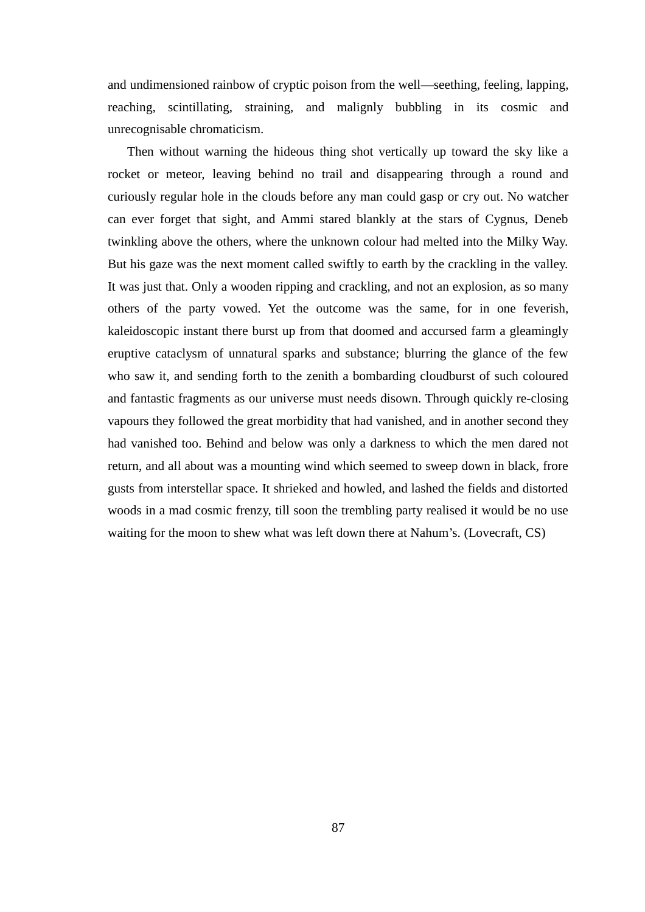and undimensioned rainbow of cryptic poison from the well—seething, feeling, lapping, reaching, scintillating, straining, and malignly bubbling in its cosmic and unrecognisable chromaticism.

Then without warning the hideous thing shot vertically up toward the sky like a rocket or meteor, leaving behind no trail and disappearing through a round and curiously regular hole in the clouds before any man could gasp or cry out. No watcher can ever forget that sight, and Ammi stared blankly at the stars of Cygnus, Deneb twinkling above the others, where the unknown colour had melted into the Milky Way. But his gaze was the next moment called swiftly to earth by the crackling in the valley. It was just that. Only a wooden ripping and crackling, and not an explosion, as so many others of the party vowed. Yet the outcome was the same, for in one feverish, kaleidoscopic instant there burst up from that doomed and accursed farm a gleamingly eruptive cataclysm of unnatural sparks and substance; blurring the glance of the few who saw it, and sending forth to the zenith a bombarding cloudburst of such coloured and fantastic fragments as our universe must needs disown. Through quickly re-closing vapours they followed the great morbidity that had vanished, and in another second they had vanished too. Behind and below was only a darkness to which the men dared not return, and all about was a mounting wind which seemed to sweep down in black, frore gusts from interstellar space. It shrieked and howled, and lashed the fields and distorted woods in a mad cosmic frenzy, till soon the trembling party realised it would be no use waiting for the moon to shew what was left down there at Nahum's. (Lovecraft, CS)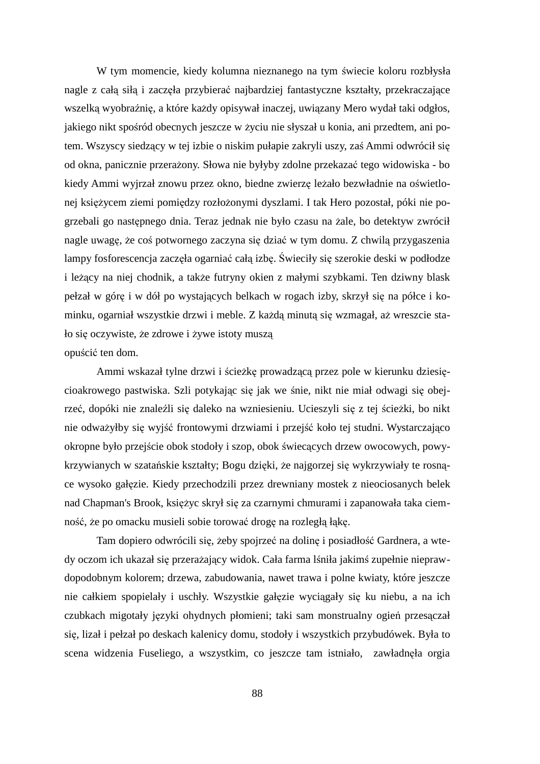W tym momencie, kiedy kolumna nieznanego na tym świecie koloru rozbłysła nagle z całą siłą i zaczęła przybierać najbardziej fantastyczne kształty, przekraczające wszelką wyobraźnię, a które każdy opisywał inaczej, uwiązany Mero wydał taki odgłos, jakiego nikt spośród obecnych jeszcze w życiu nie słyszał u konia, ani przedtem, ani potem. Wszyscy siedzący w tej izbie o niskim pułapie zakryli uszy, zaś Ammi odwrócił się od okna, panicznie przerażony. Słowa nie byłyby zdolne przekazać tego widowiska - bo kiedy Ammi wyjrzał znowu przez okno, biedne zwierzę leżało bezwładnie na oświetlonej księżycem ziemi pomiędzy rozłożonymi dyszlami. I tak Hero pozostał, póki nie pogrzebali go następnego dnia. Teraz jednak nie było czasu na żale, bo detektyw zwrócił nagle uwagę, że coś potwornego zaczyna się dziać w tym domu. Z chwilą przygaszenia lampy fosforescencja zaczęła ogarniać całą izbę. Świeciły się szerokie deski w podłodze i leżący na niej chodnik, a także futryny okien z małymi szybkami. Ten dziwny blask pełzał w górę i w dół po wystających belkach w rogach izby, skrzył się na półce i kominku, ogarniał wszystkie drzwi i meble. Z każdą minutą się wzmagał, aż wreszcie stało się oczywiste, że zdrowe i żywe istoty muszą
opuścić ten dom.

Ammi wskazał tylne drzwi i ścieżkę prowadzącą przez pole w kierunku dziesięcioakrowego pastwiska. Szli potykając się jak we śnie, nikt nie miał odwagi się obejrzeć, dopóki nie znaleźli się daleko na wzniesieniu. Ucieszyli się z tej ścieżki, bo nikt nie odważyłby się wyjść frontowymi drzwiami i przejść koło tej studni. Wystarczająco okropne było przejście obok stodoły i szop, obok świecących drzew owocowych, powykrzywianych w szatańskie kształty; Bogu dzięki, że najgorzej się wykrzywiały te rosnące wysoko gałęzie. Kiedy przechodzili przez drewniany mostek z nieociosanych belek nad Chapman's Brook, księżyc skrył się za czarnymi chmurami i zapanowała taka ciemność, że po omacku musieli sobie torować drogę na rozległą łąkę.

Tam dopiero odwrócili się, żeby spojrzeć na dolinę i posiadłość Gardnera, a wtedy oczom ich ukazał się przerażający widok. Cała farma lśniła jakimś zupełnie nieprawdopodobnym kolorem; drzewa, zabudowania, nawet trawa i polne kwiaty, które jeszcze nie całkiem spopielały i uschły. Wszystkie gałęzie wyciągały się ku niebu, a na ich czubkach migotały języki ohydnych płomieni; taki sam monstrualny ogień przesączał się, lizał i pełzał po deskach kalenicy domu, stodoły i wszystkich przybudówek. Była to scena widzenia Fuseliego, a wszystkim, co jeszcze tam istniało, zawładnęła orgia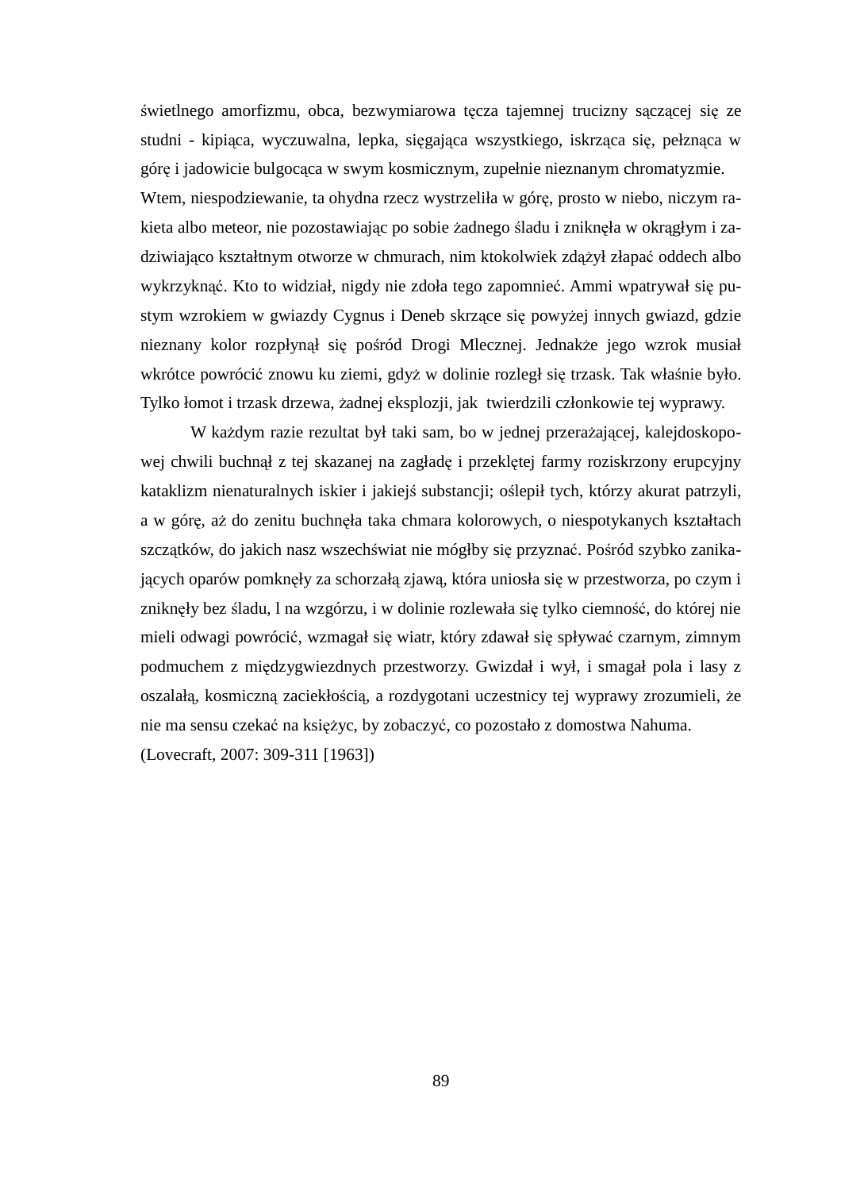świetlnego amorfizmu, obca, bezwymiarowa tęcza tajemnej trucizny sączącej się ze studni - kipiąca, wyczuwalna, lepka, sięgająca wszystkiego, iskrząca się, pełznąca w górę i jadowicie bulgocąca w swym kosmicznym, zupełnie nieznanym chromatyzmie.
Wtem, niespodziewanie, ta ohydna rzecz wystrzeliła w górę, prosto w niebo, niczym rakieta albo meteor, nie pozostawiając po sobie żadnego śladu i zniknęła w okrągłym i zadziwiająco kształtnym otworze w chmurach, nim ktokolwiek zdążył złapać oddech albo wykrzyknąć. Kto to widział, nigdy nie zdoła tego zapomnieć. Ammi wpatrywał się pustym wzrokiem w gwiazdy Cygnus i Deneb skrzące się powyżej innych gwiazd, gdzie nieznany kolor rozpłynął się pośród Drogi Mlecznej. Jednakże jego wzrok musiał wkrótce powrócić znowu ku ziemi, gdyż w dolinie rozległ się trzask. Tak właśnie było. Tylko łomot i trzask drzewa, żadnej eksplozji, jak twierdzili członkowie tej wyprawy.

W każdym razie rezultat był taki sam, bo w jednej przerażającej, kalejdoskopowej chwili buchnął z tej skazanej na zagładę i przeklętej farmy roziskrzony erupcyjny kataklizm nienaturalnych iskier i jakiejś substancji; oślepił tych, którzy akurat patrzyli, a w górę, aż do zenitu buchnęła taka chmara kolorowych, o niespotykanych kształtach szczątków, do jakich nasz wszechświat nie mógłby się przyznać. Pośród szybko zanikających oparów pomknęły za schorzałą zjawą, która uniosła się w przestworza, po czym i zniknęły bez śladu, l na wzgórzu, i w dolinie rozlewała się tylko ciemność, do której nie mieli odwagi powrócić, wzmagał się wiatr, który zdawał się spływać czarnym, zimnym podmuchem z międzygwiezdnych przestworzy. Gwizdał i wył, i smagał pola i lasy z oszalałą, kosmiczną zaciekłością, a rozdygotani uczestnicy tej wyprawy zrozumieli, że nie ma sensu czekać na księżyc, by zobaczyć, co pozostało z domostwa Nahuma.
(Lovecraft, 2007: 309-311 [1963])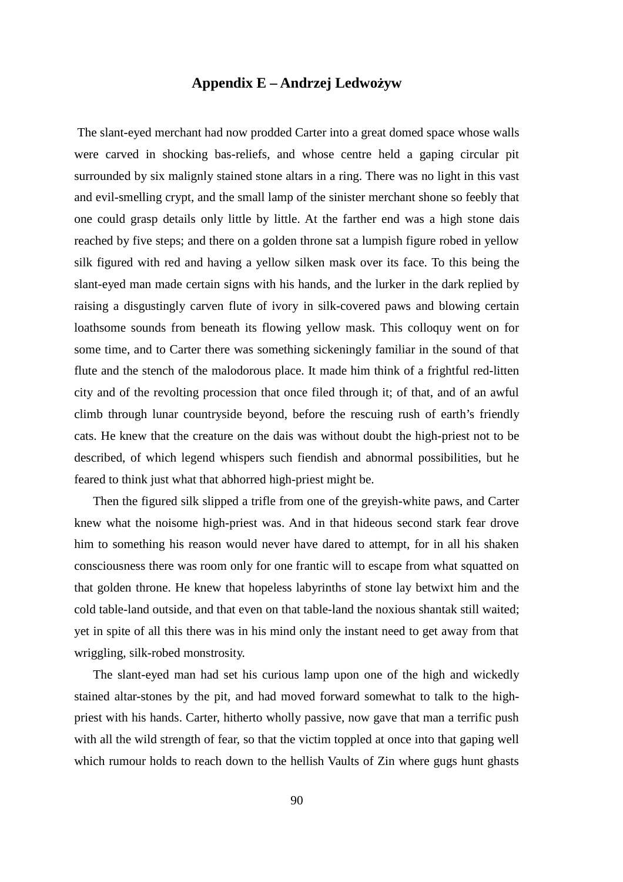## Appendix E – Andrzej Ledwożyw

The slant-eyed merchant had now prodded Carter into a great domed space whose walls were carved in shocking bas-reliefs, and whose centre held a gaping circular pit surrounded by six malignly stained stone altars in a ring. There was no light in this vast and evil-smelling crypt, and the small lamp of the sinister merchant shone so feebly that one could grasp details only little by little. At the farther end was a high stone dais reached by five steps; and there on a golden throne sat a lumpish figure robed in yellow silk figured with red and having a yellow silken mask over its face. To this being the slant-eyed man made certain signs with his hands, and the lurker in the dark replied by raising a disgustingly carven flute of ivory in silk-covered paws and blowing certain loathsome sounds from beneath its flowing yellow mask. This colloquy went on for some time, and to Carter there was something sickeningly familiar in the sound of that flute and the stench of the malodorous place. It made him think of a frightful red-litten city and of the revolting procession that once filed through it; of that, and of an awful climb through lunar countryside beyond, before the rescuing rush of earth's friendly cats. He knew that the creature on the dais was without doubt the high-priest not to be described, of which legend whispers such fiendish and abnormal possibilities, but he feared to think just what that abhorred high-priest might be.

Then the figured silk slipped a trifle from one of the greyish-white paws, and Carter knew what the noisome high-priest was. And in that hideous second stark fear drove him to something his reason would never have dared to attempt, for in all his shaken consciousness there was room only for one frantic will to escape from what squatted on that golden throne. He knew that hopeless labyrinths of stone lay betwixt him and the cold table-land outside, and that even on that table-land the noxious shantak still waited; yet in spite of all this there was in his mind only the instant need to get away from that wriggling, silk-robed monstrosity.

The slant-eyed man had set his curious lamp upon one of the high and wickedly stained altar-stones by the pit, and had moved forward somewhat to talk to the high-priest with his hands. Carter, hitherto wholly passive, now gave that man a terrific push with all the wild strength of fear, so that the victim toppled at once into that gaping well which rumour holds to reach down to the hellish Vaults of Zin where gugs hunt ghasts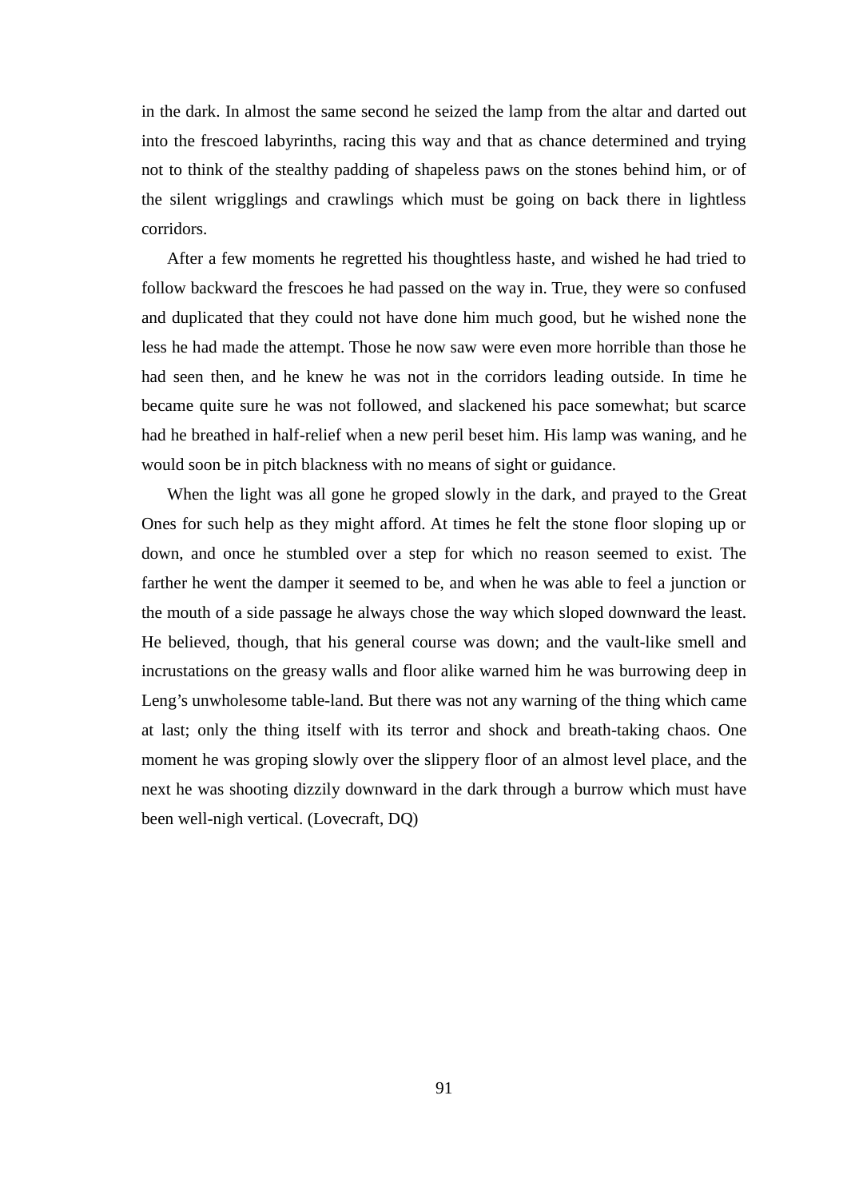in the dark. In almost the same second he seized the lamp from the altar and darted out into the frescoed labyrinths, racing this way and that as chance determined and trying not to think of the stealthy padding of shapeless paws on the stones behind him, or of the silent wrigglings and crawlings which must be going on back there in lightless corridors.

After a few moments he regretted his thoughtless haste, and wished he had tried to follow backward the frescoes he had passed on the way in. True, they were so confused and duplicated that they could not have done him much good, but he wished none the less he had made the attempt. Those he now saw were even more horrible than those he had seen then, and he knew he was not in the corridors leading outside. In time he became quite sure he was not followed, and slackened his pace somewhat; but scarce had he breathed in half-relief when a new peril beset him. His lamp was waning, and he would soon be in pitch blackness with no means of sight or guidance.

When the light was all gone he groped slowly in the dark, and prayed to the Great Ones for such help as they might afford. At times he felt the stone floor sloping up or down, and once he stumbled over a step for which no reason seemed to exist. The farther he went the damper it seemed to be, and when he was able to feel a junction or the mouth of a side passage he always chose the way which sloped downward the least. He believed, though, that his general course was down; and the vault-like smell and incrustations on the greasy walls and floor alike warned him he was burrowing deep in Leng's unwholesome table-land. But there was not any warning of the thing which came at last; only the thing itself with its terror and shock and breath-taking chaos. One moment he was groping slowly over the slippery floor of an almost level place, and the next he was shooting dizzily downward in the dark through a burrow which must have been well-nigh vertical. (Lovecraft, DQ)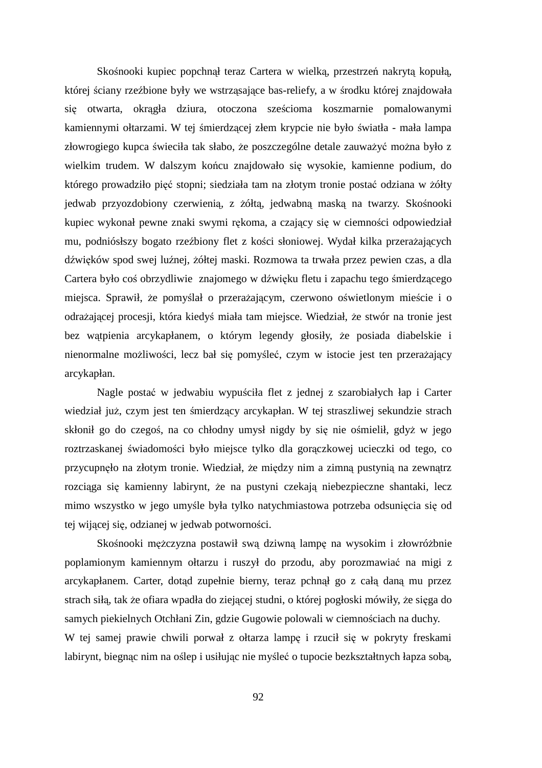Skośnooki kupiec popchnął teraz Cartera w wielką, przestrzeń nakrytą kopułą, której ściany rzeźbione były we wstrząsające bas-reliefy, a w środku której znajdowała się otwarta, okrągła dziura, otoczona sześcioma koszmarnie pomalowanymi kamiennymi ołtarzami. W tej śmierdzącej złem krypcie nie było światła - mała lampa złowrogiego kupca świeciła tak słabo, że poszczególne detale zauważyć można było z wielkim trudem. W dalszym końcu znajdowało się wysokie, kamienne podium, do którego prowadziło pięć stopni; siedziała tam na złotym tronie postać odziana w żółty jedwab przyozdobiony czerwienią, z żółtą, jedwabną maską na twarzy. Skośnooki kupiec wykonał pewne znaki swymi rękoma, a czający się w ciemności odpowiedział mu, podniósłszy bogato rzeźbiony flet z kości słoniowej. Wydał kilka przerażających dźwięków spod swej luźnej, żółtej maski. Rozmowa ta trwała przez pewien czas, a dla Cartera było coś obrzydliwie znajomego w dźwięku fletu i zapachu tego śmierdzącego miejsca. Sprawił, że pomyślał o przerażającym, czerwono oświetlonym mieście i o odrażającej procesji, która kiedyś miała tam miejsce. Wiedział, że stwór na tronie jest bez wątpienia arcykapłanem, o którym legendy głosiły, że posiada diabelskie i nienormalne możliwości, lecz bał się pomyśleć, czym w istocie jest ten przerażający arcykapłan.

Nagle postać w jedwabiu wypuściła flet z jednej z szarobiałych łap i Carter wiedział już, czym jest ten śmierdzący arcykapłan. W tej straszliwej sekundzie strach skłonił go do czegoś, na co chłodny umysł nigdy by się nie ośmielił, gdyż w jego roztrzaskanej świadomości było miejsce tylko dla gorączkowej ucieczki od tego, co przycupnęło na złotym tronie. Wiedział, że między nim a zimną pustynią na zewnątrz rozciąga się kamienny labirynt, że na pustyni czekają niebezpieczne shantaki, lecz mimo wszystko w jego umyśle była tylko natychmiastowa potrzeba odsunięcia się od tej wijącej się, odzianej w jedwab potworności.

Skośnooki mężczyzna postawił swą dziwną lampę na wysokim i złowróżbnie poplamionym kamiennym ołtarzu i ruszył do przodu, aby porozmawiać na migi z arcykapłanem. Carter, dotąd zupełnie bierny, teraz pchnął go z całą daną mu przez strach siłą, tak że ofiara wpadła do ziejącej studni, o której pogłoski mówiły, że sięga do samych piekielnych Otchłani Zin, gdzie Gugowie polowali w ciemnościach na duchy.

W tej samej prawie chwili porwał z ołtarza lampę i rzucił się w pokryty freskami labirynt, biegnąc nim na oślep i usiłując nie myśleć o tupocie bezkształtnych łapza sobą,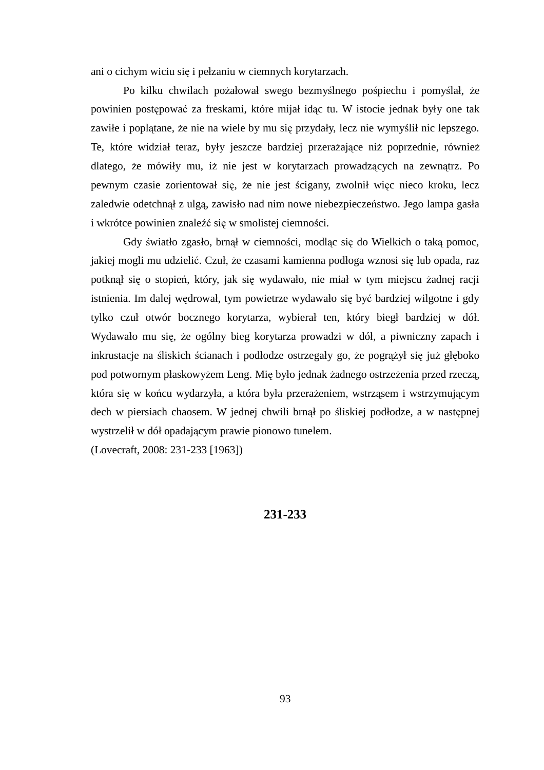ani o cichym wiciu się i pełzaniu w ciemnych korytarzach.

Po kilku chwilach pożałował swego bezmyślnego pośpiechu i pomyślał, że powinien postępować za freskami, które mijał idąc tu. W istocie jednak były one tak zawiłe i poplątane, że nie na wiele by mu się przydały, lecz nie wymyślił nic lepszego. Te, które widział teraz, były jeszcze bardziej przerażające niż poprzednie, również dlatego, że mówiły mu, iż nie jest w korytarzach prowadzących na zewnątrz. Po pewnym czasie zorientował się, że nie jest ścigany, zwolnił więc nieco kroku, lecz zaledwie odetchnął z ulgą, zawisło nad nim nowe niebezpieczeństwo. Jego lampa gasła i wkrótce powinien znaleźć się w smolistej ciemności.

Gdy światło zgasło, brnął w ciemności, modląc się do Wielkich o taką pomoc, jakiej mogli mu udzielić. Czuł, że czasami kamienna podłoga wznosi się lub opada, raz potknął się o stopień, który, jak się wydawało, nie miał w tym miejscu żadnej racji istnienia. Im dalej wędrował, tym powietrze wydawało się być bardziej wilgotne i gdy tylko czuł otwór bocznego korytarza, wybierał ten, który biegł bardziej w dół. Wydawało mu się, że ogólny bieg korytarza prowadzi w dół, a piwniczny zapach i inkrustacje na śliskich ścianach i podłodze ostrzegały go, że pogrążył się już głęboko pod potwornym płaskowyżem Leng. Mię było jednak żadnego ostrzeżenia przed rzeczą, która się w końcu wydarzyła, a która była przerażeniem, wstrząsem i wstrzymującym dech w piersiach chaosem. W jednej chwili brnął po śliskiej podłodze, a w następnej wystrzelił w dół opadającym prawie pionowo tunelem.

(Lovecraft, 2008: 231-233 [1963])

**231-233**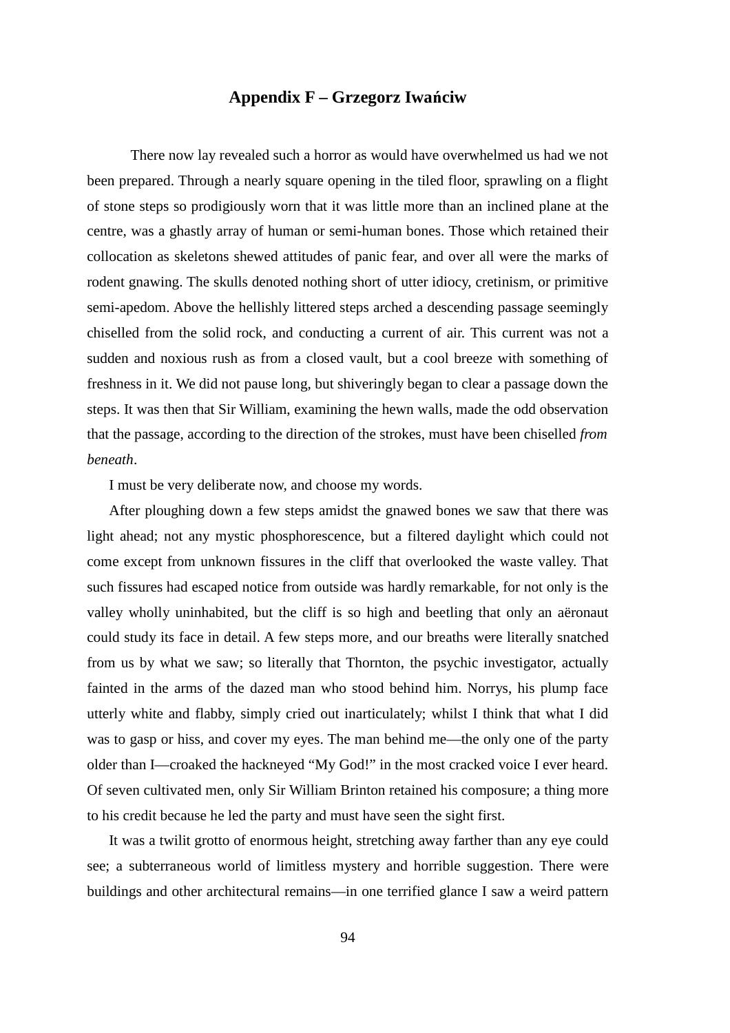## Appendix F – Grzegorz Iwańciw

There now lay revealed such a horror as would have overwhelmed us had we not been prepared. Through a nearly square opening in the tiled floor, sprawling on a flight of stone steps so prodigiously worn that it was little more than an inclined plane at the centre, was a ghastly array of human or semi-human bones. Those which retained their collocation as skeletons shewed attitudes of panic fear, and over all were the marks of rodent gnawing. The skulls denoted nothing short of utter idiocy, cretinism, or primitive semi-apedom. Above the hellishly littered steps arched a descending passage seemingly chiselled from the solid rock, and conducting a current of air. This current was not a sudden and noxious rush as from a closed vault, but a cool breeze with something of freshness in it. We did not pause long, but shiveringly began to clear a passage down the steps. It was then that Sir William, examining the hewn walls, made the odd observation that the passage, according to the direction of the strokes, must have been chiselled *from beneath*.

I must be very deliberate now, and choose my words.

After ploughing down a few steps amidst the gnawed bones we saw that there was light ahead; not any mystic phosphorescence, but a filtered daylight which could not come except from unknown fissures in the cliff that overlooked the waste valley. That such fissures had escaped notice from outside was hardly remarkable, for not only is the valley wholly uninhabited, but the cliff is so high and beetling that only an aëronaut could study its face in detail. A few steps more, and our breaths were literally snatched from us by what we saw; so literally that Thornton, the psychic investigator, actually fainted in the arms of the dazed man who stood behind him. Norrys, his plump face utterly white and flabby, simply cried out inarticulately; whilst I think that what I did was to gasp or hiss, and cover my eyes. The man behind me—the only one of the party older than I—croaked the hackneyed "My God!" in the most cracked voice I ever heard. Of seven cultivated men, only Sir William Brinton retained his composure; a thing more to his credit because he led the party and must have seen the sight first.

It was a twilit grotto of enormous height, stretching away farther than any eye could see; a subterraneous world of limitless mystery and horrible suggestion. There were buildings and other architectural remains—in one terrified glance I saw a weird pattern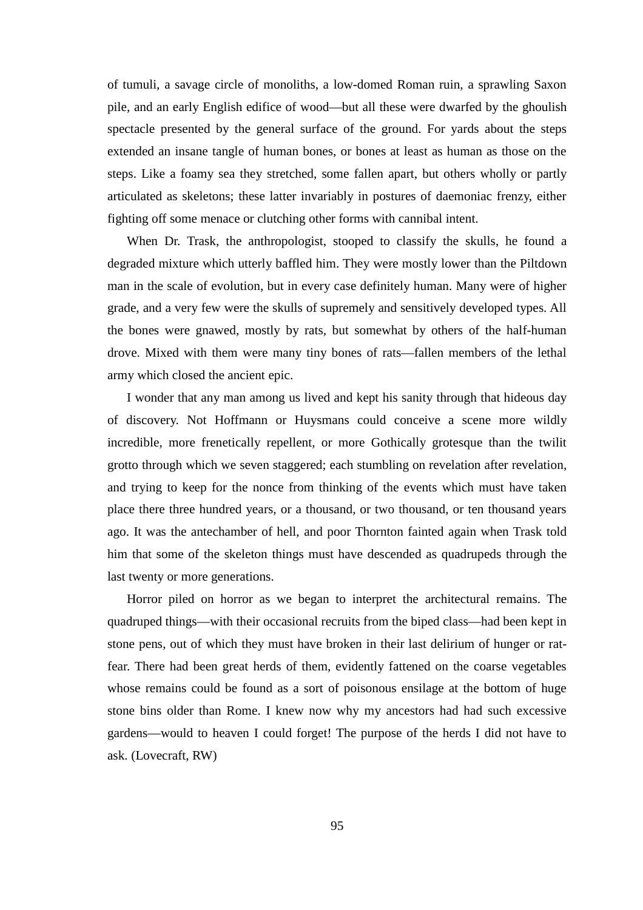of tumuli, a savage circle of monoliths, a low-domed Roman ruin, a sprawling Saxon pile, and an early English edifice of wood—but all these were dwarfed by the ghoulish spectacle presented by the general surface of the ground. For yards about the steps extended an insane tangle of human bones, or bones at least as human as those on the steps. Like a foamy sea they stretched, some fallen apart, but others wholly or partly articulated as skeletons; these latter invariably in postures of daemoniac frenzy, either fighting off some menace or clutching other forms with cannibal intent.

When Dr. Trask, the anthropologist, stooped to classify the skulls, he found a degraded mixture which utterly baffled him. They were mostly lower than the Piltdown man in the scale of evolution, but in every case definitely human. Many were of higher grade, and a very few were the skulls of supremely and sensitively developed types. All the bones were gnawed, mostly by rats, but somewhat by others of the half-human drove. Mixed with them were many tiny bones of rats—fallen members of the lethal army which closed the ancient epic.

I wonder that any man among us lived and kept his sanity through that hideous day of discovery. Not Hoffmann or Huysmans could conceive a scene more wildly incredible, more frenetically repellent, or more Gothically grotesque than the twilit grotto through which we seven staggered; each stumbling on revelation after revelation, and trying to keep for the nonce from thinking of the events which must have taken place there three hundred years, or a thousand, or two thousand, or ten thousand years ago. It was the antechamber of hell, and poor Thornton fainted again when Trask told him that some of the skeleton things must have descended as quadrupeds through the last twenty or more generations.

Horror piled on horror as we began to interpret the architectural remains. The quadruped things—with their occasional recruits from the biped class—had been kept in stone pens, out of which they must have broken in their last delirium of hunger or rat-fear. There had been great herds of them, evidently fattened on the coarse vegetables whose remains could be found as a sort of poisonous ensilage at the bottom of huge stone bins older than Rome. I knew now why my ancestors had had such excessive gardens—would to heaven I could forget! The purpose of the herds I did not have to ask. (Lovecraft, RW)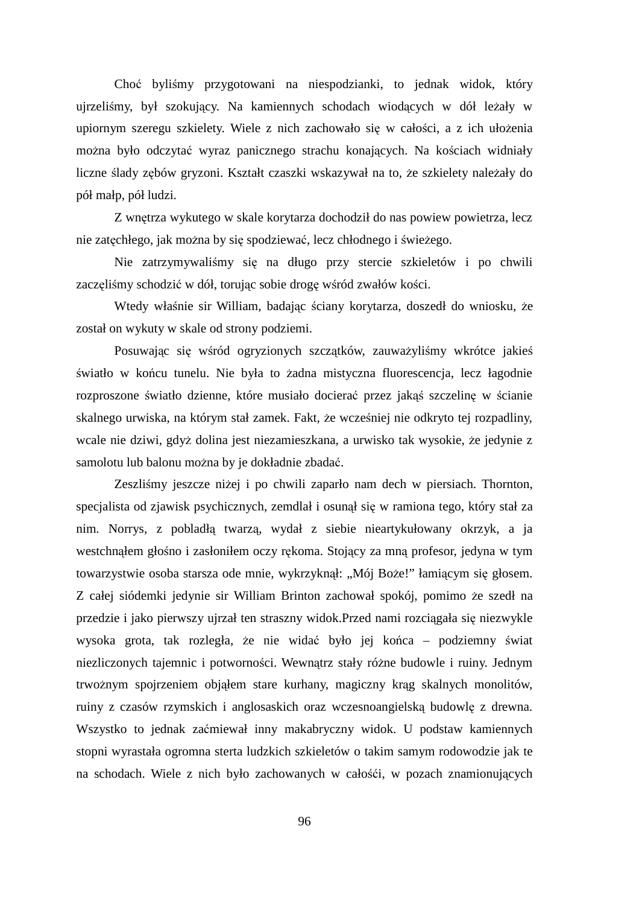Choć byliśmy przygotowani na niespodzianki, to jednak widok, który ujrzeliśmy, był szokujący. Na kamiennych schodach wiodących w dół leżały w upiornym szeregu szkielety. Wiele z nich zachowało się w całości, a z ich ułożenia można było odczytać wyraz panicznego strachu konających. Na kościach widniały liczne ślady zębów gryzoni. Kształt czaszki wskazywał na to, że szkielety należały do pół małp, pół ludzi.

Z wnętrza wykutego w skale korytarza dochodził do nas powiew powietrza, lecz nie zatęchłego, jak można by się spodziewać, lecz chłodnego i świeżego.

Nie zatrzymywaliśmy się na długo przy stercie szkieletów i po chwili zaczęliśmy schodzić w dół, torując sobie drogę wśród zwałów kości.

Wtedy właśnie sir William, badając ściany korytarza, doszedł do wniosku, że został on wykuty w skale od strony podziemi.

Posuwając się wśród ogryzionych szczątków, zauważyliśmy wkrótce jakieś światło w końcu tunelu. Nie była to żadna mistyczna fluorescencja, lecz łagodnie rozproszone światło dzienne, które musiało docierać przez jakąś szczelinę w ścianie skalnego urwiska, na którym stał zamek. Fakt, że wcześniej nie odkryto tej rozpadliny, wcale nie dziwi, gdyż dolina jest niezamieszkana, a urwisko tak wysokie, że jedynie z samolotu lub balonu można by je dokładnie zbadać.

Zeszliśmy jeszcze niżej i po chwili zaparło nam dech w piersiach. Thornton, specjalista od zjawisk psychicznych, zemdlał i osunął się w ramiona tego, który stał za nim. Norrys, z pobladłą twarzą, wydał z siebie nieartykułowany okrzyk, a ja westchnąłem głośno i zasłoniłem oczy rękoma. Stojący za mną profesor, jedyna w tym towarzystwie osoba starsza ode mnie, wykrzyknął: „Mój Boże!" łamiącym się głosem. Z całej siódemki jedynie sir William Brinton zachował spokój, pomimo że szedł na przedzie i jako pierwszy ujrzał ten straszny widok.Przed nami rozciągała się niezwykle wysoka grota, tak rozległa, że nie widać było jej końca – podziemny świat niezliczonych tajemnic i potworności. Wewnątrz stały różne budowle i ruiny. Jednym trwożnym spojrzeniem objąłem stare kurhany, magiczny krąg skalnych monolitów, ruiny z czasów rzymskich i anglosaskich oraz wczesnoangielską budowlę z drewna. Wszystko to jednak zaćmiewał inny makabryczny widok. U podstaw kamiennych stopni wyrastała ogromna sterta ludzkich szkieletów o takim samym rodowodzie jak te na schodach. Wiele z nich było zachowanych w całośći, w pozach znamionujących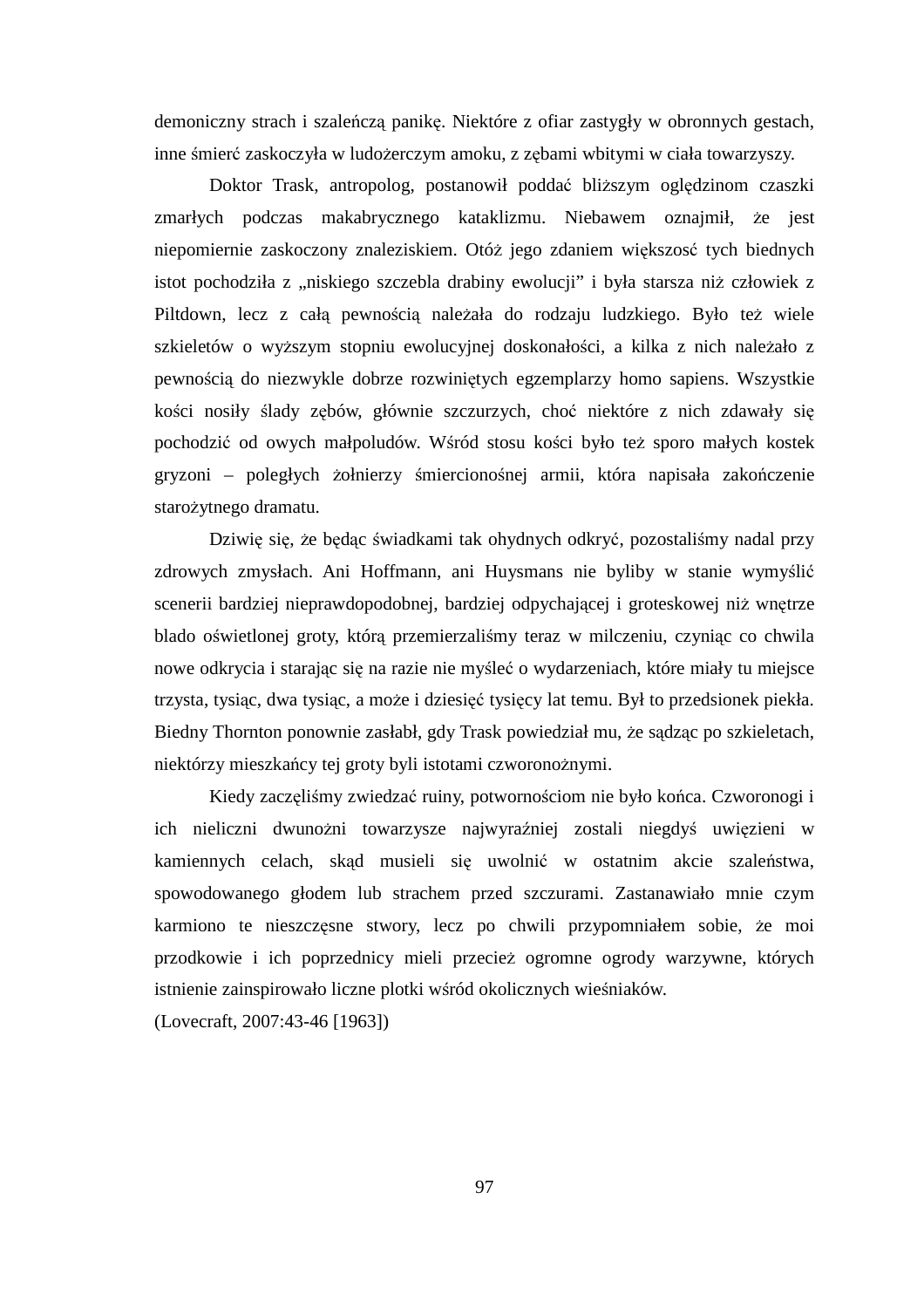demoniczny strach i szaleńczą panikę. Niektóre z ofiar zastygły w obronnych gestach, inne śmierć zaskoczyła w ludożerczym amoku, z zębami wbitymi w ciała towarzyszy.

Doktor Trask, antropolog, postanowił poddać bliższym oględzinom czaszki zmarłych podczas makabrycznego kataklizmu. Niebawem oznajmił, że jest niepomiernie zaskoczony znaleziskiem. Otóż jego zdaniem większość tych biednych istot pochodziła z „niskiego szczebla drabiny ewolucji" i była starsza niż człowiek z Piltdown, lecz z całą pewnością należała do rodzaju ludzkiego. Było też wiele szkieletów o wyższym stopniu ewolucyjnej doskonałości, a kilka z nich należało z pewnością do niezwykle dobrze rozwiniętych egzemplarzy homo sapiens. Wszystkie kości nosiły ślady zębów, głównie szczurzych, choć niektóre z nich zdawały się pochodzić od owych małpoludów. Wśród stosu kości było też sporo małych kostek gryzoni – poległych żołnierzy śmiercionośnej armii, która napisała zakończenie starożytnego dramatu.

Dziwię się, że będąc świadkami tak ohydnych odkryć, pozostaliśmy nadal przy zdrowych zmysłach. Ani Hoffmann, ani Huysmans nie byliby w stanie wymyślić scenerii bardziej nieprawdopodobnej, bardziej odpychającej i groteskowej niż wnętrze blado oświetlonej groty, którą przemierzaliśmy teraz w milczeniu, czyniąc co chwila nowe odkrycia i starając się na razie nie myśleć o wydarzeniach, które miały tu miejsce trzysta, tysiąc, dwa tysiąc, a może i dziesięć tysięcy lat temu. Był to przedsionek piekła. Biedny Thornton ponownie zasłabł, gdy Trask powiedział mu, że sądząc po szkieletach, niektórzy mieszkańcy tej groty byli istotami czworonożnymi.

Kiedy zaczęliśmy zwiedzać ruiny, potwornościom nie było końca. Czworonogi i ich nieliczni dwunożni towarzysze najwyraźniej zostali niegdyś uwięzieni w kamiennych celach, skąd musieli się uwolnić w ostatnim akcie szaleństwa, spowodowanego głodem lub strachem przed szczurami. Zastanawiało mnie czym karmiono te nieszczęsne stwory, lecz po chwili przypomniałem sobie, że moi przodkowie i ich poprzednicy mieli przecież ogromne ogrody warzywne, których istnienie zainspirowało liczne plotki wśród okolicznych wieśniaków.

(Lovecraft, 2007:43-46 [1963])